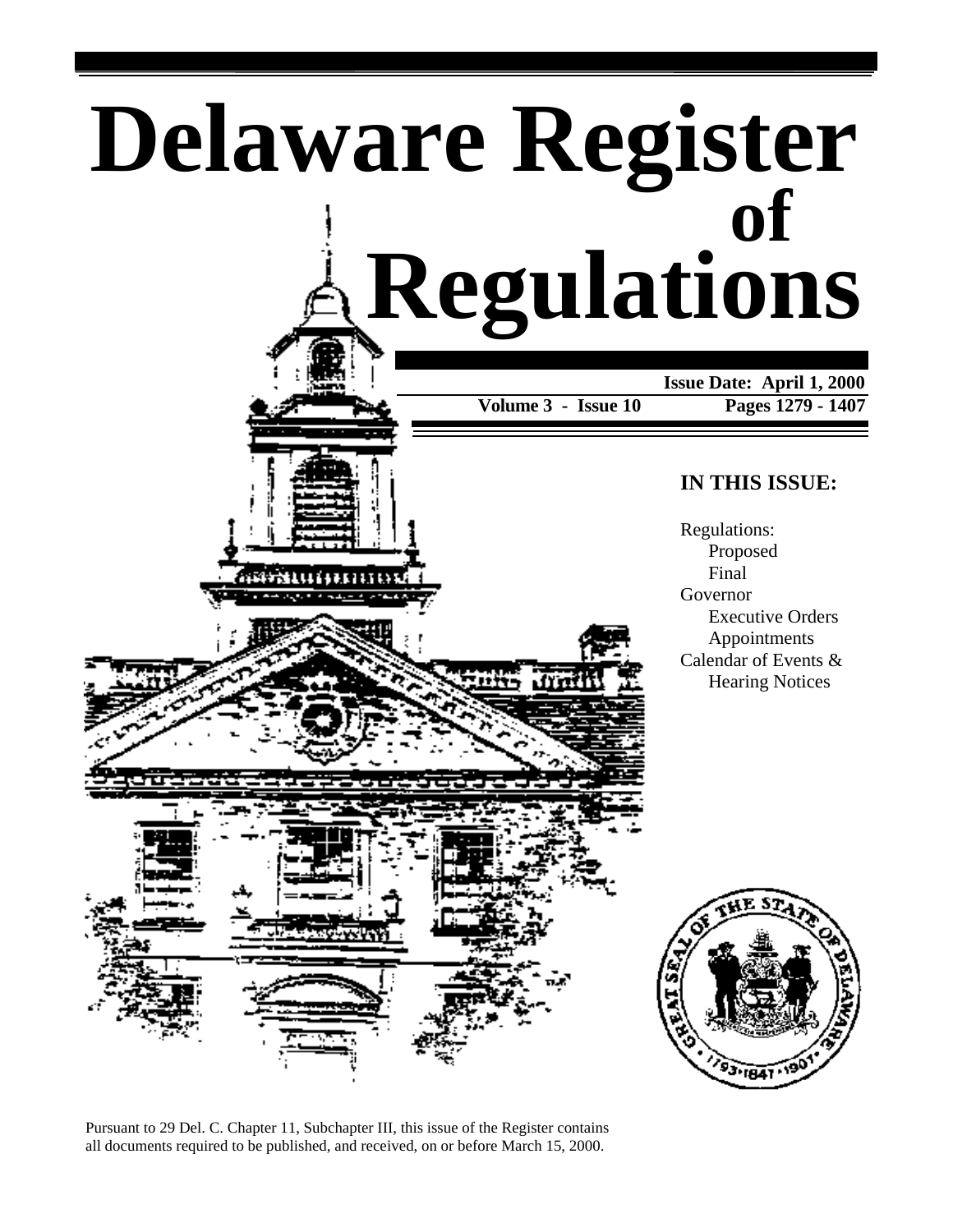# Delaware Register of Regulations

**Issue Date: April 1, 2000**

**Volume 3 - Issue 10** **Pages 1279 - 1407**

## IN THIS ISSUE:

Regulations:
- Proposed
- Final

Governor
- Executive Orders
- Appointments

Calendar of Events &
- Hearing Notices

Pursuant to 29 Del. C. Chapter 11, Subchapter III, this issue of the Register contains all documents required to be published, and received, on or before March 15, 2000.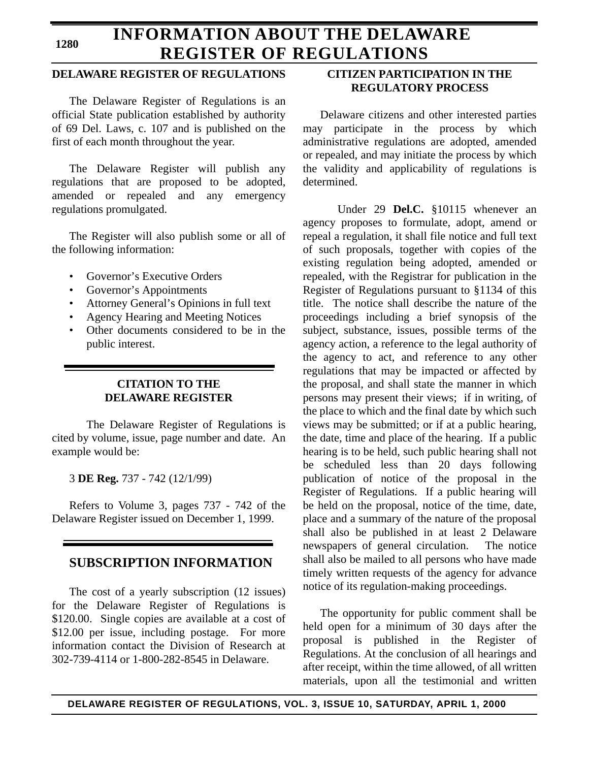# INFORMATION ABOUT THE DELAWARE REGISTER OF REGULATIONS

## DELAWARE REGISTER OF REGULATIONS

The Delaware Register of Regulations is an official State publication established by authority of 69 Del. Laws, c. 107 and is published on the first of each month throughout the year.

The Delaware Register will publish any regulations that are proposed to be adopted, amended or repealed and any emergency regulations promulgated.

The Register will also publish some or all of the following information:

- Governor's Executive Orders
- Governor's Appointments
- Attorney General's Opinions in full text
- Agency Hearing and Meeting Notices
- Other documents considered to be in the public interest.

## CITATION TO THE DELAWARE REGISTER

The Delaware Register of Regulations is cited by volume, issue, page number and date. An example would be:

3 **DE Reg.** 737 - 742 (12/1/99)

Refers to Volume 3, pages 737 - 742 of the Delaware Register issued on December 1, 1999.

## SUBSCRIPTION INFORMATION

The cost of a yearly subscription (12 issues) for the Delaware Register of Regulations is $120.00. Single copies are available at a cost of $12.00 per issue, including postage. For more information contact the Division of Research at 302-739-4114 or 1-800-282-8545 in Delaware.

## CITIZEN PARTICIPATION IN THE REGULATORY PROCESS

Delaware citizens and other interested parties may participate in the process by which administrative regulations are adopted, amended or repealed, and may initiate the process by which the validity and applicability of regulations is determined.

Under 29 **Del.C.** §10115 whenever an agency proposes to formulate, adopt, amend or repeal a regulation, it shall file notice and full text of such proposals, together with copies of the existing regulation being adopted, amended or repealed, with the Registrar for publication in the Register of Regulations pursuant to §1134 of this title. The notice shall describe the nature of the proceedings including a brief synopsis of the subject, substance, issues, possible terms of the agency action, a reference to the legal authority of the agency to act, and reference to any other regulations that may be impacted or affected by the proposal, and shall state the manner in which persons may present their views; if in writing, of the place to which and the final date by which such views may be submitted; or if at a public hearing, the date, time and place of the hearing. If a public hearing is to be held, such public hearing shall not be scheduled less than 20 days following publication of notice of the proposal in the Register of Regulations. If a public hearing will be held on the proposal, notice of the time, date, place and a summary of the nature of the proposal shall also be published in at least 2 Delaware newspapers of general circulation. The notice shall also be mailed to all persons who have made timely written requests of the agency for advance notice of its regulation-making proceedings.

The opportunity for public comment shall be held open for a minimum of 30 days after the proposal is published in the Register of Regulations. At the conclusion of all hearings and after receipt, within the time allowed, of all written materials, upon all the testimonial and written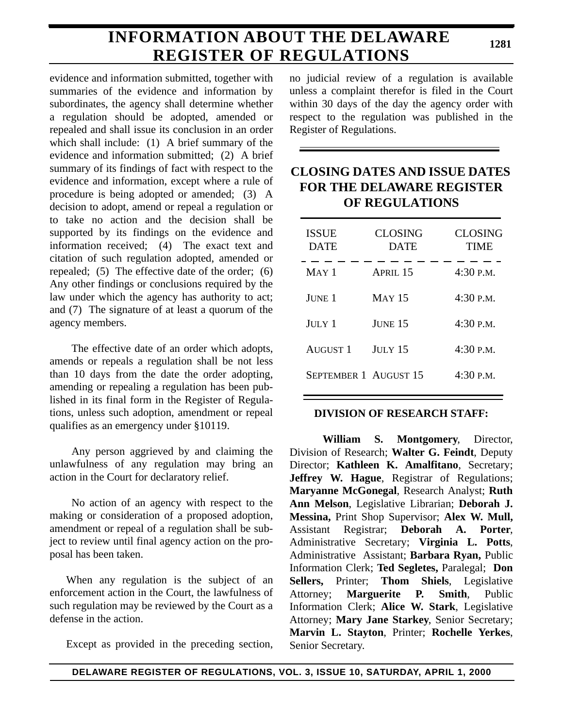evidence and information submitted, together with summaries of the evidence and information by subordinates, the agency shall determine whether a regulation should be adopted, amended or repealed and shall issue its conclusion in an order which shall include: (1) A brief summary of the evidence and information submitted; (2) A brief summary of its findings of fact with respect to the evidence and information, except where a rule of procedure is being adopted or amended; (3) A decision to adopt, amend or repeal a regulation or to take no action and the decision shall be supported by its findings on the evidence and information received; (4) The exact text and citation of such regulation adopted, amended or repealed; (5) The effective date of the order; (6) Any other findings or conclusions required by the law under which the agency has authority to act; and (7) The signature of at least a quorum of the agency members.

The effective date of an order which adopts, amends or repeals a regulation shall be not less than 10 days from the date the order adopting, amending or repealing a regulation has been published in its final form in the Register of Regulations, unless such adoption, amendment or repeal qualifies as an emergency under §10119.

Any person aggrieved by and claiming the unlawfulness of any regulation may bring an action in the Court for declaratory relief.

No action of an agency with respect to the making or consideration of a proposed adoption, amendment or repeal of a regulation shall be subject to review until final agency action on the proposal has been taken.

When any regulation is the subject of an enforcement action in the Court, the lawfulness of such regulation may be reviewed by the Court as a defense in the action.

Except as provided in the preceding section, no judicial review of a regulation is available unless a complaint therefor is filed in the Court within 30 days of the day the agency order with respect to the regulation was published in the Register of Regulations.

## CLOSING DATES AND ISSUE DATES FOR THE DELAWARE REGISTER OF REGULATIONS

| ISSUE DATE | CLOSING DATE | CLOSING TIME |
|---|---|---|
| May 1 | April 15 | 4:30 p.m. |
| June 1 | May 15 | 4:30 p.m. |
| July 1 | June 15 | 4:30 p.m. |
| August 1 | July 15 | 4:30 p.m. |
| September 1 | August 15 | 4:30 p.m. |

### DIVISION OF RESEARCH STAFF:

**William S. Montgomery**, Director, Division of Research; **Walter G. Feindt**, Deputy Director; **Kathleen K. Amalfitano**, Secretary; **Jeffrey W. Hague**, Registrar of Regulations; **Maryanne McGonegal**, Research Analyst; **Ruth Ann Melson**, Legislative Librarian; **Deborah J. Messina,** Print Shop Supervisor; **Alex W. Mull,** Assistant Registrar; **Deborah A. Porter**, Administrative Secretary; **Virginia L. Potts**, Administrative Assistant; **Barbara Ryan,** Public Information Clerk; **Ted Segletes,** Paralegal; **Don Sellers,** Printer; **Thom Shiels**, Legislative Attorney; **Marguerite P. Smith**, Public Information Clerk; **Alice W. Stark**, Legislative Attorney; **Mary Jane Starkey**, Senior Secretary; **Marvin L. Stayton**, Printer; **Rochelle Yerkes**, Senior Secretary.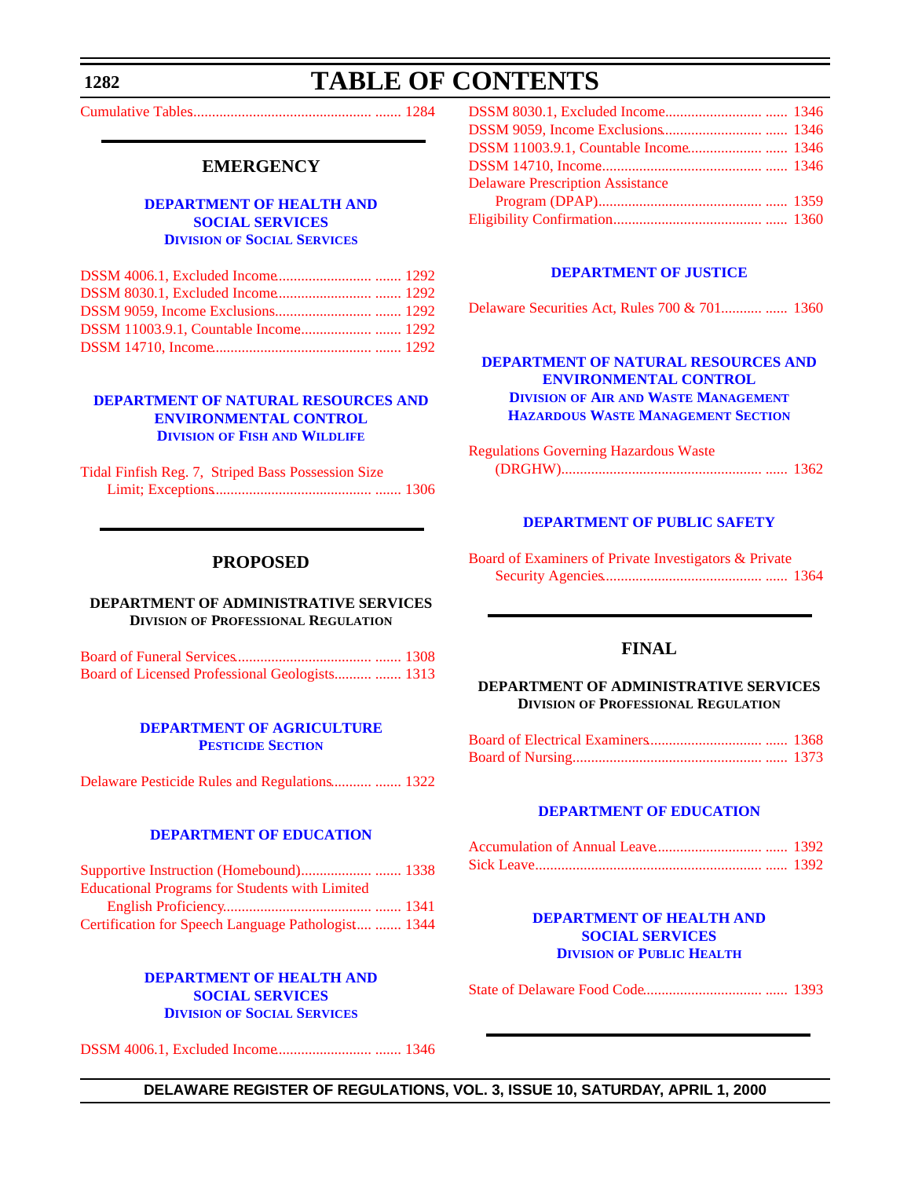# TABLE OF CONTENTS

Cumulative Tables................................................ 1284

## EMERGENCY

### DEPARTMENT OF HEALTH AND SOCIAL SERVICES
#### DIVISION OF SOCIAL SERVICES

DSSM 4006.1, Excluded Income......................... 1292
DSSM 8030.1, Excluded Income......................... 1292
DSSM 9059, Income Exclusions......................... 1292
DSSM 11003.9.1, Countable Income.................. 1292
DSSM 14710, Income.......................................... 1292

### DEPARTMENT OF NATURAL RESOURCES AND ENVIRONMENTAL CONTROL
#### DIVISION OF FISH AND WILDLIFE

Tidal Finfish Reg. 7, Striped Bass Possession Size Limit; Exceptions.......................................... 1306

## PROPOSED

### DEPARTMENT OF ADMINISTRATIVE SERVICES
#### DIVISION OF PROFESSIONAL REGULATION

Board of Funeral Services.................................... 1308
Board of Licensed Professional Geologists.......... 1313

### DEPARTMENT OF AGRICULTURE
#### PESTICIDE SECTION

Delaware Pesticide Rules and Regulations.......... 1322

### DEPARTMENT OF EDUCATION

Supportive Instruction (Homebound).................. 1338
Educational Programs for Students with Limited English Proficiency....................................... 1341
Certification for Speech Language Pathologist.... 1344

### DEPARTMENT OF HEALTH AND SOCIAL SERVICES
#### DIVISION OF SOCIAL SERVICES

DSSM 4006.1, Excluded Income......................... 1346
DSSM 8030.1, Excluded Income......................... 1346
DSSM 9059, Income Exclusions......................... 1346
DSSM 11003.9.1, Countable Income.................. 1346
DSSM 14710, Income.......................................... 1346
Delaware Prescription Assistance Program (DPAP)............................................ 1359
Eligibility Confirmation........................................ 1360

### DEPARTMENT OF JUSTICE

Delaware Securities Act, Rules 700 & 701.......... 1360

### DEPARTMENT OF NATURAL RESOURCES AND ENVIRONMENTAL CONTROL
#### DIVISION OF AIR AND WASTE MANAGEMENT
#### HAZARDOUS WASTE MANAGEMENT SECTION

Regulations Governing Hazardous Waste (DRGHW)...................................................... 1362

### DEPARTMENT OF PUBLIC SAFETY

Board of Examiners of Private Investigators & Private Security Agencies.......................................... 1364

## FINAL

### DEPARTMENT OF ADMINISTRATIVE SERVICES
#### DIVISION OF PROFESSIONAL REGULATION

Board of Electrical Examiners.............................. 1368
Board of Nursing.................................................. 1373

### DEPARTMENT OF EDUCATION

Accumulation of Annual Leave............................ 1392
Sick Leave............................................................ 1392

### DEPARTMENT OF HEALTH AND SOCIAL SERVICES
#### DIVISION OF PUBLIC HEALTH

State of Delaware Food Code................................ 1393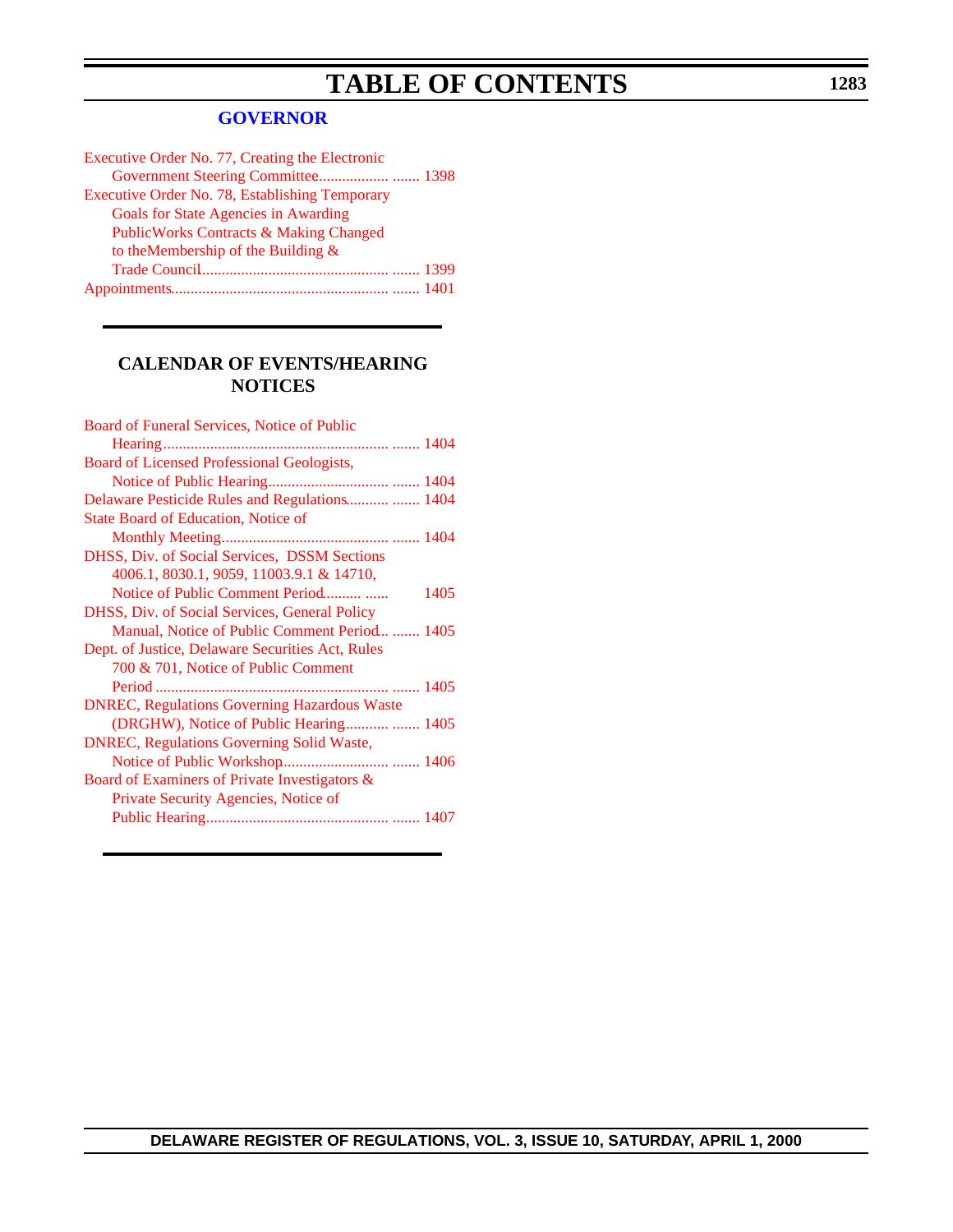# TABLE OF CONTENTS

## GOVERNOR

Executive Order No. 77, Creating the Electronic Government Steering Committee.................. ....... 1398

Executive Order No. 78, Establishing Temporary Goals for State Agencies in Awarding PublicWorks Contracts & Making Changed to theMembership of the Building & Trade Council................................................. ....... 1399

Appointments......................................................... ....... 1401

## CALENDAR OF EVENTS/HEARING NOTICES

Board of Funeral Services, Notice of Public Hearing........................................................... ....... 1404

Board of Licensed Professional Geologists, Notice of Public Hearing............................... ....... 1404

Delaware Pesticide Rules and Regulations........... ....... 1404

State Board of Education, Notice of Monthly Meeting........................................... ....... 1404

DHSS, Div. of Social Services, DSSM Sections 4006.1, 8030.1, 9059, 11003.9.1 & 14710, Notice of Public Comment Period.......... ...... 1405

DHSS, Div. of Social Services, General Policy Manual, Notice of Public Comment Period... ....... 1405

Dept. of Justice, Delaware Securities Act, Rules 700 & 701, Notice of Public Comment Period ............................................................ ....... 1405

DNREC, Regulations Governing Hazardous Waste (DRGHW), Notice of Public Hearing........... ....... 1405

DNREC, Regulations Governing Solid Waste, Notice of Public Workshop........................... ....... 1406

Board of Examiners of Private Investigators & Private Security Agencies, Notice of Public Hearing............................................... ....... 1407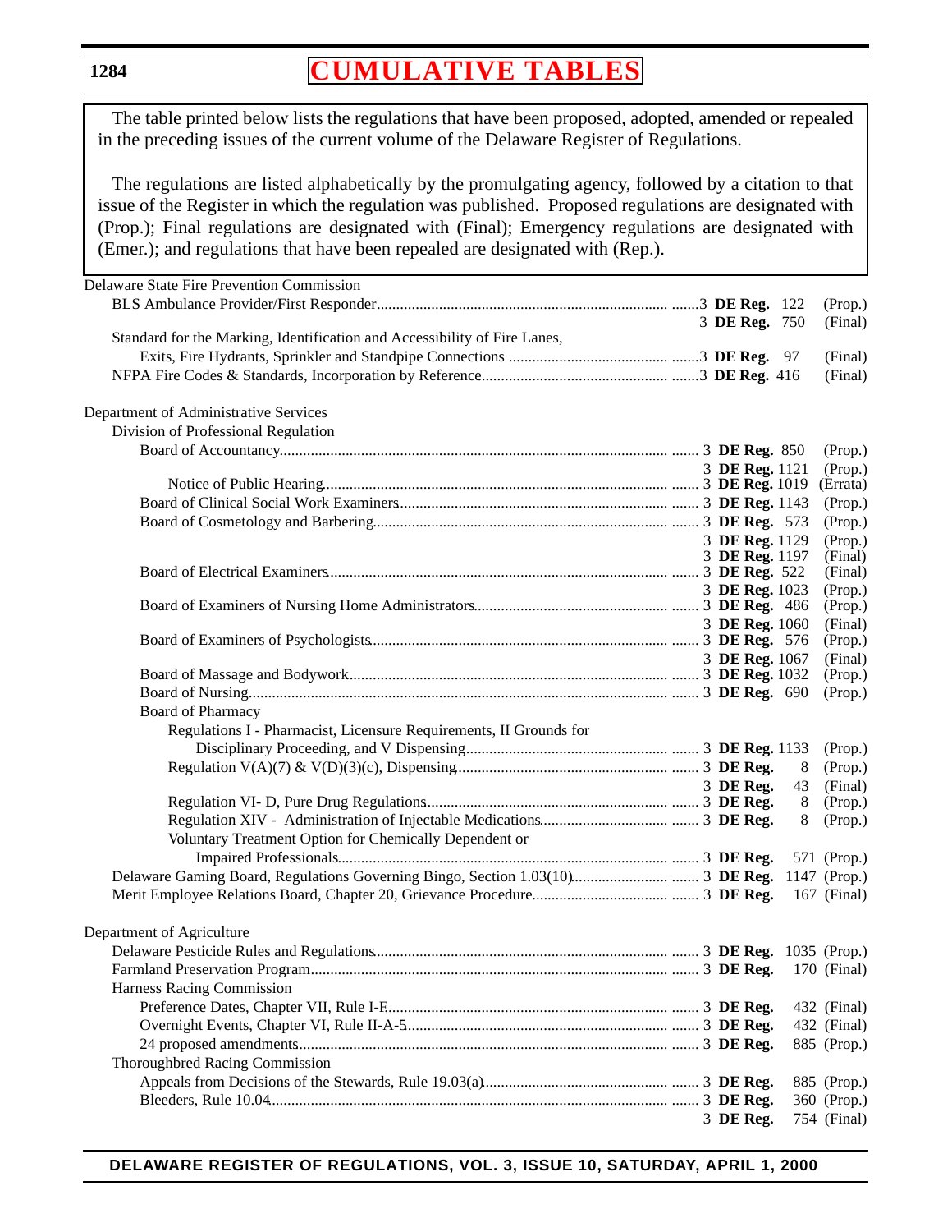# CUMULATIVE TABLES

The table printed below lists the regulations that have been proposed, adopted, amended or repealed in the preceding issues of the current volume of the Delaware Register of Regulations.

The regulations are listed alphabetically by the promulgating agency, followed by a citation to that issue of the Register in which the regulation was published. Proposed regulations are designated with (Prop.); Final regulations are designated with (Final); Emergency regulations are designated with (Emer.); and regulations that have been repealed are designated with (Rep.).

| | | |
|---|---|---|
| **Delaware State Fire Prevention Commission** | | |
| BLS Ambulance Provider/First Responder | 3 **DE Reg.** 122 | (Prop.) |
| | 3 **DE Reg.** 750 | (Final) |
| Standard for the Marking, Identification and Accessibility of Fire Lanes, Exits, Fire Hydrants, Sprinkler and Standpipe Connections | 3 **DE Reg.** 97 | (Final) |
| NFPA Fire Codes & Standards, Incorporation by Reference | 3 **DE Reg.** 416 | (Final) |
| **Department of Administrative Services** | | |
| Division of Professional Regulation | | |
| Board of Accountancy | 3 **DE Reg.** 850 | (Prop.) |
| | 3 **DE Reg.** 1121 | (Prop.) |
| Notice of Public Hearing | 3 **DE Reg.** 1019 | (Errata) |
| Board of Clinical Social Work Examiners | 3 **DE Reg.** 1143 | (Prop.) |
| Board of Cosmetology and Barbering | 3 **DE Reg.** 573 | (Prop.) |
| | 3 **DE Reg.** 1129 | (Prop.) |
| | 3 **DE Reg.** 1197 | (Final) |
| Board of Electrical Examiners | 3 **DE Reg.** 522 | (Final) |
| | 3 **DE Reg.** 1023 | (Prop.) |
| Board of Examiners of Nursing Home Administrators | 3 **DE Reg.** 486 | (Prop.) |
| | 3 **DE Reg.** 1060 | (Final) |
| Board of Examiners of Psychologists | 3 **DE Reg.** 576 | (Prop.) |
| | 3 **DE Reg.** 1067 | (Final) |
| Board of Massage and Bodywork | 3 **DE Reg.** 1032 | (Prop.) |
| Board of Nursing | 3 **DE Reg.** 690 | (Prop.) |
| Board of Pharmacy | | |
| Regulations I - Pharmacist, Licensure Requirements, II Grounds for Disciplinary Proceeding, and V Dispensing | 3 **DE Reg.** 1133 | (Prop.) |
| Regulation V(A)(7) & V(D)(3)(c), Dispensing | 3 **DE Reg.** 8 | (Prop.) |
| | 3 **DE Reg.** 43 | (Final) |
| Regulation VI- D, Pure Drug Regulations | 3 **DE Reg.** 8 | (Prop.) |
| Regulation XIV - Administration of Injectable Medications | 3 **DE Reg.** 8 | (Prop.) |
| Voluntary Treatment Option for Chemically Dependent or Impaired Professionals | 3 **DE Reg.** 571 | (Prop.) |
| Delaware Gaming Board, Regulations Governing Bingo, Section 1.03(10) | 3 **DE Reg.** 1147 | (Prop.) |
| Merit Employee Relations Board, Chapter 20, Grievance Procedure | 3 **DE Reg.** 167 | (Final) |
| **Department of Agriculture** | | |
| Delaware Pesticide Rules and Regulations | 3 **DE Reg.** 1035 | (Prop.) |
| Farmland Preservation Program | 3 **DE Reg.** 170 | (Final) |
| Harness Racing Commission | | |
| Preference Dates, Chapter VII, Rule I-F | 3 **DE Reg.** 432 | (Final) |
| Overnight Events, Chapter VI, Rule II-A-5 | 3 **DE Reg.** 432 | (Final) |
| 24 proposed amendments | 3 **DE Reg.** 885 | (Prop.) |
| Thoroughbred Racing Commission | | |
| Appeals from Decisions of the Stewards, Rule 19.03(a) | 3 **DE Reg.** 885 | (Prop.) |
| Bleeders, Rule 10.04 | 3 **DE Reg.** 360 | (Prop.) |
| | 3 **DE Reg.** 754 | (Final) |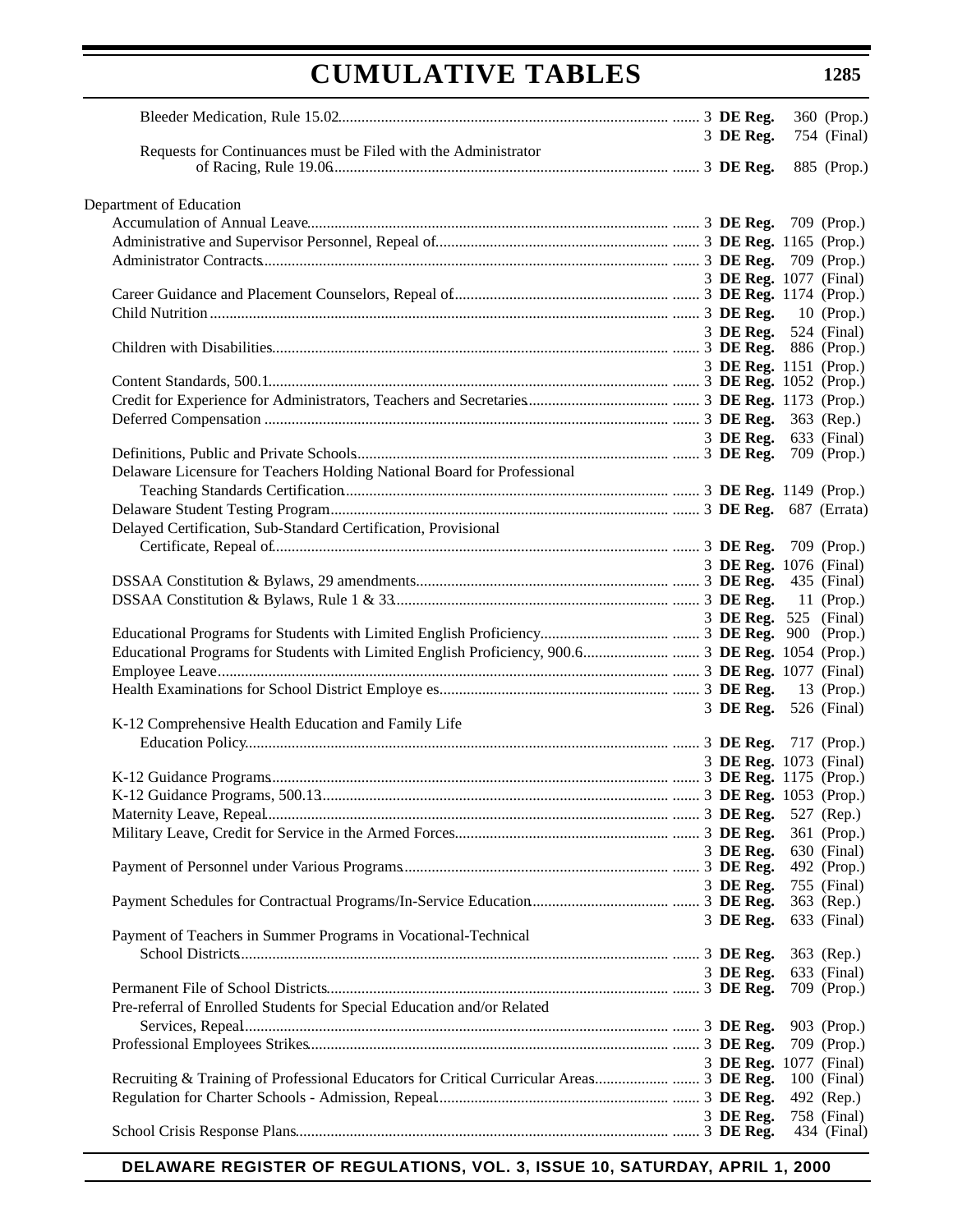# CUMULATIVE TABLES

| | |
|---|---|
| Bleeder Medication, Rule 15.02 | 3 **DE Reg.** 360 (Prop.) |
| | 3 **DE Reg.** 754 (Final) |
| Requests for Continuances must be Filed with the Administrator of Racing, Rule 19.06 | 3 **DE Reg.** 885 (Prop.) |
| **Department of Education** | |
| Accumulation of Annual Leave | 3 **DE Reg.** 709 (Prop.) |
| Administrative and Supervisor Personnel, Repeal of | 3 **DE Reg.** 1165 (Prop.) |
| Administrator Contracts | 3 **DE Reg.** 709 (Prop.) |
| | 3 **DE Reg.** 1077 (Final) |
| Career Guidance and Placement Counselors, Repeal of | 3 **DE Reg.** 1174 (Prop.) |
| Child Nutrition | 3 **DE Reg.** 10 (Prop.) |
| | 3 **DE Reg.** 524 (Final) |
| Children with Disabilities | 3 **DE Reg.** 886 (Prop.) |
| | 3 **DE Reg.** 1151 (Prop.) |
| Content Standards, 500.1 | 3 **DE Reg.** 1052 (Prop.) |
| Credit for Experience for Administrators, Teachers and Secretaries | 3 **DE Reg.** 1173 (Prop.) |
| Deferred Compensation | 3 **DE Reg.** 363 (Rep.) |
| | 3 **DE Reg.** 633 (Final) |
| Definitions, Public and Private Schools | 3 **DE Reg.** 709 (Prop.) |
| Delaware Licensure for Teachers Holding National Board for Professional Teaching Standards Certification | 3 **DE Reg.** 1149 (Prop.) |
| Delaware Student Testing Program | 3 **DE Reg.** 687 (Errata) |
| Delayed Certification, Sub-Standard Certification, Provisional Certificate, Repeal of | 3 **DE Reg.** 709 (Prop.) |
| | 3 **DE Reg.** 1076 (Final) |
| DSSAA Constitution & Bylaws, 29 amendments | 3 **DE Reg.** 435 (Final) |
| DSSAA Constitution & Bylaws, Rule 1 & 33 | 3 **DE Reg.** 11 (Prop.) |
| | 3 **DE Reg.** 525 (Final) |
| Educational Programs for Students with Limited English Proficiency | 3 **DE Reg.** 900 (Prop.) |
| Educational Programs for Students with Limited English Proficiency, 900.6 | 3 **DE Reg.** 1054 (Prop.) |
| Employee Leave | 3 **DE Reg.** 1077 (Final) |
| Health Examinations for School District Employe es | 3 **DE Reg.** 13 (Prop.) |
| | 3 **DE Reg.** 526 (Final) |
| K-12 Comprehensive Health Education and Family Life Education Policy | 3 **DE Reg.** 717 (Prop.) |
| | 3 **DE Reg.** 1073 (Final) |
| K-12 Guidance Programs | 3 **DE Reg.** 1175 (Prop.) |
| K-12 Guidance Programs, 500.13 | 3 **DE Reg.** 1053 (Prop.) |
| Maternity Leave, Repeal | 3 **DE Reg.** 527 (Rep.) |
| Military Leave, Credit for Service in the Armed Forces | 3 **DE Reg.** 361 (Prop.) |
| | 3 **DE Reg.** 630 (Final) |
| Payment of Personnel under Various Programs | 3 **DE Reg.** 492 (Prop.) |
| | 3 **DE Reg.** 755 (Final) |
| Payment Schedules for Contractual Programs/In-Service Education | 3 **DE Reg.** 363 (Rep.) |
| | 3 **DE Reg.** 633 (Final) |
| Payment of Teachers in Summer Programs in Vocational-Technical School Districts | 3 **DE Reg.** 363 (Rep.) |
| | 3 **DE Reg.** 633 (Final) |
| Permanent File of School Districts | 3 **DE Reg.** 709 (Prop.) |
| Pre-referral of Enrolled Students for Special Education and/or Related Services, Repeal | 3 **DE Reg.** 903 (Prop.) |
| Professional Employees Strikes | 3 **DE Reg.** 709 (Prop.) |
| | 3 **DE Reg.** 1077 (Final) |
| Recruiting & Training of Professional Educators for Critical Curricular Areas | 3 **DE Reg.** 100 (Final) |
| Regulation for Charter Schools - Admission, Repeal | 3 **DE Reg.** 492 (Rep.) |
| | 3 **DE Reg.** 758 (Final) |
| School Crisis Response Plans | 3 **DE Reg.** 434 (Final) |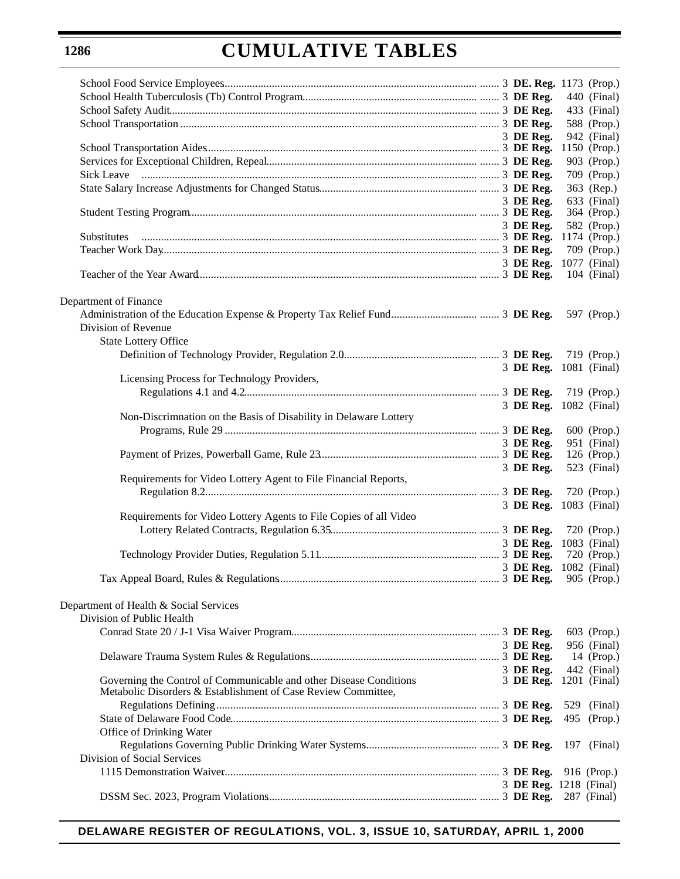# CUMULATIVE TABLES

| | |
|---|---|
| School Food Service Employees | 3 **DE. Reg.** 1173 (Prop.) |
| School Health Tuberculosis (Tb) Control Program | 3 **DE Reg.** 440 (Final) |
| School Safety Audit | 3 **DE Reg.** 433 (Final) |
| School Transportation | 3 **DE Reg.** 588 (Prop.) |
| | 3 **DE Reg.** 942 (Final) |
| School Transportation Aides | 3 **DE Reg.** 1150 (Prop.) |
| Services for Exceptional Children, Repeal | 3 **DE Reg.** 903 (Prop.) |
| Sick Leave | 3 **DE Reg.** 709 (Prop.) |
| State Salary Increase Adjustments for Changed Status | 3 **DE Reg.** 363 (Rep.) |
| | 3 **DE Reg.** 633 (Final) |
| Student Testing Program | 3 **DE Reg.** 364 (Prop.) |
| | 3 **DE Reg.** 582 (Prop.) |
| Substitutes | 3 **DE Reg.** 1174 (Prop.) |
| Teacher Work Day | 3 **DE Reg.** 709 (Prop.) |
| | 3 **DE Reg.** 1077 (Final) |
| Teacher of the Year Award | 3 **DE Reg.** 104 (Final) |

Department of Finance

| | |
|---|---|
| Administration of the Education Expense & Property Tax Relief Fund | 3 **DE Reg.** 597 (Prop.) |
| Division of Revenue | |
| State Lottery Office | |
| Definition of Technology Provider, Regulation 2.0 | 3 **DE Reg.** 719 (Prop.) |
| | 3 **DE Reg.** 1081 (Final) |
| Licensing Process for Technology Providers, Regulations 4.1 and 4.2 | 3 **DE Reg.** 719 (Prop.) |
| | 3 **DE Reg.** 1082 (Final) |
| Non-Discrimnation on the Basis of Disability in Delaware Lottery Programs, Rule 29 | 3 **DE Reg.** 600 (Prop.) |
| | 3 **DE Reg.** 951 (Final) |
| Payment of Prizes, Powerball Game, Rule 23 | 3 **DE Reg.** 126 (Prop.) |
| | 3 **DE Reg.** 523 (Final) |
| Requirements for Video Lottery Agent to File Financial Reports, Regulation 8.2 | 3 **DE Reg.** 720 (Prop.) |
| | 3 **DE Reg.** 1083 (Final) |
| Requirements for Video Lottery Agents to File Copies of all Video Lottery Related Contracts, Regulation 6.35 | 3 **DE Reg.** 720 (Prop.) |
| | 3 **DE Reg.** 1083 (Final) |
| Technology Provider Duties, Regulation 5.11 | 3 **DE Reg.** 720 (Prop.) |
| | 3 **DE Reg.** 1082 (Final) |
| Tax Appeal Board, Rules & Regulations | 3 **DE Reg.** 905 (Prop.) |

Department of Health & Social Services

| | |
|---|---|
| Division of Public Health | |
| Conrad State 20 / J-1 Visa Waiver Program | 3 **DE Reg.** 603 (Prop.) |
| | 3 **DE Reg.** 956 (Final) |
| Delaware Trauma System Rules & Regulations | 3 **DE Reg.** 14 (Prop.) |
| | 3 **DE Reg.** 442 (Final) |
| Governing the Control of Communicable and other Disease Conditions | 3 **DE Reg.** 1201 (Final) |
| Metabolic Disorders & Establishment of Case Review Committee, Regulations Defining | 3 **DE Reg.** 529 (Final) |
| State of Delaware Food Code | 3 **DE Reg.** 495 (Prop.) |
| Office of Drinking Water | |
| Regulations Governing Public Drinking Water Systems | 3 **DE Reg.** 197 (Final) |
| Division of Social Services | |
| 1115 Demonstration Waiver | 3 **DE Reg.** 916 (Prop.) |
| | 3 **DE Reg.** 1218 (Final) |
| DSSM Sec. 2023, Program Violations | 3 **DE Reg.** 287 (Final) |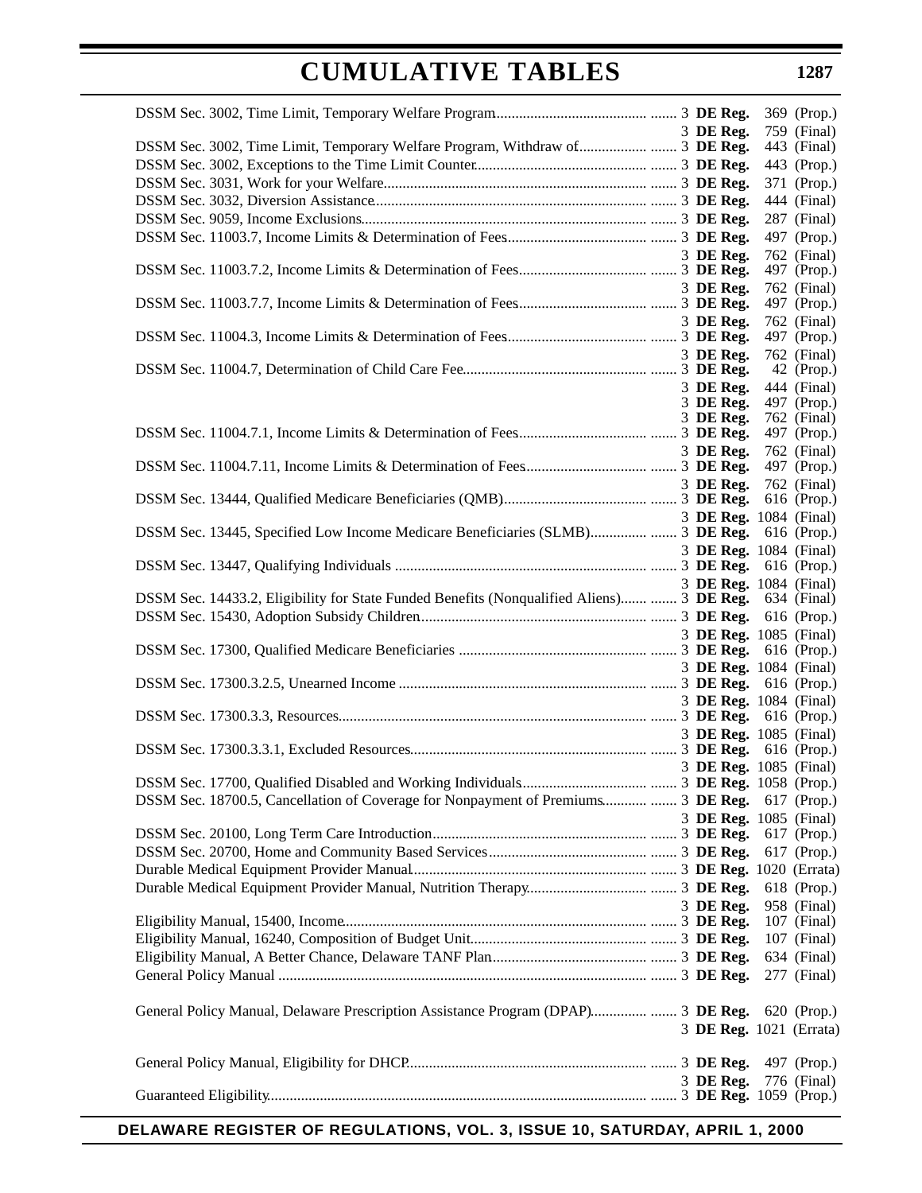# CUMULATIVE TABLES

| | |
|---|---|
| DSSM Sec. 3002, Time Limit, Temporary Welfare Program | 3 **DE Reg.** 369 (Prop.) |
| | 3 **DE Reg.** 759 (Final) |
| DSSM Sec. 3002, Time Limit, Temporary Welfare Program, Withdraw of | 3 **DE Reg.** 443 (Final) |
| DSSM Sec. 3002, Exceptions to the Time Limit Counter | 3 **DE Reg.** 443 (Prop.) |
| DSSM Sec. 3031, Work for your Welfare | 3 **DE Reg.** 371 (Prop.) |
| DSSM Sec. 3032, Diversion Assistance | 3 **DE Reg.** 444 (Final) |
| DSSM Sec. 9059, Income Exclusions | 3 **DE Reg.** 287 (Final) |
| DSSM Sec. 11003.7, Income Limits & Determination of Fees | 3 **DE Reg.** 497 (Prop.) |
| | 3 **DE Reg.** 762 (Final) |
| DSSM Sec. 11003.7.2, Income Limits & Determination of Fees | 3 **DE Reg.** 497 (Prop.) |
| | 3 **DE Reg.** 762 (Final) |
| DSSM Sec. 11003.7.7, Income Limits & Determination of Fees | 3 **DE Reg.** 497 (Prop.) |
| | 3 **DE Reg.** 762 (Final) |
| DSSM Sec. 11004.3, Income Limits & Determination of Fees | 3 **DE Reg.** 497 (Prop.) |
| | 3 **DE Reg.** 762 (Final) |
| DSSM Sec. 11004.7, Determination of Child Care Fee | 3 **DE Reg.** 42 (Prop.) |
| | 3 **DE Reg.** 444 (Final) |
| | 3 **DE Reg.** 497 (Prop.) |
| | 3 **DE Reg.** 762 (Final) |
| DSSM Sec. 11004.7.1, Income Limits & Determination of Fees | 3 **DE Reg.** 497 (Prop.) |
| | 3 **DE Reg.** 762 (Final) |
| DSSM Sec. 11004.7.11, Income Limits & Determination of Fees | 3 **DE Reg.** 497 (Prop.) |
| | 3 **DE Reg.** 762 (Final) |
| DSSM Sec. 13444, Qualified Medicare Beneficiaries (QMB) | 3 **DE Reg.** 616 (Prop.) |
| | 3 **DE Reg.** 1084 (Final) |
| DSSM Sec. 13445, Specified Low Income Medicare Beneficiaries (SLMB) | 3 **DE Reg.** 616 (Prop.) |
| | 3 **DE Reg.** 1084 (Final) |
| DSSM Sec. 13447, Qualifying Individuals | 3 **DE Reg.** 616 (Prop.) |
| | 3 **DE Reg.** 1084 (Final) |
| DSSM Sec. 14433.2, Eligibility for State Funded Benefits (Nonqualified Aliens) | 3 **DE Reg.** 634 (Final) |
| DSSM Sec. 15430, Adoption Subsidy Children | 3 **DE Reg.** 616 (Prop.) |
| | 3 **DE Reg.** 1085 (Final) |
| DSSM Sec. 17300, Qualified Medicare Beneficiaries | 3 **DE Reg.** 616 (Prop.) |
| | 3 **DE Reg.** 1084 (Final) |
| DSSM Sec. 17300.3.2.5, Unearned Income | 3 **DE Reg.** 616 (Prop.) |
| | 3 **DE Reg.** 1084 (Final) |
| DSSM Sec. 17300.3.3, Resources | 3 **DE Reg.** 616 (Prop.) |
| | 3 **DE Reg.** 1085 (Final) |
| DSSM Sec. 17300.3.3.1, Excluded Resources | 3 **DE Reg.** 616 (Prop.) |
| | 3 **DE Reg.** 1085 (Final) |
| DSSM Sec. 17700, Qualified Disabled and Working Individuals | 3 **DE Reg.** 1058 (Prop.) |
| DSSM Sec. 18700.5, Cancellation of Coverage for Nonpayment of Premiums | 3 **DE Reg.** 617 (Prop.) |
| | 3 **DE Reg.** 1085 (Final) |
| DSSM Sec. 20100, Long Term Care Introduction | 3 **DE Reg.** 617 (Prop.) |
| DSSM Sec. 20700, Home and Community Based Services | 3 **DE Reg.** 617 (Prop.) |
| Durable Medical Equipment Provider Manual | 3 **DE Reg.** 1020 (Errata) |
| Durable Medical Equipment Provider Manual, Nutrition Therapy | 3 **DE Reg.** 618 (Prop.) |
| | 3 **DE Reg.** 958 (Final) |
| Eligibility Manual, 15400, Income | 3 **DE Reg.** 107 (Final) |
| Eligibility Manual, 16240, Composition of Budget Unit | 3 **DE Reg.** 107 (Final) |
| Eligibility Manual, A Better Chance, Delaware TANF Plan | 3 **DE Reg.** 634 (Final) |
| General Policy Manual | 3 **DE Reg.** 277 (Final) |
| General Policy Manual, Delaware Prescription Assistance Program (DPAP) | 3 **DE Reg.** 620 (Prop.) |
| | 3 **DE Reg.** 1021 (Errata) |
| General Policy Manual, Eligibility for DHCP | 3 **DE Reg.** 497 (Prop.) |
| | 3 **DE Reg.** 776 (Final) |
| Guaranteed Eligibility | 3 **DE Reg.** 1059 (Prop.) |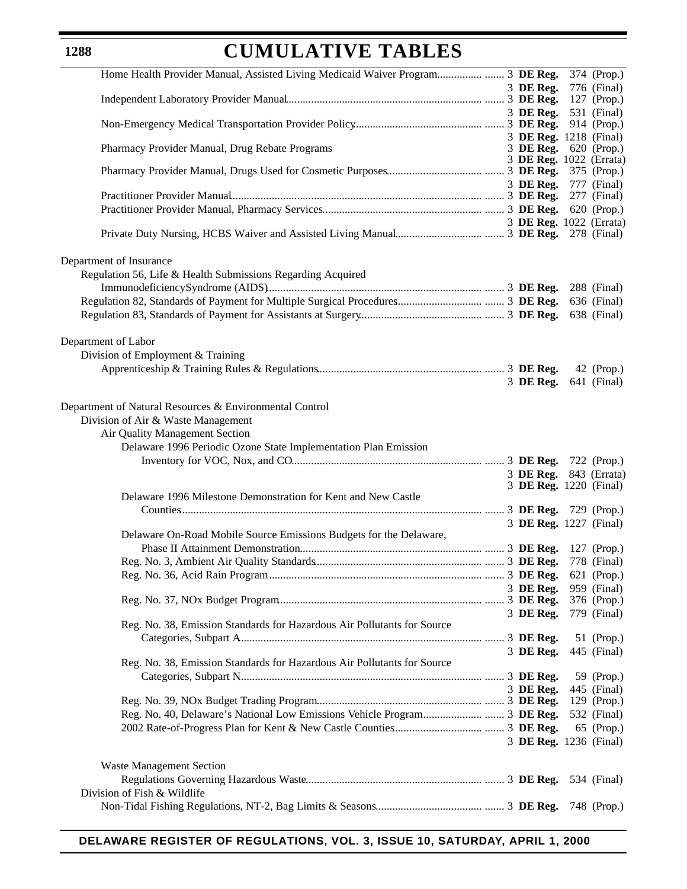Home Health Provider Manual, Assisted Living Medicaid Waiver Program....................... 3 **DE Reg.** 374 (Prop.)
3 **DE Reg.** 776 (Final)

Independent Laboratory Provider Manual....................................................................... 3 **DE Reg.** 127 (Prop.)
3 **DE Reg.** 531 (Final)

Non-Emergency Medical Transportation Provider Policy.................................................. 3 **DE Reg.** 914 (Prop.)
3 **DE Reg.** 1218 (Final)

Pharmacy Provider Manual, Drug Rebate Programs 3 **DE Reg.** 620 (Prop.)
3 **DE Reg.** 1022 (Errata)

Pharmacy Provider Manual, Drugs Used for Cosmetic Purposes....................................... 3 **DE Reg.** 375 (Prop.)
3 **DE Reg.** 777 (Final)

Practitioner Provider Manual........................................................................................... 3 **DE Reg.** 277 (Final)

Practitioner Provider Manual, Pharmacy Services............................................................. 3 **DE Reg.** 620 (Prop.)
3 **DE Reg.** 1022 (Errata)

Private Duty Nursing, HCBS Waiver and Assisted Living Manual..................................... 3 **DE Reg.** 278 (Final)

Department of Insurance

Regulation 56, Life & Health Submissions Regarding Acquired ImmunodeficiencySyndrome (AIDS)............................................................................... 3 **DE Reg.** 288 (Final)

Regulation 82, Standards of Payment for Multiple Surgical Procedures............................ 3 **DE Reg.** 636 (Final)

Regulation 83, Standards of Payment for Assistants at Surgery.......................................... 3 **DE Reg.** 638 (Final)

Department of Labor

Division of Employment & Training

Apprenticeship & Training Rules & Regulations............................................................... 3 **DE Reg.** 42 (Prop.)
3 **DE Reg.** 641 (Final)

Department of Natural Resources & Environmental Control

Division of Air & Waste Management

Air Quality Management Section

Delaware 1996 Periodic Ozone State Implementation Plan Emission Inventory for VOC, Nox, and CO..................................................................... 3 **DE Reg.** 722 (Prop.)
3 **DE Reg.** 843 (Errata)
3 **DE Reg.** 1220 (Final)

Delaware 1996 Milestone Demonstration for Kent and New Castle Counties............................................................................................................ 3 **DE Reg.** 729 (Prop.)
3 **DE Reg.** 1227 (Final)

Delaware On-Road Mobile Source Emissions Budgets for the Delaware, Phase II Attainment Demonstration.................................................................. 3 **DE Reg.** 127 (Prop.)

Reg. No. 3, Ambient Air Quality Standards.......................................................... 3 **DE Reg.** 778 (Final)

Reg. No. 36, Acid Rain Program........................................................................... 3 **DE Reg.** 621 (Prop.)
3 **DE Reg.** 959 (Final)

Reg. No. 37, NOx Budget Program........................................................................ 3 **DE Reg.** 376 (Prop.)
3 **DE Reg.** 779 (Final)

Reg. No. 38, Emission Standards for Hazardous Air Pollutants for Source Categories, Subpart A....................................................................................... 3 **DE Reg.** 51 (Prop.)
3 **DE Reg.** 445 (Final)

Reg. No. 38, Emission Standards for Hazardous Air Pollutants for Source Categories, Subpart N....................................................................................... 3 **DE Reg.** 59 (Prop.)
3 **DE Reg.** 445 (Final)

Reg. No. 39, NOx Budget Trading Program........................................................... 3 **DE Reg.** 129 (Prop.)

Reg. No. 40, Delaware's National Low Emissions Vehicle Program..................... 3 **DE Reg.** 532 (Final)

2002 Rate-of-Progress Plan for Kent & New Castle Counties............................... 3 **DE Reg.** 65 (Prop.)
3 **DE Reg.** 1236 (Final)

Waste Management Section

Regulations Governing Hazardous Waste................................................................ 3 **DE Reg.** 534 (Final)

Division of Fish & Wildlife

Non-Tidal Fishing Regulations, NT-2, Bag Limits & Seasons...................................... 3 **DE Reg.** 748 (Prop.)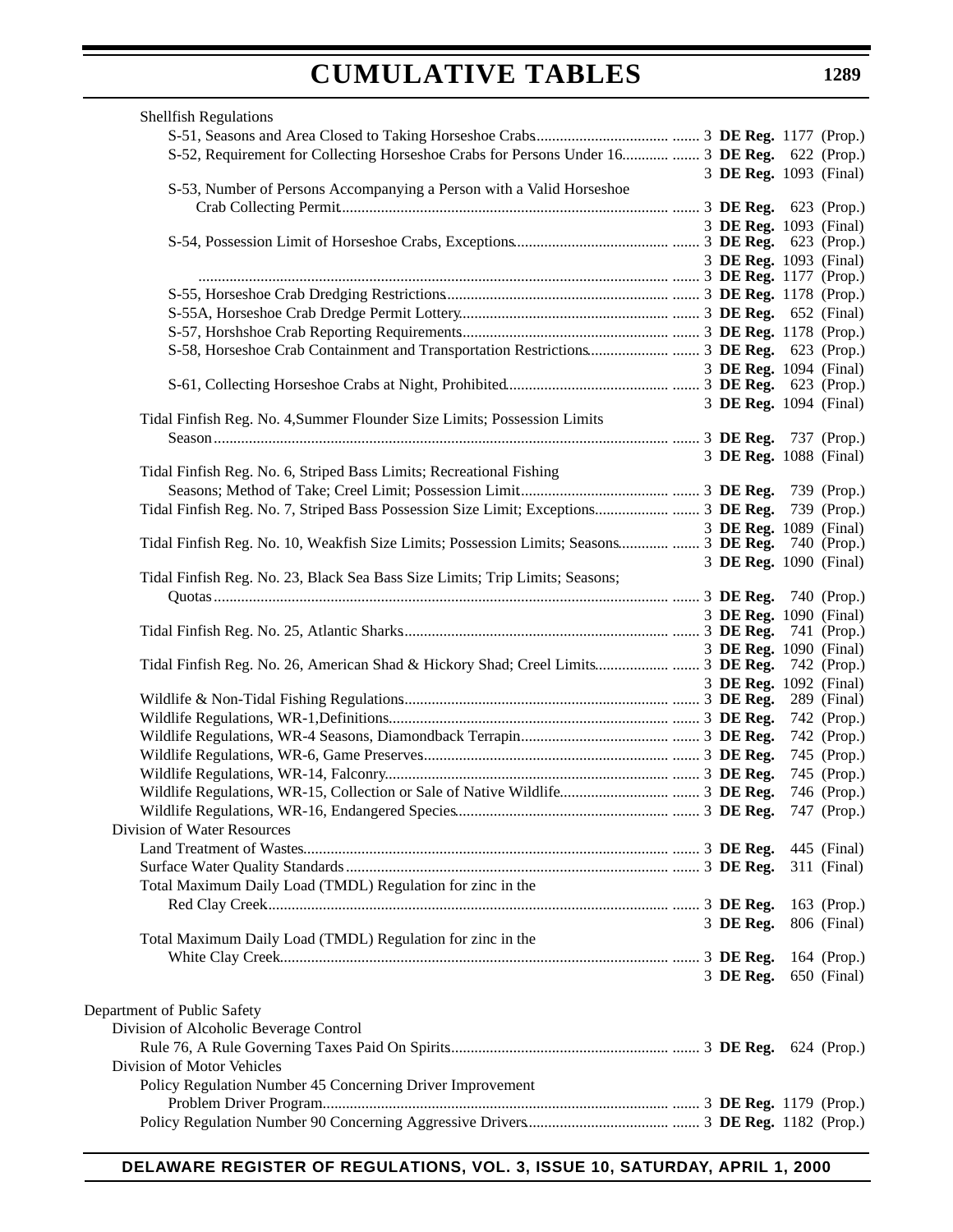# CUMULATIVE TABLES

Shellfish Regulations

- S-51, Seasons and Area Closed to Taking Horseshoe Crabs ....... 3 **DE Reg.** 1177 (Prop.)
- S-52, Requirement for Collecting Horseshoe Crabs for Persons Under 16 ....... 3 **DE Reg.** 622 (Prop.)
  3 **DE Reg.** 1093 (Final)
- S-53, Number of Persons Accompanying a Person with a Valid Horseshoe Crab Collecting Permit ....... 3 **DE Reg.** 623 (Prop.)
  3 **DE Reg.** 1093 (Final)
- S-54, Possession Limit of Horseshoe Crabs, Exceptions ....... 3 **DE Reg.** 623 (Prop.)
  3 **DE Reg.** 1093 (Final)
  ....... 3 **DE Reg.** 1177 (Prop.)
- S-55, Horseshoe Crab Dredging Restrictions ....... 3 **DE Reg.** 1178 (Prop.)
- S-55A, Horseshoe Crab Dredge Permit Lottery ....... 3 **DE Reg.** 652 (Final)
- S-57, Horshshoe Crab Reporting Requirements ....... 3 **DE Reg.** 1178 (Prop.)
- S-58, Horseshoe Crab Containment and Transportation Restrictions ....... 3 **DE Reg.** 623 (Prop.)
  3 **DE Reg.** 1094 (Final)
- S-61, Collecting Horseshoe Crabs at Night, Prohibited ....... 3 **DE Reg.** 623 (Prop.)
  3 **DE Reg.** 1094 (Final)

Tidal Finfish Reg. No. 4,Summer Flounder Size Limits; Possession Limits Season ....... 3 **DE Reg.** 737 (Prop.)
3 **DE Reg.** 1088 (Final)

Tidal Finfish Reg. No. 6, Striped Bass Limits; Recreational Fishing Seasons; Method of Take; Creel Limit; Possession Limit ....... 3 **DE Reg.** 739 (Prop.)

Tidal Finfish Reg. No. 7, Striped Bass Possession Size Limit; Exceptions ....... 3 **DE Reg.** 739 (Prop.)
3 **DE Reg.** 1089 (Final)

Tidal Finfish Reg. No. 10, Weakfish Size Limits; Possession Limits; Seasons ....... 3 **DE Reg.** 740 (Prop.)
3 **DE Reg.** 1090 (Final)

Tidal Finfish Reg. No. 23, Black Sea Bass Size Limits; Trip Limits; Seasons; Quotas ....... 3 **DE Reg.** 740 (Prop.)
3 **DE Reg.** 1090 (Final)

Tidal Finfish Reg. No. 25, Atlantic Sharks ....... 3 **DE Reg.** 741 (Prop.)
3 **DE Reg.** 1090 (Final)

Tidal Finfish Reg. No. 26, American Shad & Hickory Shad; Creel Limits ....... 3 **DE Reg.** 742 (Prop.)
3 **DE Reg.** 1092 (Final)

Wildlife & Non-Tidal Fishing Regulations ....... 3 **DE Reg.** 289 (Final)

Wildlife Regulations, WR-1,Definitions ....... 3 **DE Reg.** 742 (Prop.)

Wildlife Regulations, WR-4 Seasons, Diamondback Terrapin ....... 3 **DE Reg.** 742 (Prop.)

Wildlife Regulations, WR-6, Game Preserves ....... 3 **DE Reg.** 745 (Prop.)

Wildlife Regulations, WR-14, Falconry ....... 3 **DE Reg.** 745 (Prop.)

Wildlife Regulations, WR-15, Collection or Sale of Native Wildlife ....... 3 **DE Reg.** 746 (Prop.)

Wildlife Regulations, WR-16, Endangered Species ....... 3 **DE Reg.** 747 (Prop.)

Division of Water Resources

- Land Treatment of Wastes ....... 3 **DE Reg.** 445 (Final)
- Surface Water Quality Standards ....... 3 **DE Reg.** 311 (Final)
- Total Maximum Daily Load (TMDL) Regulation for zinc in the Red Clay Creek ....... 3 **DE Reg.** 163 (Prop.)
  3 **DE Reg.** 806 (Final)
- Total Maximum Daily Load (TMDL) Regulation for zinc in the White Clay Creek ....... 3 **DE Reg.** 164 (Prop.)
  3 **DE Reg.** 650 (Final)

Department of Public Safety

Division of Alcoholic Beverage Control

- Rule 76, A Rule Governing Taxes Paid On Spirits ....... 3 **DE Reg.** 624 (Prop.)

Division of Motor Vehicles

- Policy Regulation Number 45 Concerning Driver Improvement Problem Driver Program ....... 3 **DE Reg.** 1179 (Prop.)
- Policy Regulation Number 90 Concerning Aggressive Drivers ....... 3 **DE Reg.** 1182 (Prop.)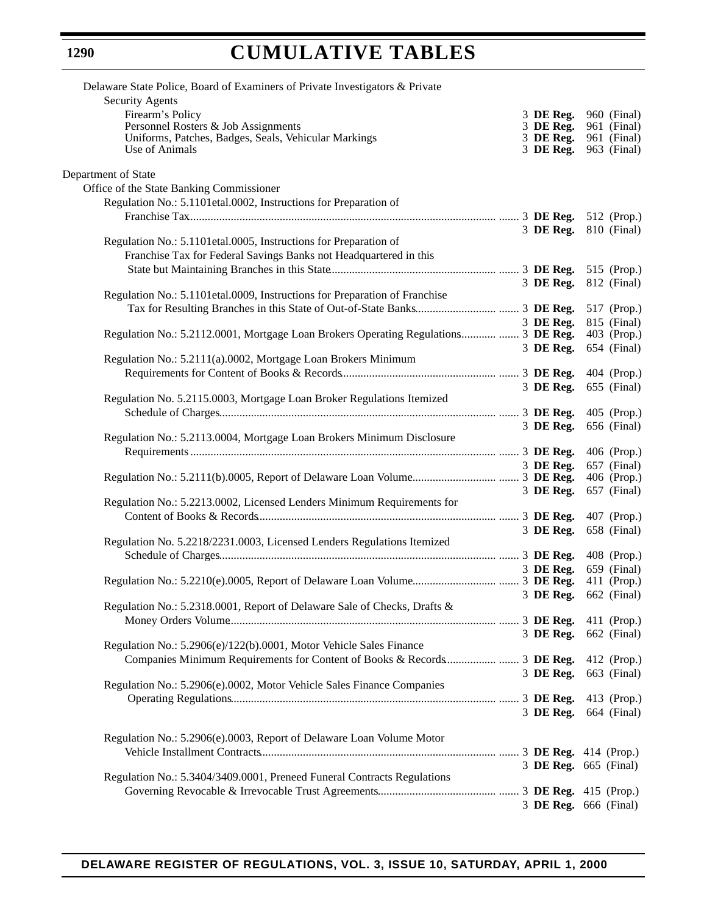# CUMULATIVE TABLES

Delaware State Police, Board of Examiners of Private Investigators & Private Security Agents

| | | |
|---|---|---|
| Firearm's Policy | 3 **DE Reg.** | 960 (Final) |
| Personnel Rosters & Job Assignments | 3 **DE Reg.** | 961 (Final) |
| Uniforms, Patches, Badges, Seals, Vehicular Markings | 3 **DE Reg.** | 961 (Final) |
| Use of Animals | 3 **DE Reg.** | 963 (Final) |

Department of State

Office of the State Banking Commissioner

| | | |
|---|---|---|
| Regulation No.: 5.1101etal.0002, Instructions for Preparation of Franchise Tax | 3 **DE Reg.** | 512 (Prop.) |
| | 3 **DE Reg.** | 810 (Final) |
| Regulation No.: 5.1101etal.0005, Instructions for Preparation of Franchise Tax for Federal Savings Banks not Headquartered in this State but Maintaining Branches in this State | 3 **DE Reg.** | 515 (Prop.) |
| | 3 **DE Reg.** | 812 (Final) |
| Regulation No.: 5.1101etal.0009, Instructions for Preparation of Franchise Tax for Resulting Branches in this State of Out-of-State Banks | 3 **DE Reg.** | 517 (Prop.) |
| | 3 **DE Reg.** | 815 (Final) |
| Regulation No.: 5.2112.0001, Mortgage Loan Brokers Operating Regulations | 3 **DE Reg.** | 403 (Prop.) |
| | 3 **DE Reg.** | 654 (Final) |
| Regulation No.: 5.2111(a).0002, Mortgage Loan Brokers Minimum Requirements for Content of Books & Records | 3 **DE Reg.** | 404 (Prop.) |
| | 3 **DE Reg.** | 655 (Final) |
| Regulation No. 5.2115.0003, Mortgage Loan Broker Regulations Itemized Schedule of Charges | 3 **DE Reg.** | 405 (Prop.) |
| | 3 **DE Reg.** | 656 (Final) |
| Regulation No.: 5.2113.0004, Mortgage Loan Brokers Minimum Disclosure Requirements | 3 **DE Reg.** | 406 (Prop.) |
| | 3 **DE Reg.** | 657 (Final) |
| Regulation No.: 5.2111(b).0005, Report of Delaware Loan Volume | 3 **DE Reg.** | 406 (Prop.) |
| | 3 **DE Reg.** | 657 (Final) |
| Regulation No.: 5.2213.0002, Licensed Lenders Minimum Requirements for Content of Books & Records | 3 **DE Reg.** | 407 (Prop.) |
| | 3 **DE Reg.** | 658 (Final) |
| Regulation No. 5.2218/2231.0003, Licensed Lenders Regulations Itemized Schedule of Charges | 3 **DE Reg.** | 408 (Prop.) |
| | 3 **DE Reg.** | 659 (Final) |
| Regulation No.: 5.2210(e).0005, Report of Delaware Loan Volume | 3 **DE Reg.** | 411 (Prop.) |
| | 3 **DE Reg.** | 662 (Final) |
| Regulation No.: 5.2318.0001, Report of Delaware Sale of Checks, Drafts & Money Orders Volume | 3 **DE Reg.** | 411 (Prop.) |
| | 3 **DE Reg.** | 662 (Final) |
| Regulation No.: 5.2906(e)/122(b).0001, Motor Vehicle Sales Finance Companies Minimum Requirements for Content of Books & Records | 3 **DE Reg.** | 412 (Prop.) |
| | 3 **DE Reg.** | 663 (Final) |
| Regulation No.: 5.2906(e).0002, Motor Vehicle Sales Finance Companies Operating Regulations | 3 **DE Reg.** | 413 (Prop.) |
| | 3 **DE Reg.** | 664 (Final) |
| Regulation No.: 5.2906(e).0003, Report of Delaware Loan Volume Motor Vehicle Installment Contracts | 3 **DE Reg.** | 414 (Prop.) |
| | 3 **DE Reg.** | 665 (Final) |
| Regulation No.: 5.3404/3409.0001, Preneed Funeral Contracts Regulations Governing Revocable & Irrevocable Trust Agreements | 3 **DE Reg.** | 415 (Prop.) |
| | 3 **DE Reg.** | 666 (Final) |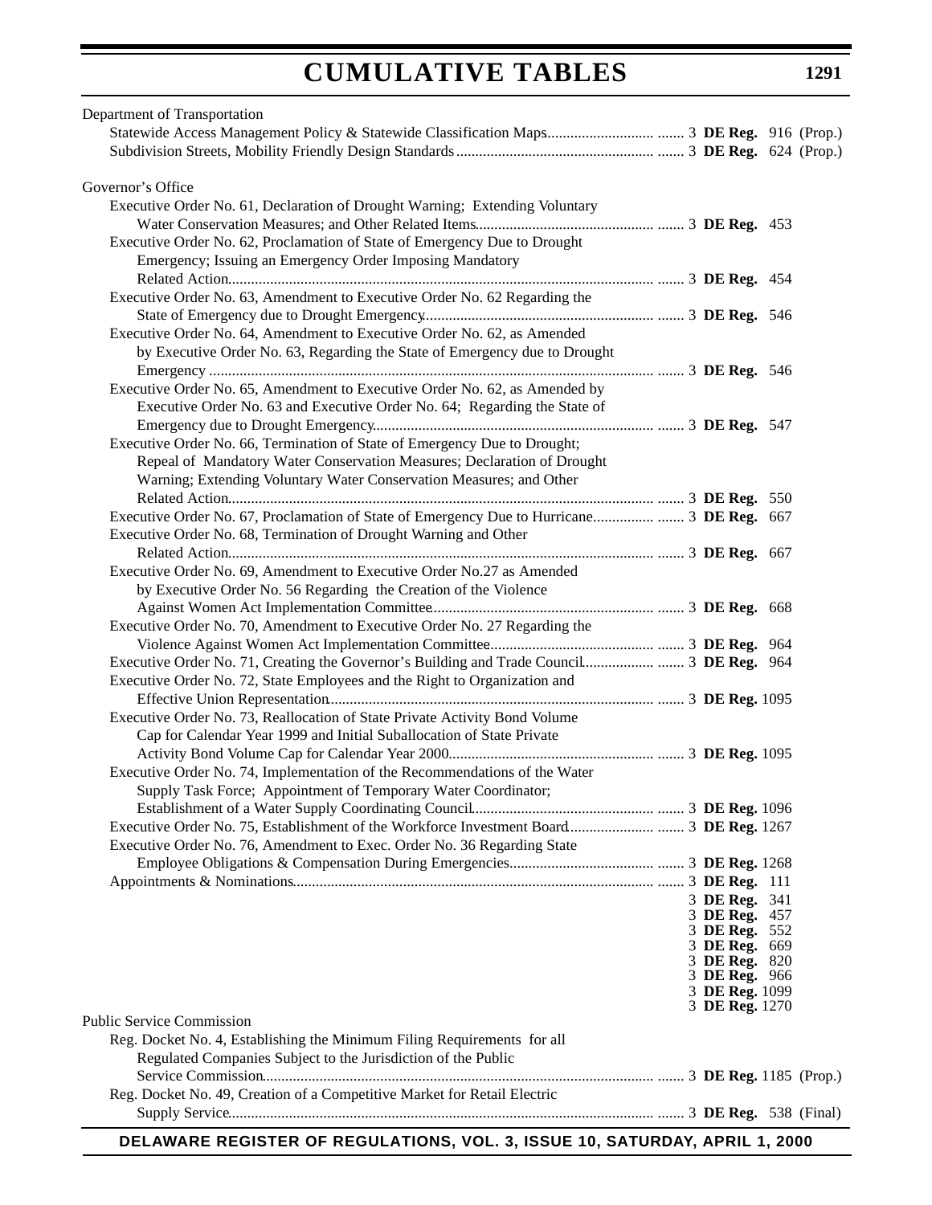# CUMULATIVE TABLES

Department of Transportation

- Statewide Access Management Policy & Statewide Classification Maps....................................... 3 **DE Reg.** 916 (Prop.)
- Subdivision Streets, Mobility Friendly Design Standards.................................................................. 3 **DE Reg.** 624 (Prop.)

Governor's Office

- Executive Order No. 61, Declaration of Drought Warning; Extending Voluntary Water Conservation Measures; and Other Related Items....................................................... 3 **DE Reg.** 453
- Executive Order No. 62, Proclamation of State of Emergency Due to Drought Emergency; Issuing an Emergency Order Imposing Mandatory Related Action.................................................................................................................. 3 **DE Reg.** 454
- Executive Order No. 63, Amendment to Executive Order No. 62 Regarding the State of Emergency due to Drought Emergency.......................................................................... 3 **DE Reg.** 546
- Executive Order No. 64, Amendment to Executive Order No. 62, as Amended by Executive Order No. 63, Regarding the State of Emergency due to Drought Emergency ........................................................................................................................ 3 **DE Reg.** 546
- Executive Order No. 65, Amendment to Executive Order No. 62, as Amended by Executive Order No. 63 and Executive Order No. 64; Regarding the State of Emergency due to Drought Emergency.......................................................................... 3 **DE Reg.** 547
- Executive Order No. 66, Termination of State of Emergency Due to Drought; Repeal of Mandatory Water Conservation Measures; Declaration of Drought Warning; Extending Voluntary Water Conservation Measures; and Other Related Action.................................................................................................................. 3 **DE Reg.** 550
- Executive Order No. 67, Proclamation of State of Emergency Due to Hurricane...................... 3 **DE Reg.** 667
- Executive Order No. 68, Termination of Drought Warning and Other Related Action.................................................................................................................. 3 **DE Reg.** 667
- Executive Order No. 69, Amendment to Executive Order No.27 as Amended by Executive Order No. 56 Regarding the Creation of the Violence Against Women Act Implementation Committee.......................................................... 3 **DE Reg.** 668
- Executive Order No. 70, Amendment to Executive Order No. 27 Regarding the Violence Against Women Act Implementation Committee................................................ 3 **DE Reg.** 964
- Executive Order No. 71, Creating the Governor's Building and Trade Council........................ 3 **DE Reg.** 964
- Executive Order No. 72, State Employees and the Right to Organization and Effective Union Representation........................................................................................ 3 **DE Reg.** 1095
- Executive Order No. 73, Reallocation of State Private Activity Bond Volume Cap for Calendar Year 1999 and Initial Suballocation of State Private Activity Bond Volume Cap for Calendar Year 2000...................................................... 3 **DE Reg.** 1095
- Executive Order No. 74, Implementation of the Recommendations of the Water Supply Task Force; Appointment of Temporary Water Coordinator; Establishment of a Water Supply Coordinating Council............................................... 3 **DE Reg.** 1096
- Executive Order No. 75, Establishment of the Workforce Investment Board............................ 3 **DE Reg.** 1267
- Executive Order No. 76, Amendment to Exec. Order No. 36 Regarding State Employee Obligations & Compensation During Emergencies..................................... 3 **DE Reg.** 1268
- Appointments & Nominations................................................................................................... 3 **DE Reg.** 111
  - 3 **DE Reg.** 341
  - 3 **DE Reg.** 457
  - 3 **DE Reg.** 552
  - 3 **DE Reg.** 669
  - 3 **DE Reg.** 820
  - 3 **DE Reg.** 966
  - 3 **DE Reg.** 1099
  - 3 **DE Reg.** 1270

Public Service Commission

- Reg. Docket No. 4, Establishing the Minimum Filing Requirements for all Regulated Companies Subject to the Jurisdiction of the Public Service Commission........................................................................................................... 3 **DE Reg.** 1185 (Prop.)
- Reg. Docket No. 49, Creation of a Competitive Market for Retail Electric Supply Service.................................................................................................................. 3 **DE Reg.** 538 (Final)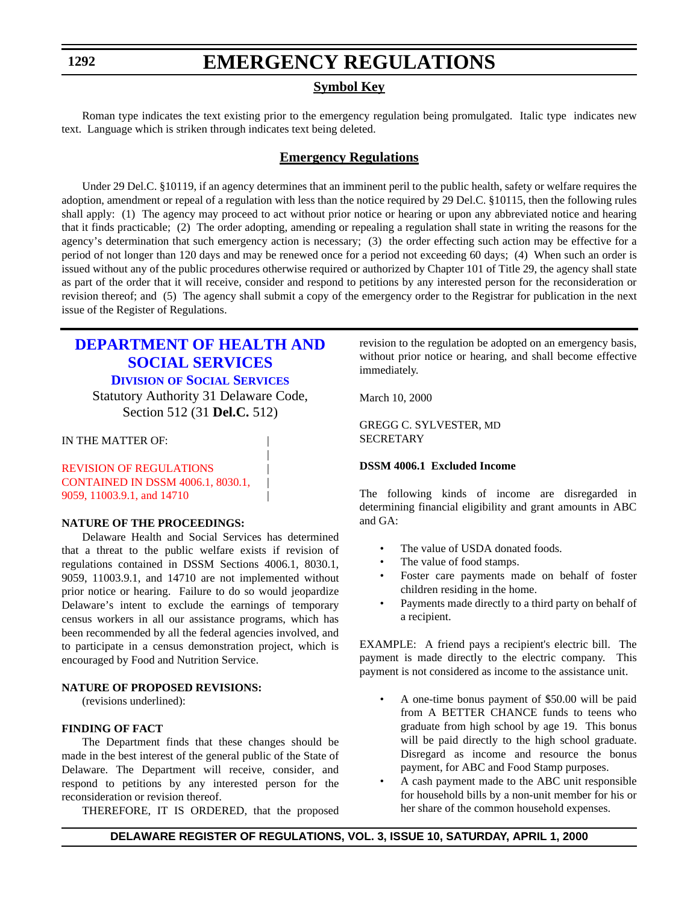# EMERGENCY REGULATIONS

## Symbol Key

Roman type indicates the text existing prior to the emergency regulation being promulgated. Italic type indicates new text. Language which is striken through indicates text being deleted.

## Emergency Regulations

Under 29 Del.C. §10119, if an agency determines that an imminent peril to the public health, safety or welfare requires the adoption, amendment or repeal of a regulation with less than the notice required by 29 Del.C. §10115, then the following rules shall apply: (1) The agency may proceed to act without prior notice or hearing or upon any abbreviated notice and hearing that it finds practicable; (2) The order adopting, amending or repealing a regulation shall state in writing the reasons for the agency's determination that such emergency action is necessary; (3) the order effecting such action may be effective for a period of not longer than 120 days and may be renewed once for a period not exceeding 60 days; (4) When such an order is issued without any of the public procedures otherwise required or authorized by Chapter 101 of Title 29, the agency shall state as part of the order that it will receive, consider and respond to petitions by any interested person for the reconsideration or revision thereof; and (5) The agency shall submit a copy of the emergency order to the Registrar for publication in the next issue of the Register of Regulations.

## DEPARTMENT OF HEALTH AND SOCIAL SERVICES

### Division of Social Services

Statutory Authority 31 Delaware Code, Section 512 (31 **Del.C.** 512)

IN THE MATTER OF:

REVISION OF REGULATIONS CONTAINED IN DSSM 4006.1, 8030.1, 9059, 11003.9.1, and 14710

**NATURE OF THE PROCEEDINGS:**

Delaware Health and Social Services has determined that a threat to the public welfare exists if revision of regulations contained in DSSM Sections 4006.1, 8030.1, 9059, 11003.9.1, and 14710 are not implemented without prior notice or hearing. Failure to do so would jeopardize Delaware's intent to exclude the earnings of temporary census workers in all our assistance programs, which has been recommended by all the federal agencies involved, and to participate in a census demonstration project, which is encouraged by Food and Nutrition Service.

**NATURE OF PROPOSED REVISIONS:**

(revisions underlined):

**FINDING OF FACT**

The Department finds that these changes should be made in the best interest of the general public of the State of Delaware. The Department will receive, consider, and respond to petitions by any interested person for the reconsideration or revision thereof.

THEREFORE, IT IS ORDERED, that the proposed revision to the regulation be adopted on an emergency basis, without prior notice or hearing, and shall become effective immediately.

March 10, 2000

GREGG C. SYLVESTER, MD
SECRETARY

**DSSM 4006.1 Excluded Income**

The following kinds of income are disregarded in determining financial eligibility and grant amounts in ABC and GA:

- The value of USDA donated foods.
- The value of food stamps.
- Foster care payments made on behalf of foster children residing in the home.
- Payments made directly to a third party on behalf of a recipient.

EXAMPLE: A friend pays a recipient's electric bill. The payment is made directly to the electric company. This payment is not considered as income to the assistance unit.

- A one-time bonus payment of $50.00 will be paid from A BETTER CHANCE funds to teens who graduate from high school by age 19. This bonus will be paid directly to the high school graduate. Disregard as income and resource the bonus payment, for ABC and Food Stamp purposes.
- A cash payment made to the ABC unit responsible for household bills by a non-unit member for his or her share of the common household expenses.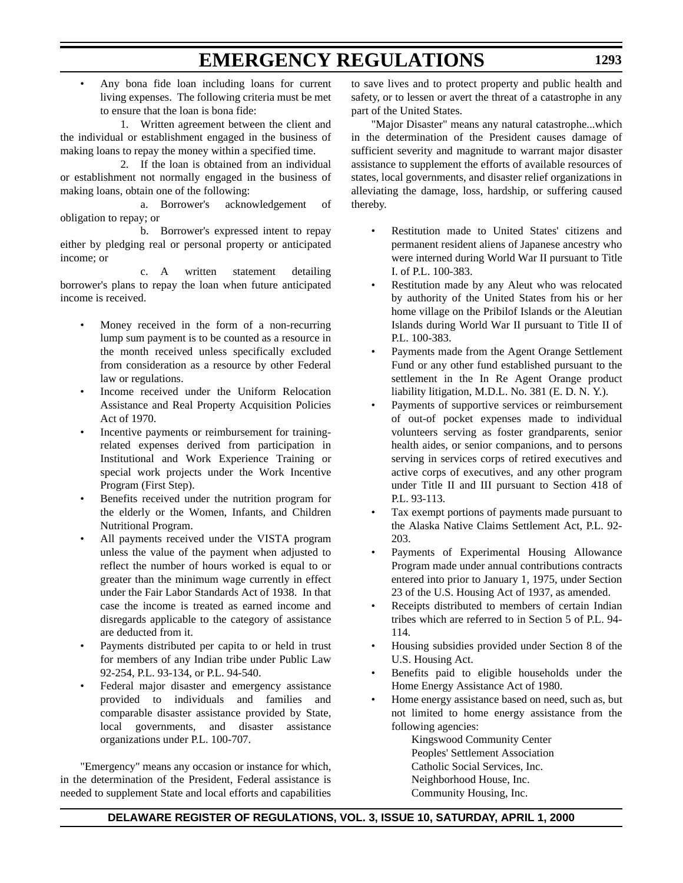- Any bona fide loan including loans for current living expenses. The following criteria must be met to ensure that the loan is bona fide:

1. Written agreement between the client and the individual or establishment engaged in the business of making loans to repay the money within a specified time.

2. If the loan is obtained from an individual or establishment not normally engaged in the business of making loans, obtain one of the following:

a. Borrower's acknowledgement of obligation to repay; or

b. Borrower's expressed intent to repay either by pledging real or personal property or anticipated income; or

c. A written statement detailing borrower's plans to repay the loan when future anticipated income is received.

- Money received in the form of a non-recurring lump sum payment is to be counted as a resource in the month received unless specifically excluded from consideration as a resource by other Federal law or regulations.
- Income received under the Uniform Relocation Assistance and Real Property Acquisition Policies Act of 1970.
- Incentive payments or reimbursement for training-related expenses derived from participation in Institutional and Work Experience Training or special work projects under the Work Incentive Program (First Step).
- Benefits received under the nutrition program for the elderly or the Women, Infants, and Children Nutritional Program.
- All payments received under the VISTA program unless the value of the payment when adjusted to reflect the number of hours worked is equal to or greater than the minimum wage currently in effect under the Fair Labor Standards Act of 1938. In that case the income is treated as earned income and disregards applicable to the category of assistance are deducted from it.
- Payments distributed per capita to or held in trust for members of any Indian tribe under Public Law 92-254, P.L. 93-134, or P.L. 94-540.
- Federal major disaster and emergency assistance provided to individuals and families and comparable disaster assistance provided by State, local governments, and disaster assistance organizations under P.L. 100-707.

"Emergency" means any occasion or instance for which, in the determination of the President, Federal assistance is needed to supplement State and local efforts and capabilities to save lives and to protect property and public health and safety, or to lessen or avert the threat of a catastrophe in any part of the United States.

"Major Disaster" means any natural catastrophe...which in the determination of the President causes damage of sufficient severity and magnitude to warrant major disaster assistance to supplement the efforts of available resources of states, local governments, and disaster relief organizations in alleviating the damage, loss, hardship, or suffering caused thereby.

- Restitution made to United States' citizens and permanent resident aliens of Japanese ancestry who were interned during World War II pursuant to Title I. of P.L. 100-383.
- Restitution made by any Aleut who was relocated by authority of the United States from his or her home village on the Pribilof Islands or the Aleutian Islands during World War II pursuant to Title II of P.L. 100-383.
- Payments made from the Agent Orange Settlement Fund or any other fund established pursuant to the settlement in the In Re Agent Orange product liability litigation, M.D.L. No. 381 (E. D. N. Y.).
- Payments of supportive services or reimbursement of out-of pocket expenses made to individual volunteers serving as foster grandparents, senior health aides, or senior companions, and to persons serving in services corps of retired executives and active corps of executives, and any other program under Title II and III pursuant to Section 418 of P.L. 93-113.
- Tax exempt portions of payments made pursuant to the Alaska Native Claims Settlement Act, P.L. 92-203.
- Payments of Experimental Housing Allowance Program made under annual contributions contracts entered into prior to January 1, 1975, under Section 23 of the U.S. Housing Act of 1937, as amended.
- Receipts distributed to members of certain Indian tribes which are referred to in Section 5 of P.L. 94-114.
- Housing subsidies provided under Section 8 of the U.S. Housing Act.
- Benefits paid to eligible households under the Home Energy Assistance Act of 1980.
- Home energy assistance based on need, such as, but not limited to home energy assistance from the following agencies:

  Kingswood Community Center
  Peoples' Settlement Association
  Catholic Social Services, Inc.
  Neighborhood House, Inc.
  Community Housing, Inc.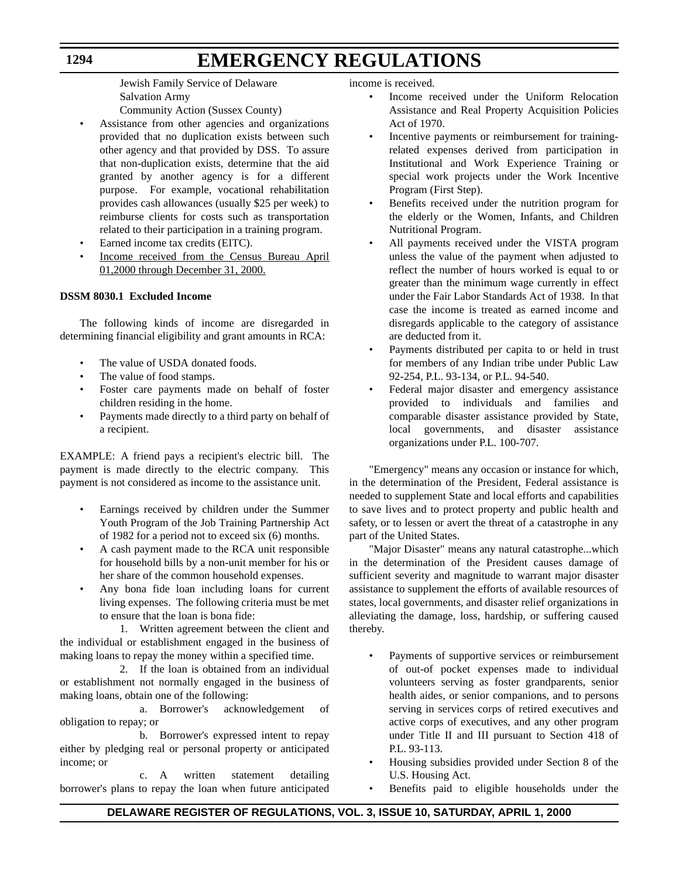Jewish Family Service of Delaware
Salvation Army
Community Action (Sussex County)

- Assistance from other agencies and organizations provided that no duplication exists between such other agency and that provided by DSS. To assure that non-duplication exists, determine that the aid granted by another agency is for a different purpose. For example, vocational rehabilitation provides cash allowances (usually $25 per week) to reimburse clients for costs such as transportation related to their participation in a training program.
- Earned income tax credits (EITC).
- <u>Income received from the Census Bureau April 01,2000 through December 31, 2000.</u>

**DSSM 8030.1 Excluded Income**

The following kinds of income are disregarded in determining financial eligibility and grant amounts in RCA:

- The value of USDA donated foods.
- The value of food stamps.
- Foster care payments made on behalf of foster children residing in the home.
- Payments made directly to a third party on behalf of a recipient.

EXAMPLE: A friend pays a recipient's electric bill. The payment is made directly to the electric company. This payment is not considered as income to the assistance unit.

- Earnings received by children under the Summer Youth Program of the Job Training Partnership Act of 1982 for a period not to exceed six (6) months.
- A cash payment made to the RCA unit responsible for household bills by a non-unit member for his or her share of the common household expenses.
- Any bona fide loan including loans for current living expenses. The following criteria must be met to ensure that the loan is bona fide:

1. Written agreement between the client and the individual or establishment engaged in the business of making loans to repay the money within a specified time.

2. If the loan is obtained from an individual or establishment not normally engaged in the business of making loans, obtain one of the following:

a. Borrower's acknowledgement of obligation to repay; or

b. Borrower's expressed intent to repay either by pledging real or personal property or anticipated income; or

c. A written statement detailing borrower's plans to repay the loan when future anticipated income is received.

- Income received under the Uniform Relocation Assistance and Real Property Acquisition Policies Act of 1970.
- Incentive payments or reimbursement for training-related expenses derived from participation in Institutional and Work Experience Training or special work projects under the Work Incentive Program (First Step).
- Benefits received under the nutrition program for the elderly or the Women, Infants, and Children Nutritional Program.
- All payments received under the VISTA program unless the value of the payment when adjusted to reflect the number of hours worked is equal to or greater than the minimum wage currently in effect under the Fair Labor Standards Act of 1938. In that case the income is treated as earned income and disregards applicable to the category of assistance are deducted from it.
- Payments distributed per capita to or held in trust for members of any Indian tribe under Public Law 92-254, P.L. 93-134, or P.L. 94-540.
- Federal major disaster and emergency assistance provided to individuals and families and comparable disaster assistance provided by State, local governments, and disaster assistance organizations under P.L. 100-707.

"Emergency" means any occasion or instance for which, in the determination of the President, Federal assistance is needed to supplement State and local efforts and capabilities to save lives and to protect property and public health and safety, or to lessen or avert the threat of a catastrophe in any part of the United States.

"Major Disaster" means any natural catastrophe...which in the determination of the President causes damage of sufficient severity and magnitude to warrant major disaster assistance to supplement the efforts of available resources of states, local governments, and disaster relief organizations in alleviating the damage, loss, hardship, or suffering caused thereby.

- Payments of supportive services or reimbursement of out-of pocket expenses made to individual volunteers serving as foster grandparents, senior health aides, or senior companions, and to persons serving in services corps of retired executives and active corps of executives, and any other program under Title II and III pursuant to Section 418 of P.L. 93-113.
- Housing subsidies provided under Section 8 of the U.S. Housing Act.
- Benefits paid to eligible households under the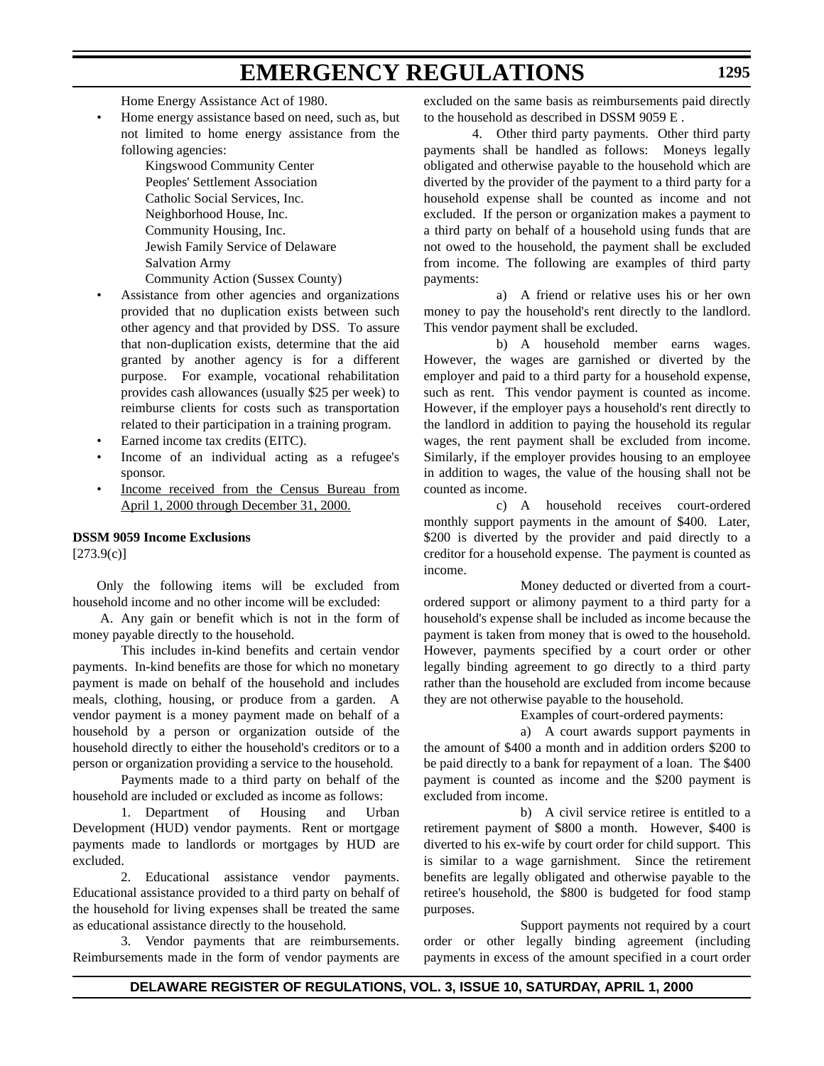Home Energy Assistance Act of 1980.

- Home energy assistance based on need, such as, but not limited to home energy assistance from the following agencies:
  - Kingswood Community Center
  - Peoples' Settlement Association
  - Catholic Social Services, Inc.
  - Neighborhood House, Inc.
  - Community Housing, Inc.
  - Jewish Family Service of Delaware
  - Salvation Army
  - Community Action (Sussex County)
- Assistance from other agencies and organizations provided that no duplication exists between such other agency and that provided by DSS. To assure that non-duplication exists, determine that the aid granted by another agency is for a different purpose. For example, vocational rehabilitation provides cash allowances (usually $25 per week) to reimburse clients for costs such as transportation related to their participation in a training program.
- Earned income tax credits (EITC).
- Income of an individual acting as a refugee's sponsor.
- <u>Income received from the Census Bureau from April 1, 2000 through December 31, 2000.</u>

**DSSM 9059 Income Exclusions**

[273.9(c)]

Only the following items will be excluded from household income and no other income will be excluded:

A. Any gain or benefit which is not in the form of money payable directly to the household.

This includes in-kind benefits and certain vendor payments. In-kind benefits are those for which no monetary payment is made on behalf of the household and includes meals, clothing, housing, or produce from a garden. A vendor payment is a money payment made on behalf of a household by a person or organization outside of the household directly to either the household's creditors or to a person or organization providing a service to the household.

Payments made to a third party on behalf of the household are included or excluded as income as follows:

1. Department of Housing and Urban Development (HUD) vendor payments. Rent or mortgage payments made to landlords or mortgages by HUD are excluded.

2. Educational assistance vendor payments. Educational assistance provided to a third party on behalf of the household for living expenses shall be treated the same as educational assistance directly to the household.

3. Vendor payments that are reimbursements. Reimbursements made in the form of vendor payments are excluded on the same basis as reimbursements paid directly to the household as described in DSSM 9059 E .

4. Other third party payments. Other third party payments shall be handled as follows: Moneys legally obligated and otherwise payable to the household which are diverted by the provider of the payment to a third party for a household expense shall be counted as income and not excluded. If the person or organization makes a payment to a third party on behalf of a household using funds that are not owed to the household, the payment shall be excluded from income. The following are examples of third party payments:

a) A friend or relative uses his or her own money to pay the household's rent directly to the landlord. This vendor payment shall be excluded.

b) A household member earns wages. However, the wages are garnished or diverted by the employer and paid to a third party for a household expense, such as rent. This vendor payment is counted as income. However, if the employer pays a household's rent directly to the landlord in addition to paying the household its regular wages, the rent payment shall be excluded from income. Similarly, if the employer provides housing to an employee in addition to wages, the value of the housing shall not be counted as income.

c) A household receives court-ordered monthly support payments in the amount of $400. Later, $200 is diverted by the provider and paid directly to a creditor for a household expense. The payment is counted as income.

Money deducted or diverted from a court-ordered support or alimony payment to a third party for a household's expense shall be included as income because the payment is taken from money that is owed to the household. However, payments specified by a court order or other legally binding agreement to go directly to a third party rather than the household are excluded from income because they are not otherwise payable to the household.

Examples of court-ordered payments:

a) A court awards support payments in the amount of $400 a month and in addition orders $200 to be paid directly to a bank for repayment of a loan. The $400 payment is counted as income and the $200 payment is excluded from income.

b) A civil service retiree is entitled to a retirement payment of $800 a month. However, $400 is diverted to his ex-wife by court order for child support. This is similar to a wage garnishment. Since the retirement benefits are legally obligated and otherwise payable to the retiree's household, the $800 is budgeted for food stamp purposes.

Support payments not required by a court order or other legally binding agreement (including payments in excess of the amount specified in a court order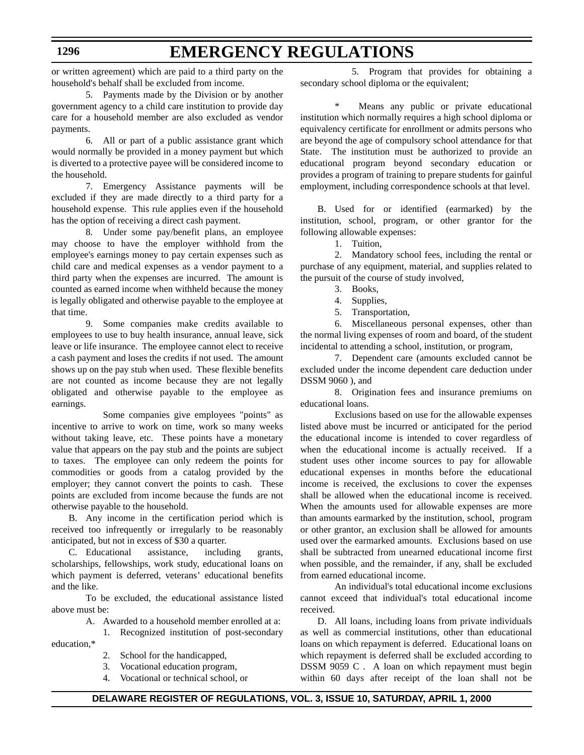or written agreement) which are paid to a third party on the household's behalf shall be excluded from income.

5. Payments made by the Division or by another government agency to a child care institution to provide day care for a household member are also excluded as vendor payments.

6. All or part of a public assistance grant which would normally be provided in a money payment but which is diverted to a protective payee will be considered income to the household.

7. Emergency Assistance payments will be excluded if they are made directly to a third party for a household expense. This rule applies even if the household has the option of receiving a direct cash payment.

8. Under some pay/benefit plans, an employee may choose to have the employer withhold from the employee's earnings money to pay certain expenses such as child care and medical expenses as a vendor payment to a third party when the expenses are incurred. The amount is counted as earned income when withheld because the money is legally obligated and otherwise payable to the employee at that time.

9. Some companies make credits available to employees to use to buy health insurance, annual leave, sick leave or life insurance. The employee cannot elect to receive a cash payment and loses the credits if not used. The amount shows up on the pay stub when used. These flexible benefits are not counted as income because they are not legally obligated and otherwise payable to the employee as earnings.

Some companies give employees "points" as incentive to arrive to work on time, work so many weeks without taking leave, etc. These points have a monetary value that appears on the pay stub and the points are subject to taxes. The employee can only redeem the points for commodities or goods from a catalog provided by the employer; they cannot convert the points to cash. These points are excluded from income because the funds are not otherwise payable to the household.

B. Any income in the certification period which is received too infrequently or irregularly to be reasonably anticipated, but not in excess of $30 a quarter.

C. Educational assistance, including grants, scholarships, fellowships, work study, educational loans on which payment is deferred, veterans' educational benefits and the like.

To be excluded, the educational assistance listed above must be:

A. Awarded to a household member enrolled at a:

1. Recognized institution of post-secondary education,*

2. School for the handicapped,

3. Vocational education program,

4. Vocational or technical school, or

5. Program that provides for obtaining a secondary school diploma or the equivalent;

\* Means any public or private educational institution which normally requires a high school diploma or equivalency certificate for enrollment or admits persons who are beyond the age of compulsory school attendance for that State. The institution must be authorized to provide an educational program beyond secondary education or provides a program of training to prepare students for gainful employment, including correspondence schools at that level.

B. Used for or identified (earmarked) by the institution, school, program, or other grantor for the following allowable expenses:

1. Tuition,

2. Mandatory school fees, including the rental or purchase of any equipment, material, and supplies related to the pursuit of the course of study involved,

3. Books,

4. Supplies,

5. Transportation,

6. Miscellaneous personal expenses, other than the normal living expenses of room and board, of the student incidental to attending a school, institution, or program,

7. Dependent care (amounts excluded cannot be excluded under the income dependent care deduction under DSSM 9060 ), and

8. Origination fees and insurance premiums on educational loans.

Exclusions based on use for the allowable expenses listed above must be incurred or anticipated for the period the educational income is intended to cover regardless of when the educational income is actually received. If a student uses other income sources to pay for allowable educational expenses in months before the educational income is received, the exclusions to cover the expenses shall be allowed when the educational income is received. When the amounts used for allowable expenses are more than amounts earmarked by the institution, school, program or other grantor, an exclusion shall be allowed for amounts used over the earmarked amounts. Exclusions based on use shall be subtracted from unearned educational income first when possible, and the remainder, if any, shall be excluded from earned educational income.

An individual's total educational income exclusions cannot exceed that individual's total educational income received.

D. All loans, including loans from private individuals as well as commercial institutions, other than educational loans on which repayment is deferred. Educational loans on which repayment is deferred shall be excluded according to DSSM 9059 C . A loan on which repayment must begin within 60 days after receipt of the loan shall not be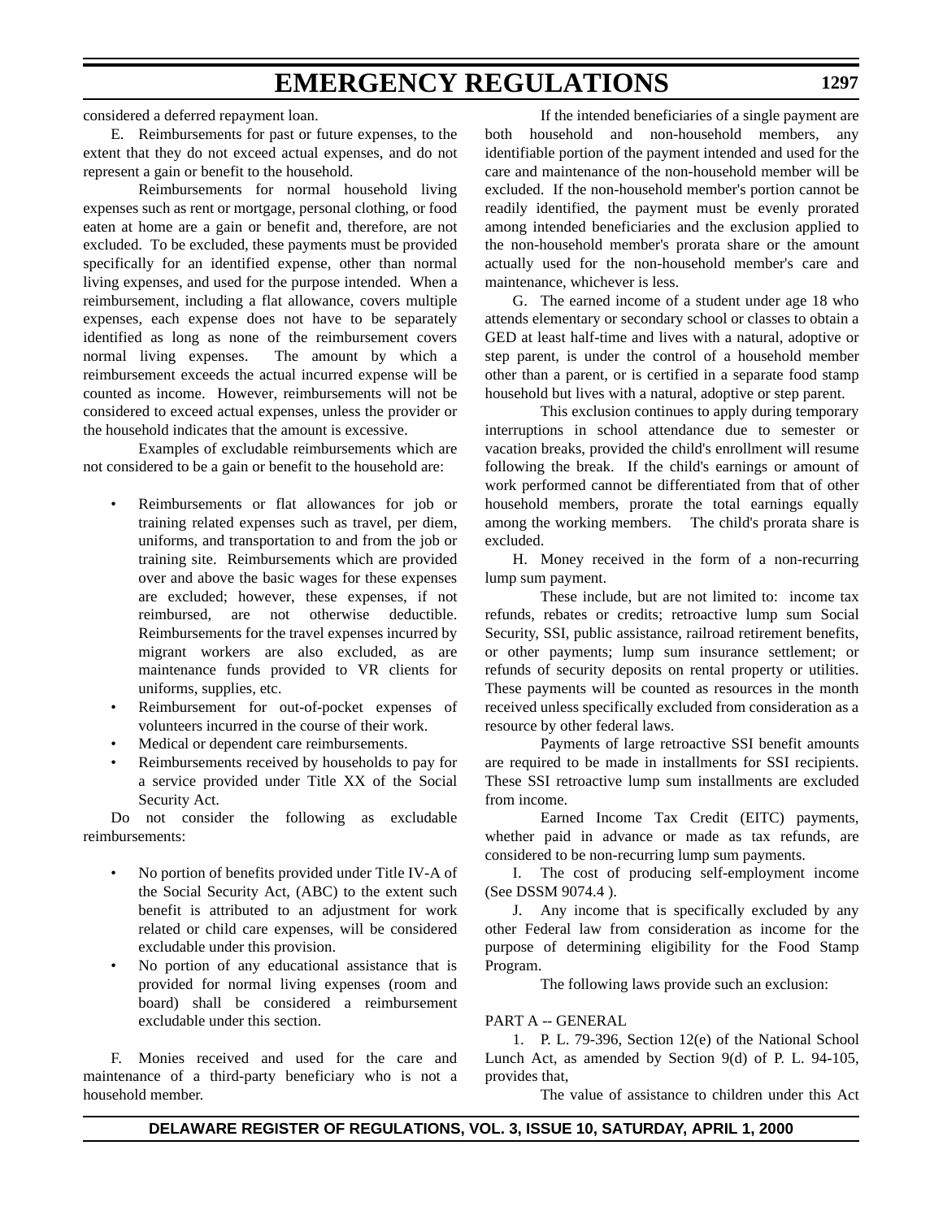considered a deferred repayment loan.

E. Reimbursements for past or future expenses, to the extent that they do not exceed actual expenses, and do not represent a gain or benefit to the household.

Reimbursements for normal household living expenses such as rent or mortgage, personal clothing, or food eaten at home are a gain or benefit and, therefore, are not excluded. To be excluded, these payments must be provided specifically for an identified expense, other than normal living expenses, and used for the purpose intended. When a reimbursement, including a flat allowance, covers multiple expenses, each expense does not have to be separately identified as long as none of the reimbursement covers normal living expenses. The amount by which a reimbursement exceeds the actual incurred expense will be counted as income. However, reimbursements will not be considered to exceed actual expenses, unless the provider or the household indicates that the amount is excessive.

Examples of excludable reimbursements which are not considered to be a gain or benefit to the household are:

- Reimbursements or flat allowances for job or training related expenses such as travel, per diem, uniforms, and transportation to and from the job or training site. Reimbursements which are provided over and above the basic wages for these expenses are excluded; however, these expenses, if not reimbursed, are not otherwise deductible. Reimbursements for the travel expenses incurred by migrant workers are also excluded, as are maintenance funds provided to VR clients for uniforms, supplies, etc.
- Reimbursement for out-of-pocket expenses of volunteers incurred in the course of their work.
- Medical or dependent care reimbursements.
- Reimbursements received by households to pay for a service provided under Title XX of the Social Security Act.

Do not consider the following as excludable reimbursements:

- No portion of benefits provided under Title IV-A of the Social Security Act, (ABC) to the extent such benefit is attributed to an adjustment for work related or child care expenses, will be considered excludable under this provision.
- No portion of any educational assistance that is provided for normal living expenses (room and board) shall be considered a reimbursement excludable under this section.

F. Monies received and used for the care and maintenance of a third-party beneficiary who is not a household member.

If the intended beneficiaries of a single payment are both household and non-household members, any identifiable portion of the payment intended and used for the care and maintenance of the non-household member will be excluded. If the non-household member's portion cannot be readily identified, the payment must be evenly prorated among intended beneficiaries and the exclusion applied to the non-household member's prorata share or the amount actually used for the non-household member's care and maintenance, whichever is less.

G. The earned income of a student under age 18 who attends elementary or secondary school or classes to obtain a GED at least half-time and lives with a natural, adoptive or step parent, is under the control of a household member other than a parent, or is certified in a separate food stamp household but lives with a natural, adoptive or step parent.

This exclusion continues to apply during temporary interruptions in school attendance due to semester or vacation breaks, provided the child's enrollment will resume following the break. If the child's earnings or amount of work performed cannot be differentiated from that of other household members, prorate the total earnings equally among the working members. The child's prorata share is excluded.

H. Money received in the form of a non-recurring lump sum payment.

These include, but are not limited to: income tax refunds, rebates or credits; retroactive lump sum Social Security, SSI, public assistance, railroad retirement benefits, or other payments; lump sum insurance settlement; or refunds of security deposits on rental property or utilities. These payments will be counted as resources in the month received unless specifically excluded from consideration as a resource by other federal laws.

Payments of large retroactive SSI benefit amounts are required to be made in installments for SSI recipients. These SSI retroactive lump sum installments are excluded from income.

Earned Income Tax Credit (EITC) payments, whether paid in advance or made as tax refunds, are considered to be non-recurring lump sum payments.

I. The cost of producing self-employment income (See DSSM 9074.4 ).

J. Any income that is specifically excluded by any other Federal law from consideration as income for the purpose of determining eligibility for the Food Stamp Program.

The following laws provide such an exclusion:

PART A -- GENERAL

1. P. L. 79-396, Section 12(e) of the National School Lunch Act, as amended by Section 9(d) of P. L. 94-105, provides that,

The value of assistance to children under this Act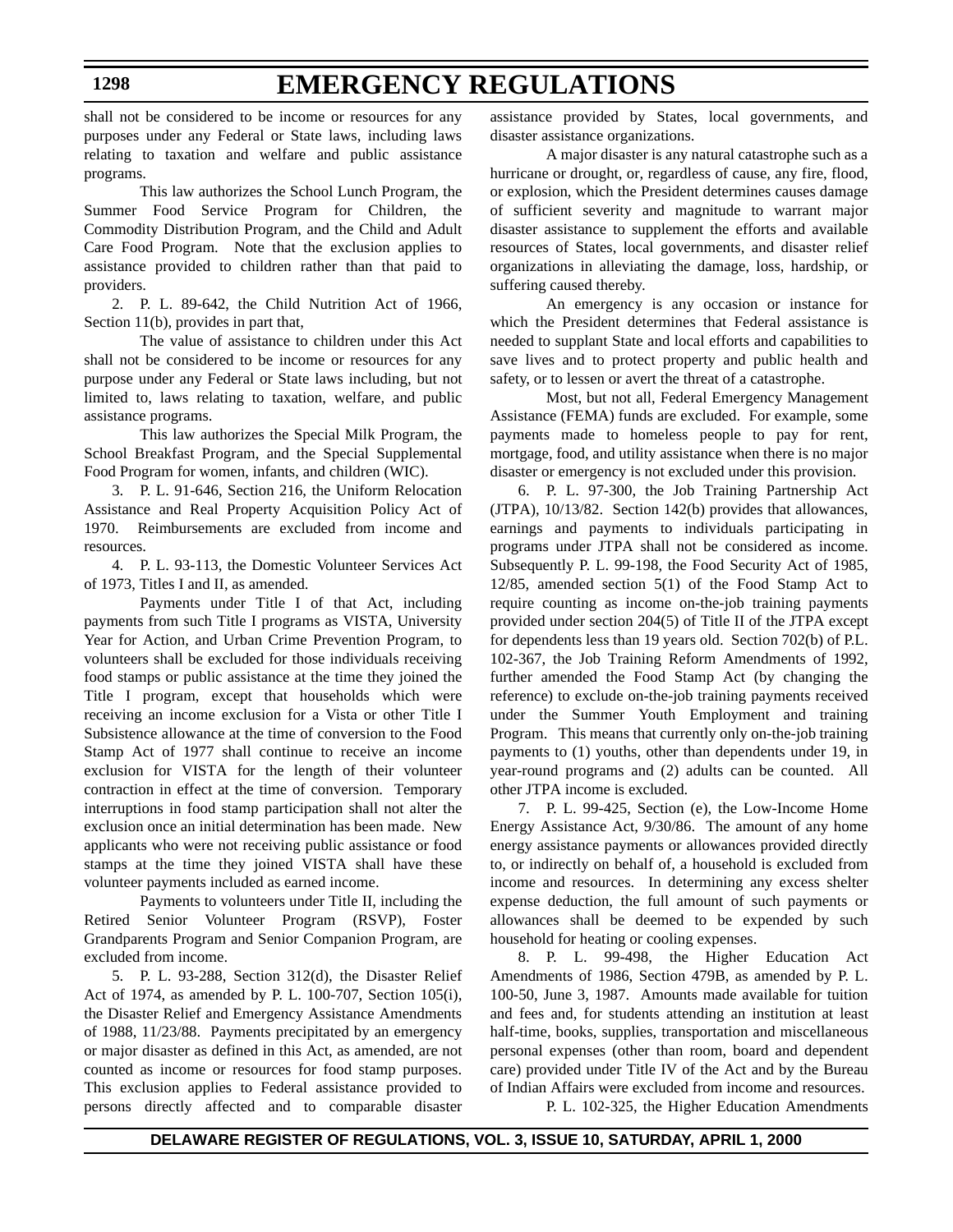shall not be considered to be income or resources for any purposes under any Federal or State laws, including laws relating to taxation and welfare and public assistance programs.

This law authorizes the School Lunch Program, the Summer Food Service Program for Children, the Commodity Distribution Program, and the Child and Adult Care Food Program. Note that the exclusion applies to assistance provided to children rather than that paid to providers.

2. P. L. 89-642, the Child Nutrition Act of 1966, Section 11(b), provides in part that,

The value of assistance to children under this Act shall not be considered to be income or resources for any purpose under any Federal or State laws including, but not limited to, laws relating to taxation, welfare, and public assistance programs.

This law authorizes the Special Milk Program, the School Breakfast Program, and the Special Supplemental Food Program for women, infants, and children (WIC).

3. P. L. 91-646, Section 216, the Uniform Relocation Assistance and Real Property Acquisition Policy Act of 1970. Reimbursements are excluded from income and resources.

4. P. L. 93-113, the Domestic Volunteer Services Act of 1973, Titles I and II, as amended.

Payments under Title I of that Act, including payments from such Title I programs as VISTA, University Year for Action, and Urban Crime Prevention Program, to volunteers shall be excluded for those individuals receiving food stamps or public assistance at the time they joined the Title I program, except that households which were receiving an income exclusion for a Vista or other Title I Subsistence allowance at the time of conversion to the Food Stamp Act of 1977 shall continue to receive an income exclusion for VISTA for the length of their volunteer contraction in effect at the time of conversion. Temporary interruptions in food stamp participation shall not alter the exclusion once an initial determination has been made. New applicants who were not receiving public assistance or food stamps at the time they joined VISTA shall have these volunteer payments included as earned income.

Payments to volunteers under Title II, including the Retired Senior Volunteer Program (RSVP), Foster Grandparents Program and Senior Companion Program, are excluded from income.

5. P. L. 93-288, Section 312(d), the Disaster Relief Act of 1974, as amended by P. L. 100-707, Section 105(i), the Disaster Relief and Emergency Assistance Amendments of 1988, 11/23/88. Payments precipitated by an emergency or major disaster as defined in this Act, as amended, are not counted as income or resources for food stamp purposes. This exclusion applies to Federal assistance provided to persons directly affected and to comparable disaster assistance provided by States, local governments, and disaster assistance organizations.

A major disaster is any natural catastrophe such as a hurricane or drought, or, regardless of cause, any fire, flood, or explosion, which the President determines causes damage of sufficient severity and magnitude to warrant major disaster assistance to supplement the efforts and available resources of States, local governments, and disaster relief organizations in alleviating the damage, loss, hardship, or suffering caused thereby.

An emergency is any occasion or instance for which the President determines that Federal assistance is needed to supplant State and local efforts and capabilities to save lives and to protect property and public health and safety, or to lessen or avert the threat of a catastrophe.

Most, but not all, Federal Emergency Management Assistance (FEMA) funds are excluded. For example, some payments made to homeless people to pay for rent, mortgage, food, and utility assistance when there is no major disaster or emergency is not excluded under this provision.

6. P. L. 97-300, the Job Training Partnership Act (JTPA), 10/13/82. Section 142(b) provides that allowances, earnings and payments to individuals participating in programs under JTPA shall not be considered as income. Subsequently P. L. 99-198, the Food Security Act of 1985, 12/85, amended section 5(1) of the Food Stamp Act to require counting as income on-the-job training payments provided under section 204(5) of Title II of the JTPA except for dependents less than 19 years old. Section 702(b) of P.L. 102-367, the Job Training Reform Amendments of 1992, further amended the Food Stamp Act (by changing the reference) to exclude on-the-job training payments received under the Summer Youth Employment and training Program. This means that currently only on-the-job training payments to (1) youths, other than dependents under 19, in year-round programs and (2) adults can be counted. All other JTPA income is excluded.

7. P. L. 99-425, Section (e), the Low-Income Home Energy Assistance Act, 9/30/86. The amount of any home energy assistance payments or allowances provided directly to, or indirectly on behalf of, a household is excluded from income and resources. In determining any excess shelter expense deduction, the full amount of such payments or allowances shall be deemed to be expended by such household for heating or cooling expenses.

8. P. L. 99-498, the Higher Education Act Amendments of 1986, Section 479B, as amended by P. L. 100-50, June 3, 1987. Amounts made available for tuition and fees and, for students attending an institution at least half-time, books, supplies, transportation and miscellaneous personal expenses (other than room, board and dependent care) provided under Title IV of the Act and by the Bureau of Indian Affairs were excluded from income and resources.

P. L. 102-325, the Higher Education Amendments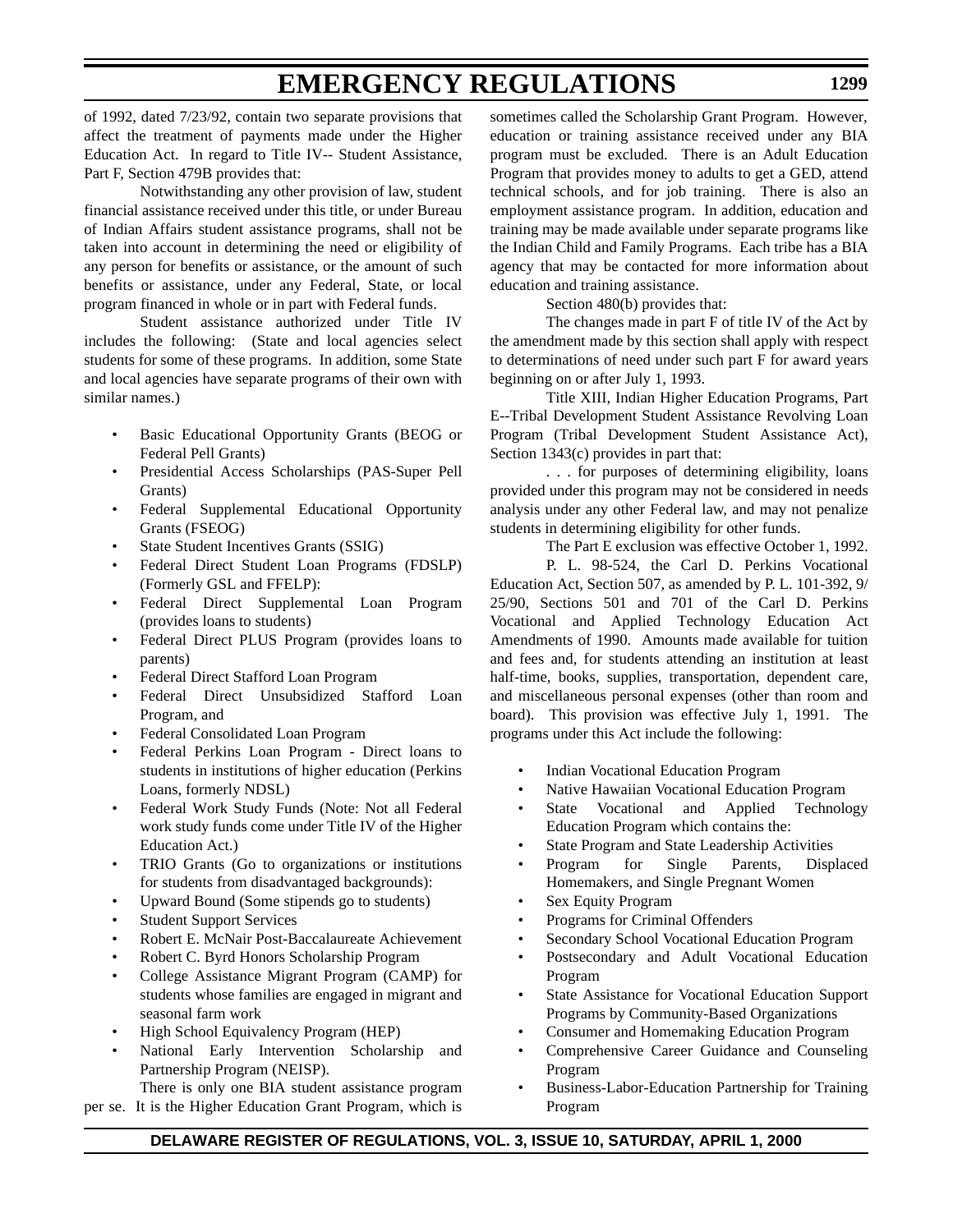of 1992, dated 7/23/92, contain two separate provisions that affect the treatment of payments made under the Higher Education Act. In regard to Title IV-- Student Assistance, Part F, Section 479B provides that:

Notwithstanding any other provision of law, student financial assistance received under this title, or under Bureau of Indian Affairs student assistance programs, shall not be taken into account in determining the need or eligibility of any person for benefits or assistance, or the amount of such benefits or assistance, under any Federal, State, or local program financed in whole or in part with Federal funds.

Student assistance authorized under Title IV includes the following: (State and local agencies select students for some of these programs. In addition, some State and local agencies have separate programs of their own with similar names.)

- Basic Educational Opportunity Grants (BEOG or Federal Pell Grants)
- Presidential Access Scholarships (PAS-Super Pell Grants)
- Federal Supplemental Educational Opportunity Grants (FSEOG)
- State Student Incentives Grants (SSIG)
- Federal Direct Student Loan Programs (FDSLP) (Formerly GSL and FFELP):
- Federal Direct Supplemental Loan Program (provides loans to students)
- Federal Direct PLUS Program (provides loans to parents)
- Federal Direct Stafford Loan Program
- Federal Direct Unsubsidized Stafford Loan Program, and
- Federal Consolidated Loan Program
- Federal Perkins Loan Program - Direct loans to students in institutions of higher education (Perkins Loans, formerly NDSL)
- Federal Work Study Funds (Note: Not all Federal work study funds come under Title IV of the Higher Education Act.)
- TRIO Grants (Go to organizations or institutions for students from disadvantaged backgrounds):
- Upward Bound (Some stipends go to students)
- Student Support Services
- Robert E. McNair Post-Baccalaureate Achievement
- Robert C. Byrd Honors Scholarship Program
- College Assistance Migrant Program (CAMP) for students whose families are engaged in migrant and seasonal farm work
- High School Equivalency Program (HEP)
- National Early Intervention Scholarship and Partnership Program (NEISP).

There is only one BIA student assistance program per se. It is the Higher Education Grant Program, which is sometimes called the Scholarship Grant Program. However, education or training assistance received under any BIA program must be excluded. There is an Adult Education Program that provides money to adults to get a GED, attend technical schools, and for job training. There is also an employment assistance program. In addition, education and training may be made available under separate programs like the Indian Child and Family Programs. Each tribe has a BIA agency that may be contacted for more information about education and training assistance.

Section 480(b) provides that:

The changes made in part F of title IV of the Act by the amendment made by this section shall apply with respect to determinations of need under such part F for award years beginning on or after July 1, 1993.

Title XIII, Indian Higher Education Programs, Part E--Tribal Development Student Assistance Revolving Loan Program (Tribal Development Student Assistance Act), Section 1343(c) provides in part that:

. . . for purposes of determining eligibility, loans provided under this program may not be considered in needs analysis under any other Federal law, and may not penalize students in determining eligibility for other funds.

The Part E exclusion was effective October 1, 1992.

P. L. 98-524, the Carl D. Perkins Vocational Education Act, Section 507, as amended by P. L. 101-392, 9/25/90, Sections 501 and 701 of the Carl D. Perkins Vocational and Applied Technology Education Act Amendments of 1990. Amounts made available for tuition and fees and, for students attending an institution at least half-time, books, supplies, transportation, dependent care, and miscellaneous personal expenses (other than room and board). This provision was effective July 1, 1991. The programs under this Act include the following:

- Indian Vocational Education Program
- Native Hawaiian Vocational Education Program
- State Vocational and Applied Technology Education Program which contains the:
- State Program and State Leadership Activities
- Program for Single Parents, Displaced Homemakers, and Single Pregnant Women
- Sex Equity Program
- Programs for Criminal Offenders
- Secondary School Vocational Education Program
- Postsecondary and Adult Vocational Education Program
- State Assistance for Vocational Education Support Programs by Community-Based Organizations
- Consumer and Homemaking Education Program
- Comprehensive Career Guidance and Counseling Program
- Business-Labor-Education Partnership for Training Program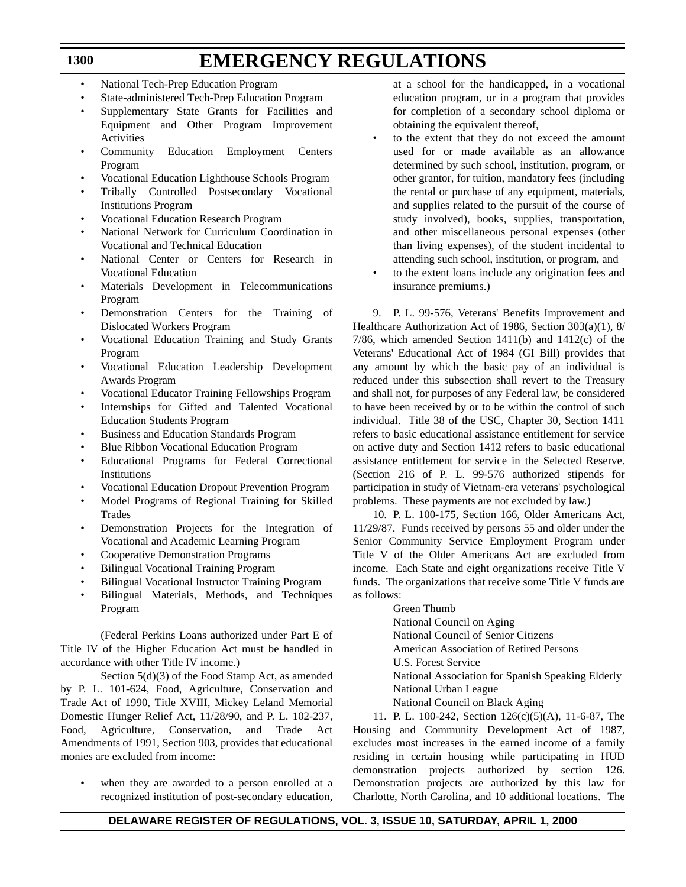- National Tech-Prep Education Program
- State-administered Tech-Prep Education Program
- Supplementary State Grants for Facilities and Equipment and Other Program Improvement Activities
- Community Education Employment Centers Program
- Vocational Education Lighthouse Schools Program
- Tribally Controlled Postsecondary Vocational Institutions Program
- Vocational Education Research Program
- National Network for Curriculum Coordination in Vocational and Technical Education
- National Center or Centers for Research in Vocational Education
- Materials Development in Telecommunications Program
- Demonstration Centers for the Training of Dislocated Workers Program
- Vocational Education Training and Study Grants Program
- Vocational Education Leadership Development Awards Program
- Vocational Educator Training Fellowships Program
- Internships for Gifted and Talented Vocational Education Students Program
- Business and Education Standards Program
- Blue Ribbon Vocational Education Program
- Educational Programs for Federal Correctional Institutions
- Vocational Education Dropout Prevention Program
- Model Programs of Regional Training for Skilled Trades
- Demonstration Projects for the Integration of Vocational and Academic Learning Program
- Cooperative Demonstration Programs
- Bilingual Vocational Training Program
- Bilingual Vocational Instructor Training Program
- Bilingual Materials, Methods, and Techniques Program

(Federal Perkins Loans authorized under Part E of Title IV of the Higher Education Act must be handled in accordance with other Title IV income.)

Section 5(d)(3) of the Food Stamp Act, as amended by P. L. 101-624, Food, Agriculture, Conservation and Trade Act of 1990, Title XVIII, Mickey Leland Memorial Domestic Hunger Relief Act, 11/28/90, and P. L. 102-237, Food, Agriculture, Conservation, and Trade Act Amendments of 1991, Section 903, provides that educational monies are excluded from income:

- when they are awarded to a person enrolled at a recognized institution of post-secondary education, at a school for the handicapped, in a vocational education program, or in a program that provides for completion of a secondary school diploma or obtaining the equivalent thereof,
- to the extent that they do not exceed the amount used for or made available as an allowance determined by such school, institution, program, or other grantor, for tuition, mandatory fees (including the rental or purchase of any equipment, materials, and supplies related to the pursuit of the course of study involved), books, supplies, transportation, and other miscellaneous personal expenses (other than living expenses), of the student incidental to attending such school, institution, or program, and
- to the extent loans include any origination fees and insurance premiums.)

9. P. L. 99-576, Veterans' Benefits Improvement and Healthcare Authorization Act of 1986, Section 303(a)(1), 8/7/86, which amended Section 1411(b) and 1412(c) of the Veterans' Educational Act of 1984 (GI Bill) provides that any amount by which the basic pay of an individual is reduced under this subsection shall revert to the Treasury and shall not, for purposes of any Federal law, be considered to have been received by or to be within the control of such individual. Title 38 of the USC, Chapter 30, Section 1411 refers to basic educational assistance entitlement for service on active duty and Section 1412 refers to basic educational assistance entitlement for service in the Selected Reserve. (Section 216 of P. L. 99-576 authorized stipends for participation in study of Vietnam-era veterans' psychological problems. These payments are not excluded by law.)

10. P. L. 100-175, Section 166, Older Americans Act, 11/29/87. Funds received by persons 55 and older under the Senior Community Service Employment Program under Title V of the Older Americans Act are excluded from income. Each State and eight organizations receive Title V funds. The organizations that receive some Title V funds are as follows:

Green Thumb
National Council on Aging
National Council of Senior Citizens
American Association of Retired Persons
U.S. Forest Service
National Association for Spanish Speaking Elderly
National Urban League
National Council on Black Aging

11. P. L. 100-242, Section 126(c)(5)(A), 11-6-87, The Housing and Community Development Act of 1987, excludes most increases in the earned income of a family residing in certain housing while participating in HUD demonstration projects authorized by section 126. Demonstration projects are authorized by this law for Charlotte, North Carolina, and 10 additional locations. The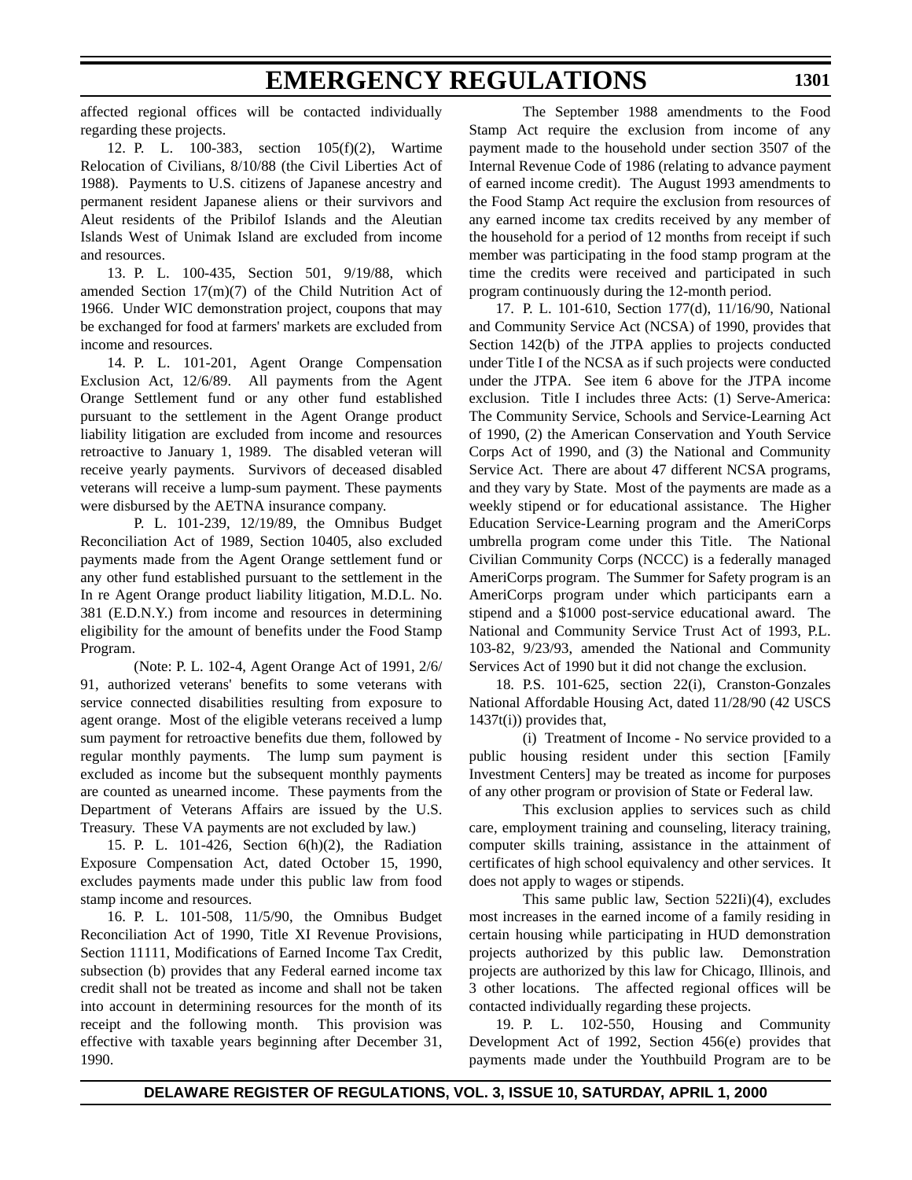affected regional offices will be contacted individually regarding these projects.

12. P. L. 100-383, section 105(f)(2), Wartime Relocation of Civilians, 8/10/88 (the Civil Liberties Act of 1988). Payments to U.S. citizens of Japanese ancestry and permanent resident Japanese aliens or their survivors and Aleut residents of the Pribilof Islands and the Aleutian Islands West of Unimak Island are excluded from income and resources.

13. P. L. 100-435, Section 501, 9/19/88, which amended Section 17(m)(7) of the Child Nutrition Act of 1966. Under WIC demonstration project, coupons that may be exchanged for food at farmers' markets are excluded from income and resources.

14. P. L. 101-201, Agent Orange Compensation Exclusion Act, 12/6/89. All payments from the Agent Orange Settlement fund or any other fund established pursuant to the settlement in the Agent Orange product liability litigation are excluded from income and resources retroactive to January 1, 1989. The disabled veteran will receive yearly payments. Survivors of deceased disabled veterans will receive a lump-sum payment. These payments were disbursed by the AETNA insurance company.

P. L. 101-239, 12/19/89, the Omnibus Budget Reconciliation Act of 1989, Section 10405, also excluded payments made from the Agent Orange settlement fund or any other fund established pursuant to the settlement in the In re Agent Orange product liability litigation, M.D.L. No. 381 (E.D.N.Y.) from income and resources in determining eligibility for the amount of benefits under the Food Stamp Program.

(Note: P. L. 102-4, Agent Orange Act of 1991, 2/6/91, authorized veterans' benefits to some veterans with service connected disabilities resulting from exposure to agent orange. Most of the eligible veterans received a lump sum payment for retroactive benefits due them, followed by regular monthly payments. The lump sum payment is excluded as income but the subsequent monthly payments are counted as unearned income. These payments from the Department of Veterans Affairs are issued by the U.S. Treasury. These VA payments are not excluded by law.)

15. P. L. 101-426, Section 6(h)(2), the Radiation Exposure Compensation Act, dated October 15, 1990, excludes payments made under this public law from food stamp income and resources.

16. P. L. 101-508, 11/5/90, the Omnibus Budget Reconciliation Act of 1990, Title XI Revenue Provisions, Section 11111, Modifications of Earned Income Tax Credit, subsection (b) provides that any Federal earned income tax credit shall not be treated as income and shall not be taken into account in determining resources for the month of its receipt and the following month. This provision was effective with taxable years beginning after December 31, 1990.

The September 1988 amendments to the Food Stamp Act require the exclusion from income of any payment made to the household under section 3507 of the Internal Revenue Code of 1986 (relating to advance payment of earned income credit). The August 1993 amendments to the Food Stamp Act require the exclusion from resources of any earned income tax credits received by any member of the household for a period of 12 months from receipt if such member was participating in the food stamp program at the time the credits were received and participated in such program continuously during the 12-month period.

17. P. L. 101-610, Section 177(d), 11/16/90, National and Community Service Act (NCSA) of 1990, provides that Section 142(b) of the JTPA applies to projects conducted under Title I of the NCSA as if such projects were conducted under the JTPA. See item 6 above for the JTPA income exclusion. Title I includes three Acts: (1) Serve-America: The Community Service, Schools and Service-Learning Act of 1990, (2) the American Conservation and Youth Service Corps Act of 1990, and (3) the National and Community Service Act. There are about 47 different NCSA programs, and they vary by State. Most of the payments are made as a weekly stipend or for educational assistance. The Higher Education Service-Learning program and the AmeriCorps umbrella program come under this Title. The National Civilian Community Corps (NCCC) is a federally managed AmeriCorps program. The Summer for Safety program is an AmeriCorps program under which participants earn a stipend and a $1000 post-service educational award. The National and Community Service Trust Act of 1993, P.L. 103-82, 9/23/93, amended the National and Community Services Act of 1990 but it did not change the exclusion.

18. P.S. 101-625, section 22(i), Cranston-Gonzales National Affordable Housing Act, dated 11/28/90 (42 USCS 1437t(i)) provides that,

(i) Treatment of Income - No service provided to a public housing resident under this section [Family Investment Centers] may be treated as income for purposes of any other program or provision of State or Federal law.

This exclusion applies to services such as child care, employment training and counseling, literacy training, computer skills training, assistance in the attainment of certificates of high school equivalency and other services. It does not apply to wages or stipends.

This same public law, Section 522Ii)(4), excludes most increases in the earned income of a family residing in certain housing while participating in HUD demonstration projects authorized by this public law. Demonstration projects are authorized by this law for Chicago, Illinois, and 3 other locations. The affected regional offices will be contacted individually regarding these projects.

19. P. L. 102-550, Housing and Community Development Act of 1992, Section 456(e) provides that payments made under the Youthbuild Program are to be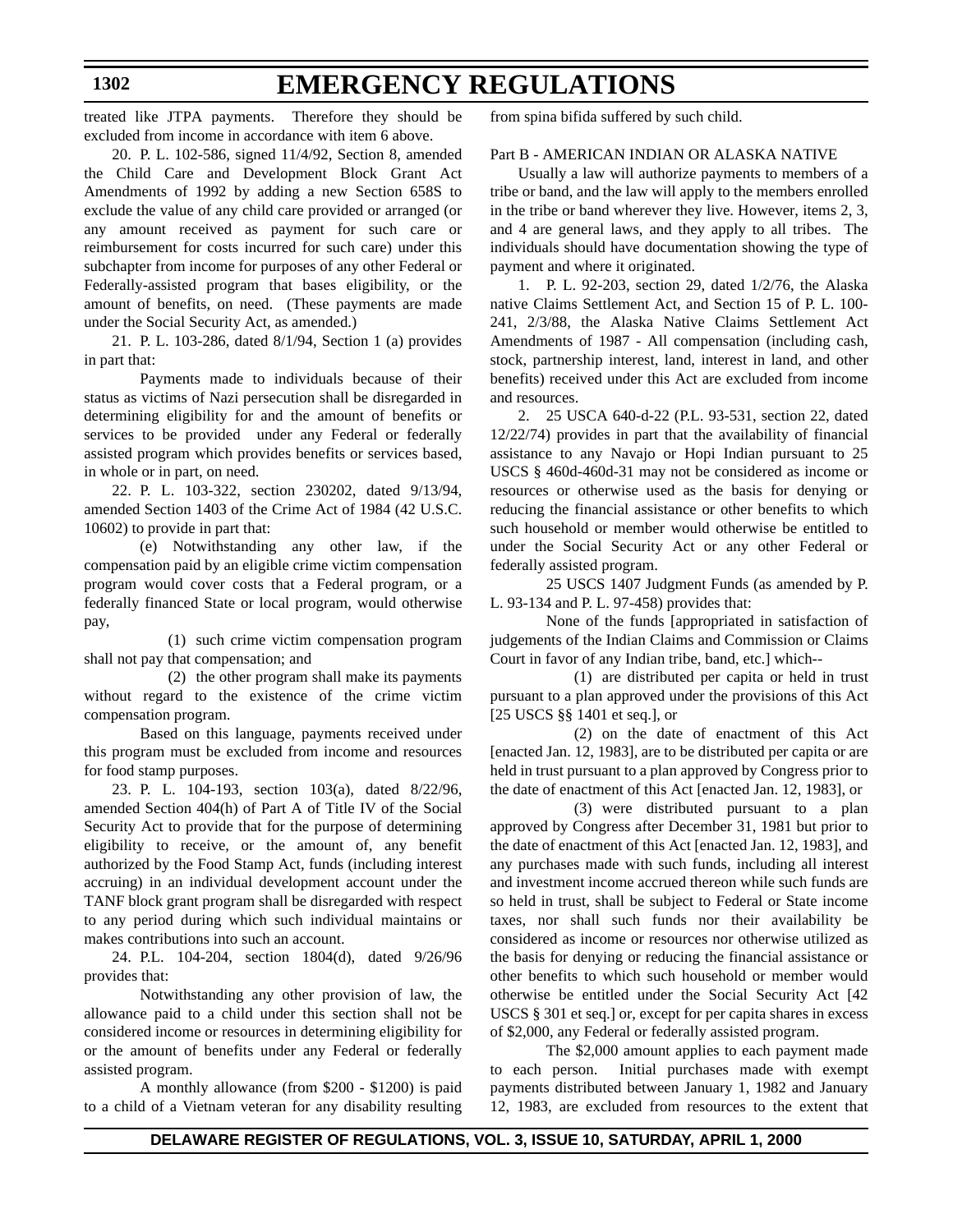treated like JTPA payments. Therefore they should be excluded from income in accordance with item 6 above.

20. P. L. 102-586, signed 11/4/92, Section 8, amended the Child Care and Development Block Grant Act Amendments of 1992 by adding a new Section 658S to exclude the value of any child care provided or arranged (or any amount received as payment for such care or reimbursement for costs incurred for such care) under this subchapter from income for purposes of any other Federal or Federally-assisted program that bases eligibility, or the amount of benefits, on need. (These payments are made under the Social Security Act, as amended.)

21. P. L. 103-286, dated 8/1/94, Section 1 (a) provides in part that:

Payments made to individuals because of their status as victims of Nazi persecution shall be disregarded in determining eligibility for and the amount of benefits or services to be provided under any Federal or federally assisted program which provides benefits or services based, in whole or in part, on need.

22. P. L. 103-322, section 230202, dated 9/13/94, amended Section 1403 of the Crime Act of 1984 (42 U.S.C. 10602) to provide in part that:

(e) Notwithstanding any other law, if the compensation paid by an eligible crime victim compensation program would cover costs that a Federal program, or a federally financed State or local program, would otherwise pay,

(1) such crime victim compensation program shall not pay that compensation; and

(2) the other program shall make its payments without regard to the existence of the crime victim compensation program.

Based on this language, payments received under this program must be excluded from income and resources for food stamp purposes.

23. P. L. 104-193, section 103(a), dated 8/22/96, amended Section 404(h) of Part A of Title IV of the Social Security Act to provide that for the purpose of determining eligibility to receive, or the amount of, any benefit authorized by the Food Stamp Act, funds (including interest accruing) in an individual development account under the TANF block grant program shall be disregarded with respect to any period during which such individual maintains or makes contributions into such an account.

24. P.L. 104-204, section 1804(d), dated 9/26/96 provides that:

Notwithstanding any other provision of law, the allowance paid to a child under this section shall not be considered income or resources in determining eligibility for or the amount of benefits under any Federal or federally assisted program.

A monthly allowance (from $200 - $1200) is paid to a child of a Vietnam veteran for any disability resulting from spina bifida suffered by such child.

Part B - AMERICAN INDIAN OR ALASKA NATIVE

Usually a law will authorize payments to members of a tribe or band, and the law will apply to the members enrolled in the tribe or band wherever they live. However, items 2, 3, and 4 are general laws, and they apply to all tribes. The individuals should have documentation showing the type of payment and where it originated.

1. P. L. 92-203, section 29, dated 1/2/76, the Alaska native Claims Settlement Act, and Section 15 of P. L. 100-241, 2/3/88, the Alaska Native Claims Settlement Act Amendments of 1987 - All compensation (including cash, stock, partnership interest, land, interest in land, and other benefits) received under this Act are excluded from income and resources.

2. 25 USCA 640-d-22 (P.L. 93-531, section 22, dated 12/22/74) provides in part that the availability of financial assistance to any Navajo or Hopi Indian pursuant to 25 USCS § 460d-460d-31 may not be considered as income or resources or otherwise used as the basis for denying or reducing the financial assistance or other benefits to which such household or member would otherwise be entitled to under the Social Security Act or any other Federal or federally assisted program.

25 USCS 1407 Judgment Funds (as amended by P. L. 93-134 and P. L. 97-458) provides that:

None of the funds [appropriated in satisfaction of judgements of the Indian Claims and Commission or Claims Court in favor of any Indian tribe, band, etc.] which--

(1) are distributed per capita or held in trust pursuant to a plan approved under the provisions of this Act [25 USCS §§ 1401 et seq.], or

(2) on the date of enactment of this Act [enacted Jan. 12, 1983], are to be distributed per capita or are held in trust pursuant to a plan approved by Congress prior to the date of enactment of this Act [enacted Jan. 12, 1983], or

(3) were distributed pursuant to a plan approved by Congress after December 31, 1981 but prior to the date of enactment of this Act [enacted Jan. 12, 1983], and any purchases made with such funds, including all interest and investment income accrued thereon while such funds are so held in trust, shall be subject to Federal or State income taxes, nor shall such funds nor their availability be considered as income or resources nor otherwise utilized as the basis for denying or reducing the financial assistance or other benefits to which such household or member would otherwise be entitled under the Social Security Act [42 USCS § 301 et seq.] or, except for per capita shares in excess of $2,000, any Federal or federally assisted program.

The $2,000 amount applies to each payment made to each person. Initial purchases made with exempt payments distributed between January 1, 1982 and January 12, 1983, are excluded from resources to the extent that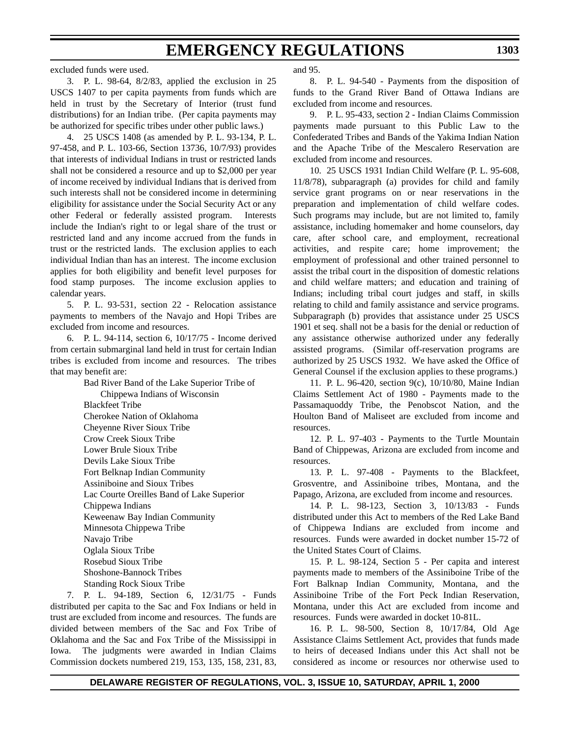excluded funds were used.

3. P. L. 98-64, 8/2/83, applied the exclusion in 25 USCS 1407 to per capita payments from funds which are held in trust by the Secretary of Interior (trust fund distributions) for an Indian tribe. (Per capita payments may be authorized for specific tribes under other public laws.)

4. 25 USCS 1408 (as amended by P. L. 93-134, P. L. 97-458, and P. L. 103-66, Section 13736, 10/7/93) provides that interests of individual Indians in trust or restricted lands shall not be considered a resource and up to $2,000 per year of income received by individual Indians that is derived from such interests shall not be considered income in determining eligibility for assistance under the Social Security Act or any other Federal or federally assisted program. Interests include the Indian's right to or legal share of the trust or restricted land and any income accrued from the funds in trust or the restricted lands. The exclusion applies to each individual Indian than has an interest. The income exclusion applies for both eligibility and benefit level purposes for food stamp purposes. The income exclusion applies to calendar years.

5. P. L. 93-531, section 22 - Relocation assistance payments to members of the Navajo and Hopi Tribes are excluded from income and resources.

6. P. L. 94-114, section 6, 10/17/75 - Income derived from certain submarginal land held in trust for certain Indian tribes is excluded from income and resources. The tribes that may benefit are:

Bad River Band of the Lake Superior Tribe of Chippewa Indians of Wisconsin
Blackfeet Tribe
Cherokee Nation of Oklahoma
Cheyenne River Sioux Tribe
Crow Creek Sioux Tribe
Lower Brule Sioux Tribe
Devils Lake Sioux Tribe
Fort Belknap Indian Community
Assiniboine and Sioux Tribes
Lac Courte Oreilles Band of Lake Superior
Chippewa Indians
Keweenaw Bay Indian Community
Minnesota Chippewa Tribe
Navajo Tribe
Oglala Sioux Tribe
Rosebud Sioux Tribe
Shoshone-Bannock Tribes
Standing Rock Sioux Tribe

7. P. L. 94-189, Section 6, 12/31/75 - Funds distributed per capita to the Sac and Fox Indians or held in trust are excluded from income and resources. The funds are divided between members of the Sac and Fox Tribe of Oklahoma and the Sac and Fox Tribe of the Mississippi in Iowa. The judgments were awarded in Indian Claims Commission dockets numbered 219, 153, 135, 158, 231, 83, and 95.

8. P. L. 94-540 - Payments from the disposition of funds to the Grand River Band of Ottawa Indians are excluded from income and resources.

9. P. L. 95-433, section 2 - Indian Claims Commission payments made pursuant to this Public Law to the Confederated Tribes and Bands of the Yakima Indian Nation and the Apache Tribe of the Mescalero Reservation are excluded from income and resources.

10. 25 USCS 1931 Indian Child Welfare (P. L. 95-608, 11/8/78), subparagraph (a) provides for child and family service grant programs on or near reservations in the preparation and implementation of child welfare codes. Such programs may include, but are not limited to, family assistance, including homemaker and home counselors, day care, after school care, and employment, recreational activities, and respite care; home improvement; the employment of professional and other trained personnel to assist the tribal court in the disposition of domestic relations and child welfare matters; and education and training of Indians; including tribal court judges and staff, in skills relating to child and family assistance and service programs. Subparagraph (b) provides that assistance under 25 USCS 1901 et seq. shall not be a basis for the denial or reduction of any assistance otherwise authorized under any federally assisted programs. (Similar off-reservation programs are authorized by 25 USCS 1932. We have asked the Office of General Counsel if the exclusion applies to these programs.)

11. P. L. 96-420, section 9(c), 10/10/80, Maine Indian Claims Settlement Act of 1980 - Payments made to the Passamaquoddy Tribe, the Penobscot Nation, and the Houlton Band of Maliseet are excluded from income and resources.

12. P. L. 97-403 - Payments to the Turtle Mountain Band of Chippewas, Arizona are excluded from income and resources.

13. P. L. 97-408 - Payments to the Blackfeet, Grosventre, and Assiniboine tribes, Montana, and the Papago, Arizona, are excluded from income and resources.

14. P. L. 98-123, Section 3, 10/13/83 - Funds distributed under this Act to members of the Red Lake Band of Chippewa Indians are excluded from income and resources. Funds were awarded in docket number 15-72 of the United States Court of Claims.

15. P. L. 98-124, Section 5 - Per capita and interest payments made to members of the Assiniboine Tribe of the Fort Balknap Indian Community, Montana, and the Assiniboine Tribe of the Fort Peck Indian Reservation, Montana, under this Act are excluded from income and resources. Funds were awarded in docket 10-81L.

16. P. L. 98-500, Section 8, 10/17/84, Old Age Assistance Claims Settlement Act, provides that funds made to heirs of deceased Indians under this Act shall not be considered as income or resources nor otherwise used to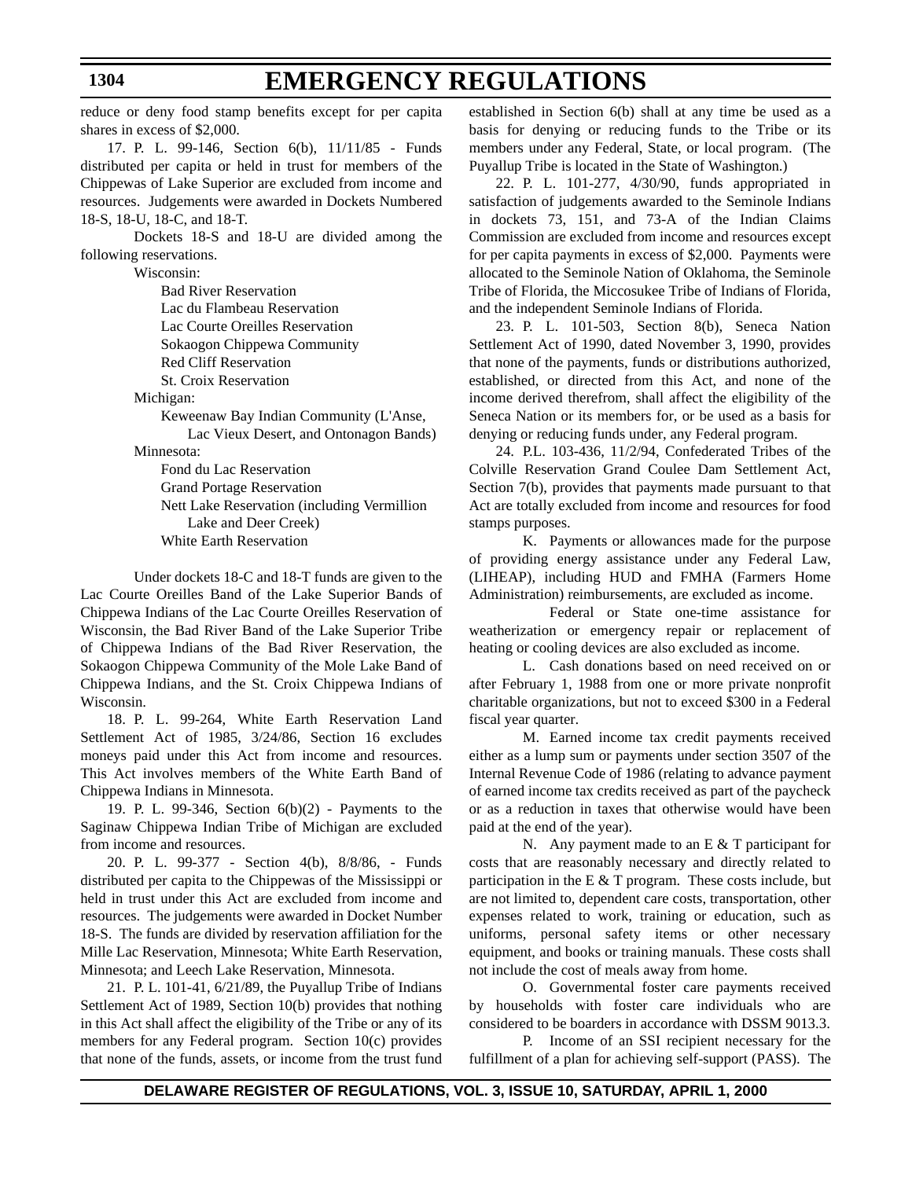reduce or deny food stamp benefits except for per capita shares in excess of $2,000.

17. P. L. 99-146, Section 6(b), 11/11/85 - Funds distributed per capita or held in trust for members of the Chippewas of Lake Superior are excluded from income and resources. Judgements were awarded in Dockets Numbered 18-S, 18-U, 18-C, and 18-T.

Dockets 18-S and 18-U are divided among the following reservations.

Wisconsin:
- Bad River Reservation
- Lac du Flambeau Reservation
- Lac Courte Oreilles Reservation
- Sokaogon Chippewa Community
- Red Cliff Reservation
- St. Croix Reservation

Michigan:
- Keweenaw Bay Indian Community (L'Anse, Lac Vieux Desert, and Ontonagon Bands)

Minnesota:
- Fond du Lac Reservation
- Grand Portage Reservation
- Nett Lake Reservation (including Vermillion Lake and Deer Creek)
- White Earth Reservation

Under dockets 18-C and 18-T funds are given to the Lac Courte Oreilles Band of the Lake Superior Bands of Chippewa Indians of the Lac Courte Oreilles Reservation of Wisconsin, the Bad River Band of the Lake Superior Tribe of Chippewa Indians of the Bad River Reservation, the Sokaogon Chippewa Community of the Mole Lake Band of Chippewa Indians, and the St. Croix Chippewa Indians of Wisconsin.

18. P. L. 99-264, White Earth Reservation Land Settlement Act of 1985, 3/24/86, Section 16 excludes moneys paid under this Act from income and resources. This Act involves members of the White Earth Band of Chippewa Indians in Minnesota.

19. P. L. 99-346, Section 6(b)(2) - Payments to the Saginaw Chippewa Indian Tribe of Michigan are excluded from income and resources.

20. P. L. 99-377 - Section 4(b), 8/8/86, - Funds distributed per capita to the Chippewas of the Mississippi or held in trust under this Act are excluded from income and resources. The judgements were awarded in Docket Number 18-S. The funds are divided by reservation affiliation for the Mille Lac Reservation, Minnesota; White Earth Reservation, Minnesota; and Leech Lake Reservation, Minnesota.

21. P. L. 101-41, 6/21/89, the Puyallup Tribe of Indians Settlement Act of 1989, Section 10(b) provides that nothing in this Act shall affect the eligibility of the Tribe or any of its members for any Federal program. Section 10(c) provides that none of the funds, assets, or income from the trust fund established in Section 6(b) shall at any time be used as a basis for denying or reducing funds to the Tribe or its members under any Federal, State, or local program. (The Puyallup Tribe is located in the State of Washington.)

22. P. L. 101-277, 4/30/90, funds appropriated in satisfaction of judgements awarded to the Seminole Indians in dockets 73, 151, and 73-A of the Indian Claims Commission are excluded from income and resources except for per capita payments in excess of $2,000. Payments were allocated to the Seminole Nation of Oklahoma, the Seminole Tribe of Florida, the Miccosukee Tribe of Indians of Florida, and the independent Seminole Indians of Florida.

23. P. L. 101-503, Section 8(b), Seneca Nation Settlement Act of 1990, dated November 3, 1990, provides that none of the payments, funds or distributions authorized, established, or directed from this Act, and none of the income derived therefrom, shall affect the eligibility of the Seneca Nation or its members for, or be used as a basis for denying or reducing funds under, any Federal program.

24. P.L. 103-436, 11/2/94, Confederated Tribes of the Colville Reservation Grand Coulee Dam Settlement Act, Section 7(b), provides that payments made pursuant to that Act are totally excluded from income and resources for food stamps purposes.

K. Payments or allowances made for the purpose of providing energy assistance under any Federal Law, (LIHEAP), including HUD and FMHA (Farmers Home Administration) reimbursements, are excluded as income.

Federal or State one-time assistance for weatherization or emergency repair or replacement of heating or cooling devices are also excluded as income.

L. Cash donations based on need received on or after February 1, 1988 from one or more private nonprofit charitable organizations, but not to exceed $300 in a Federal fiscal year quarter.

M. Earned income tax credit payments received either as a lump sum or payments under section 3507 of the Internal Revenue Code of 1986 (relating to advance payment of earned income tax credits received as part of the paycheck or as a reduction in taxes that otherwise would have been paid at the end of the year).

N. Any payment made to an E & T participant for costs that are reasonably necessary and directly related to participation in the E & T program. These costs include, but are not limited to, dependent care costs, transportation, other expenses related to work, training or education, such as uniforms, personal safety items or other necessary equipment, and books or training manuals. These costs shall not include the cost of meals away from home.

O. Governmental foster care payments received by households with foster care individuals who are considered to be boarders in accordance with DSSM 9013.3.

P. Income of an SSI recipient necessary for the fulfillment of a plan for achieving self-support (PASS). The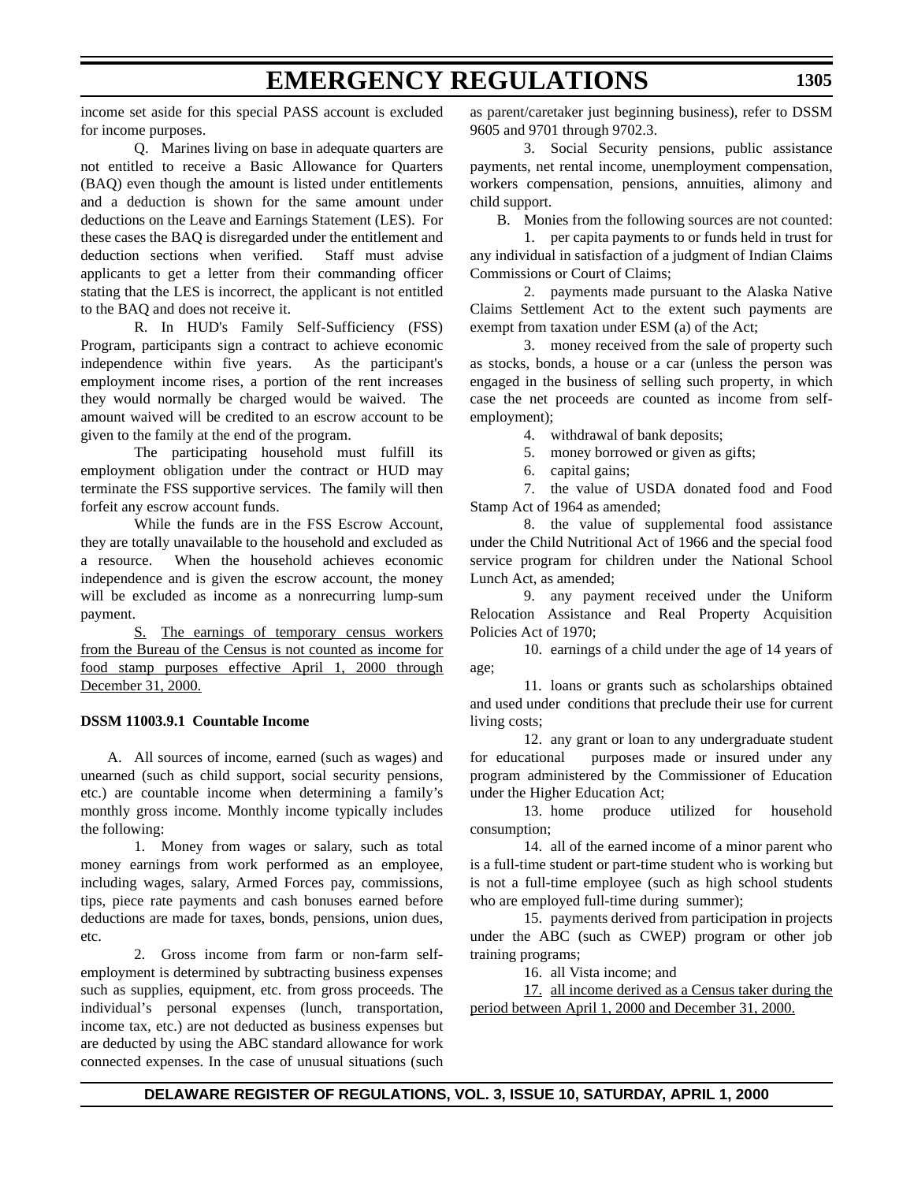income set aside for this special PASS account is excluded for income purposes.

Q. Marines living on base in adequate quarters are not entitled to receive a Basic Allowance for Quarters (BAQ) even though the amount is listed under entitlements and a deduction is shown for the same amount under deductions on the Leave and Earnings Statement (LES). For these cases the BAQ is disregarded under the entitlement and deduction sections when verified. Staff must advise applicants to get a letter from their commanding officer stating that the LES is incorrect, the applicant is not entitled to the BAQ and does not receive it.

R. In HUD's Family Self-Sufficiency (FSS) Program, participants sign a contract to achieve economic independence within five years. As the participant's employment income rises, a portion of the rent increases they would normally be charged would be waived. The amount waived will be credited to an escrow account to be given to the family at the end of the program.

The participating household must fulfill its employment obligation under the contract or HUD may terminate the FSS supportive services. The family will then forfeit any escrow account funds.

While the funds are in the FSS Escrow Account, they are totally unavailable to the household and excluded as a resource. When the household achieves economic independence and is given the escrow account, the money will be excluded as income as a nonrecurring lump-sum payment.

S. The earnings of temporary census workers from the Bureau of the Census is not counted as income for food stamp purposes effective April 1, 2000 through December 31, 2000.

**DSSM 11003.9.1 Countable Income**

A. All sources of income, earned (such as wages) and unearned (such as child support, social security pensions, etc.) are countable income when determining a family's monthly gross income. Monthly income typically includes the following:

1. Money from wages or salary, such as total money earnings from work performed as an employee, including wages, salary, Armed Forces pay, commissions, tips, piece rate payments and cash bonuses earned before deductions are made for taxes, bonds, pensions, union dues, etc.

2. Gross income from farm or non-farm self-employment is determined by subtracting business expenses such as supplies, equipment, etc. from gross proceeds. The individual's personal expenses (lunch, transportation, income tax, etc.) are not deducted as business expenses but are deducted by using the ABC standard allowance for work connected expenses. In the case of unusual situations (such as parent/caretaker just beginning business), refer to DSSM 9605 and 9701 through 9702.3.

3. Social Security pensions, public assistance payments, net rental income, unemployment compensation, workers compensation, pensions, annuities, alimony and child support.

B. Monies from the following sources are not counted:

1. per capita payments to or funds held in trust for any individual in satisfaction of a judgment of Indian Claims Commissions or Court of Claims;

2. payments made pursuant to the Alaska Native Claims Settlement Act to the extent such payments are exempt from taxation under ESM (a) of the Act;

3. money received from the sale of property such as stocks, bonds, a house or a car (unless the person was engaged in the business of selling such property, in which case the net proceeds are counted as income from self-employment);

4. withdrawal of bank deposits;

5. money borrowed or given as gifts;

6. capital gains;

7. the value of USDA donated food and Food Stamp Act of 1964 as amended;

8. the value of supplemental food assistance under the Child Nutritional Act of 1966 and the special food service program for children under the National School Lunch Act, as amended;

9. any payment received under the Uniform Relocation Assistance and Real Property Acquisition Policies Act of 1970;

10. earnings of a child under the age of 14 years of age;

11. loans or grants such as scholarships obtained and used under conditions that preclude their use for current living costs;

12. any grant or loan to any undergraduate student for educational purposes made or insured under any program administered by the Commissioner of Education under the Higher Education Act;

13. home produce utilized for household consumption;

14. all of the earned income of a minor parent who is a full-time student or part-time student who is working but is not a full-time employee (such as high school students who are employed full-time during summer);

15. payments derived from participation in projects under the ABC (such as CWEP) program or other job training programs;

16. all Vista income; and

17. all income derived as a Census taker during the period between April 1, 2000 and December 31, 2000.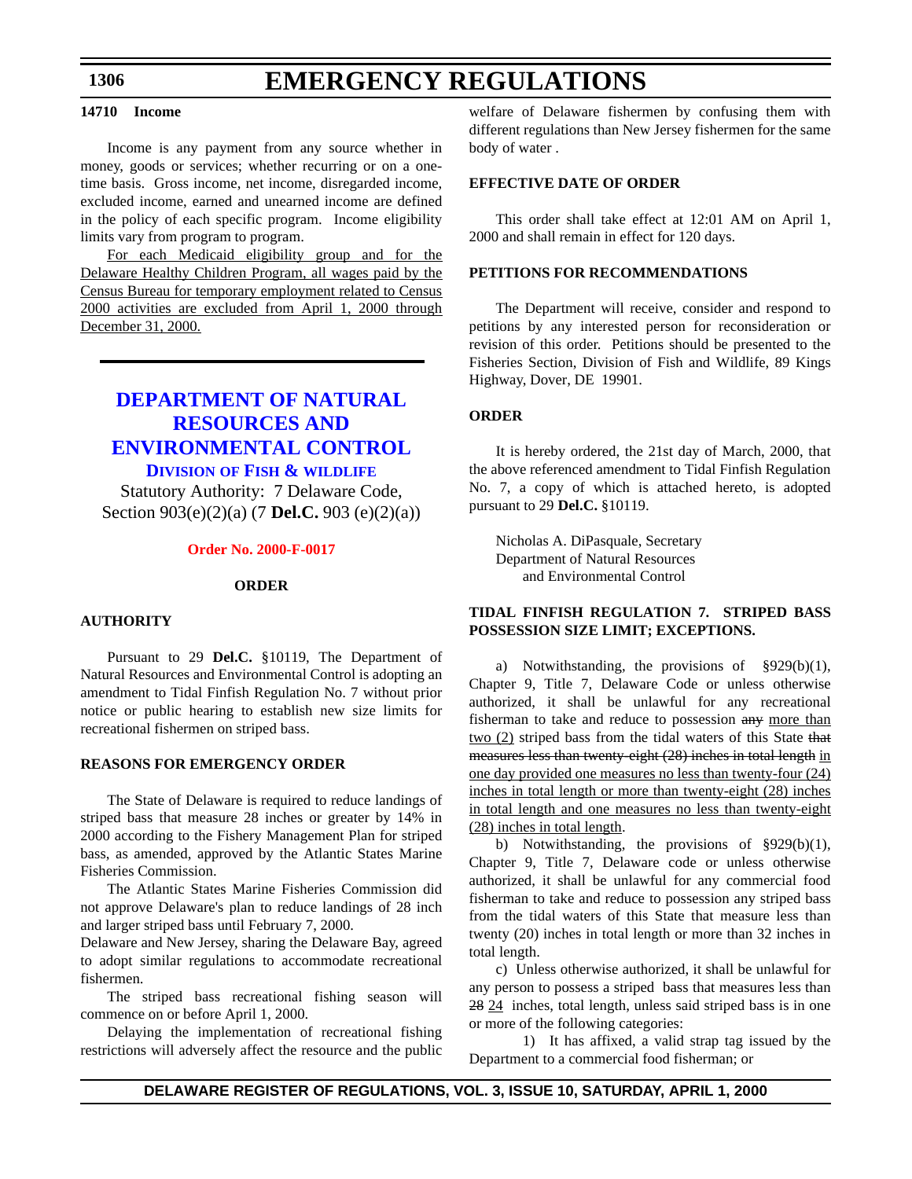### 14710 Income

Income is any payment from any source whether in money, goods or services; whether recurring or on a one-time basis. Gross income, net income, disregarded income, excluded income, earned and unearned income are defined in the policy of each specific program. Income eligibility limits vary from program to program.

For each Medicaid eligibility group and for the Delaware Healthy Children Program, all wages paid by the Census Bureau for temporary employment related to Census 2000 activities are excluded from April 1, 2000 through December 31, 2000.

---

## DEPARTMENT OF NATURAL RESOURCES AND ENVIRONMENTAL CONTROL

### DIVISION OF FISH & WILDLIFE

Statutory Authority: 7 Delaware Code, Section 903(e)(2)(a) (7 **Del.C.** 903 (e)(2)(a))

**Order No. 2000-F-0017**

**ORDER**

**AUTHORITY**

Pursuant to 29 **Del.C.** §10119, The Department of Natural Resources and Environmental Control is adopting an amendment to Tidal Finfish Regulation No. 7 without prior notice or public hearing to establish new size limits for recreational fishermen on striped bass.

**REASONS FOR EMERGENCY ORDER**

The State of Delaware is required to reduce landings of striped bass that measure 28 inches or greater by 14% in 2000 according to the Fishery Management Plan for striped bass, as amended, approved by the Atlantic States Marine Fisheries Commission.

The Atlantic States Marine Fisheries Commission did not approve Delaware's plan to reduce landings of 28 inch and larger striped bass until February 7, 2000.

Delaware and New Jersey, sharing the Delaware Bay, agreed to adopt similar regulations to accommodate recreational fishermen.

The striped bass recreational fishing season will commence on or before April 1, 2000.

Delaying the implementation of recreational fishing restrictions will adversely affect the resource and the public welfare of Delaware fishermen by confusing them with different regulations than New Jersey fishermen for the same body of water .

**EFFECTIVE DATE OF ORDER**

This order shall take effect at 12:01 AM on April 1, 2000 and shall remain in effect for 120 days.

**PETITIONS FOR RECOMMENDATIONS**

The Department will receive, consider and respond to petitions by any interested person for reconsideration or revision of this order. Petitions should be presented to the Fisheries Section, Division of Fish and Wildlife, 89 Kings Highway, Dover, DE 19901.

**ORDER**

It is hereby ordered, the 21st day of March, 2000, that the above referenced amendment to Tidal Finfish Regulation No. 7, a copy of which is attached hereto, is adopted pursuant to 29 **Del.C.** §10119.

Nicholas A. DiPasquale, Secretary
Department of Natural Resources
and Environmental Control

**TIDAL FINFISH REGULATION 7. STRIPED BASS POSSESSION SIZE LIMIT; EXCEPTIONS.**

a) Notwithstanding, the provisions of §929(b)(1), Chapter 9, Title 7, Delaware Code or unless otherwise authorized, it shall be unlawful for any recreational fisherman to take and reduce to possession ~~any~~ more than two (2) striped bass from the tidal waters of this State ~~that measures less than twenty-eight (28) inches in total length~~ in one day provided one measures no less than twenty-four (24) inches in total length or more than twenty-eight (28) inches in total length and one measures no less than twenty-eight (28) inches in total length.

b) Notwithstanding, the provisions of §929(b)(1), Chapter 9, Title 7, Delaware code or unless otherwise authorized, it shall be unlawful for any commercial food fisherman to take and reduce to possession any striped bass from the tidal waters of this State that measure less than twenty (20) inches in total length or more than 32 inches in total length.

c) Unless otherwise authorized, it shall be unlawful for any person to possess a striped bass that measures less than ~~28~~ 24 inches, total length, unless said striped bass is in one or more of the following categories:

1) It has affixed, a valid strap tag issued by the Department to a commercial food fisherman; or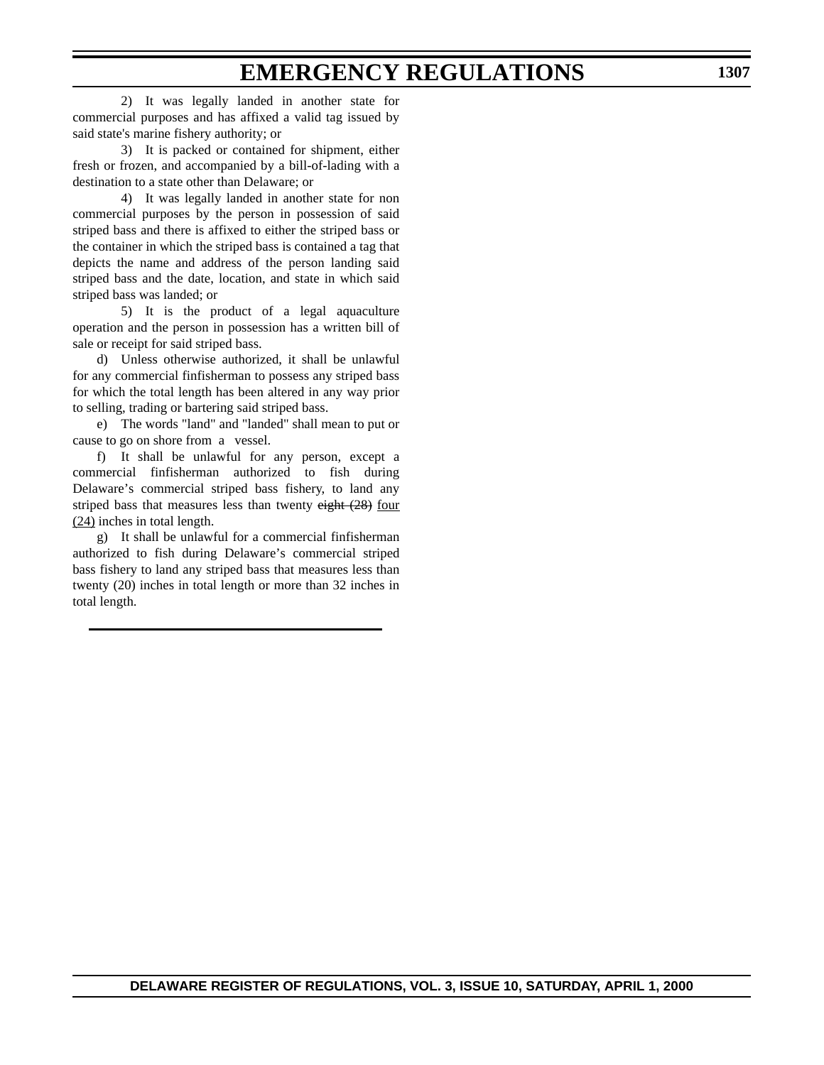2) It was legally landed in another state for commercial purposes and has affixed a valid tag issued by said state's marine fishery authority; or

3) It is packed or contained for shipment, either fresh or frozen, and accompanied by a bill-of-lading with a destination to a state other than Delaware; or

4) It was legally landed in another state for non commercial purposes by the person in possession of said striped bass and there is affixed to either the striped bass or the container in which the striped bass is contained a tag that depicts the name and address of the person landing said striped bass and the date, location, and state in which said striped bass was landed; or

5) It is the product of a legal aquaculture operation and the person in possession has a written bill of sale or receipt for said striped bass.

d) Unless otherwise authorized, it shall be unlawful for any commercial finfisherman to possess any striped bass for which the total length has been altered in any way prior to selling, trading or bartering said striped bass.

e) The words "land" and "landed" shall mean to put or cause to go on shore from a vessel.

f) It shall be unlawful for any person, except a commercial finfisherman authorized to fish during Delaware's commercial striped bass fishery, to land any striped bass that measures less than twenty ~~eight (28)~~ <u>four (24)</u> inches in total length.

g) It shall be unlawful for a commercial finfisherman authorized to fish during Delaware's commercial striped bass fishery to land any striped bass that measures less than twenty (20) inches in total length or more than 32 inches in total length.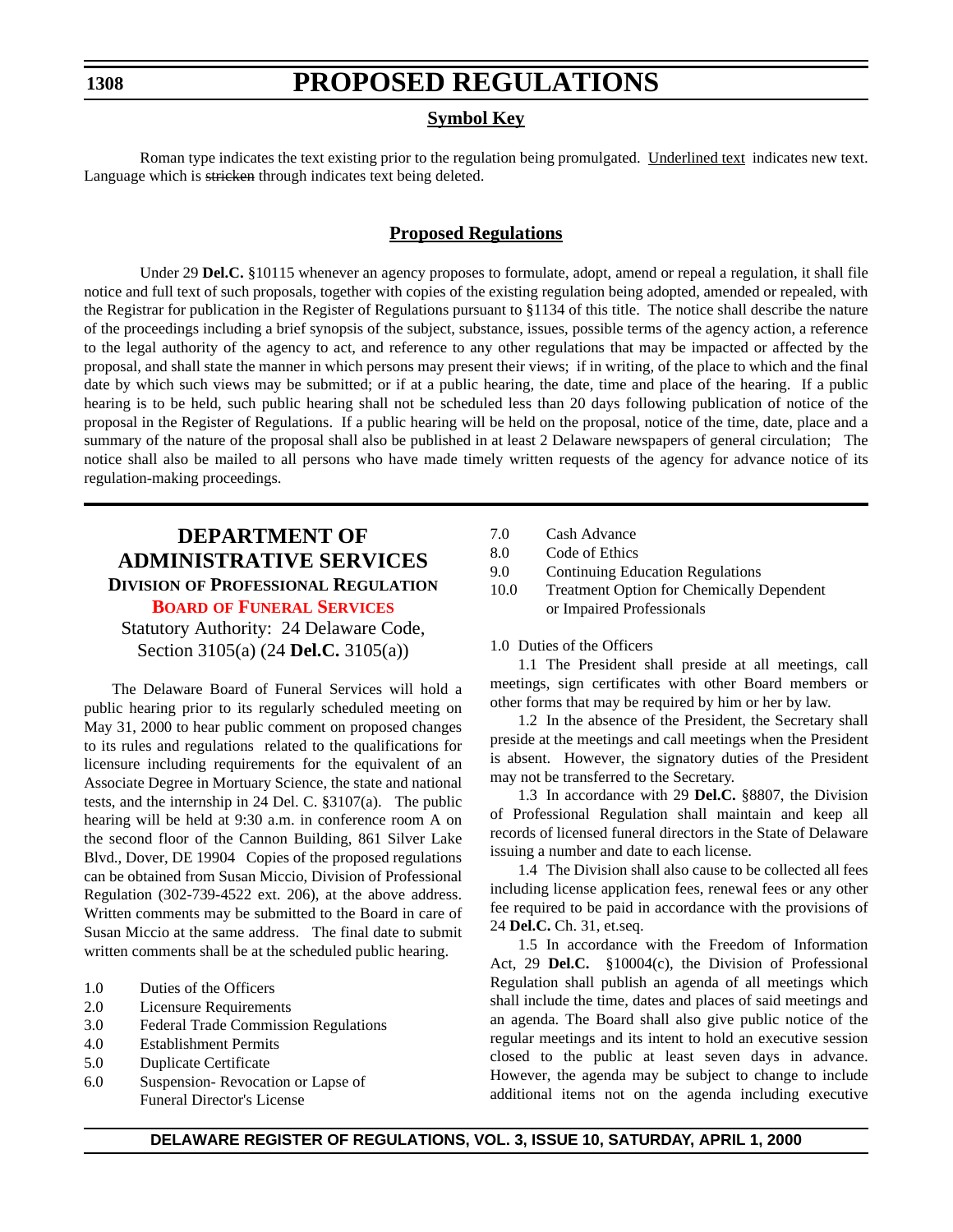# PROPOSED REGULATIONS

## Symbol Key

Roman type indicates the text existing prior to the regulation being promulgated. Underlined text indicates new text. Language which is ~~stricken~~ through indicates text being deleted.

## Proposed Regulations

Under 29 **Del.C.** §10115 whenever an agency proposes to formulate, adopt, amend or repeal a regulation, it shall file notice and full text of such proposals, together with copies of the existing regulation being adopted, amended or repealed, with the Registrar for publication in the Register of Regulations pursuant to §1134 of this title. The notice shall describe the nature of the proceedings including a brief synopsis of the subject, substance, issues, possible terms of the agency action, a reference to the legal authority of the agency to act, and reference to any other regulations that may be impacted or affected by the proposal, and shall state the manner in which persons may present their views; if in writing, of the place to which and the final date by which such views may be submitted; or if at a public hearing, the date, time and place of the hearing. If a public hearing is to be held, such public hearing shall not be scheduled less than 20 days following publication of notice of the proposal in the Register of Regulations. If a public hearing will be held on the proposal, notice of the time, date, place and a summary of the nature of the proposal shall also be published in at least 2 Delaware newspapers of general circulation; The notice shall also be mailed to all persons who have made timely written requests of the agency for advance notice of its regulation-making proceedings.

## DEPARTMENT OF ADMINISTRATIVE SERVICES

### DIVISION OF PROFESSIONAL REGULATION

### BOARD OF FUNERAL SERVICES

Statutory Authority: 24 Delaware Code, Section 3105(a) (24 **Del.C.** 3105(a))

The Delaware Board of Funeral Services will hold a public hearing prior to its regularly scheduled meeting on May 31, 2000 to hear public comment on proposed changes to its rules and regulations related to the qualifications for licensure including requirements for the equivalent of an Associate Degree in Mortuary Science, the state and national tests, and the internship in 24 Del. C. §3107(a). The public hearing will be held at 9:30 a.m. in conference room A on the second floor of the Cannon Building, 861 Silver Lake Blvd., Dover, DE 19904 Copies of the proposed regulations can be obtained from Susan Miccio, Division of Professional Regulation (302-739-4522 ext. 206), at the above address. Written comments may be submitted to the Board in care of Susan Miccio at the same address. The final date to submit written comments shall be at the scheduled public hearing.

1.0 Duties of the Officers
2.0 Licensure Requirements
3.0 Federal Trade Commission Regulations
4.0 Establishment Permits
5.0 Duplicate Certificate
6.0 Suspension- Revocation or Lapse of Funeral Director's License
7.0 Cash Advance
8.0 Code of Ethics
9.0 Continuing Education Regulations
10.0 Treatment Option for Chemically Dependent or Impaired Professionals

1.0 Duties of the Officers

1.1 The President shall preside at all meetings, call meetings, sign certificates with other Board members or other forms that may be required by him or her by law.

1.2 In the absence of the President, the Secretary shall preside at the meetings and call meetings when the President is absent. However, the signatory duties of the President may not be transferred to the Secretary.

1.3 In accordance with 29 **Del.C.** §8807, the Division of Professional Regulation shall maintain and keep all records of licensed funeral directors in the State of Delaware issuing a number and date to each license.

1.4 The Division shall also cause to be collected all fees including license application fees, renewal fees or any other fee required to be paid in accordance with the provisions of 24 **Del.C.** Ch. 31, et.seq.

1.5 In accordance with the Freedom of Information Act, 29 **Del.C.** §10004(c), the Division of Professional Regulation shall publish an agenda of all meetings which shall include the time, dates and places of said meetings and an agenda. The Board shall also give public notice of the regular meetings and its intent to hold an executive session closed to the public at least seven days in advance. However, the agenda may be subject to change to include additional items not on the agenda including executive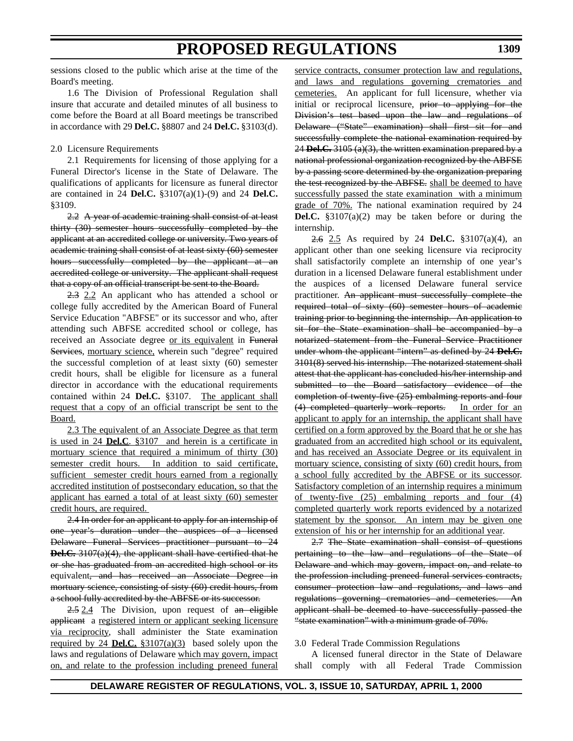sessions closed to the public which arise at the time of the Board's meeting.

1.6 The Division of Professional Regulation shall insure that accurate and detailed minutes of all business to come before the Board at all Board meetings be transcribed in accordance with 29 **Del.C.** §8807 and 24 **Del.C.** §3103(d).

2.0 Licensure Requirements

2.1 Requirements for licensing of those applying for a Funeral Director's license in the State of Delaware. The qualifications of applicants for licensure as funeral director are contained in 24 **Del.C.** §3107(a)(1)-(9) and 24 **Del.C.** §3109.

~~2.2 A year of academic training shall consist of at least thirty (30) semester hours successfully completed by the applicant at an accredited college or university. Two years of academic training shall consist of at least sixty (60) semester hours successfully completed by the applicant at an accredited college or university. The applicant shall request that a copy of an official transcript be sent to the Board.~~

~~2.3~~ 2.2 An applicant who has attended a school or college fully accredited by the American Board of Funeral Service Education "ABFSE" or its successor and who, after attending such ABFSE accredited school or college, has received an Associate degree or its equivalent in ~~Funeral Services~~, mortuary science, wherein such "degree" required the successful completion of at least sixty (60) semester credit hours, shall be eligible for licensure as a funeral director in accordance with the educational requirements contained within 24 **Del.C.** §3107. The applicant shall request that a copy of an official transcript be sent to the Board.

2.3 The equivalent of an Associate Degree as that term is used in 24 **Del.C**. §3107 and herein is a certificate in mortuary science that required a minimum of thirty (30) semester credit hours. In addition to said certificate, sufficient semester credit hours earned from a regionally accredited institution of postsecondary education, so that the applicant has earned a total of at least sixty (60) semester credit hours, are required.

~~2.4 In order for an applicant to apply for an internship of one year's duration under the auspices of a licensed Delaware Funeral Services practitioner pursuant to 24 **Del.C.** 3107(a)(4), the applicant shall have certified that he or she has graduated from an accredited high school or its equivalent, and has received an Associate Degree in mortuary science, consisting of sisty (60) credit hours, from a school fully accredited by the ABFSE or its successor.~~

~~2.5~~ 2.4 The Division, upon request of ~~an eligible applicant~~ a registered intern or applicant seeking licensure via reciprocity, shall administer the State examination required by 24 **Del.C.** §3107(a)(3) based solely upon the laws and regulations of Delaware which may govern, impact on, and relate to the profession including preneed funeral service contracts, consumer protection law and regulations, and laws and regulations governing crematories and cemeteries. An applicant for full licensure, whether via initial or reciprocal licensure, ~~prior to applying for the Division's test based upon the law and regulations of Delaware ("State" examination) shall first sit for and successfully complete the national examination required by 24 **Del.C.** 3105 (a)(3), the written examination prepared by a national professional organization recognized by the ABFSE by a passing score determined by the organization preparing the test recognized by the ABFSE.~~ shall be deemed to have successfully passed the state examination with a minimum grade of 70%. The national examination required by 24 **Del.C.** §3107(a)(2) may be taken before or during the internship.

~~2.6~~ 2.5 As required by 24 **Del.C.** §3107(a)(4), an applicant other than one seeking licensure via reciprocity shall satisfactorily complete an internship of one year's duration in a licensed Delaware funeral establishment under the auspices of a licensed Delaware funeral service practitioner. ~~An applicant must successfully complete the required total of sixty (60) semester hours of academic training prior to beginning the internship. An application to sit for the State examination shall be accompanied by a notarized statement from the Funeral Service Practitioner under whom the applicant "intern" as defined by 24 **Del.C.** 3101(8) served his internship. The notarized statement shall attest that the applicant has concluded his/her internship and submitted to the Board satisfactory evidence of the completion of twenty-five (25) embalming reports and four (4) completed quarterly work reports.~~ In order for an applicant to apply for an internship, the applicant shall have certified on a form approved by the Board that he or she has graduated from an accredited high school or its equivalent, and has received an Associate Degree or its equivalent in mortuary science, consisting of sixty (60) credit hours, from a school fully accredited by the ABFSE or its successor. Satisfactory completion of an internship requires a minimum of twenty-five (25) embalming reports and four (4) completed quarterly work reports evidenced by a notarized statement by the sponsor. An intern may be given one extension of his or her internship for an additional year.

~~2.7 The State examination shall consist of questions pertaining to the law and regulations of the State of Delaware and which may govern, impact on, and relate to the profession including preneed funeral services contracts, consumer protection law and regulations, and laws and regulations governing crematories and cemeteries. An applicant shall be deemed to have successfully passed the "state examination" with a minimum grade of 70%.~~

3.0 Federal Trade Commission Regulations

A licensed funeral director in the State of Delaware shall comply with all Federal Trade Commission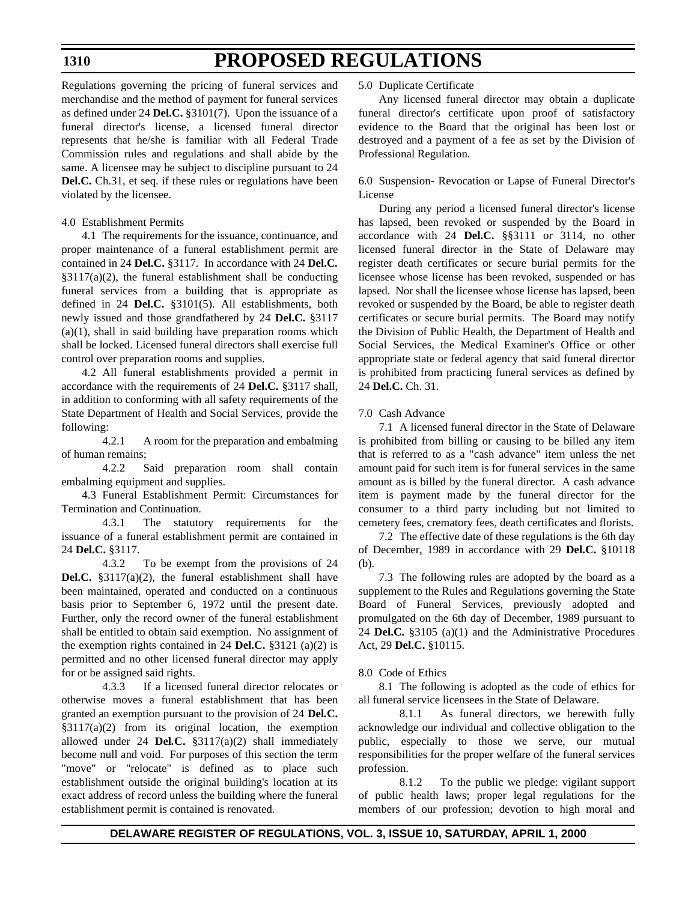Regulations governing the pricing of funeral services and merchandise and the method of payment for funeral services as defined under 24 **Del.C.** §3101(7). Upon the issuance of a funeral director's license, a licensed funeral director represents that he/she is familiar with all Federal Trade Commission rules and regulations and shall abide by the same. A licensee may be subject to discipline pursuant to 24 **Del.C.** Ch.31, et seq. if these rules or regulations have been violated by the licensee.

4.0 Establishment Permits

4.1 The requirements for the issuance, continuance, and proper maintenance of a funeral establishment permit are contained in 24 **Del.C.** §3117. In accordance with 24 **Del.C.** §3117(a)(2), the funeral establishment shall be conducting funeral services from a building that is appropriate as defined in 24 **Del.C.** §3101(5). All establishments, both newly issued and those grandfathered by 24 **Del.C.** §3117 (a)(1), shall in said building have preparation rooms which shall be locked. Licensed funeral directors shall exercise full control over preparation rooms and supplies.

4.2 All funeral establishments provided a permit in accordance with the requirements of 24 **Del.C.** §3117 shall, in addition to conforming with all safety requirements of the State Department of Health and Social Services, provide the following:

4.2.1 A room for the preparation and embalming of human remains;

4.2.2 Said preparation room shall contain embalming equipment and supplies.

4.3 Funeral Establishment Permit: Circumstances for Termination and Continuation.

4.3.1 The statutory requirements for the issuance of a funeral establishment permit are contained in 24 **Del.C.** §3117.

4.3.2 To be exempt from the provisions of 24 **Del.C.** §3117(a)(2), the funeral establishment shall have been maintained, operated and conducted on a continuous basis prior to September 6, 1972 until the present date. Further, only the record owner of the funeral establishment shall be entitled to obtain said exemption. No assignment of the exemption rights contained in 24 **Del.C.** §3121 (a)(2) is permitted and no other licensed funeral director may apply for or be assigned said rights.

4.3.3 If a licensed funeral director relocates or otherwise moves a funeral establishment that has been granted an exemption pursuant to the provision of 24 **Del.C.** §3117(a)(2) from its original location, the exemption allowed under 24 **Del.C.** §3117(a)(2) shall immediately become null and void. For purposes of this section the term "move" or "relocate" is defined as to place such establishment outside the original building's location at its exact address of record unless the building where the funeral establishment permit is contained is renovated.

5.0 Duplicate Certificate

Any licensed funeral director may obtain a duplicate funeral director's certificate upon proof of satisfactory evidence to the Board that the original has been lost or destroyed and a payment of a fee as set by the Division of Professional Regulation.

6.0 Suspension- Revocation or Lapse of Funeral Director's License

During any period a licensed funeral director's license has lapsed, been revoked or suspended by the Board in accordance with 24 **Del.C.** §§3111 or 3114, no other licensed funeral director in the State of Delaware may register death certificates or secure burial permits for the licensee whose license has been revoked, suspended or has lapsed. Nor shall the licensee whose license has lapsed, been revoked or suspended by the Board, be able to register death certificates or secure burial permits. The Board may notify the Division of Public Health, the Department of Health and Social Services, the Medical Examiner's Office or other appropriate state or federal agency that said funeral director is prohibited from practicing funeral services as defined by 24 **Del.C.** Ch. 31.

7.0 Cash Advance

7.1 A licensed funeral director in the State of Delaware is prohibited from billing or causing to be billed any item that is referred to as a "cash advance" item unless the net amount paid for such item is for funeral services in the same amount as is billed by the funeral director. A cash advance item is payment made by the funeral director for the consumer to a third party including but not limited to cemetery fees, crematory fees, death certificates and florists.

7.2 The effective date of these regulations is the 6th day of December, 1989 in accordance with 29 **Del.C.** §10118 (b).

7.3 The following rules are adopted by the board as a supplement to the Rules and Regulations governing the State Board of Funeral Services, previously adopted and promulgated on the 6th day of December, 1989 pursuant to 24 **Del.C.** §3105 (a)(1) and the Administrative Procedures Act, 29 **Del.C.** §10115.

8.0 Code of Ethics

8.1 The following is adopted as the code of ethics for all funeral service licensees in the State of Delaware.

8.1.1 As funeral directors, we herewith fully acknowledge our individual and collective obligation to the public, especially to those we serve, our mutual responsibilities for the proper welfare of the funeral services profession.

8.1.2 To the public we pledge: vigilant support of public health laws; proper legal regulations for the members of our profession; devotion to high moral and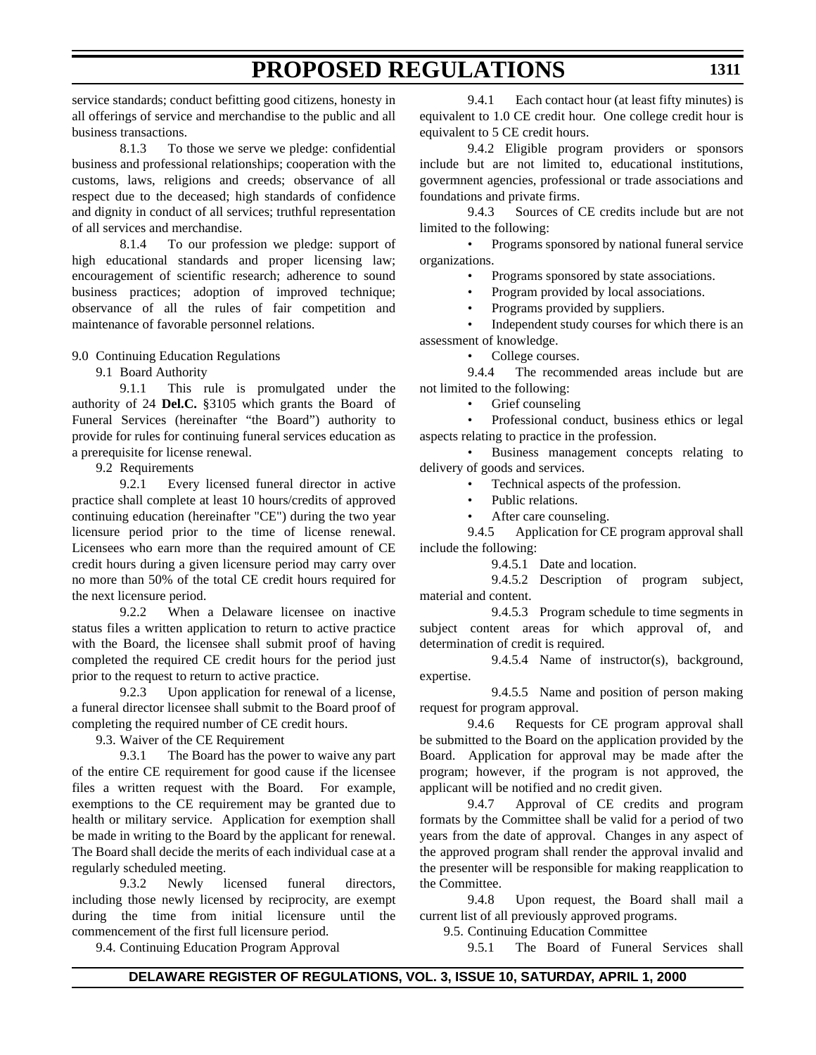service standards; conduct befitting good citizens, honesty in all offerings of service and merchandise to the public and all business transactions.

8.1.3 To those we serve we pledge: confidential business and professional relationships; cooperation with the customs, laws, religions and creeds; observance of all respect due to the deceased; high standards of confidence and dignity in conduct of all services; truthful representation of all services and merchandise.

8.1.4 To our profession we pledge: support of high educational standards and proper licensing law; encouragement of scientific research; adherence to sound business practices; adoption of improved technique; observance of all the rules of fair competition and maintenance of favorable personnel relations.

9.0 Continuing Education Regulations

9.1 Board Authority

9.1.1 This rule is promulgated under the authority of 24 **Del.C.** §3105 which grants the Board of Funeral Services (hereinafter "the Board") authority to provide for rules for continuing funeral services education as a prerequisite for license renewal.

9.2 Requirements

9.2.1 Every licensed funeral director in active practice shall complete at least 10 hours/credits of approved continuing education (hereinafter "CE") during the two year licensure period prior to the time of license renewal. Licensees who earn more than the required amount of CE credit hours during a given licensure period may carry over no more than 50% of the total CE credit hours required for the next licensure period.

9.2.2 When a Delaware licensee on inactive status files a written application to return to active practice with the Board, the licensee shall submit proof of having completed the required CE credit hours for the period just prior to the request to return to active practice.

9.2.3 Upon application for renewal of a license, a funeral director licensee shall submit to the Board proof of completing the required number of CE credit hours.

9.3. Waiver of the CE Requirement

9.3.1 The Board has the power to waive any part of the entire CE requirement for good cause if the licensee files a written request with the Board. For example, exemptions to the CE requirement may be granted due to health or military service. Application for exemption shall be made in writing to the Board by the applicant for renewal. The Board shall decide the merits of each individual case at a regularly scheduled meeting.

9.3.2 Newly licensed funeral directors, including those newly licensed by reciprocity, are exempt during the time from initial licensure until the commencement of the first full licensure period.

9.4. Continuing Education Program Approval

9.4.1 Each contact hour (at least fifty minutes) is equivalent to 1.0 CE credit hour. One college credit hour is equivalent to 5 CE credit hours.

9.4.2 Eligible program providers or sponsors include but are not limited to, educational institutions, govermnent agencies, professional or trade associations and foundations and private firms.

9.4.3 Sources of CE credits include but are not limited to the following:

- Programs sponsored by national funeral service organizations.
- Programs sponsored by state associations.
- Program provided by local associations.
- Programs provided by suppliers.
- Independent study courses for which there is an assessment of knowledge.
- College courses.

9.4.4 The recommended areas include but are not limited to the following:

- Grief counseling
- Professional conduct, business ethics or legal aspects relating to practice in the profession.
- Business management concepts relating to delivery of goods and services.
- Technical aspects of the profession.
- Public relations.
- After care counseling.

9.4.5 Application for CE program approval shall include the following:

9.4.5.1 Date and location.

9.4.5.2 Description of program subject, material and content.

9.4.5.3 Program schedule to time segments in subject content areas for which approval of, and determination of credit is required.

9.4.5.4 Name of instructor(s), background, expertise.

9.4.5.5 Name and position of person making request for program approval.

9.4.6 Requests for CE program approval shall be submitted to the Board on the application provided by the Board. Application for approval may be made after the program; however, if the program is not approved, the applicant will be notified and no credit given.

9.4.7 Approval of CE credits and program formats by the Committee shall be valid for a period of two years from the date of approval. Changes in any aspect of the approved program shall render the approval invalid and the presenter will be responsible for making reapplication to the Committee.

9.4.8 Upon request, the Board shall mail a current list of all previously approved programs.

9.5. Continuing Education Committee

9.5.1 The Board of Funeral Services shall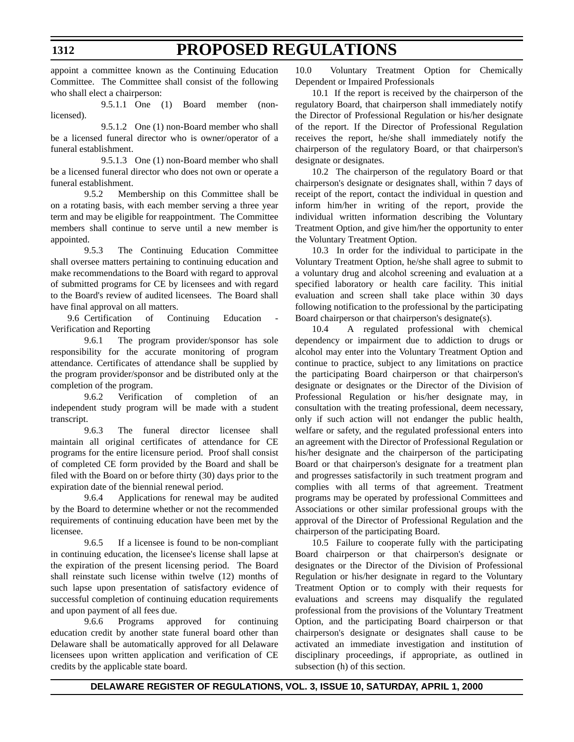appoint a committee known as the Continuing Education Committee. The Committee shall consist of the following who shall elect a chairperson:

9.5.1.1 One (1) Board member (non-licensed).

9.5.1.2 One (1) non-Board member who shall be a licensed funeral director who is owner/operator of a funeral establishment.

9.5.1.3 One (1) non-Board member who shall be a licensed funeral director who does not own or operate a funeral establishment.

9.5.2 Membership on this Committee shall be on a rotating basis, with each member serving a three year term and may be eligible for reappointment. The Committee members shall continue to serve until a new member is appointed.

9.5.3 The Continuing Education Committee shall oversee matters pertaining to continuing education and make recommendations to the Board with regard to approval of submitted programs for CE by licensees and with regard to the Board's review of audited licensees. The Board shall have final approval on all matters.

9.6 Certification of Continuing Education - Verification and Reporting

9.6.1 The program provider/sponsor has sole responsibility for the accurate monitoring of program attendance. Certificates of attendance shall be supplied by the program provider/sponsor and be distributed only at the completion of the program.

9.6.2 Verification of completion of an independent study program will be made with a student transcript.

9.6.3 The funeral director licensee shall maintain all original certificates of attendance for CE programs for the entire licensure period. Proof shall consist of completed CE form provided by the Board and shall be filed with the Board on or before thirty (30) days prior to the expiration date of the biennial renewal period.

9.6.4 Applications for renewal may be audited by the Board to determine whether or not the recommended requirements of continuing education have been met by the licensee.

9.6.5 If a licensee is found to be non-compliant in continuing education, the licensee's license shall lapse at the expiration of the present licensing period. The Board shall reinstate such license within twelve (12) months of such lapse upon presentation of satisfactory evidence of successful completion of continuing education requirements and upon payment of all fees due.

9.6.6 Programs approved for continuing education credit by another state funeral board other than Delaware shall be automatically approved for all Delaware licensees upon written application and verification of CE credits by the applicable state board.

10.0 Voluntary Treatment Option for Chemically Dependent or Impaired Professionals

10.1 If the report is received by the chairperson of the regulatory Board, that chairperson shall immediately notify the Director of Professional Regulation or his/her designate of the report. If the Director of Professional Regulation receives the report, he/she shall immediately notify the chairperson of the regulatory Board, or that chairperson's designate or designates.

10.2 The chairperson of the regulatory Board or that chairperson's designate or designates shall, within 7 days of receipt of the report, contact the individual in question and inform him/her in writing of the report, provide the individual written information describing the Voluntary Treatment Option, and give him/her the opportunity to enter the Voluntary Treatment Option.

10.3 In order for the individual to participate in the Voluntary Treatment Option, he/she shall agree to submit to a voluntary drug and alcohol screening and evaluation at a specified laboratory or health care facility. This initial evaluation and screen shall take place within 30 days following notification to the professional by the participating Board chairperson or that chairperson's designate(s).

10.4 A regulated professional with chemical dependency or impairment due to addiction to drugs or alcohol may enter into the Voluntary Treatment Option and continue to practice, subject to any limitations on practice the participating Board chairperson or that chairperson's designate or designates or the Director of the Division of Professional Regulation or his/her designate may, in consultation with the treating professional, deem necessary, only if such action will not endanger the public health, welfare or safety, and the regulated professional enters into an agreement with the Director of Professional Regulation or his/her designate and the chairperson of the participating Board or that chairperson's designate for a treatment plan and progresses satisfactorily in such treatment program and complies with all terms of that agreement. Treatment programs may be operated by professional Committees and Associations or other similar professional groups with the approval of the Director of Professional Regulation and the chairperson of the participating Board.

10.5 Failure to cooperate fully with the participating Board chairperson or that chairperson's designate or designates or the Director of the Division of Professional Regulation or his/her designate in regard to the Voluntary Treatment Option or to comply with their requests for evaluations and screens may disqualify the regulated professional from the provisions of the Voluntary Treatment Option, and the participating Board chairperson or that chairperson's designate or designates shall cause to be activated an immediate investigation and institution of disciplinary proceedings, if appropriate, as outlined in subsection (h) of this section.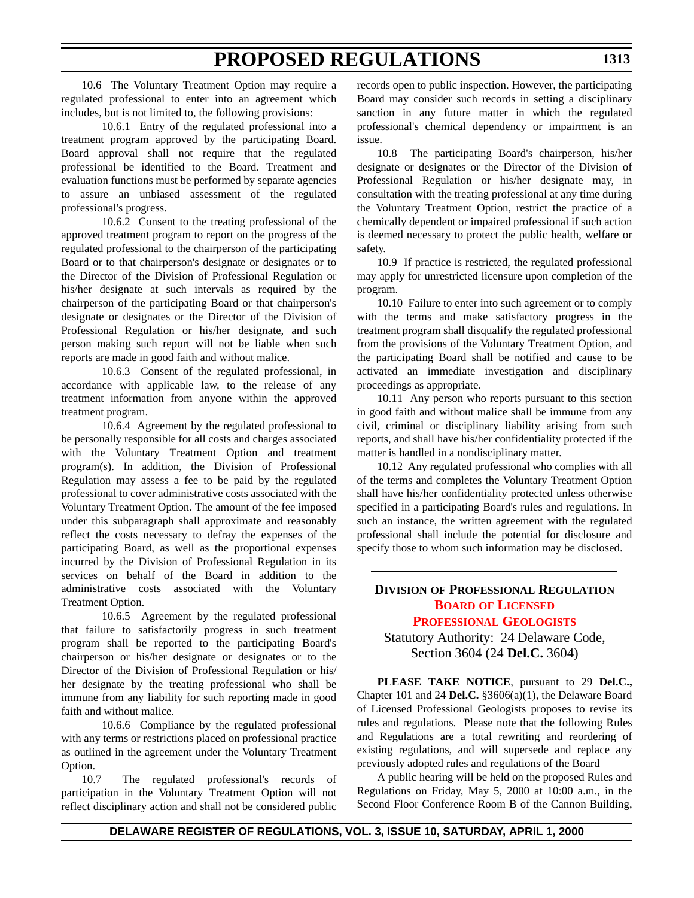10.6 The Voluntary Treatment Option may require a regulated professional to enter into an agreement which includes, but is not limited to, the following provisions:

10.6.1 Entry of the regulated professional into a treatment program approved by the participating Board. Board approval shall not require that the regulated professional be identified to the Board. Treatment and evaluation functions must be performed by separate agencies to assure an unbiased assessment of the regulated professional's progress.

10.6.2 Consent to the treating professional of the approved treatment program to report on the progress of the regulated professional to the chairperson of the participating Board or to that chairperson's designate or designates or to the Director of the Division of Professional Regulation or his/her designate at such intervals as required by the chairperson of the participating Board or that chairperson's designate or designates or the Director of the Division of Professional Regulation or his/her designate, and such person making such report will not be liable when such reports are made in good faith and without malice.

10.6.3 Consent of the regulated professional, in accordance with applicable law, to the release of any treatment information from anyone within the approved treatment program.

10.6.4 Agreement by the regulated professional to be personally responsible for all costs and charges associated with the Voluntary Treatment Option and treatment program(s). In addition, the Division of Professional Regulation may assess a fee to be paid by the regulated professional to cover administrative costs associated with the Voluntary Treatment Option. The amount of the fee imposed under this subparagraph shall approximate and reasonably reflect the costs necessary to defray the expenses of the participating Board, as well as the proportional expenses incurred by the Division of Professional Regulation in its services on behalf of the Board in addition to the administrative costs associated with the Voluntary Treatment Option.

10.6.5 Agreement by the regulated professional that failure to satisfactorily progress in such treatment program shall be reported to the participating Board's chairperson or his/her designate or designates or to the Director of the Division of Professional Regulation or his/her designate by the treating professional who shall be immune from any liability for such reporting made in good faith and without malice.

10.6.6 Compliance by the regulated professional with any terms or restrictions placed on professional practice as outlined in the agreement under the Voluntary Treatment Option.

10.7 The regulated professional's records of participation in the Voluntary Treatment Option will not reflect disciplinary action and shall not be considered public records open to public inspection. However, the participating Board may consider such records in setting a disciplinary sanction in any future matter in which the regulated professional's chemical dependency or impairment is an issue.

10.8 The participating Board's chairperson, his/her designate or designates or the Director of the Division of Professional Regulation or his/her designate may, in consultation with the treating professional at any time during the Voluntary Treatment Option, restrict the practice of a chemically dependent or impaired professional if such action is deemed necessary to protect the public health, welfare or safety.

10.9 If practice is restricted, the regulated professional may apply for unrestricted licensure upon completion of the program.

10.10 Failure to enter into such agreement or to comply with the terms and make satisfactory progress in the treatment program shall disqualify the regulated professional from the provisions of the Voluntary Treatment Option, and the participating Board shall be notified and cause to be activated an immediate investigation and disciplinary proceedings as appropriate.

10.11 Any person who reports pursuant to this section in good faith and without malice shall be immune from any civil, criminal or disciplinary liability arising from such reports, and shall have his/her confidentiality protected if the matter is handled in a nondisciplinary matter.

10.12 Any regulated professional who complies with all of the terms and completes the Voluntary Treatment Option shall have his/her confidentiality protected unless otherwise specified in a participating Board's rules and regulations. In such an instance, the written agreement with the regulated professional shall include the potential for disclosure and specify those to whom such information may be disclosed.

---

## DIVISION OF PROFESSIONAL REGULATION
### BOARD OF LICENSED PROFESSIONAL GEOLOGISTS

Statutory Authority: 24 Delaware Code, Section 3604 (24 **Del.C.** 3604)

**PLEASE TAKE NOTICE**, pursuant to 29 **Del.C.,** Chapter 101 and 24 **Del.C.** §3606(a)(1), the Delaware Board of Licensed Professional Geologists proposes to revise its rules and regulations. Please note that the following Rules and Regulations are a total rewriting and reordering of existing regulations, and will supersede and replace any previously adopted rules and regulations of the Board

A public hearing will be held on the proposed Rules and Regulations on Friday, May 5, 2000 at 10:00 a.m., in the Second Floor Conference Room B of the Cannon Building,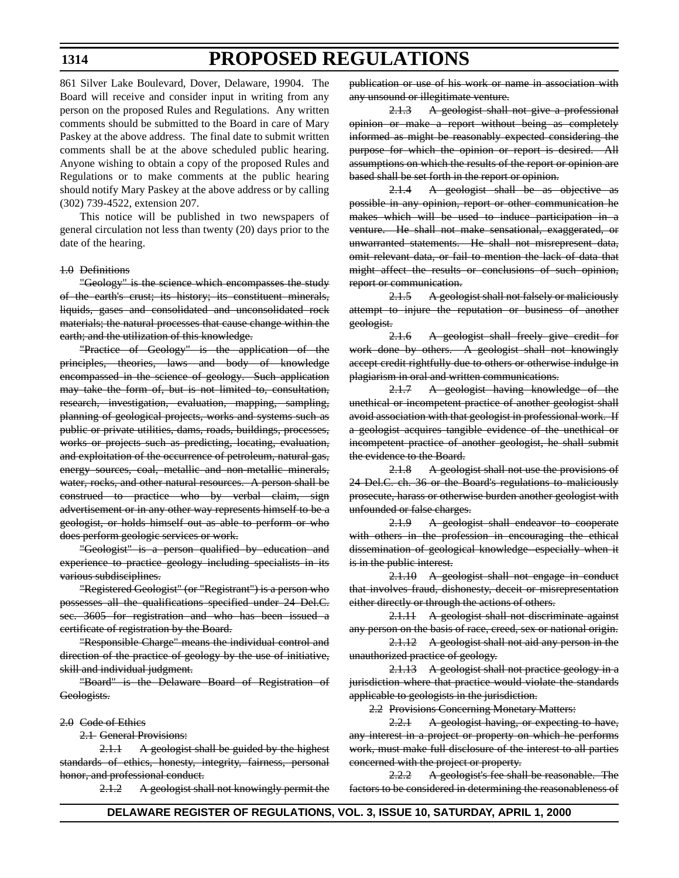861 Silver Lake Boulevard, Dover, Delaware, 19904. The Board will receive and consider input in writing from any person on the proposed Rules and Regulations. Any written comments should be submitted to the Board in care of Mary Paskey at the above address. The final date to submit written comments shall be at the above scheduled public hearing. Anyone wishing to obtain a copy of the proposed Rules and Regulations or to make comments at the public hearing should notify Mary Paskey at the above address or by calling (302) 739-4522, extension 207.

This notice will be published in two newspapers of general circulation not less than twenty (20) days prior to the date of the hearing.

~~1.0 Definitions~~

~~"Geology" is the science which encompasses the study of the earth's crust; its history; its constituent minerals, liquids, gases and consolidated and unconsolidated rock materials; the natural processes that cause change within the earth; and the utilization of this knowledge.~~

~~"Practice of Geology" is the application of the principles, theories, laws and body of knowledge encompassed in the science of geology. Such application may take the form of, but is not limited to, consultation, research, investigation, evaluation, mapping, sampling, planning of geological projects, works and systems such as public or private utilities, dams, roads, buildings, processes, works or projects such as predicting, locating, evaluation, and exploitation of the occurrence of petroleum, natural gas, energy sources, coal, metallic and non-metallic minerals, water, rocks, and other natural resources. A person shall be construed to practice who by verbal claim, sign advertisement or in any other way represents himself to be a geologist, or holds himself out as able to perform or who does perform geologic services or work.~~

~~"Geologist" is a person qualified by education and experience to practice geology including specialists in its various subdisciplines.~~

~~"Registered Geologist" (or "Registrant") is a person who possesses all the qualifications specified under 24 Del.C. sec. 3605 for registration and who has been issued a certificate of registration by the Board.~~

~~"Responsible Charge" means the individual control and direction of the practice of geology by the use of initiative, skill and individual judgment.~~

~~"Board" is the Delaware Board of Registration of Geologists.~~

~~2.0 Code of Ethics~~

~~2.1 General Provisions:~~

~~2.1.1 A geologist shall be guided by the highest standards of ethics, honesty, integrity, fairness, personal honor, and professional conduct.~~

~~2.1.2 A geologist shall not knowingly permit the publication or use of his work or name in association with any unsound or illegitimate venture.~~

~~2.1.3 A geologist shall not give a professional opinion or make a report without being as completely informed as might be reasonably expected considering the purpose for which the opinion or report is desired. All assumptions on which the results of the report or opinion are based shall be set forth in the report or opinion.~~

~~2.1.4 A geologist shall be as objective as possible in any opinion, report or other communication he makes which will be used to induce participation in a venture. He shall not make sensational, exaggerated, or unwarranted statements. He shall not misrepresent data, omit relevant data, or fail to mention the lack of data that might affect the results or conclusions of such opinion, report or communication.~~

~~2.1.5 A geologist shall not falsely or maliciously attempt to injure the reputation or business of another geologist.~~

~~2.1.6 A geologist shall freely give credit for work done by others. A geologist shall not knowingly accept credit rightfully due to others or otherwise indulge in plagiarism in oral and written communications.~~

~~2.1.7 A geologist having knowledge of the unethical or incompetent practice of another geologist shall avoid association with that geologist in professional work. If a geologist acquires tangible evidence of the unethical or incompetent practice of another geologist, he shall submit the evidence to the Board.~~

~~2.1.8 A geologist shall not use the provisions of 24 Del.C. ch. 36 or the Board's regulations to maliciously prosecute, harass or otherwise burden another geologist with unfounded or false charges.~~

~~2.1.9 A geologist shall endeavor to cooperate with others in the profession in encouraging the ethical dissemination of geological knowledge especially when it is in the public interest.~~

~~2.1.10 A geologist shall not engage in conduct that involves fraud, dishonesty, deceit or misrepresentation either directly or through the actions of others.~~

~~2.1.11 A geologist shall not discriminate against any person on the basis of race, creed, sex or national origin.~~

~~2.1.12 A geologist shall not aid any person in the unauthorized practice of geology.~~

~~2.1.13 A geologist shall not practice geology in a jurisdiction where that practice would violate the standards applicable to geologists in the jurisdiction.~~

~~2.2 Provisions Concerning Monetary Matters:~~

~~2.2.1 A geologist having, or expecting to have, any interest in a project or property on which he performs work, must make full disclosure of the interest to all parties concerned with the project or property.~~

~~2.2.2 A geologist's fee shall be reasonable. The factors to be considered in determining the reasonableness of~~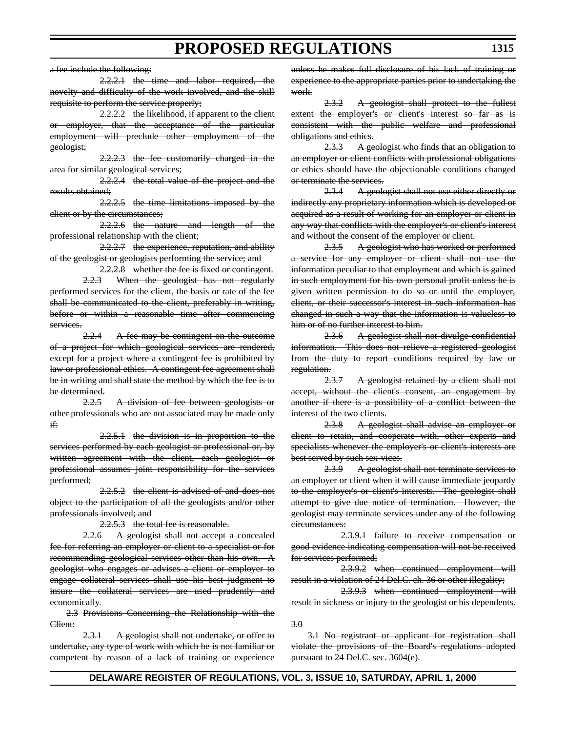~~a fee include the following:~~

~~2.2.2.1 the time and labor required, the novelty and difficulty of the work involved, and the skill requisite to perform the service properly;~~

~~2.2.2.2 the likelihood, if apparent to the client or employer, that the acceptance of the particular employment will preclude other employment of the geologist;~~

~~2.2.2.3 the fee customarily charged in the area for similar geological services;~~

~~2.2.2.4 the total value of the project and the results obtained;~~

~~2.2.2.5 the time limitations imposed by the client or by the circumstances;~~

~~2.2.2.6 the nature and length of the professional relationship with the client;~~

~~2.2.2.7 the experience, reputation, and ability of the geologist or geologists performing the service; and~~

~~2.2.2.8 whether the fee is fixed or contingent.~~

~~2.2.3 When the geologist has not regularly performed services for the client, the basis or rate of the fee shall be communicated to the client, preferably in writing, before or within a reasonable time after commencing services.~~

~~2.2.4 A fee may be contingent on the outcome of a project for which geological services are rendered, except for a project where a contingent fee is prohibited by law or professional ethics. A contingent fee agreement shall be in writing and shall state the method by which the fee is to be determined.~~

~~2.2.5 A division of fee between geologists or other professionals who are not associated may be made only if:~~

~~2.2.5.1 the division is in proportion to the services performed by each geologist or professional or, by written agreement with the client, each geologist or professional assumes joint responsibility for the services performed;~~

~~2.2.5.2 the client is advised of and does not object to the participation of all the geologists and/or other professionals involved; and~~

~~2.2.5.3 the total fee is reasonable.~~

~~2.2.6 A geologist shall not accept a concealed fee for referring an employer or client to a specialist or for recommending geological services other than his own. A geologist who engages or advises a client or employer to engage collateral services shall use his best judgment to insure the collateral services are used prudently and economically.~~

~~2.3 Provisions Concerning the Relationship with the Client:~~

~~2.3.1 A geologist shall not undertake, or offer to undertake, any type of work with which he is not familiar or competent by reason of a lack of training or experience unless he makes full disclosure of his lack of training or experience to the appropriate parties prior to undertaking the work.~~

~~2.3.2 A geologist shall protect to the fullest extent the employer's or client's interest so far as is consistent with the public welfare and professional obligations and ethics.~~

~~2.3.3 A geologist who finds that an obligation to an employer or client conflicts with professional obligations or ethics should have the objectionable conditions changed or terminate the services.~~

~~2.3.4 A geologist shall not use either directly or indirectly any proprietary information which is developed or acquired as a result of working for an employer or client in any way that conflicts with the employer's or client's interest and without the consent of the employer or client.~~

~~2.3.5 A geologist who has worked or performed a service for any employer or client shall not use the information peculiar to that employment and which is gained in such employment for his own personal profit unless he is given written permission to do so or until the employer, client, or their successor's interest in such information has changed in such a way that the information is valueless to him or of no further interest to him.~~

~~2.3.6 A geologist shall not divulge confidential information. This does not relieve a registered geologist from the duty to report conditions required by law or regulation.~~

~~2.3.7 A geologist retained by a client shall not accept, without the client's consent, an engagement by another if there is a possibility of a conflict between the interest of the two clients.~~

~~2.3.8 A geologist shall advise an employer or client to retain, and cooperate with, other experts and specialists whenever the employer's or client's interests are best served by such ser-vices.~~

~~2.3.9 A geologist shall not terminate services to an employer or client when it will cause immediate jeopardy to the employer's or client's interests. The geologist shall attempt to give due notice of termination. However, the geologist may terminate services under any of the following circumstances:~~

~~2.3.9.1 failure to receive compensation or good evidence indicating compensation will not be received for services performed;~~

~~2.3.9.2 when continued employment will result in a violation of 24 Del.C. ch. 36 or other illegality;~~

~~2.3.9.3 when continued employment will result in sickness or injury to the geologist or his dependents.~~

~~3.0~~

~~3.1 No registrant or applicant for registration shall violate the provisions of the Board's regulations adopted pursuant to 24 Del.C. sec. 3604(e).~~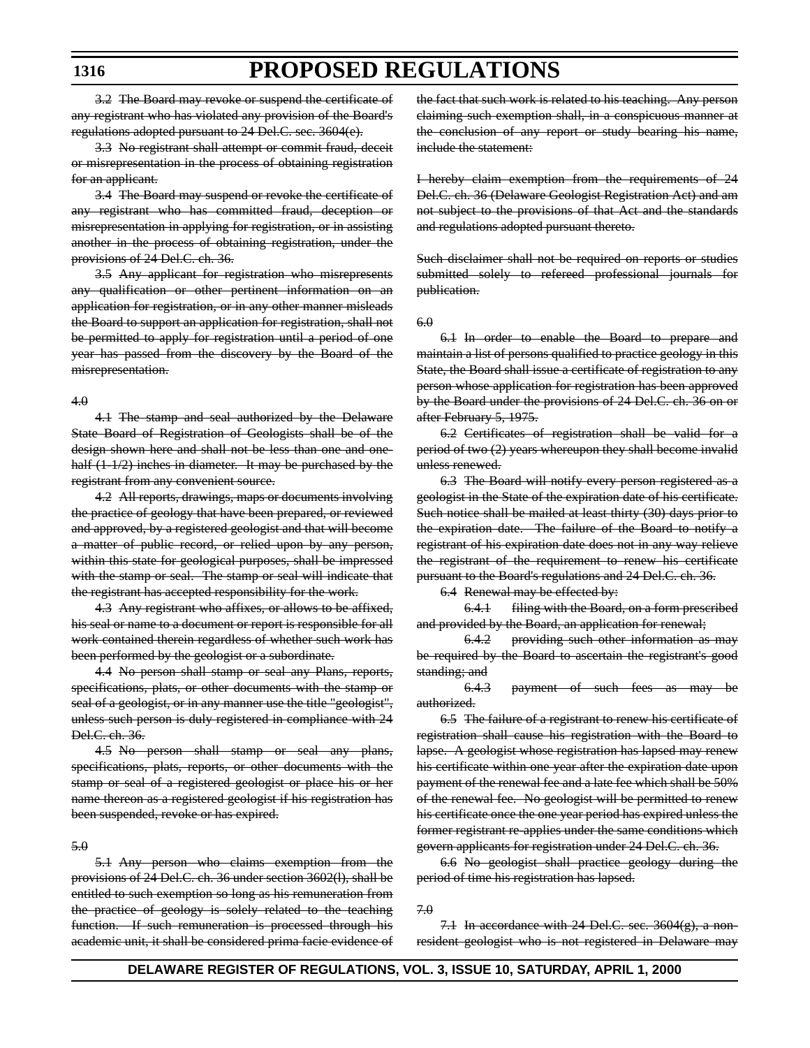3.2 The Board may revoke or suspend the certificate of any registrant who has violated any provision of the Board's regulations adopted pursuant to 24 Del.C. sec. 3604(c).

3.3 No registrant shall attempt or commit fraud, deceit or misrepresentation in the process of obtaining registration for an applicant.

3.4 The Board may suspend or revoke the certificate of any registrant who has committed fraud, deception or misrepresentation in applying for registration, or in assisting another in the process of obtaining registration, under the provisions of 24 Del.C. ch. 36.

3.5 Any applicant for registration who misrepresents any qualification or other pertinent information on an application for registration, or in any other manner misleads the Board to support an application for registration, shall not be permitted to apply for registration until a period of one year has passed from the discovery by the Board of the misrepresentation.

4.0

4.1 The stamp and seal authorized by the Delaware State Board of Registration of Geologists shall be of the design shown here and shall not be less than one and one-half (1-1/2) inches in diameter. It may be purchased by the registrant from any convenient source.

4.2 All reports, drawings, maps or documents involving the practice of geology that have been prepared, or reviewed and approved, by a registered geologist and that will become a matter of public record, or relied upon by any person, within this state for geological purposes, shall be impressed with the stamp or seal. The stamp or seal will indicate that the registrant has accepted responsibility for the work.

4.3 Any registrant who affixes, or allows to be affixed, his seal or name to a document or report is responsible for all work contained therein regardless of whether such work has been performed by the geologist or a subordinate.

4.4 No person shall stamp or seal any Plans, reports, specifications, plats, or other documents with the stamp or seal of a geologist, or in any manner use the title "geologist", unless such person is duly registered in compliance with 24 Del.C. ch. 36.

4.5 No person shall stamp or seal any plans, specifications, plats, reports, or other documents with the stamp or seal of a registered geologist or place his or her name thereon as a registered geologist if his registration has been suspended, revoke or has expired.

5.0

5.1 Any person who claims exemption from the provisions of 24 Del.C. ch. 36 under section 3602(l), shall be entitled to such exemption so long as his remuneration from the practice of geology is solely related to the teaching function. If such remuneration is processed through his academic unit, it shall be considered prima facie evidence of the fact that such work is related to his teaching. Any person claiming such exemption shall, in a conspicuous manner at the conclusion of any report or study bearing his name, include the statement:

I hereby claim exemption from the requirements of 24 Del.C. ch. 36 (Delaware Geologist Registration Act) and am not subject to the provisions of that Act and the standards and regulations adopted pursuant thereto.

Such disclaimer shall not be required on reports or studies submitted solely to refereed professional journals for publication.

6.0

6.1 In order to enable the Board to prepare and maintain a list of persons qualified to practice geology in this State, the Board shall issue a certificate of registration to any person whose application for registration has been approved by the Board under the provisions of 24 Del.C. ch. 36 on or after February 5, 1975.

6.2 Certificates of registration shall be valid for a period of two (2) years whereupon they shall become invalid unless renewed.

6.3 The Board will notify every person registered as a geologist in the State of the expiration date of his certificate. Such notice shall be mailed at least thirty (30) days prior to the expiration date. The failure of the Board to notify a registrant of his expiration date does not in any way relieve the registrant of the requirement to renew his certificate pursuant to the Board's regulations and 24 Del.C. ch. 36.

6.4 Renewal may be effected by:

6.4.1 filing with the Board, on a form prescribed and provided by the Board, an application for renewal;

6.4.2 providing such other information as may be required by the Board to ascertain the registrant's good standing; and

6.4.3 payment of such fees as may be authorized.

6.5 The failure of a registrant to renew his certificate of registration shall cause his registration with the Board to lapse. A geologist whose registration has lapsed may renew his certificate within one year after the expiration date upon payment of the renewal fee and a late fee which shall be 50% of the renewal fee. No geologist will be permitted to renew his certificate once the one year period has expired unless the former registrant re-applies under the same conditions which govern applicants for registration under 24 Del.C. ch. 36.

6.6 No geologist shall practice geology during the period of time his registration has lapsed.

7.0

7.1 In accordance with 24 Del.C. sec. 3604(g), a non-resident geologist who is not registered in Delaware may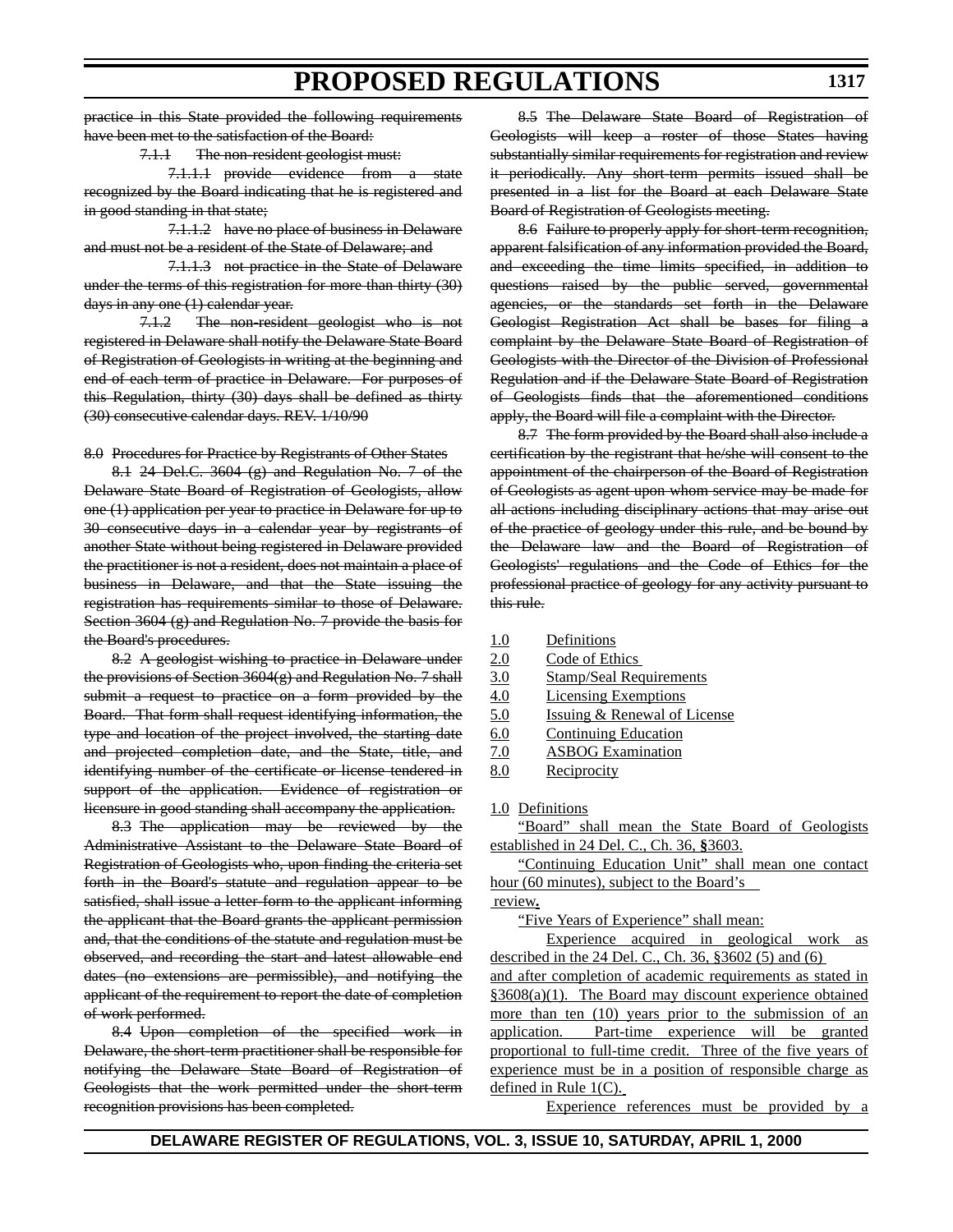practice in this State provided the following requirements have been met to the satisfaction of the Board:

7.1.1 The non-resident geologist must:

7.1.1.1 provide evidence from a state recognized by the Board indicating that he is registered and in good standing in that state;

7.1.1.2 have no place of business in Delaware and must not be a resident of the State of Delaware; and

7.1.1.3 not practice in the State of Delaware under the terms of this registration for more than thirty (30) days in any one (1) calendar year.

7.1.2 The non-resident geologist who is not registered in Delaware shall notify the Delaware State Board of Registration of Geologists in writing at the beginning and end of each term of practice in Delaware. For purposes of this Regulation, thirty (30) days shall be defined as thirty (30) consecutive calendar days. REV. 1/10/90

8.0 Procedures for Practice by Registrants of Other States

8.1 24 Del.C. 3604 (g) and Regulation No. 7 of the Delaware State Board of Registration of Geologists, allow one (1) application per year to practice in Delaware for up to 30 consecutive days in a calendar year by registrants of another State without being registered in Delaware provided the practitioner is not a resident, does not maintain a place of business in Delaware, and that the State issuing the registration has requirements similar to those of Delaware. Section 3604 (g) and Regulation No. 7 provide the basis for the Board's procedures.

8.2 A geologist wishing to practice in Delaware under the provisions of Section 3604(g) and Regulation No. 7 shall submit a request to practice on a form provided by the Board. That form shall request identifying information, the type and location of the project involved, the starting date and projected completion date, and the State, title, and identifying number of the certificate or license tendered in support of the application. Evidence of registration or licensure in good standing shall accompany the application.

8.3 The application may be reviewed by the Administrative Assistant to the Delaware State Board of Registration of Geologists who, upon finding the criteria set forth in the Board's statute and regulation appear to be satisfied, shall issue a letter-form to the applicant informing the applicant that the Board grants the applicant permission and, that the conditions of the statute and regulation must be observed, and recording the start and latest allowable end dates (no extensions are permissible), and notifying the applicant of the requirement to report the date of completion of work performed.

8.4 Upon completion of the specified work in Delaware, the short-term practitioner shall be responsible for notifying the Delaware State Board of Registration of Geologists that the work permitted under the short-term recognition provisions has been completed.

8.5 The Delaware State Board of Registration of Geologists will keep a roster of those States having substantially similar requirements for registration and review it periodically. Any short-term permits issued shall be presented in a list for the Board at each Delaware State Board of Registration of Geologists meeting.

8.6 Failure to properly apply for short-term recognition, apparent falsification of any information provided the Board, and exceeding the time limits specified, in addition to questions raised by the public served, governmental agencies, or the standards set forth in the Delaware Geologist Registration Act shall be bases for filing a complaint by the Delaware State Board of Registration of Geologists with the Director of the Division of Professional Regulation and if the Delaware State Board of Registration of Geologists finds that the aforementioned conditions apply, the Board will file a complaint with the Director.

8.7 The form provided by the Board shall also include a certification by the registrant that he/she will consent to the appointment of the chairperson of the Board of Registration of Geologists as agent upon whom service may be made for all actions including disciplinary actions that may arise out of the practice of geology under this rule, and be bound by the Delaware law and the Board of Registration of Geologists' regulations and the Code of Ethics for the professional practice of geology for any activity pursuant to this rule.

1.0 Definitions
2.0 Code of Ethics
3.0 Stamp/Seal Requirements
4.0 Licensing Exemptions
5.0 Issuing & Renewal of License
6.0 Continuing Education
7.0 ASBOG Examination
8.0 Reciprocity

1.0 Definitions

"Board" shall mean the State Board of Geologists established in 24 Del. C., Ch. 36, §3603.

"Continuing Education Unit" shall mean one contact hour (60 minutes), subject to the Board's review**.**

"Five Years of Experience" shall mean:

Experience acquired in geological work as described in the 24 Del. C., Ch. 36, §3602 (5) and (6) and after completion of academic requirements as stated in §3608(a)(1). The Board may discount experience obtained more than ten (10) years prior to the submission of an application. Part-time experience will be granted proportional to full-time credit. Three of the five years of experience must be in a position of responsible charge as defined in Rule 1(C).

Experience references must be provided by a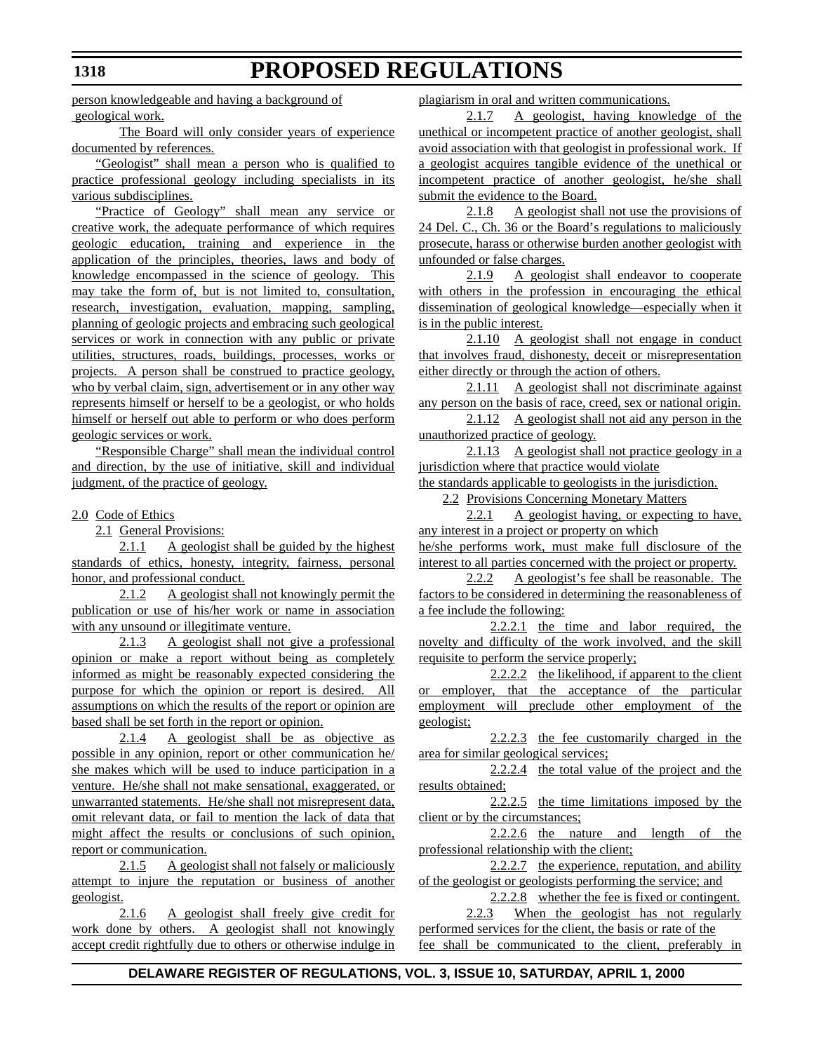person knowledgeable and having a background of geological work.

The Board will only consider years of experience documented by references.

"Geologist" shall mean a person who is qualified to practice professional geology including specialists in its various subdisciplines.

"Practice of Geology" shall mean any service or creative work, the adequate performance of which requires geologic education, training and experience in the application of the principles, theories, laws and body of knowledge encompassed in the science of geology. This may take the form of, but is not limited to, consultation, research, investigation, evaluation, mapping, sampling, planning of geologic projects and embracing such geological services or work in connection with any public or private utilities, structures, roads, buildings, processes, works or projects. A person shall be construed to practice geology, who by verbal claim, sign, advertisement or in any other way represents himself or herself to be a geologist, or who holds himself or herself out able to perform or who does perform geologic services or work.

"Responsible Charge" shall mean the individual control and direction, by the use of initiative, skill and individual judgment, of the practice of geology.

2.0 Code of Ethics

2.1 General Provisions:

2.1.1 A geologist shall be guided by the highest standards of ethics, honesty, integrity, fairness, personal honor, and professional conduct.

2.1.2 A geologist shall not knowingly permit the publication or use of his/her work or name in association with any unsound or illegitimate venture.

2.1.3 A geologist shall not give a professional opinion or make a report without being as completely informed as might be reasonably expected considering the purpose for which the opinion or report is desired. All assumptions on which the results of the report or opinion are based shall be set forth in the report or opinion.

2.1.4 A geologist shall be as objective as possible in any opinion, report or other communication he/she makes which will be used to induce participation in a venture. He/she shall not make sensational, exaggerated, or unwarranted statements. He/she shall not misrepresent data, omit relevant data, or fail to mention the lack of data that might affect the results or conclusions of such opinion, report or communication.

2.1.5 A geologist shall not falsely or maliciously attempt to injure the reputation or business of another geologist.

2.1.6 A geologist shall freely give credit for work done by others. A geologist shall not knowingly accept credit rightfully due to others or otherwise indulge in plagiarism in oral and written communications.

2.1.7 A geologist, having knowledge of the unethical or incompetent practice of another geologist, shall avoid association with that geologist in professional work. If a geologist acquires tangible evidence of the unethical or incompetent practice of another geologist, he/she shall submit the evidence to the Board.

2.1.8 A geologist shall not use the provisions of 24 Del. C., Ch. 36 or the Board's regulations to maliciously prosecute, harass or otherwise burden another geologist with unfounded or false charges.

2.1.9 A geologist shall endeavor to cooperate with others in the profession in encouraging the ethical dissemination of geological knowledge—especially when it is in the public interest.

2.1.10 A geologist shall not engage in conduct that involves fraud, dishonesty, deceit or misrepresentation either directly or through the action of others.

2.1.11 A geologist shall not discriminate against any person on the basis of race, creed, sex or national origin.

2.1.12 A geologist shall not aid any person in the unauthorized practice of geology.

2.1.13 A geologist shall not practice geology in a jurisdiction where that practice would violate the standards applicable to geologists in the jurisdiction.

2.2 Provisions Concerning Monetary Matters

2.2.1 A geologist having, or expecting to have, any interest in a project or property on which he/she performs work, must make full disclosure of the interest to all parties concerned with the project or property.

2.2.2 A geologist's fee shall be reasonable. The factors to be considered in determining the reasonableness of a fee include the following:

2.2.2.1 the time and labor required, the novelty and difficulty of the work involved, and the skill requisite to perform the service properly;

2.2.2.2 the likelihood, if apparent to the client or employer, that the acceptance of the particular employment will preclude other employment of the geologist;

2.2.2.3 the fee customarily charged in the area for similar geological services;

2.2.2.4 the total value of the project and the results obtained;

2.2.2.5 the time limitations imposed by the client or by the circumstances;

2.2.2.6 the nature and length of the professional relationship with the client;

2.2.2.7 the experience, reputation, and ability of the geologist or geologists performing the service; and

2.2.2.8 whether the fee is fixed or contingent.

2.2.3 When the geologist has not regularly performed services for the client, the basis or rate of the fee shall be communicated to the client, preferably in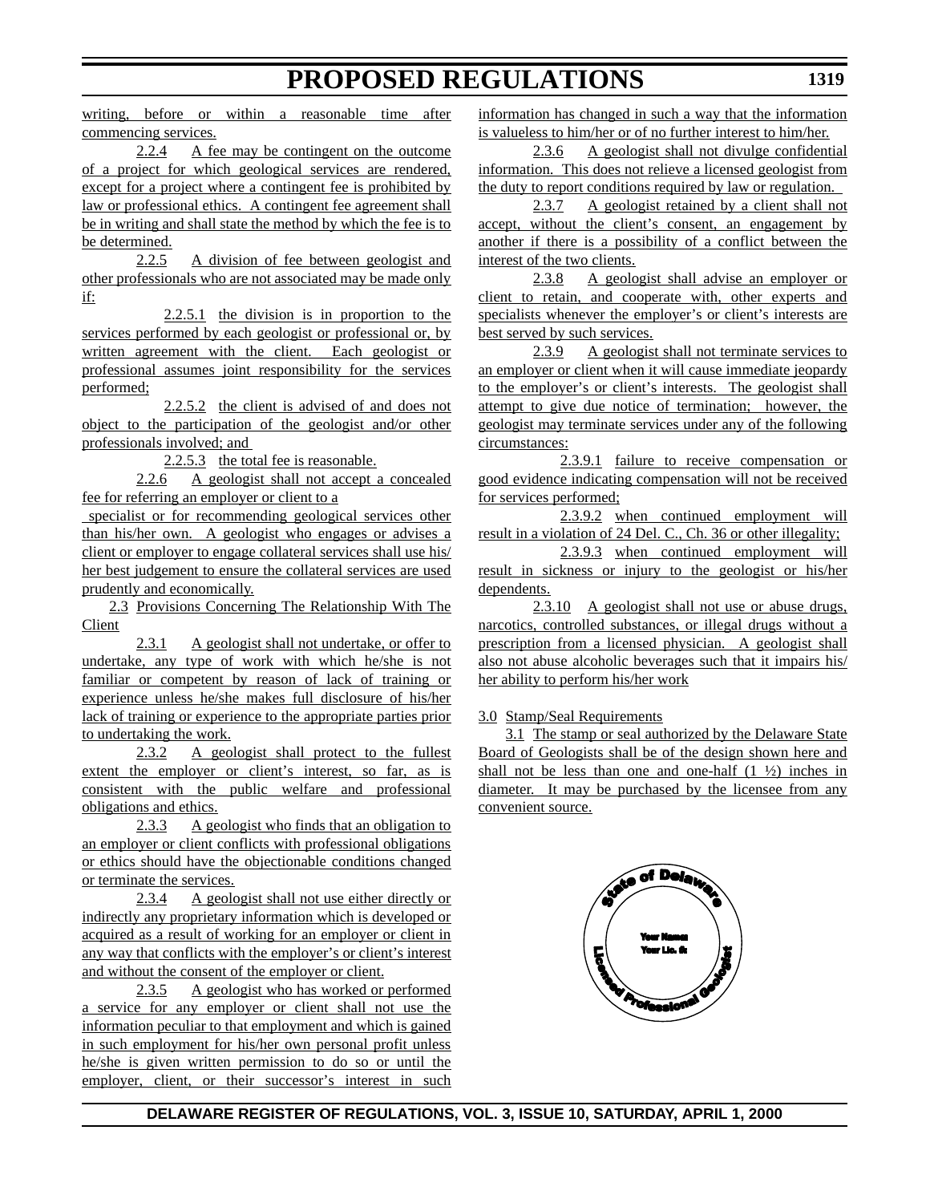writing, before or within a reasonable time after commencing services.

2.2.4 A fee may be contingent on the outcome of a project for which geological services are rendered, except for a project where a contingent fee is prohibited by law or professional ethics. A contingent fee agreement shall be in writing and shall state the method by which the fee is to be determined.

2.2.5 A division of fee between geologist and other professionals who are not associated may be made only if:

2.2.5.1 the division is in proportion to the services performed by each geologist or professional or, by written agreement with the client. Each geologist or professional assumes joint responsibility for the services performed;

2.2.5.2 the client is advised of and does not object to the participation of the geologist and/or other professionals involved; and

2.2.5.3 the total fee is reasonable.

2.2.6 A geologist shall not accept a concealed fee for referring an employer or client to a specialist or for recommending geological services other than his/her own. A geologist who engages or advises a client or employer to engage collateral services shall use his/her best judgement to ensure the collateral services are used prudently and economically.

2.3 Provisions Concerning The Relationship With The Client

2.3.1 A geologist shall not undertake, or offer to undertake, any type of work with which he/she is not familiar or competent by reason of lack of training or experience unless he/she makes full disclosure of his/her lack of training or experience to the appropriate parties prior to undertaking the work.

2.3.2 A geologist shall protect to the fullest extent the employer or client's interest, so far, as is consistent with the public welfare and professional obligations and ethics.

2.3.3 A geologist who finds that an obligation to an employer or client conflicts with professional obligations or ethics should have the objectionable conditions changed or terminate the services.

2.3.4 A geologist shall not use either directly or indirectly any proprietary information which is developed or acquired as a result of working for an employer or client in any way that conflicts with the employer's or client's interest and without the consent of the employer or client.

2.3.5 A geologist who has worked or performed a service for any employer or client shall not use the information peculiar to that employment and which is gained in such employment for his/her own personal profit unless he/she is given written permission to do so or until the employer, client, or their successor's interest in such information has changed in such a way that the information is valueless to him/her or of no further interest to him/her.

2.3.6 A geologist shall not divulge confidential information. This does not relieve a licensed geologist from the duty to report conditions required by law or regulation.

2.3.7 A geologist retained by a client shall not accept, without the client's consent, an engagement by another if there is a possibility of a conflict between the interest of the two clients.

2.3.8 A geologist shall advise an employer or client to retain, and cooperate with, other experts and specialists whenever the employer's or client's interests are best served by such services.

2.3.9 A geologist shall not terminate services to an employer or client when it will cause immediate jeopardy to the employer's or client's interests. The geologist shall attempt to give due notice of termination; however, the geologist may terminate services under any of the following circumstances:

2.3.9.1 failure to receive compensation or good evidence indicating compensation will not be received for services performed;

2.3.9.2 when continued employment will result in a violation of 24 Del. C., Ch. 36 or other illegality;

2.3.9.3 when continued employment will result in sickness or injury to the geologist or his/her dependents.

2.3.10 A geologist shall not use or abuse drugs, narcotics, controlled substances, or illegal drugs without a prescription from a licensed physician. A geologist shall also not abuse alcoholic beverages such that it impairs his/her ability to perform his/her work

3.0 Stamp/Seal Requirements

3.1 The stamp or seal authorized by the Delaware State Board of Geologists shall be of the design shown here and shall not be less than one and one-half (1 ½) inches in diameter. It may be purchased by the licensee from any convenient source.

State of Delaware
Your Name:
Your Lic. #:
Licensed Professional Geologist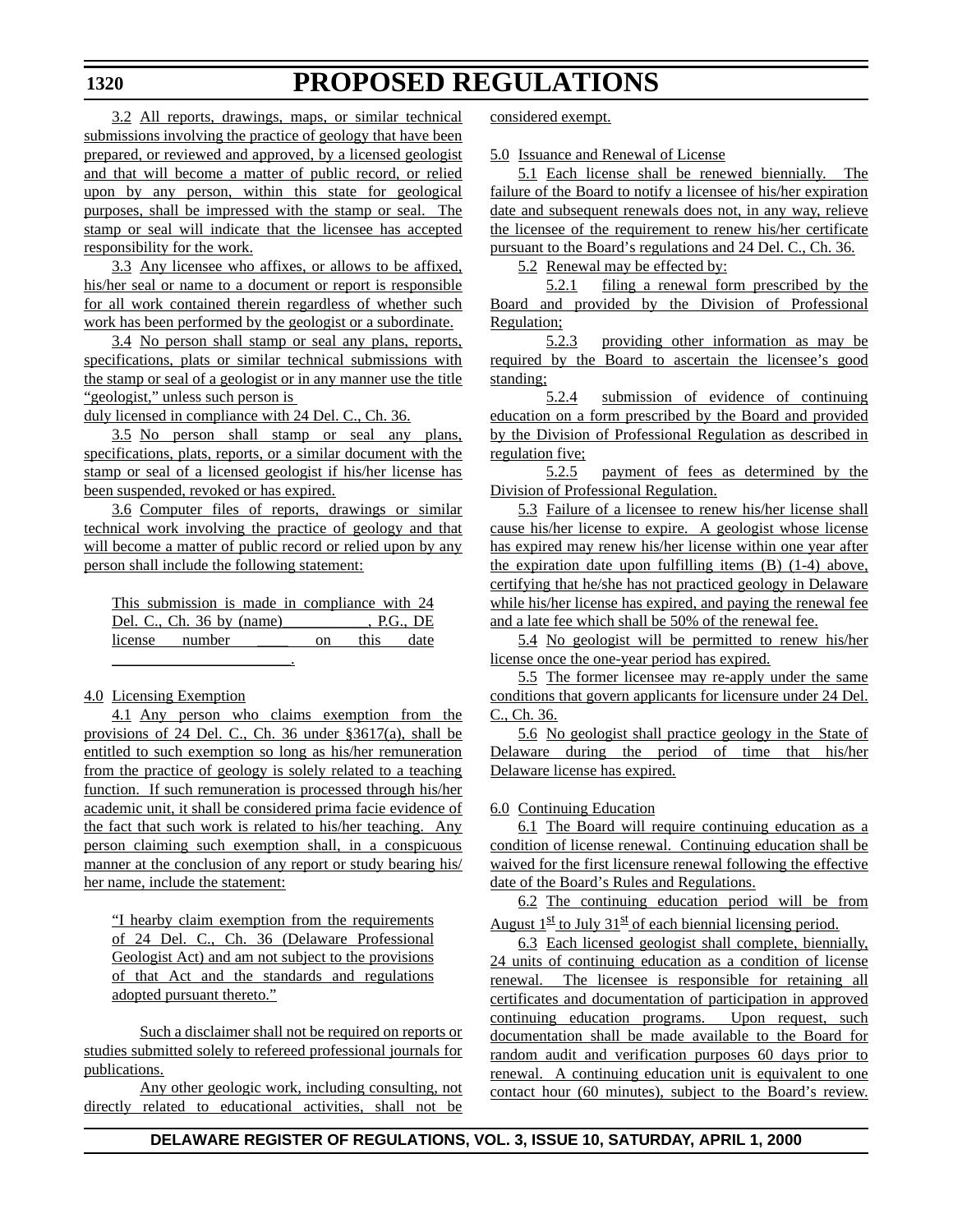3.2 All reports, drawings, maps, or similar technical submissions involving the practice of geology that have been prepared, or reviewed and approved, by a licensed geologist and that will become a matter of public record, or relied upon by any person, within this state for geological purposes, shall be impressed with the stamp or seal. The stamp or seal will indicate that the licensee has accepted responsibility for the work.

3.3 Any licensee who affixes, or allows to be affixed, his/her seal or name to a document or report is responsible for all work contained therein regardless of whether such work has been performed by the geologist or a subordinate.

3.4 No person shall stamp or seal any plans, reports, specifications, plats or similar technical submissions with the stamp or seal of a geologist or in any manner use the title "geologist," unless such person is duly licensed in compliance with 24 Del. C., Ch. 36.

3.5 No person shall stamp or seal any plans, specifications, plats, reports, or a similar document with the stamp or seal of a licensed geologist if his/her license has been suspended, revoked or has expired.

3.6 Computer files of reports, drawings or similar technical work involving the practice of geology and that will become a matter of public record or relied upon by any person shall include the following statement:

> This submission is made in compliance with 24 Del. C., Ch. 36 by (name)___________, P.G., DE license number ____ on this date _______________________.

4.0 Licensing Exemption

4.1 Any person who claims exemption from the provisions of 24 Del. C., Ch. 36 under §3617(a), shall be entitled to such exemption so long as his/her remuneration from the practice of geology is solely related to a teaching function. If such remuneration is processed through his/her academic unit, it shall be considered prima facie evidence of the fact that such work is related to his/her teaching. Any person claiming such exemption shall, in a conspicuous manner at the conclusion of any report or study bearing his/her name, include the statement:

> "I hearby claim exemption from the requirements of 24 Del. C., Ch. 36 (Delaware Professional Geologist Act) and am not subject to the provisions of that Act and the standards and regulations adopted pursuant thereto."

Such a disclaimer shall not be required on reports or studies submitted solely to refereed professional journals for publications.

Any other geologic work, including consulting, not directly related to educational activities, shall not be considered exempt.

5.0 Issuance and Renewal of License

5.1 Each license shall be renewed biennially. The failure of the Board to notify a licensee of his/her expiration date and subsequent renewals does not, in any way, relieve the licensee of the requirement to renew his/her certificate pursuant to the Board's regulations and 24 Del. C., Ch. 36.

5.2 Renewal may be effected by:

5.2.1 filing a renewal form prescribed by the Board and provided by the Division of Professional Regulation;

5.2.3 providing other information as may be required by the Board to ascertain the licensee's good standing;

5.2.4 submission of evidence of continuing education on a form prescribed by the Board and provided by the Division of Professional Regulation as described in regulation five;

5.2.5 payment of fees as determined by the Division of Professional Regulation.

5.3 Failure of a licensee to renew his/her license shall cause his/her license to expire. A geologist whose license has expired may renew his/her license within one year after the expiration date upon fulfilling items (B) (1-4) above, certifying that he/she has not practiced geology in Delaware while his/her license has expired, and paying the renewal fee and a late fee which shall be 50% of the renewal fee.

5.4 No geologist will be permitted to renew his/her license once the one-year period has expired.

5.5 The former licensee may re-apply under the same conditions that govern applicants for licensure under 24 Del. C., Ch. 36.

5.6 No geologist shall practice geology in the State of Delaware during the period of time that his/her Delaware license has expired.

6.0 Continuing Education

6.1 The Board will require continuing education as a condition of license renewal. Continuing education shall be waived for the first licensure renewal following the effective date of the Board's Rules and Regulations.

6.2 The continuing education period will be from August 1st to July 31st of each biennial licensing period.

6.3 Each licensed geologist shall complete, biennially, 24 units of continuing education as a condition of license renewal. The licensee is responsible for retaining all certificates and documentation of participation in approved continuing education programs. Upon request, such documentation shall be made available to the Board for random audit and verification purposes 60 days prior to renewal. A continuing education unit is equivalent to one contact hour (60 minutes), subject to the Board's review.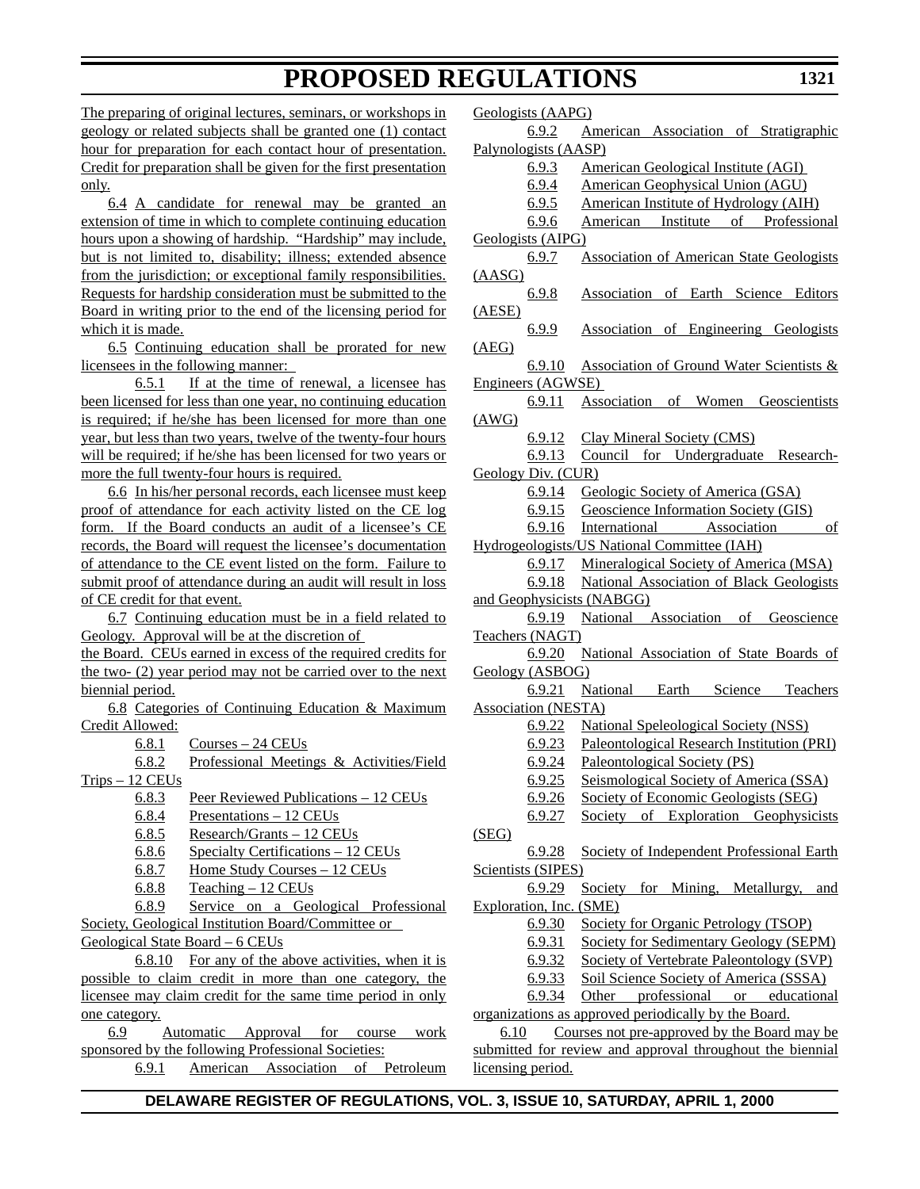The preparing of original lectures, seminars, or workshops in geology or related subjects shall be granted one (1) contact hour for preparation for each contact hour of presentation. Credit for preparation shall be given for the first presentation only.

6.4 A candidate for renewal may be granted an extension of time in which to complete continuing education hours upon a showing of hardship. "Hardship" may include, but is not limited to, disability; illness; extended absence from the jurisdiction; or exceptional family responsibilities. Requests for hardship consideration must be submitted to the Board in writing prior to the end of the licensing period for which it is made.

6.5 Continuing education shall be prorated for new licensees in the following manner:

6.5.1 If at the time of renewal, a licensee has been licensed for less than one year, no continuing education is required; if he/she has been licensed for more than one year, but less than two years, twelve of the twenty-four hours will be required; if he/she has been licensed for two years or more the full twenty-four hours is required.

6.6 In his/her personal records, each licensee must keep proof of attendance for each activity listed on the CE log form. If the Board conducts an audit of a licensee's CE records, the Board will request the licensee's documentation of attendance to the CE event listed on the form. Failure to submit proof of attendance during an audit will result in loss of CE credit for that event.

6.7 Continuing education must be in a field related to Geology. Approval will be at the discretion of the Board. CEUs earned in excess of the required credits for the two- (2) year period may not be carried over to the next biennial period.

6.8 Categories of Continuing Education & Maximum Credit Allowed:

6.8.1 Courses – 24 CEUs

6.8.2 Professional Meetings & Activities/Field Trips – 12 CEUs

6.8.3 Peer Reviewed Publications – 12 CEUs

6.8.4 Presentations – 12 CEUs

6.8.5 Research/Grants – 12 CEUs

6.8.6 Specialty Certifications – 12 CEUs

6.8.7 Home Study Courses – 12 CEUs

6.8.8 Teaching – 12 CEUs

6.8.9 Service on a Geological Professional Society, Geological Institution Board/Committee or Geological State Board – 6 CEUs

6.8.10 For any of the above activities, when it is possible to claim credit in more than one category, the licensee may claim credit for the same time period in only one category.

6.9 Automatic Approval for course work sponsored by the following Professional Societies:

6.9.1 American Association of Petroleum Geologists (AAPG)

6.9.2 American Association of Stratigraphic Palynologists (AASP)

6.9.3 American Geological Institute (AGI)

6.9.4 American Geophysical Union (AGU)

6.9.5 American Institute of Hydrology (AIH)

6.9.6 American Institute of Professional Geologists (AIPG)

6.9.7 Association of American State Geologists (AASG)

6.9.8 Association of Earth Science Editors (AESE)

6.9.9 Association of Engineering Geologists (AEG)

6.9.10 Association of Ground Water Scientists & Engineers (AGWSE)

6.9.11 Association of Women Geoscientists (AWG)

6.9.12 Clay Mineral Society (CMS)

6.9.13 Council for Undergraduate Research-Geology Div. (CUR)

6.9.14 Geologic Society of America (GSA)

6.9.15 Geoscience Information Society (GIS)

6.9.16 International Association of Hydrogeologists/US National Committee (IAH)

6.9.17 Mineralogical Society of America (MSA)

6.9.18 National Association of Black Geologists and Geophysicists (NABGG)

6.9.19 National Association of Geoscience Teachers (NAGT)

6.9.20 National Association of State Boards of Geology (ASBOG)

6.9.21 National Earth Science Teachers Association (NESTA)

6.9.22 National Speleological Society (NSS)

6.9.23 Paleontological Research Institution (PRI)

6.9.24 Paleontological Society (PS)

6.9.25 Seismological Society of America (SSA)

6.9.26 Society of Economic Geologists (SEG)

6.9.27 Society of Exploration Geophysicists (SEG)

6.9.28 Society of Independent Professional Earth Scientists (SIPES)

6.9.29 Society for Mining, Metallurgy, and Exploration, Inc. (SME)

6.9.30 Society for Organic Petrology (TSOP)

6.9.31 Society for Sedimentary Geology (SEPM)

6.9.32 Society of Vertebrate Paleontology (SVP)

6.9.33 Soil Science Society of America (SSSA)

6.9.34 Other professional or educational organizations as approved periodically by the Board.

6.10 Courses not pre-approved by the Board may be submitted for review and approval throughout the biennial licensing period.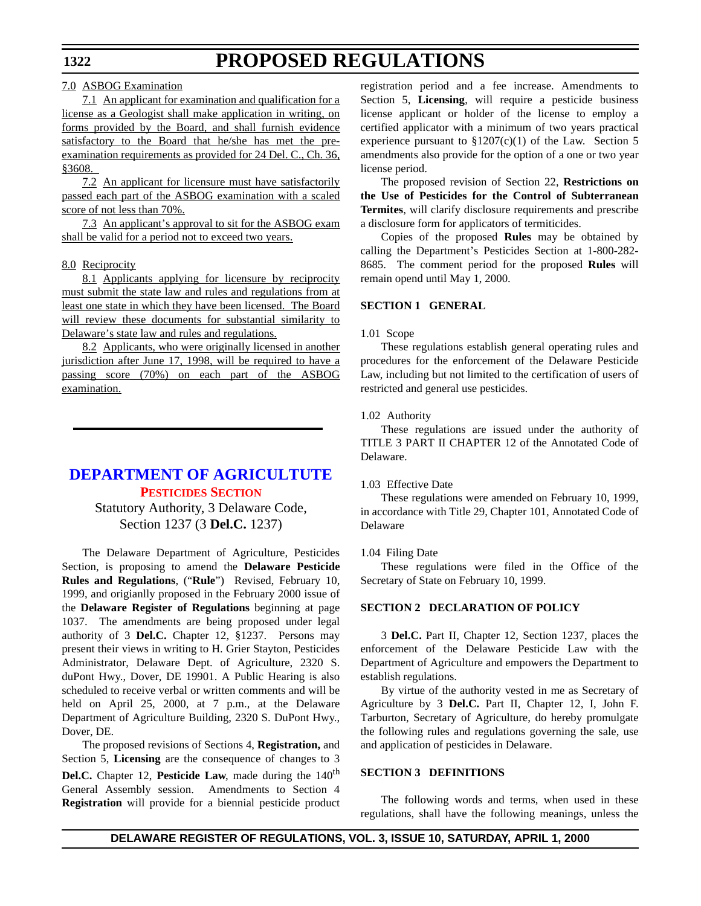7.0 ASBOG Examination

7.1 An applicant for examination and qualification for a license as a Geologist shall make application in writing, on forms provided by the Board, and shall furnish evidence satisfactory to the Board that he/she has met the pre-examination requirements as provided for 24 Del. C., Ch. 36, §3608.

7.2 An applicant for licensure must have satisfactorily passed each part of the ASBOG examination with a scaled score of not less than 70%.

7.3 An applicant's approval to sit for the ASBOG exam shall be valid for a period not to exceed two years.

8.0 Reciprocity

8.1 Applicants applying for licensure by reciprocity must submit the state law and rules and regulations from at least one state in which they have been licensed. The Board will review these documents for substantial similarity to Delaware's state law and rules and regulations.

8.2 Applicants, who were originally licensed in another jurisdiction after June 17, 1998, will be required to have a passing score (70%) on each part of the ASBOG examination.

# DEPARTMENT OF AGRICULTUTE

## PESTICIDES SECTION

Statutory Authority, 3 Delaware Code, Section 1237 (3 **Del.C.** 1237)

The Delaware Department of Agriculture, Pesticides Section, is proposing to amend the **Delaware Pesticide Rules and Regulations**, ("**Rule**") Revised, February 10, 1999, and origianlly proposed in the February 2000 issue of the **Delaware Register of Regulations** beginning at page 1037. The amendments are being proposed under legal authority of 3 **Del.C.** Chapter 12, §1237. Persons may present their views in writing to H. Grier Stayton, Pesticides Administrator, Delaware Dept. of Agriculture, 2320 S. duPont Hwy., Dover, DE 19901. A Public Hearing is also scheduled to receive verbal or written comments and will be held on April 25, 2000, at 7 p.m., at the Delaware Department of Agriculture Building, 2320 S. DuPont Hwy., Dover, DE.

The proposed revisions of Sections 4, **Registration,** and Section 5, **Licensing** are the consequence of changes to 3 **Del.C.** Chapter 12, **Pesticide Law**, made during the 140th General Assembly session. Amendments to Section 4 **Registration** will provide for a biennial pesticide product registration period and a fee increase. Amendments to Section 5, **Licensing**, will require a pesticide business license applicant or holder of the license to employ a certified applicator with a minimum of two years practical experience pursuant to §1207(c)(1) of the Law. Section 5 amendments also provide for the option of a one or two year license period.

The proposed revision of Section 22, **Restrictions on the Use of Pesticides for the Control of Subterranean Termites**, will clarify disclosure requirements and prescribe a disclosure form for applicators of termiticides.

Copies of the proposed **Rules** may be obtained by calling the Department's Pesticides Section at 1-800-282-8685. The comment period for the proposed **Rules** will remain opend until May 1, 2000.

### SECTION 1 GENERAL

1.01 Scope

These regulations establish general operating rules and procedures for the enforcement of the Delaware Pesticide Law, including but not limited to the certification of users of restricted and general use pesticides.

1.02 Authority

These regulations are issued under the authority of TITLE 3 PART II CHAPTER 12 of the Annotated Code of Delaware.

1.03 Effective Date

These regulations were amended on February 10, 1999, in accordance with Title 29, Chapter 101, Annotated Code of Delaware

1.04 Filing Date

These regulations were filed in the Office of the Secretary of State on February 10, 1999.

### SECTION 2 DECLARATION OF POLICY

3 **Del.C.** Part II, Chapter 12, Section 1237, places the enforcement of the Delaware Pesticide Law with the Department of Agriculture and empowers the Department to establish regulations.

By virtue of the authority vested in me as Secretary of Agriculture by 3 **Del.C.** Part II, Chapter 12, I, John F. Tarburton, Secretary of Agriculture, do hereby promulgate the following rules and regulations governing the sale, use and application of pesticides in Delaware.

### SECTION 3 DEFINITIONS

The following words and terms, when used in these regulations, shall have the following meanings, unless the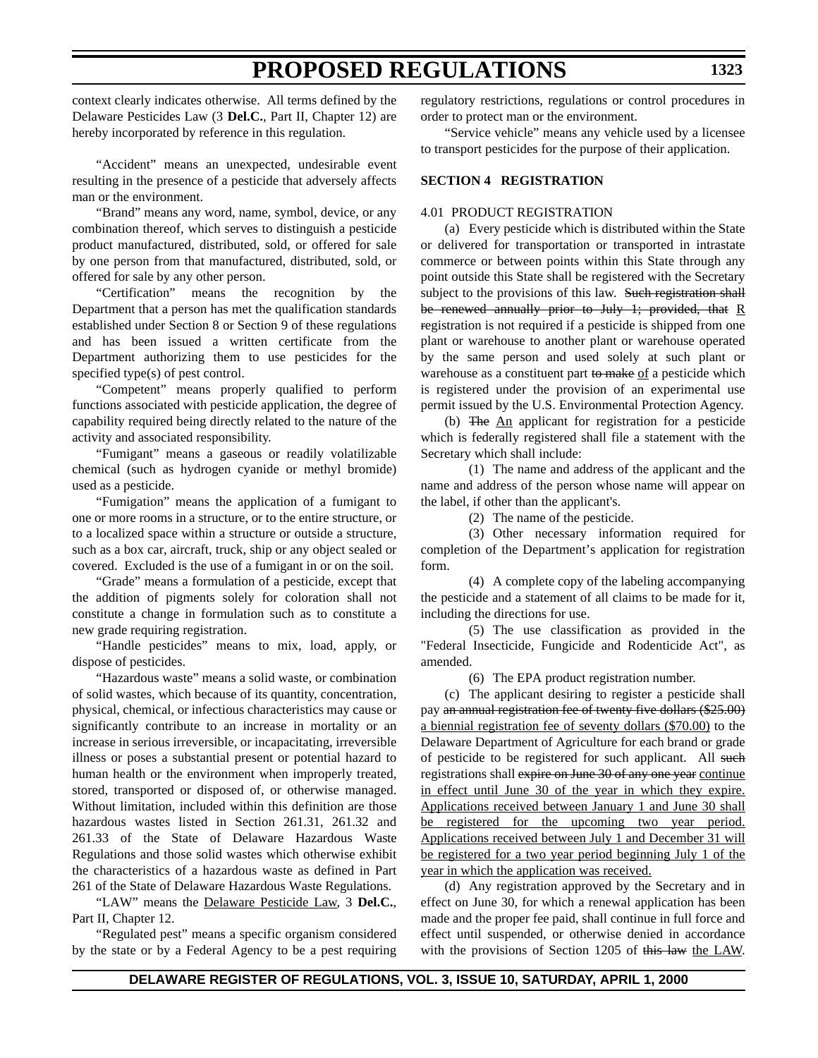context clearly indicates otherwise. All terms defined by the Delaware Pesticides Law (3 **Del.C.**, Part II, Chapter 12) are hereby incorporated by reference in this regulation.

"Accident" means an unexpected, undesirable event resulting in the presence of a pesticide that adversely affects man or the environment.

"Brand" means any word, name, symbol, device, or any combination thereof, which serves to distinguish a pesticide product manufactured, distributed, sold, or offered for sale by one person from that manufactured, distributed, sold, or offered for sale by any other person.

"Certification" means the recognition by the Department that a person has met the qualification standards established under Section 8 or Section 9 of these regulations and has been issued a written certificate from the Department authorizing them to use pesticides for the specified type(s) of pest control.

"Competent" means properly qualified to perform functions associated with pesticide application, the degree of capability required being directly related to the nature of the activity and associated responsibility.

"Fumigant" means a gaseous or readily volatilizable chemical (such as hydrogen cyanide or methyl bromide) used as a pesticide.

"Fumigation" means the application of a fumigant to one or more rooms in a structure, or to the entire structure, or to a localized space within a structure or outside a structure, such as a box car, aircraft, truck, ship or any object sealed or covered. Excluded is the use of a fumigant in or on the soil.

"Grade" means a formulation of a pesticide, except that the addition of pigments solely for coloration shall not constitute a change in formulation such as to constitute a new grade requiring registration.

"Handle pesticides" means to mix, load, apply, or dispose of pesticides.

"Hazardous waste" means a solid waste, or combination of solid wastes, which because of its quantity, concentration, physical, chemical, or infectious characteristics may cause or significantly contribute to an increase in mortality or an increase in serious irreversible, or incapacitating, irreversible illness or poses a substantial present or potential hazard to human health or the environment when improperly treated, stored, transported or disposed of, or otherwise managed. Without limitation, included within this definition are those hazardous wastes listed in Section 261.31, 261.32 and 261.33 of the State of Delaware Hazardous Waste Regulations and those solid wastes which otherwise exhibit the characteristics of a hazardous waste as defined in Part 261 of the State of Delaware Hazardous Waste Regulations.

"LAW" means the <u>Delaware Pesticide Law</u>, 3 **Del.C.**, Part II, Chapter 12.

"Regulated pest" means a specific organism considered by the state or by a Federal Agency to be a pest requiring regulatory restrictions, regulations or control procedures in order to protect man or the environment.

"Service vehicle" means any vehicle used by a licensee to transport pesticides for the purpose of their application.

**SECTION 4 REGISTRATION**

4.01 PRODUCT REGISTRATION

(a) Every pesticide which is distributed within the State or delivered for transportation or transported in intrastate commerce or between points within this State through any point outside this State shall be registered with the Secretary subject to the provisions of this law. ~~Such registration shall be renewed annually prior to July 1; provided, that~~ <u>R</u> ~~r~~egistration is not required if a pesticide is shipped from one plant or warehouse to another plant or warehouse operated by the same person and used solely at such plant or warehouse as a constituent part ~~to make~~ <u>of</u> a pesticide which is registered under the provision of an experimental use permit issued by the U.S. Environmental Protection Agency.

(b) ~~The~~ <u>An</u> applicant for registration for a pesticide which is federally registered shall file a statement with the Secretary which shall include:

(1) The name and address of the applicant and the name and address of the person whose name will appear on the label, if other than the applicant's.

(2) The name of the pesticide.

(3) Other necessary information required for completion of the Department's application for registration form.

(4) A complete copy of the labeling accompanying the pesticide and a statement of all claims to be made for it, including the directions for use.

(5) The use classification as provided in the "Federal Insecticide, Fungicide and Rodenticide Act", as amended.

(6) The EPA product registration number.

(c) The applicant desiring to register a pesticide shall pay ~~an annual registration fee of twenty five dollars ($25.00)~~ <u>a biennial registration fee of seventy dollars ($70.00)</u> to the Delaware Department of Agriculture for each brand or grade of pesticide to be registered for such applicant. All ~~such~~ registrations shall ~~expire on June 30 of any one year~~ <u>continue in effect until June 30 of the year in which they expire. Applications received between January 1 and June 30 shall be registered for the upcoming two year period. Applications received between July 1 and December 31 will be registered for a two year period beginning July 1 of the year in which the application was received.</u>

(d) Any registration approved by the Secretary and in effect on June 30, for which a renewal application has been made and the proper fee paid, shall continue in full force and effect until suspended, or otherwise denied in accordance with the provisions of Section 1205 of ~~this law~~ <u>the LAW</u>.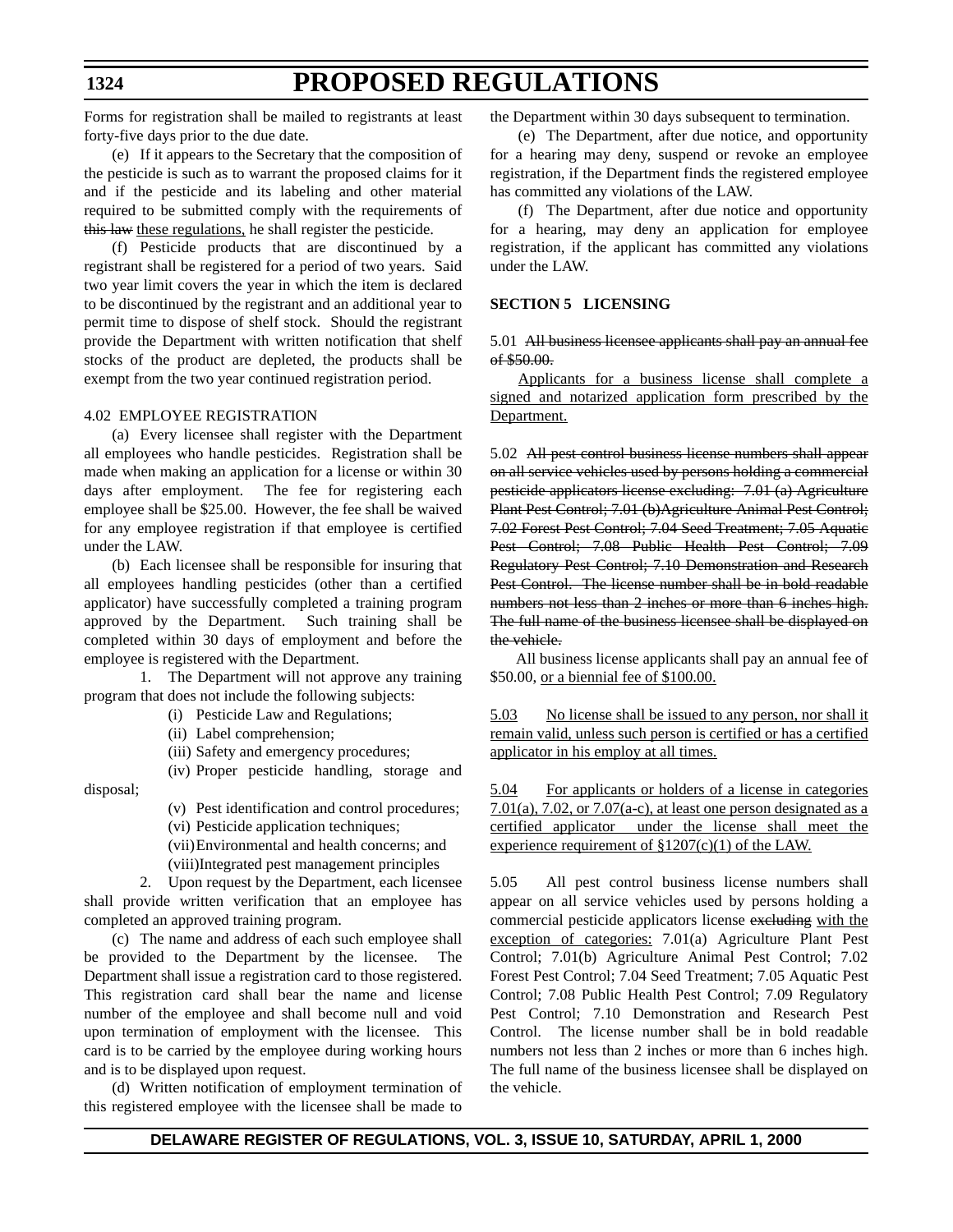Forms for registration shall be mailed to registrants at least forty-five days prior to the due date.

(e) If it appears to the Secretary that the composition of the pesticide is such as to warrant the proposed claims for it and if the pesticide and its labeling and other material required to be submitted comply with the requirements of ~~this law~~ these regulations, he shall register the pesticide.

(f) Pesticide products that are discontinued by a registrant shall be registered for a period of two years. Said two year limit covers the year in which the item is declared to be discontinued by the registrant and an additional year to permit time to dispose of shelf stock. Should the registrant provide the Department with written notification that shelf stocks of the product are depleted, the products shall be exempt from the two year continued registration period.

4.02 EMPLOYEE REGISTRATION

(a) Every licensee shall register with the Department all employees who handle pesticides. Registration shall be made when making an application for a license or within 30 days after employment. The fee for registering each employee shall be $25.00. However, the fee shall be waived for any employee registration if that employee is certified under the LAW.

(b) Each licensee shall be responsible for insuring that all employees handling pesticides (other than a certified applicator) have successfully completed a training program approved by the Department. Such training shall be completed within 30 days of employment and before the employee is registered with the Department.

1. The Department will not approve any training program that does not include the following subjects:

(i) Pesticide Law and Regulations;

(ii) Label comprehension;

(iii) Safety and emergency procedures;

(iv) Proper pesticide handling, storage and disposal;

(v) Pest identification and control procedures;

(vi) Pesticide application techniques;

(vii) Environmental and health concerns; and

(viii) Integrated pest management principles

2. Upon request by the Department, each licensee shall provide written verification that an employee has completed an approved training program.

(c) The name and address of each such employee shall be provided to the Department by the licensee. The Department shall issue a registration card to those registered. This registration card shall bear the name and license number of the employee and shall become null and void upon termination of employment with the licensee. This card is to be carried by the employee during working hours and is to be displayed upon request.

(d) Written notification of employment termination of this registered employee with the licensee shall be made to the Department within 30 days subsequent to termination.

(e) The Department, after due notice, and opportunity for a hearing may deny, suspend or revoke an employee registration, if the Department finds the registered employee has committed any violations of the LAW.

(f) The Department, after due notice and opportunity for a hearing, may deny an application for employee registration, if the applicant has committed any violations under the LAW.

**SECTION 5 LICENSING**

5.01 ~~All business licensee applicants shall pay an annual fee of $50.00.~~

Applicants for a business license shall complete a signed and notarized application form prescribed by the Department.

5.02 ~~All pest control business license numbers shall appear on all service vehicles used by persons holding a commercial pesticide applicators license excluding: 7.01 (a) Agriculture Plant Pest Control; 7.01 (b)Agriculture Animal Pest Control; 7.02 Forest Pest Control; 7.04 Seed Treatment; 7.05 Aquatic Pest Control; 7.08 Public Health Pest Control; 7.09 Regulatory Pest Control; 7.10 Demonstration and Research Pest Control. The license number shall be in bold readable numbers not less than 2 inches or more than 6 inches high. The full name of the business licensee shall be displayed on the vehicle.~~

All business license applicants shall pay an annual fee of $50.00, or a biennial fee of $100.00.

5.03 No license shall be issued to any person, nor shall it remain valid, unless such person is certified or has a certified applicator in his employ at all times.

5.04 For applicants or holders of a license in categories 7.01(a), 7.02, or 7.07(a-c), at least one person designated as a certified applicator under the license shall meet the experience requirement of §1207(c)(1) of the LAW.

5.05 All pest control business license numbers shall appear on all service vehicles used by persons holding a commercial pesticide applicators license ~~excluding~~ with the exception of categories: 7.01(a) Agriculture Plant Pest Control; 7.01(b) Agriculture Animal Pest Control; 7.02 Forest Pest Control; 7.04 Seed Treatment; 7.05 Aquatic Pest Control; 7.08 Public Health Pest Control; 7.09 Regulatory Pest Control; 7.10 Demonstration and Research Pest Control. The license number shall be in bold readable numbers not less than 2 inches or more than 6 inches high. The full name of the business licensee shall be displayed on the vehicle.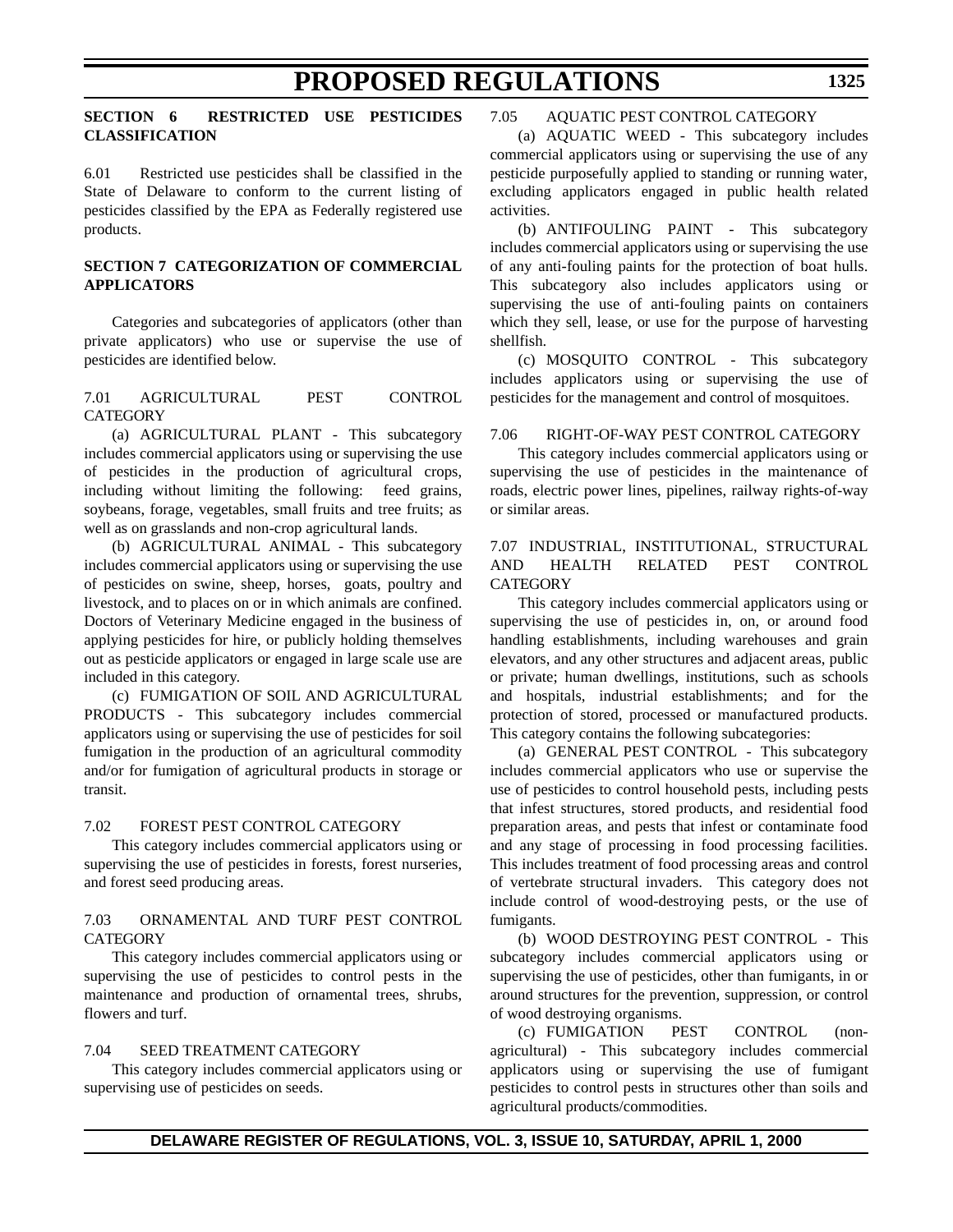**SECTION 6 RESTRICTED USE PESTICIDES CLASSIFICATION**

6.01 Restricted use pesticides shall be classified in the State of Delaware to conform to the current listing of pesticides classified by the EPA as Federally registered use products.

**SECTION 7 CATEGORIZATION OF COMMERCIAL APPLICATORS**

Categories and subcategories of applicators (other than private applicators) who use or supervise the use of pesticides are identified below.

7.01 AGRICULTURAL PEST CONTROL CATEGORY

(a) AGRICULTURAL PLANT - This subcategory includes commercial applicators using or supervising the use of pesticides in the production of agricultural crops, including without limiting the following: feed grains, soybeans, forage, vegetables, small fruits and tree fruits; as well as on grasslands and non-crop agricultural lands.

(b) AGRICULTURAL ANIMAL - This subcategory includes commercial applicators using or supervising the use of pesticides on swine, sheep, horses, goats, poultry and livestock, and to places on or in which animals are confined. Doctors of Veterinary Medicine engaged in the business of applying pesticides for hire, or publicly holding themselves out as pesticide applicators or engaged in large scale use are included in this category.

(c) FUMIGATION OF SOIL AND AGRICULTURAL PRODUCTS - This subcategory includes commercial applicators using or supervising the use of pesticides for soil fumigation in the production of an agricultural commodity and/or for fumigation of agricultural products in storage or transit.

7.02 FOREST PEST CONTROL CATEGORY

This category includes commercial applicators using or supervising the use of pesticides in forests, forest nurseries, and forest seed producing areas.

7.03 ORNAMENTAL AND TURF PEST CONTROL CATEGORY

This category includes commercial applicators using or supervising the use of pesticides to control pests in the maintenance and production of ornamental trees, shrubs, flowers and turf.

7.04 SEED TREATMENT CATEGORY

This category includes commercial applicators using or supervising use of pesticides on seeds.

7.05 AQUATIC PEST CONTROL CATEGORY

(a) AQUATIC WEED - This subcategory includes commercial applicators using or supervising the use of any pesticide purposefully applied to standing or running water, excluding applicators engaged in public health related activities.

(b) ANTIFOULING PAINT - This subcategory includes commercial applicators using or supervising the use of any anti-fouling paints for the protection of boat hulls. This subcategory also includes applicators using or supervising the use of anti-fouling paints on containers which they sell, lease, or use for the purpose of harvesting shellfish.

(c) MOSQUITO CONTROL - This subcategory includes applicators using or supervising the use of pesticides for the management and control of mosquitoes.

7.06 RIGHT-OF-WAY PEST CONTROL CATEGORY

This category includes commercial applicators using or supervising the use of pesticides in the maintenance of roads, electric power lines, pipelines, railway rights-of-way or similar areas.

7.07 INDUSTRIAL, INSTITUTIONAL, STRUCTURAL AND HEALTH RELATED PEST CONTROL CATEGORY

This category includes commercial applicators using or supervising the use of pesticides in, on, or around food handling establishments, including warehouses and grain elevators, and any other structures and adjacent areas, public or private; human dwellings, institutions, such as schools and hospitals, industrial establishments; and for the protection of stored, processed or manufactured products. This category contains the following subcategories:

(a) GENERAL PEST CONTROL - This subcategory includes commercial applicators who use or supervise the use of pesticides to control household pests, including pests that infest structures, stored products, and residential food preparation areas, and pests that infest or contaminate food and any stage of processing in food processing facilities. This includes treatment of food processing areas and control of vertebrate structural invaders. This category does not include control of wood-destroying pests, or the use of fumigants.

(b) WOOD DESTROYING PEST CONTROL - This subcategory includes commercial applicators using or supervising the use of pesticides, other than fumigants, in or around structures for the prevention, suppression, or control of wood destroying organisms.

(c) FUMIGATION PEST CONTROL (non-agricultural) - This subcategory includes commercial applicators using or supervising the use of fumigant pesticides to control pests in structures other than soils and agricultural products/commodities.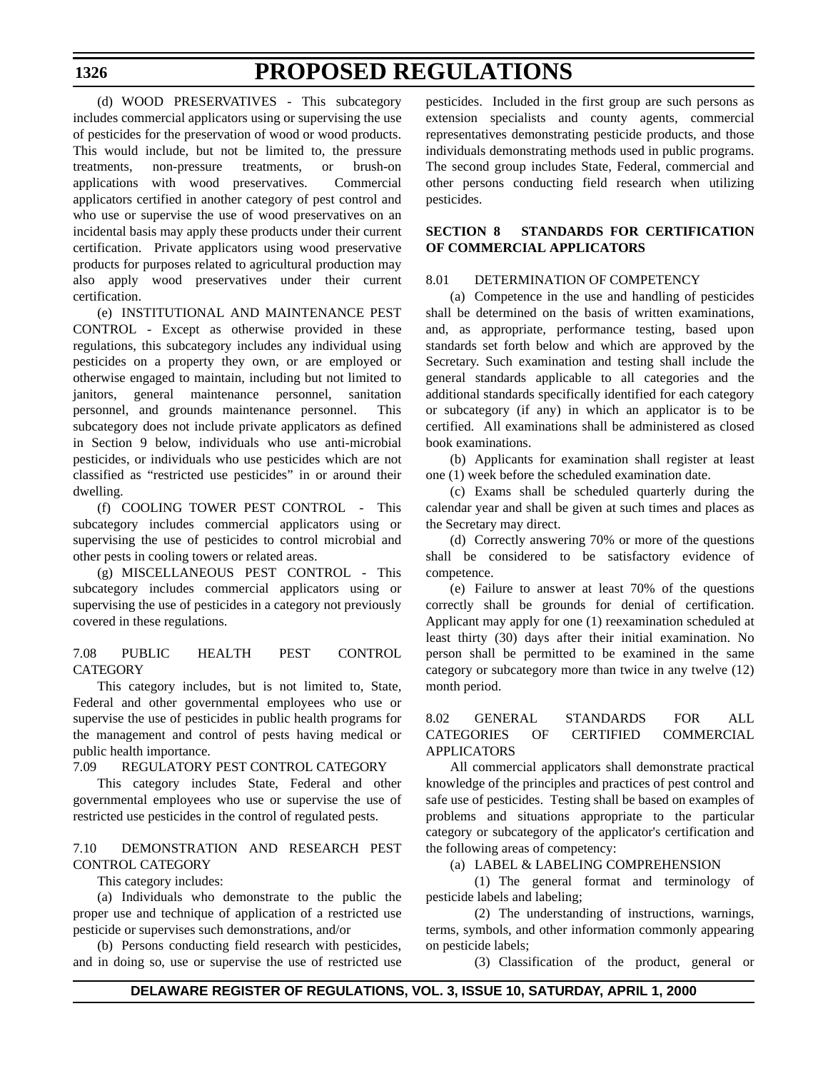(d) WOOD PRESERVATIVES - This subcategory includes commercial applicators using or supervising the use of pesticides for the preservation of wood or wood products. This would include, but not be limited to, the pressure treatments, non-pressure treatments, or brush-on applications with wood preservatives. Commercial applicators certified in another category of pest control and who use or supervise the use of wood preservatives on an incidental basis may apply these products under their current certification. Private applicators using wood preservative products for purposes related to agricultural production may also apply wood preservatives under their current certification.

(e) INSTITUTIONAL AND MAINTENANCE PEST CONTROL - Except as otherwise provided in these regulations, this subcategory includes any individual using pesticides on a property they own, or are employed or otherwise engaged to maintain, including but not limited to janitors, general maintenance personnel, sanitation personnel, and grounds maintenance personnel. This subcategory does not include private applicators as defined in Section 9 below, individuals who use anti-microbial pesticides, or individuals who use pesticides which are not classified as "restricted use pesticides" in or around their dwelling.

(f) COOLING TOWER PEST CONTROL - This subcategory includes commercial applicators using or supervising the use of pesticides to control microbial and other pests in cooling towers or related areas.

(g) MISCELLANEOUS PEST CONTROL - This subcategory includes commercial applicators using or supervising the use of pesticides in a category not previously covered in these regulations.

7.08 PUBLIC HEALTH PEST CONTROL CATEGORY

This category includes, but is not limited to, State, Federal and other governmental employees who use or supervise the use of pesticides in public health programs for the management and control of pests having medical or public health importance.

7.09 REGULATORY PEST CONTROL CATEGORY

This category includes State, Federal and other governmental employees who use or supervise the use of restricted use pesticides in the control of regulated pests.

7.10 DEMONSTRATION AND RESEARCH PEST CONTROL CATEGORY

This category includes:

(a) Individuals who demonstrate to the public the proper use and technique of application of a restricted use pesticide or supervises such demonstrations, and/or

(b) Persons conducting field research with pesticides, and in doing so, use or supervise the use of restricted use pesticides. Included in the first group are such persons as extension specialists and county agents, commercial representatives demonstrating pesticide products, and those individuals demonstrating methods used in public programs. The second group includes State, Federal, commercial and other persons conducting field research when utilizing pesticides.

**SECTION 8 STANDARDS FOR CERTIFICATION OF COMMERCIAL APPLICATORS**

8.01 DETERMINATION OF COMPETENCY

(a) Competence in the use and handling of pesticides shall be determined on the basis of written examinations, and, as appropriate, performance testing, based upon standards set forth below and which are approved by the Secretary. Such examination and testing shall include the general standards applicable to all categories and the additional standards specifically identified for each category or subcategory (if any) in which an applicator is to be certified. All examinations shall be administered as closed book examinations.

(b) Applicants for examination shall register at least one (1) week before the scheduled examination date.

(c) Exams shall be scheduled quarterly during the calendar year and shall be given at such times and places as the Secretary may direct.

(d) Correctly answering 70% or more of the questions shall be considered to be satisfactory evidence of competence.

(e) Failure to answer at least 70% of the questions correctly shall be grounds for denial of certification. Applicant may apply for one (1) reexamination scheduled at least thirty (30) days after their initial examination. No person shall be permitted to be examined in the same category or subcategory more than twice in any twelve (12) month period.

8.02 GENERAL STANDARDS FOR ALL CATEGORIES OF CERTIFIED COMMERCIAL APPLICATORS

All commercial applicators shall demonstrate practical knowledge of the principles and practices of pest control and safe use of pesticides. Testing shall be based on examples of problems and situations appropriate to the particular category or subcategory of the applicator's certification and the following areas of competency:

(a) LABEL & LABELING COMPREHENSION

(1) The general format and terminology of pesticide labels and labeling;

(2) The understanding of instructions, warnings, terms, symbols, and other information commonly appearing on pesticide labels;

(3) Classification of the product, general or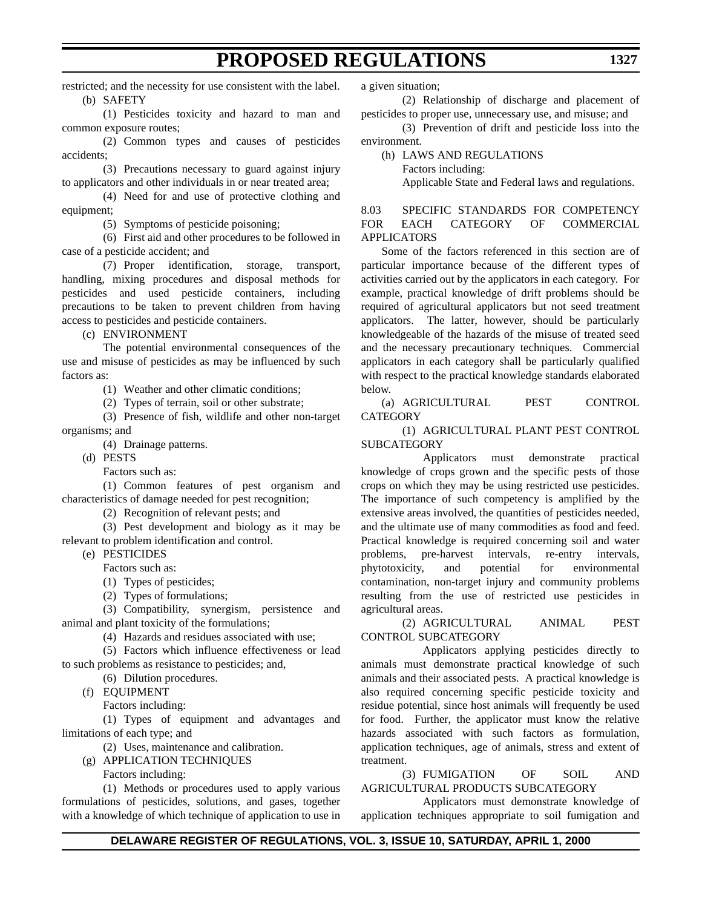restricted; and the necessity for use consistent with the label.

(b) SAFETY

(1) Pesticides toxicity and hazard to man and common exposure routes;

(2) Common types and causes of pesticides accidents;

(3) Precautions necessary to guard against injury to applicators and other individuals in or near treated area;

(4) Need for and use of protective clothing and equipment;

(5) Symptoms of pesticide poisoning;

(6) First aid and other procedures to be followed in case of a pesticide accident; and

(7) Proper identification, storage, transport, handling, mixing procedures and disposal methods for pesticides and used pesticide containers, including precautions to be taken to prevent children from having access to pesticides and pesticide containers.

(c) ENVIRONMENT

The potential environmental consequences of the use and misuse of pesticides as may be influenced by such factors as:

(1) Weather and other climatic conditions;

(2) Types of terrain, soil or other substrate;

(3) Presence of fish, wildlife and other non-target organisms; and

(4) Drainage patterns.

(d) PESTS

Factors such as:

(1) Common features of pest organism and characteristics of damage needed for pest recognition;

(2) Recognition of relevant pests; and

(3) Pest development and biology as it may be relevant to problem identification and control.

(e) PESTICIDES

Factors such as:

(1) Types of pesticides;

(2) Types of formulations;

(3) Compatibility, synergism, persistence and animal and plant toxicity of the formulations;

(4) Hazards and residues associated with use;

(5) Factors which influence effectiveness or lead to such problems as resistance to pesticides; and,

(6) Dilution procedures.

(f) EQUIPMENT

Factors including:

(1) Types of equipment and advantages and limitations of each type; and

(2) Uses, maintenance and calibration.

(g) APPLICATION TECHNIQUES

Factors including:

(1) Methods or procedures used to apply various formulations of pesticides, solutions, and gases, together with a knowledge of which technique of application to use in a given situation;

(2) Relationship of discharge and placement of pesticides to proper use, unnecessary use, and misuse; and

(3) Prevention of drift and pesticide loss into the environment.

(h) LAWS AND REGULATIONS

Factors including:

Applicable State and Federal laws and regulations.

8.03 SPECIFIC STANDARDS FOR COMPETENCY FOR EACH CATEGORY OF COMMERCIAL APPLICATORS

Some of the factors referenced in this section are of particular importance because of the different types of activities carried out by the applicators in each category. For example, practical knowledge of drift problems should be required of agricultural applicators but not seed treatment applicators. The latter, however, should be particularly knowledgeable of the hazards of the misuse of treated seed and the necessary precautionary techniques. Commercial applicators in each category shall be particularly qualified with respect to the practical knowledge standards elaborated below.

(a) AGRICULTURAL PEST CONTROL CATEGORY

(1) AGRICULTURAL PLANT PEST CONTROL SUBCATEGORY

Applicators must demonstrate practical knowledge of crops grown and the specific pests of those crops on which they may be using restricted use pesticides. The importance of such competency is amplified by the extensive areas involved, the quantities of pesticides needed, and the ultimate use of many commodities as food and feed. Practical knowledge is required concerning soil and water problems, pre-harvest intervals, re-entry intervals, phytotoxicity, and potential for environmental contamination, non-target injury and community problems resulting from the use of restricted use pesticides in agricultural areas.

(2) AGRICULTURAL ANIMAL PEST CONTROL SUBCATEGORY

Applicators applying pesticides directly to animals must demonstrate practical knowledge of such animals and their associated pests. A practical knowledge is also required concerning specific pesticide toxicity and residue potential, since host animals will frequently be used for food. Further, the applicator must know the relative hazards associated with such factors as formulation, application techniques, age of animals, stress and extent of treatment.

(3) FUMIGATION OF SOIL AND AGRICULTURAL PRODUCTS SUBCATEGORY

Applicators must demonstrate knowledge of application techniques appropriate to soil fumigation and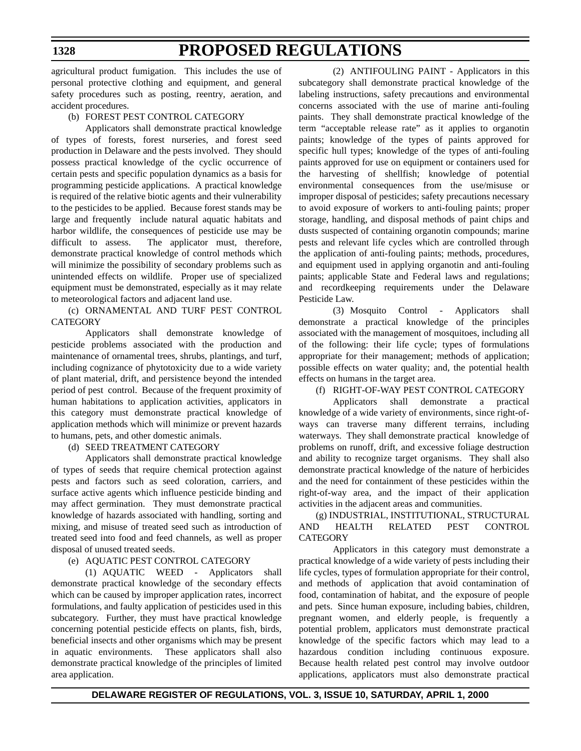agricultural product fumigation. This includes the use of personal protective clothing and equipment, and general safety procedures such as posting, reentry, aeration, and accident procedures.

(b) FOREST PEST CONTROL CATEGORY

Applicators shall demonstrate practical knowledge of types of forests, forest nurseries, and forest seed production in Delaware and the pests involved. They should possess practical knowledge of the cyclic occurrence of certain pests and specific population dynamics as a basis for programming pesticide applications. A practical knowledge is required of the relative biotic agents and their vulnerability to the pesticides to be applied. Because forest stands may be large and frequently include natural aquatic habitats and harbor wildlife, the consequences of pesticide use may be difficult to assess. The applicator must, therefore, demonstrate practical knowledge of control methods which will minimize the possibility of secondary problems such as unintended effects on wildlife. Proper use of specialized equipment must be demonstrated, especially as it may relate to meteorological factors and adjacent land use.

(c) ORNAMENTAL AND TURF PEST CONTROL CATEGORY

Applicators shall demonstrate knowledge of pesticide problems associated with the production and maintenance of ornamental trees, shrubs, plantings, and turf, including cognizance of phytotoxicity due to a wide variety of plant material, drift, and persistence beyond the intended period of pest control. Because of the frequent proximity of human habitations to application activities, applicators in this category must demonstrate practical knowledge of application methods which will minimize or prevent hazards to humans, pets, and other domestic animals.

(d) SEED TREATMENT CATEGORY

Applicators shall demonstrate practical knowledge of types of seeds that require chemical protection against pests and factors such as seed coloration, carriers, and surface active agents which influence pesticide binding and may affect germination. They must demonstrate practical knowledge of hazards associated with handling, sorting and mixing, and misuse of treated seed such as introduction of treated seed into food and feed channels, as well as proper disposal of unused treated seeds.

(e) AQUATIC PEST CONTROL CATEGORY

(1) AQUATIC WEED - Applicators shall demonstrate practical knowledge of the secondary effects which can be caused by improper application rates, incorrect formulations, and faulty application of pesticides used in this subcategory. Further, they must have practical knowledge concerning potential pesticide effects on plants, fish, birds, beneficial insects and other organisms which may be present in aquatic environments. These applicators shall also demonstrate practical knowledge of the principles of limited area application.

(2) ANTIFOULING PAINT - Applicators in this subcategory shall demonstrate practical knowledge of the labeling instructions, safety precautions and environmental concerns associated with the use of marine anti-fouling paints. They shall demonstrate practical knowledge of the term "acceptable release rate" as it applies to organotin paints; knowledge of the types of paints approved for specific hull types; knowledge of the types of anti-fouling paints approved for use on equipment or containers used for the harvesting of shellfish; knowledge of potential environmental consequences from the use/misuse or improper disposal of pesticides; safety precautions necessary to avoid exposure of workers to anti-fouling paints; proper storage, handling, and disposal methods of paint chips and dusts suspected of containing organotin compounds; marine pests and relevant life cycles which are controlled through the application of anti-fouling paints; methods, procedures, and equipment used in applying organotin and anti-fouling paints; applicable State and Federal laws and regulations; and recordkeeping requirements under the Delaware Pesticide Law.

(3) Mosquito Control - Applicators shall demonstrate a practical knowledge of the principles associated with the management of mosquitoes, including all of the following: their life cycle; types of formulations appropriate for their management; methods of application; possible effects on water quality; and, the potential health effects on humans in the target area.

(f) RIGHT-OF-WAY PEST CONTROL CATEGORY

Applicators shall demonstrate a practical knowledge of a wide variety of environments, since right-of-ways can traverse many different terrains, including waterways. They shall demonstrate practical knowledge of problems on runoff, drift, and excessive foliage destruction and ability to recognize target organisms. They shall also demonstrate practical knowledge of the nature of herbicides and the need for containment of these pesticides within the right-of-way area, and the impact of their application activities in the adjacent areas and communities.

(g) INDUSTRIAL, INSTITUTIONAL, STRUCTURAL AND HEALTH RELATED PEST CONTROL CATEGORY

Applicators in this category must demonstrate a practical knowledge of a wide variety of pests including their life cycles, types of formulation appropriate for their control, and methods of application that avoid contamination of food, contamination of habitat, and the exposure of people and pets. Since human exposure, including babies, children, pregnant women, and elderly people, is frequently a potential problem, applicators must demonstrate practical knowledge of the specific factors which may lead to a hazardous condition including continuous exposure. Because health related pest control may involve outdoor applications, applicators must also demonstrate practical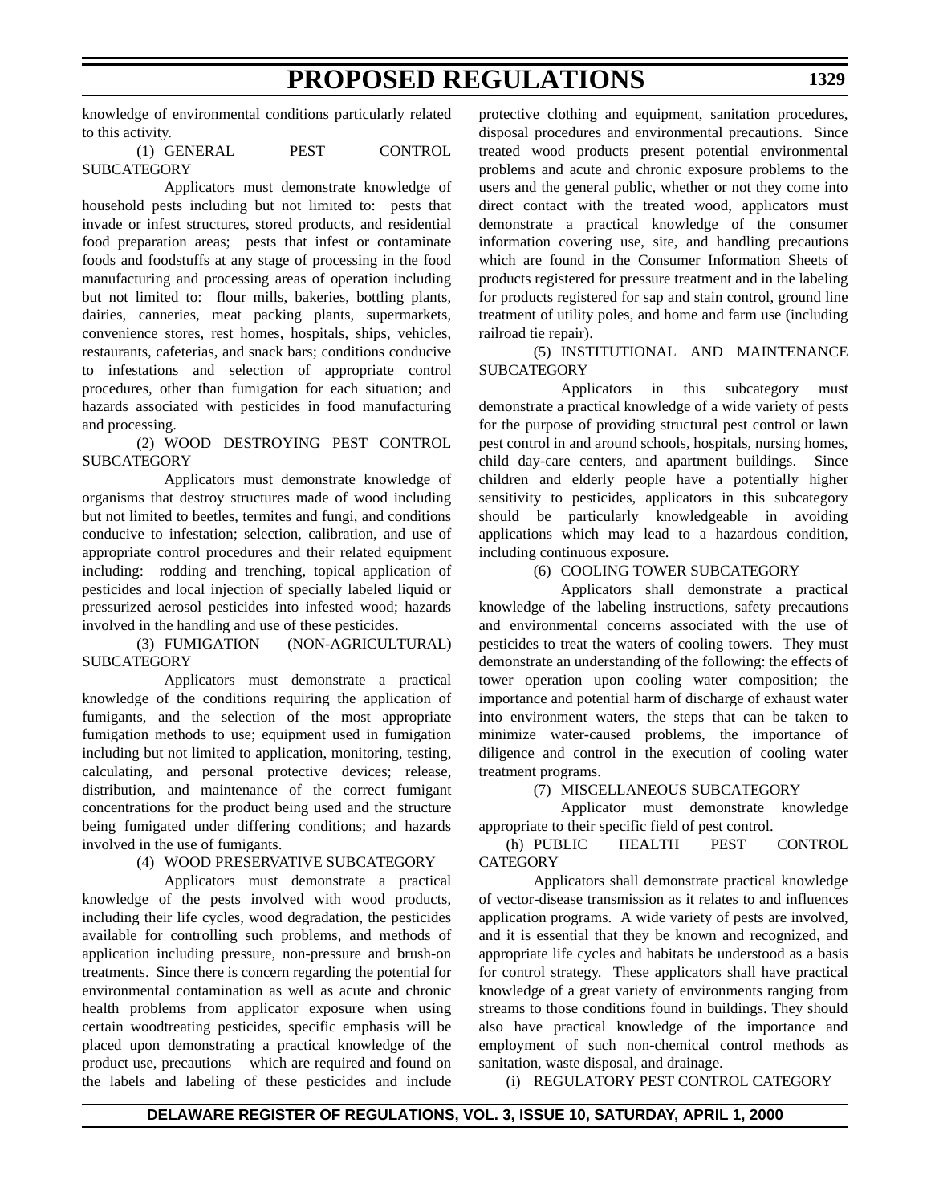knowledge of environmental conditions particularly related to this activity.

(1) GENERAL PEST CONTROL SUBCATEGORY

Applicators must demonstrate knowledge of household pests including but not limited to: pests that invade or infest structures, stored products, and residential food preparation areas; pests that infest or contaminate foods and foodstuffs at any stage of processing in the food manufacturing and processing areas of operation including but not limited to: flour mills, bakeries, bottling plants, dairies, canneries, meat packing plants, supermarkets, convenience stores, rest homes, hospitals, ships, vehicles, restaurants, cafeterias, and snack bars; conditions conducive to infestations and selection of appropriate control procedures, other than fumigation for each situation; and hazards associated with pesticides in food manufacturing and processing.

(2) WOOD DESTROYING PEST CONTROL SUBCATEGORY

Applicators must demonstrate knowledge of organisms that destroy structures made of wood including but not limited to beetles, termites and fungi, and conditions conducive to infestation; selection, calibration, and use of appropriate control procedures and their related equipment including: rodding and trenching, topical application of pesticides and local injection of specially labeled liquid or pressurized aerosol pesticides into infested wood; hazards involved in the handling and use of these pesticides.

(3) FUMIGATION (NON-AGRICULTURAL) SUBCATEGORY

Applicators must demonstrate a practical knowledge of the conditions requiring the application of fumigants, and the selection of the most appropriate fumigation methods to use; equipment used in fumigation including but not limited to application, monitoring, testing, calculating, and personal protective devices; release, distribution, and maintenance of the correct fumigant concentrations for the product being used and the structure being fumigated under differing conditions; and hazards involved in the use of fumigants.

(4) WOOD PRESERVATIVE SUBCATEGORY

Applicators must demonstrate a practical knowledge of the pests involved with wood products, including their life cycles, wood degradation, the pesticides available for controlling such problems, and methods of application including pressure, non-pressure and brush-on treatments. Since there is concern regarding the potential for environmental contamination as well as acute and chronic health problems from applicator exposure when using certain woodtreating pesticides, specific emphasis will be placed upon demonstrating a practical knowledge of the product use, precautions which are required and found on the labels and labeling of these pesticides and include protective clothing and equipment, sanitation procedures, disposal procedures and environmental precautions. Since treated wood products present potential environmental problems and acute and chronic exposure problems to the users and the general public, whether or not they come into direct contact with the treated wood, applicators must demonstrate a practical knowledge of the consumer information covering use, site, and handling precautions which are found in the Consumer Information Sheets of products registered for pressure treatment and in the labeling for products registered for sap and stain control, ground line treatment of utility poles, and home and farm use (including railroad tie repair).

(5) INSTITUTIONAL AND MAINTENANCE SUBCATEGORY

Applicators in this subcategory must demonstrate a practical knowledge of a wide variety of pests for the purpose of providing structural pest control or lawn pest control in and around schools, hospitals, nursing homes, child day-care centers, and apartment buildings. Since children and elderly people have a potentially higher sensitivity to pesticides, applicators in this subcategory should be particularly knowledgeable in avoiding applications which may lead to a hazardous condition, including continuous exposure.

(6) COOLING TOWER SUBCATEGORY

Applicators shall demonstrate a practical knowledge of the labeling instructions, safety precautions and environmental concerns associated with the use of pesticides to treat the waters of cooling towers. They must demonstrate an understanding of the following: the effects of tower operation upon cooling water composition; the importance and potential harm of discharge of exhaust water into environment waters, the steps that can be taken to minimize water-caused problems, the importance of diligence and control in the execution of cooling water treatment programs.

(7) MISCELLANEOUS SUBCATEGORY

Applicator must demonstrate knowledge appropriate to their specific field of pest control.

(h) PUBLIC HEALTH PEST CONTROL CATEGORY

Applicators shall demonstrate practical knowledge of vector-disease transmission as it relates to and influences application programs. A wide variety of pests are involved, and it is essential that they be known and recognized, and appropriate life cycles and habitats be understood as a basis for control strategy. These applicators shall have practical knowledge of a great variety of environments ranging from streams to those conditions found in buildings. They should also have practical knowledge of the importance and employment of such non-chemical control methods as sanitation, waste disposal, and drainage.

(i) REGULATORY PEST CONTROL CATEGORY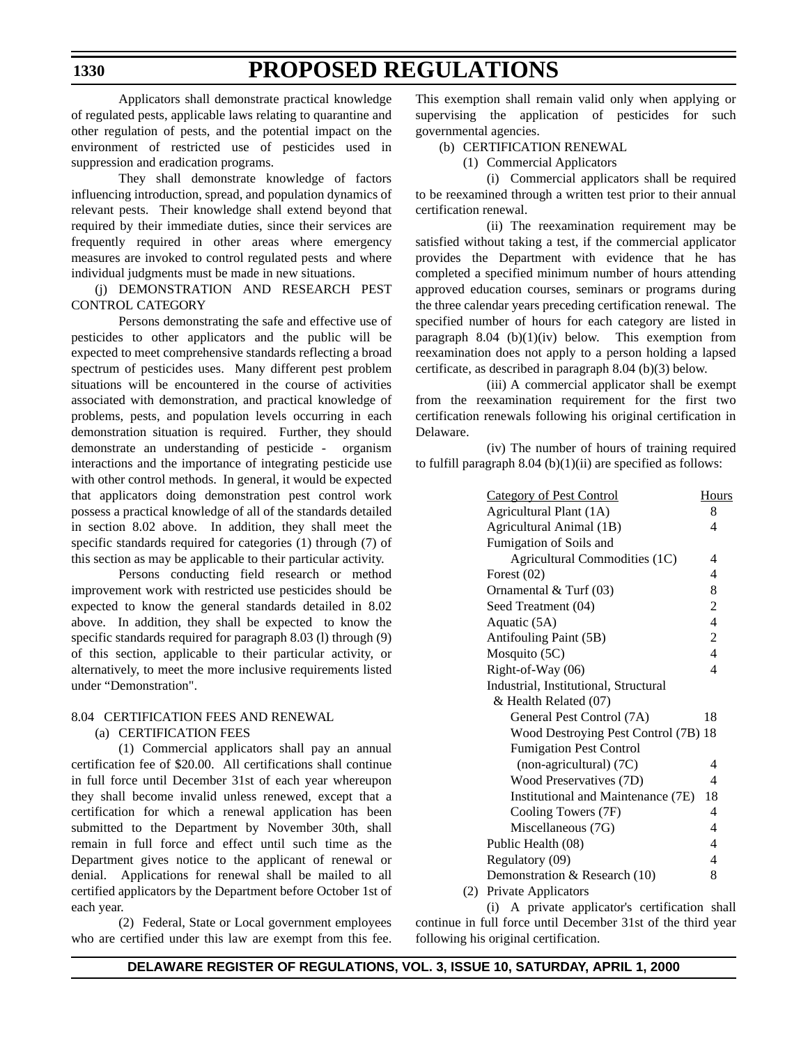Applicators shall demonstrate practical knowledge of regulated pests, applicable laws relating to quarantine and other regulation of pests, and the potential impact on the environment of restricted use of pesticides used in suppression and eradication programs.

They shall demonstrate knowledge of factors influencing introduction, spread, and population dynamics of relevant pests. Their knowledge shall extend beyond that required by their immediate duties, since their services are frequently required in other areas where emergency measures are invoked to control regulated pests and where individual judgments must be made in new situations.

(j) DEMONSTRATION AND RESEARCH PEST CONTROL CATEGORY

Persons demonstrating the safe and effective use of pesticides to other applicators and the public will be expected to meet comprehensive standards reflecting a broad spectrum of pesticides uses. Many different pest problem situations will be encountered in the course of activities associated with demonstration, and practical knowledge of problems, pests, and population levels occurring in each demonstration situation is required. Further, they should demonstrate an understanding of pesticide - organism interactions and the importance of integrating pesticide use with other control methods. In general, it would be expected that applicators doing demonstration pest control work possess a practical knowledge of all of the standards detailed in section 8.02 above. In addition, they shall meet the specific standards required for categories (1) through (7) of this section as may be applicable to their particular activity.

Persons conducting field research or method improvement work with restricted use pesticides should be expected to know the general standards detailed in 8.02 above. In addition, they shall be expected to know the specific standards required for paragraph 8.03 (l) through (9) of this section, applicable to their particular activity, or alternatively, to meet the more inclusive requirements listed under "Demonstration".

8.04 CERTIFICATION FEES AND RENEWAL

(a) CERTIFICATION FEES

(1) Commercial applicators shall pay an annual certification fee of $20.00. All certifications shall continue in full force until December 31st of each year whereupon they shall become invalid unless renewed, except that a certification for which a renewal application has been submitted to the Department by November 30th, shall remain in full force and effect until such time as the Department gives notice to the applicant of renewal or denial. Applications for renewal shall be mailed to all certified applicators by the Department before October 1st of each year.

(2) Federal, State or Local government employees who are certified under this law are exempt from this fee. This exemption shall remain valid only when applying or supervising the application of pesticides for such governmental agencies.

(b) CERTIFICATION RENEWAL

(1) Commercial Applicators

(i) Commercial applicators shall be required to be reexamined through a written test prior to their annual certification renewal.

(ii) The reexamination requirement may be satisfied without taking a test, if the commercial applicator provides the Department with evidence that he has completed a specified minimum number of hours attending approved education courses, seminars or programs during the three calendar years preceding certification renewal. The specified number of hours for each category are listed in paragraph 8.04 (b)(1)(iv) below. This exemption from reexamination does not apply to a person holding a lapsed certificate, as described in paragraph 8.04 (b)(3) below.

(iii) A commercial applicator shall be exempt from the reexamination requirement for the first two certification renewals following his original certification in Delaware.

(iv) The number of hours of training required to fulfill paragraph 8.04 (b)(1)(ii) are specified as follows:

| Category of Pest Control | Hours |
|---|---|
| Agricultural Plant (1A) | 8 |
| Agricultural Animal (1B) | 4 |
| Fumigation of Soils and Agricultural Commodities (1C) | 4 |
| Forest (02) | 4 |
| Ornamental & Turf (03) | 8 |
| Seed Treatment (04) | 2 |
| Aquatic (5A) | 4 |
| Antifouling Paint (5B) | 2 |
| Mosquito (5C) | 4 |
| Right-of-Way (06) | 4 |
| Industrial, Institutional, Structural & Health Related (07) | |
| General Pest Control (7A) | 18 |
| Wood Destroying Pest Control (7B) | 18 |
| Fumigation Pest Control (non-agricultural) (7C) | 4 |
| Wood Preservatives (7D) | 4 |
| Institutional and Maintenance (7E) | 18 |
| Cooling Towers (7F) | 4 |
| Miscellaneous (7G) | 4 |
| Public Health (08) | 4 |
| Regulatory (09) | 4 |
| Demonstration & Research (10) | 8 |

(2) Private Applicators

(i) A private applicator's certification shall continue in full force until December 31st of the third year following his original certification.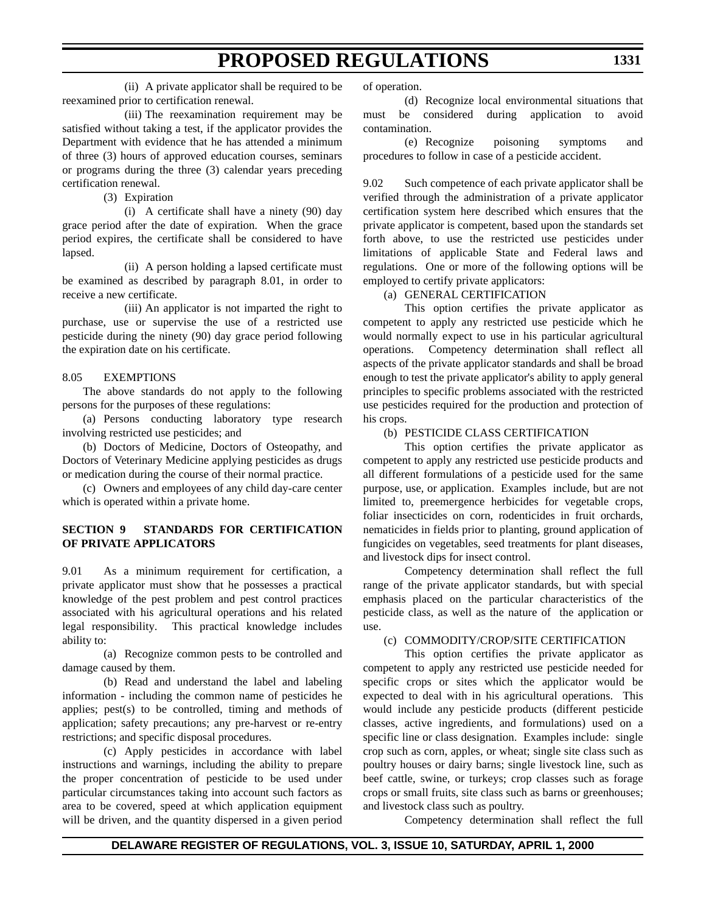(ii) A private applicator shall be required to be reexamined prior to certification renewal.

(iii) The reexamination requirement may be satisfied without taking a test, if the applicator provides the Department with evidence that he has attended a minimum of three (3) hours of approved education courses, seminars or programs during the three (3) calendar years preceding certification renewal.

(3) Expiration

(i) A certificate shall have a ninety (90) day grace period after the date of expiration. When the grace period expires, the certificate shall be considered to have lapsed.

(ii) A person holding a lapsed certificate must be examined as described by paragraph 8.01, in order to receive a new certificate.

(iii) An applicator is not imparted the right to purchase, use or supervise the use of a restricted use pesticide during the ninety (90) day grace period following the expiration date on his certificate.

8.05 EXEMPTIONS

The above standards do not apply to the following persons for the purposes of these regulations:

(a) Persons conducting laboratory type research involving restricted use pesticides; and

(b) Doctors of Medicine, Doctors of Osteopathy, and Doctors of Veterinary Medicine applying pesticides as drugs or medication during the course of their normal practice.

(c) Owners and employees of any child day-care center which is operated within a private home.

**SECTION 9 STANDARDS FOR CERTIFICATION OF PRIVATE APPLICATORS**

9.01 As a minimum requirement for certification, a private applicator must show that he possesses a practical knowledge of the pest problem and pest control practices associated with his agricultural operations and his related legal responsibility. This practical knowledge includes ability to:

(a) Recognize common pests to be controlled and damage caused by them.

(b) Read and understand the label and labeling information - including the common name of pesticides he applies; pest(s) to be controlled, timing and methods of application; safety precautions; any pre-harvest or re-entry restrictions; and specific disposal procedures.

(c) Apply pesticides in accordance with label instructions and warnings, including the ability to prepare the proper concentration of pesticide to be used under particular circumstances taking into account such factors as area to be covered, speed at which application equipment will be driven, and the quantity dispersed in a given period of operation.

(d) Recognize local environmental situations that must be considered during application to avoid contamination.

(e) Recognize poisoning symptoms and procedures to follow in case of a pesticide accident.

9.02 Such competence of each private applicator shall be verified through the administration of a private applicator certification system here described which ensures that the private applicator is competent, based upon the standards set forth above, to use the restricted use pesticides under limitations of applicable State and Federal laws and regulations. One or more of the following options will be employed to certify private applicators:

(a) GENERAL CERTIFICATION

This option certifies the private applicator as competent to apply any restricted use pesticide which he would normally expect to use in his particular agricultural operations. Competency determination shall reflect all aspects of the private applicator standards and shall be broad enough to test the private applicator's ability to apply general principles to specific problems associated with the restricted use pesticides required for the production and protection of his crops.

(b) PESTICIDE CLASS CERTIFICATION

This option certifies the private applicator as competent to apply any restricted use pesticide products and all different formulations of a pesticide used for the same purpose, use, or application. Examples include, but are not limited to, preemergence herbicides for vegetable crops, foliar insecticides on corn, rodenticides in fruit orchards, nematicides in fields prior to planting, ground application of fungicides on vegetables, seed treatments for plant diseases, and livestock dips for insect control.

Competency determination shall reflect the full range of the private applicator standards, but with special emphasis placed on the particular characteristics of the pesticide class, as well as the nature of the application or use.

(c) COMMODITY/CROP/SITE CERTIFICATION

This option certifies the private applicator as competent to apply any restricted use pesticide needed for specific crops or sites which the applicator would be expected to deal with in his agricultural operations. This would include any pesticide products (different pesticide classes, active ingredients, and formulations) used on a specific line or class designation. Examples include: single crop such as corn, apples, or wheat; single site class such as poultry houses or dairy barns; single livestock line, such as beef cattle, swine, or turkeys; crop classes such as forage crops or small fruits, site class such as barns or greenhouses; and livestock class such as poultry.

Competency determination shall reflect the full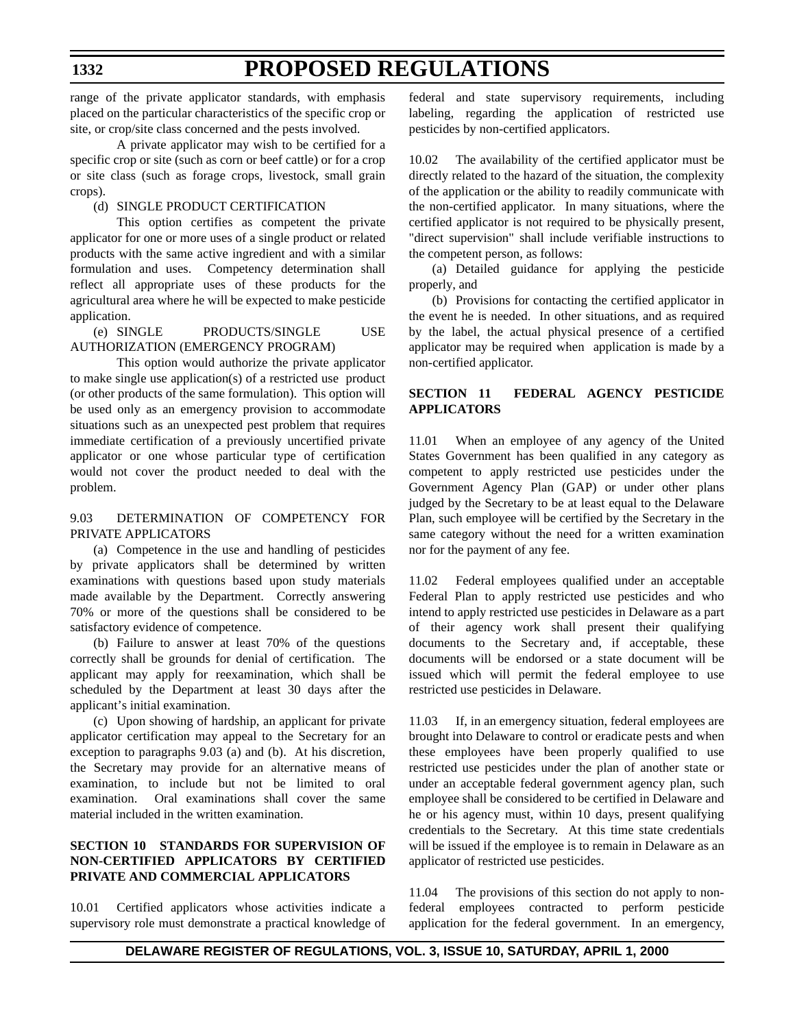range of the private applicator standards, with emphasis placed on the particular characteristics of the specific crop or site, or crop/site class concerned and the pests involved.

A private applicator may wish to be certified for a specific crop or site (such as corn or beef cattle) or for a crop or site class (such as forage crops, livestock, small grain crops).

(d) SINGLE PRODUCT CERTIFICATION

This option certifies as competent the private applicator for one or more uses of a single product or related products with the same active ingredient and with a similar formulation and uses. Competency determination shall reflect all appropriate uses of these products for the agricultural area where he will be expected to make pesticide application.

(e) SINGLE PRODUCTS/SINGLE USE AUTHORIZATION (EMERGENCY PROGRAM)

This option would authorize the private applicator to make single use application(s) of a restricted use product (or other products of the same formulation). This option will be used only as an emergency provision to accommodate situations such as an unexpected pest problem that requires immediate certification of a previously uncertified private applicator or one whose particular type of certification would not cover the product needed to deal with the problem.

9.03 DETERMINATION OF COMPETENCY FOR PRIVATE APPLICATORS

(a) Competence in the use and handling of pesticides by private applicators shall be determined by written examinations with questions based upon study materials made available by the Department. Correctly answering 70% or more of the questions shall be considered to be satisfactory evidence of competence.

(b) Failure to answer at least 70% of the questions correctly shall be grounds for denial of certification. The applicant may apply for reexamination, which shall be scheduled by the Department at least 30 days after the applicant's initial examination.

(c) Upon showing of hardship, an applicant for private applicator certification may appeal to the Secretary for an exception to paragraphs 9.03 (a) and (b). At his discretion, the Secretary may provide for an alternative means of examination, to include but not be limited to oral examination. Oral examinations shall cover the same material included in the written examination.

**SECTION 10 STANDARDS FOR SUPERVISION OF NON-CERTIFIED APPLICATORS BY CERTIFIED PRIVATE AND COMMERCIAL APPLICATORS**

10.01 Certified applicators whose activities indicate a supervisory role must demonstrate a practical knowledge of federal and state supervisory requirements, including labeling, regarding the application of restricted use pesticides by non-certified applicators.

10.02 The availability of the certified applicator must be directly related to the hazard of the situation, the complexity of the application or the ability to readily communicate with the non-certified applicator. In many situations, where the certified applicator is not required to be physically present, "direct supervision" shall include verifiable instructions to the competent person, as follows:

(a) Detailed guidance for applying the pesticide properly, and

(b) Provisions for contacting the certified applicator in the event he is needed. In other situations, and as required by the label, the actual physical presence of a certified applicator may be required when application is made by a non-certified applicator.

**SECTION 11 FEDERAL AGENCY PESTICIDE APPLICATORS**

11.01 When an employee of any agency of the United States Government has been qualified in any category as competent to apply restricted use pesticides under the Government Agency Plan (GAP) or under other plans judged by the Secretary to be at least equal to the Delaware Plan, such employee will be certified by the Secretary in the same category without the need for a written examination nor for the payment of any fee.

11.02 Federal employees qualified under an acceptable Federal Plan to apply restricted use pesticides and who intend to apply restricted use pesticides in Delaware as a part of their agency work shall present their qualifying documents to the Secretary and, if acceptable, these documents will be endorsed or a state document will be issued which will permit the federal employee to use restricted use pesticides in Delaware.

11.03 If, in an emergency situation, federal employees are brought into Delaware to control or eradicate pests and when these employees have been properly qualified to use restricted use pesticides under the plan of another state or under an acceptable federal government agency plan, such employee shall be considered to be certified in Delaware and he or his agency must, within 10 days, present qualifying credentials to the Secretary. At this time state credentials will be issued if the employee is to remain in Delaware as an applicator of restricted use pesticides.

11.04 The provisions of this section do not apply to non-federal employees contracted to perform pesticide application for the federal government. In an emergency,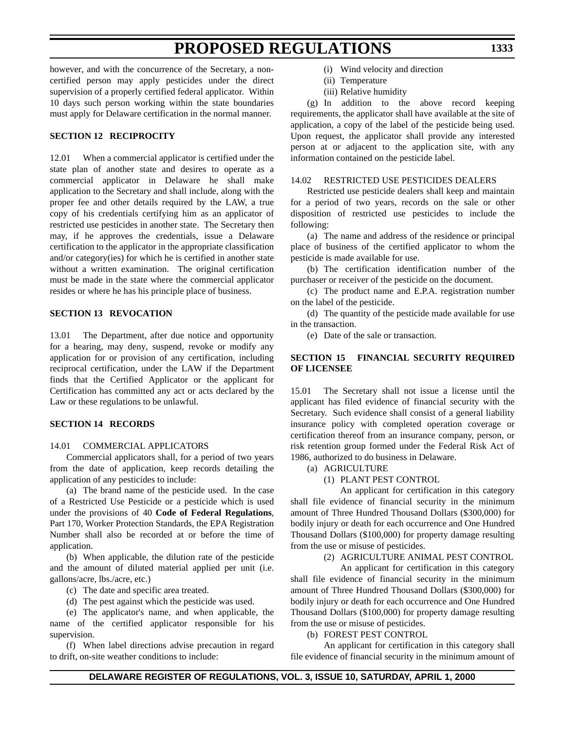however, and with the concurrence of the Secretary, a non-certified person may apply pesticides under the direct supervision of a properly certified federal applicator. Within 10 days such person working within the state boundaries must apply for Delaware certification in the normal manner.

**SECTION 12 RECIPROCITY**

12.01 When a commercial applicator is certified under the state plan of another state and desires to operate as a commercial applicator in Delaware he shall make application to the Secretary and shall include, along with the proper fee and other details required by the LAW, a true copy of his credentials certifying him as an applicator of restricted use pesticides in another state. The Secretary then may, if he approves the credentials, issue a Delaware certification to the applicator in the appropriate classification and/or category(ies) for which he is certified in another state without a written examination. The original certification must be made in the state where the commercial applicator resides or where he has his principle place of business.

**SECTION 13 REVOCATION**

13.01 The Department, after due notice and opportunity for a hearing, may deny, suspend, revoke or modify any application for or provision of any certification, including reciprocal certification, under the LAW if the Department finds that the Certified Applicator or the applicant for Certification has committed any act or acts declared by the Law or these regulations to be unlawful.

**SECTION 14 RECORDS**

14.01 COMMERCIAL APPLICATORS

Commercial applicators shall, for a period of two years from the date of application, keep records detailing the application of any pesticides to include:

(a) The brand name of the pesticide used. In the case of a Restricted Use Pesticide or a pesticide which is used under the provisions of 40 **Code of Federal Regulations**, Part 170, Worker Protection Standards, the EPA Registration Number shall also be recorded at or before the time of application.

(b) When applicable, the dilution rate of the pesticide and the amount of diluted material applied per unit (i.e. gallons/acre, lbs./acre, etc.)

(c) The date and specific area treated.

(d) The pest against which the pesticide was used.

(e) The applicator's name, and when applicable, the name of the certified applicator responsible for his supervision.

(f) When label directions advise precaution in regard to drift, on-site weather conditions to include:

(i) Wind velocity and direction

(ii) Temperature

(iii) Relative humidity

(g) In addition to the above record keeping requirements, the applicator shall have available at the site of application, a copy of the label of the pesticide being used. Upon request, the applicator shall provide any interested person at or adjacent to the application site, with any information contained on the pesticide label.

14.02 RESTRICTED USE PESTICIDES DEALERS

Restricted use pesticide dealers shall keep and maintain for a period of two years, records on the sale or other disposition of restricted use pesticides to include the following:

(a) The name and address of the residence or principal place of business of the certified applicator to whom the pesticide is made available for use.

(b) The certification identification number of the purchaser or receiver of the pesticide on the document.

(c) The product name and E.P.A. registration number on the label of the pesticide.

(d) The quantity of the pesticide made available for use in the transaction.

(e) Date of the sale or transaction.

**SECTION 15 FINANCIAL SECURITY REQUIRED OF LICENSEE**

15.01 The Secretary shall not issue a license until the applicant has filed evidence of financial security with the Secretary. Such evidence shall consist of a general liability insurance policy with completed operation coverage or certification thereof from an insurance company, person, or risk retention group formed under the Federal Risk Act of 1986, authorized to do business in Delaware.

(a) AGRICULTURE

(1) PLANT PEST CONTROL

An applicant for certification in this category shall file evidence of financial security in the minimum amount of Three Hundred Thousand Dollars ($300,000) for bodily injury or death for each occurrence and One Hundred Thousand Dollars ($100,000) for property damage resulting from the use or misuse of pesticides.

(2) AGRICULTURE ANIMAL PEST CONTROL

An applicant for certification in this category shall file evidence of financial security in the minimum amount of Three Hundred Thousand Dollars ($300,000) for bodily injury or death for each occurrence and One Hundred Thousand Dollars ($100,000) for property damage resulting from the use or misuse of pesticides.

(b) FOREST PEST CONTROL

An applicant for certification in this category shall file evidence of financial security in the minimum amount of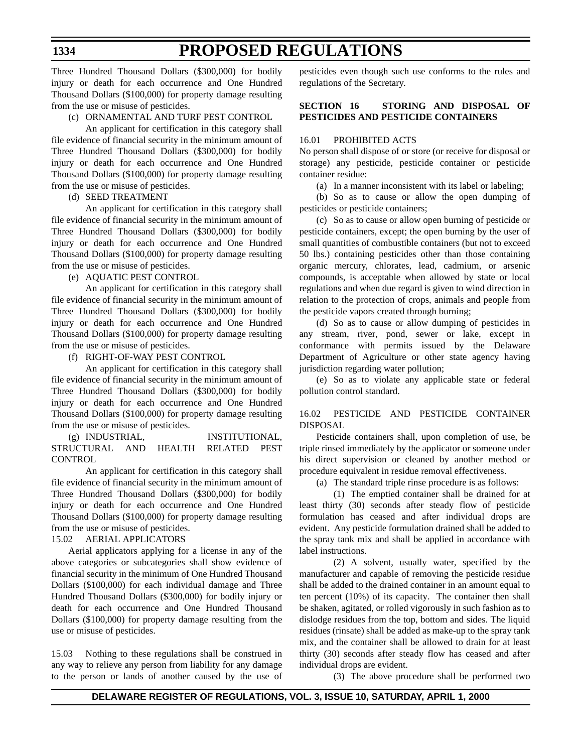Three Hundred Thousand Dollars ($300,000) for bodily injury or death for each occurrence and One Hundred Thousand Dollars ($100,000) for property damage resulting from the use or misuse of pesticides.

(c) ORNAMENTAL AND TURF PEST CONTROL

An applicant for certification in this category shall file evidence of financial security in the minimum amount of Three Hundred Thousand Dollars ($300,000) for bodily injury or death for each occurrence and One Hundred Thousand Dollars ($100,000) for property damage resulting from the use or misuse of pesticides.

(d) SEED TREATMENT

An applicant for certification in this category shall file evidence of financial security in the minimum amount of Three Hundred Thousand Dollars ($300,000) for bodily injury or death for each occurrence and One Hundred Thousand Dollars ($100,000) for property damage resulting from the use or misuse of pesticides.

(e) AQUATIC PEST CONTROL

An applicant for certification in this category shall file evidence of financial security in the minimum amount of Three Hundred Thousand Dollars ($300,000) for bodily injury or death for each occurrence and One Hundred Thousand Dollars ($100,000) for property damage resulting from the use or misuse of pesticides.

(f) RIGHT-OF-WAY PEST CONTROL

An applicant for certification in this category shall file evidence of financial security in the minimum amount of Three Hundred Thousand Dollars ($300,000) for bodily injury or death for each occurrence and One Hundred Thousand Dollars ($100,000) for property damage resulting from the use or misuse of pesticides.

(g) INDUSTRIAL, INSTITUTIONAL, STRUCTURAL AND HEALTH RELATED PEST CONTROL

An applicant for certification in this category shall file evidence of financial security in the minimum amount of Three Hundred Thousand Dollars ($300,000) for bodily injury or death for each occurrence and One Hundred Thousand Dollars ($100,000) for property damage resulting from the use or misuse of pesticides.

15.02 AERIAL APPLICATORS

Aerial applicators applying for a license in any of the above categories or subcategories shall show evidence of financial security in the minimum of One Hundred Thousand Dollars ($100,000) for each individual damage and Three Hundred Thousand Dollars ($300,000) for bodily injury or death for each occurrence and One Hundred Thousand Dollars ($100,000) for property damage resulting from the use or misuse of pesticides.

15.03 Nothing to these regulations shall be construed in any way to relieve any person from liability for any damage to the person or lands of another caused by the use of pesticides even though such use conforms to the rules and regulations of the Secretary.

**SECTION 16 STORING AND DISPOSAL OF PESTICIDES AND PESTICIDE CONTAINERS**

16.01 PROHIBITED ACTS

No person shall dispose of or store (or receive for disposal or storage) any pesticide, pesticide container or pesticide container residue:

(a) In a manner inconsistent with its label or labeling;

(b) So as to cause or allow the open dumping of pesticides or pesticide containers;

(c) So as to cause or allow open burning of pesticide or pesticide containers, except; the open burning by the user of small quantities of combustible containers (but not to exceed 50 lbs.) containing pesticides other than those containing organic mercury, chlorates, lead, cadmium, or arsenic compounds, is acceptable when allowed by state or local regulations and when due regard is given to wind direction in relation to the protection of crops, animals and people from the pesticide vapors created through burning;

(d) So as to cause or allow dumping of pesticides in any stream, river, pond, sewer or lake, except in conformance with permits issued by the Delaware Department of Agriculture or other state agency having jurisdiction regarding water pollution;

(e) So as to violate any applicable state or federal pollution control standard.

16.02 PESTICIDE AND PESTICIDE CONTAINER DISPOSAL

Pesticide containers shall, upon completion of use, be triple rinsed immediately by the applicator or someone under his direct supervision or cleaned by another method or procedure equivalent in residue removal effectiveness.

(a) The standard triple rinse procedure is as follows:

(1) The emptied container shall be drained for at least thirty (30) seconds after steady flow of pesticide formulation has ceased and after individual drops are evident. Any pesticide formulation drained shall be added to the spray tank mix and shall be applied in accordance with label instructions.

(2) A solvent, usually water, specified by the manufacturer and capable of removing the pesticide residue shall be added to the drained container in an amount equal to ten percent (10%) of its capacity. The container then shall be shaken, agitated, or rolled vigorously in such fashion as to dislodge residues from the top, bottom and sides. The liquid residues (rinsate) shall be added as make-up to the spray tank mix, and the container shall be allowed to drain for at least thirty (30) seconds after steady flow has ceased and after individual drops are evident.

(3) The above procedure shall be performed two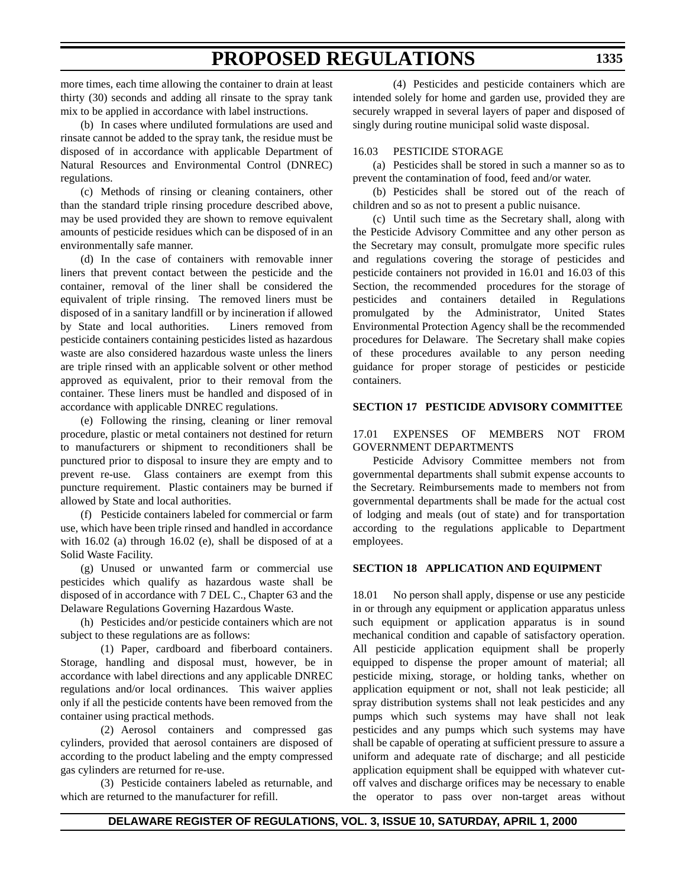more times, each time allowing the container to drain at least thirty (30) seconds and adding all rinsate to the spray tank mix to be applied in accordance with label instructions.

(b) In cases where undiluted formulations are used and rinsate cannot be added to the spray tank, the residue must be disposed of in accordance with applicable Department of Natural Resources and Environmental Control (DNREC) regulations.

(c) Methods of rinsing or cleaning containers, other than the standard triple rinsing procedure described above, may be used provided they are shown to remove equivalent amounts of pesticide residues which can be disposed of in an environmentally safe manner.

(d) In the case of containers with removable inner liners that prevent contact between the pesticide and the container, removal of the liner shall be considered the equivalent of triple rinsing. The removed liners must be disposed of in a sanitary landfill or by incineration if allowed by State and local authorities. Liners removed from pesticide containers containing pesticides listed as hazardous waste are also considered hazardous waste unless the liners are triple rinsed with an applicable solvent or other method approved as equivalent, prior to their removal from the container. These liners must be handled and disposed of in accordance with applicable DNREC regulations.

(e) Following the rinsing, cleaning or liner removal procedure, plastic or metal containers not destined for return to manufacturers or shipment to reconditioners shall be punctured prior to disposal to insure they are empty and to prevent re-use. Glass containers are exempt from this puncture requirement. Plastic containers may be burned if allowed by State and local authorities.

(f) Pesticide containers labeled for commercial or farm use, which have been triple rinsed and handled in accordance with 16.02 (a) through 16.02 (e), shall be disposed of at a Solid Waste Facility.

(g) Unused or unwanted farm or commercial use pesticides which qualify as hazardous waste shall be disposed of in accordance with 7 DEL C., Chapter 63 and the Delaware Regulations Governing Hazardous Waste.

(h) Pesticides and/or pesticide containers which are not subject to these regulations are as follows:

(1) Paper, cardboard and fiberboard containers. Storage, handling and disposal must, however, be in accordance with label directions and any applicable DNREC regulations and/or local ordinances. This waiver applies only if all the pesticide contents have been removed from the container using practical methods.

(2) Aerosol containers and compressed gas cylinders, provided that aerosol containers are disposed of according to the product labeling and the empty compressed gas cylinders are returned for re-use.

(3) Pesticide containers labeled as returnable, and which are returned to the manufacturer for refill.

(4) Pesticides and pesticide containers which are intended solely for home and garden use, provided they are securely wrapped in several layers of paper and disposed of singly during routine municipal solid waste disposal.

16.03 PESTICIDE STORAGE

(a) Pesticides shall be stored in such a manner so as to prevent the contamination of food, feed and/or water.

(b) Pesticides shall be stored out of the reach of children and so as not to present a public nuisance.

(c) Until such time as the Secretary shall, along with the Pesticide Advisory Committee and any other person as the Secretary may consult, promulgate more specific rules and regulations covering the storage of pesticides and pesticide containers not provided in 16.01 and 16.03 of this Section, the recommended procedures for the storage of pesticides and containers detailed in Regulations promulgated by the Administrator, United States Environmental Protection Agency shall be the recommended procedures for Delaware. The Secretary shall make copies of these procedures available to any person needing guidance for proper storage of pesticides or pesticide containers.

**SECTION 17 PESTICIDE ADVISORY COMMITTEE**

17.01 EXPENSES OF MEMBERS NOT FROM GOVERNMENT DEPARTMENTS

Pesticide Advisory Committee members not from governmental departments shall submit expense accounts to the Secretary. Reimbursements made to members not from governmental departments shall be made for the actual cost of lodging and meals (out of state) and for transportation according to the regulations applicable to Department employees.

**SECTION 18 APPLICATION AND EQUIPMENT**

18.01 No person shall apply, dispense or use any pesticide in or through any equipment or application apparatus unless such equipment or application apparatus is in sound mechanical condition and capable of satisfactory operation. All pesticide application equipment shall be properly equipped to dispense the proper amount of material; all pesticide mixing, storage, or holding tanks, whether on application equipment or not, shall not leak pesticide; all spray distribution systems shall not leak pesticides and any pumps which such systems may have shall not leak pesticides and any pumps which such systems may have shall be capable of operating at sufficient pressure to assure a uniform and adequate rate of discharge; and all pesticide application equipment shall be equipped with whatever cut-off valves and discharge orifices may be necessary to enable the operator to pass over non-target areas without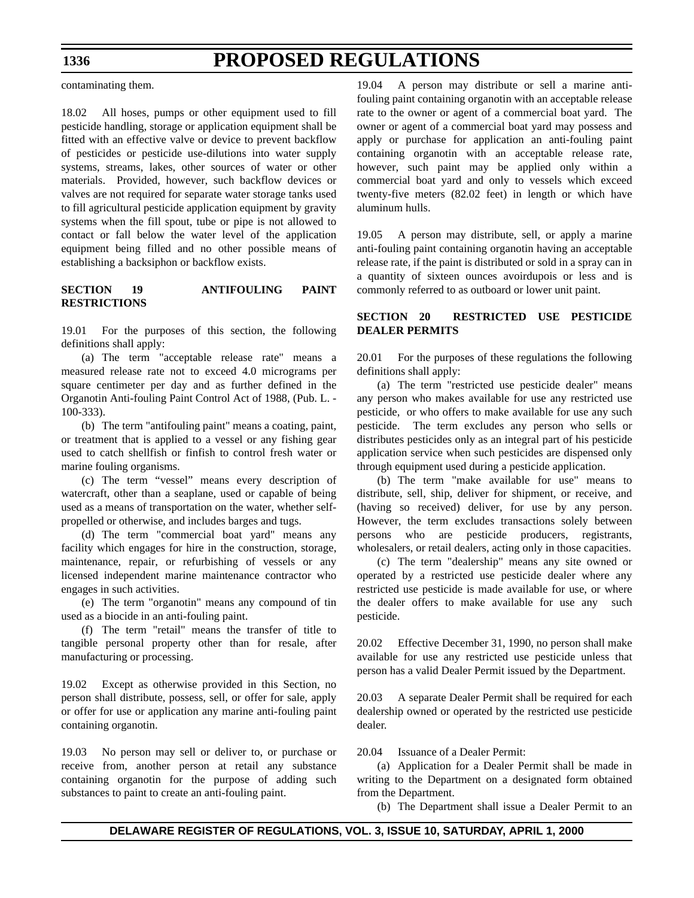contaminating them.

18.02 All hoses, pumps or other equipment used to fill pesticide handling, storage or application equipment shall be fitted with an effective valve or device to prevent backflow of pesticides or pesticide use-dilutions into water supply systems, streams, lakes, other sources of water or other materials. Provided, however, such backflow devices or valves are not required for separate water storage tanks used to fill agricultural pesticide application equipment by gravity systems when the fill spout, tube or pipe is not allowed to contact or fall below the water level of the application equipment being filled and no other possible means of establishing a backsiphon or backflow exists.

**SECTION 19 ANTIFOULING PAINT RESTRICTIONS**

19.01 For the purposes of this section, the following definitions shall apply:

(a) The term "acceptable release rate" means a measured release rate not to exceed 4.0 micrograms per square centimeter per day and as further defined in the Organotin Anti-fouling Paint Control Act of 1988, (Pub. L. - 100-333).

(b) The term "antifouling paint" means a coating, paint, or treatment that is applied to a vessel or any fishing gear used to catch shellfish or finfish to control fresh water or marine fouling organisms.

(c) The term "vessel" means every description of watercraft, other than a seaplane, used or capable of being used as a means of transportation on the water, whether self-propelled or otherwise, and includes barges and tugs.

(d) The term "commercial boat yard" means any facility which engages for hire in the construction, storage, maintenance, repair, or refurbishing of vessels or any licensed independent marine maintenance contractor who engages in such activities.

(e) The term "organotin" means any compound of tin used as a biocide in an anti-fouling paint.

(f) The term "retail" means the transfer of title to tangible personal property other than for resale, after manufacturing or processing.

19.02 Except as otherwise provided in this Section, no person shall distribute, possess, sell, or offer for sale, apply or offer for use or application any marine anti-fouling paint containing organotin.

19.03 No person may sell or deliver to, or purchase or receive from, another person at retail any substance containing organotin for the purpose of adding such substances to paint to create an anti-fouling paint.

19.04 A person may distribute or sell a marine anti-fouling paint containing organotin with an acceptable release rate to the owner or agent of a commercial boat yard. The owner or agent of a commercial boat yard may possess and apply or purchase for application an anti-fouling paint containing organotin with an acceptable release rate, however, such paint may be applied only within a commercial boat yard and only to vessels which exceed twenty-five meters (82.02 feet) in length or which have aluminum hulls.

19.05 A person may distribute, sell, or apply a marine anti-fouling paint containing organotin having an acceptable release rate, if the paint is distributed or sold in a spray can in a quantity of sixteen ounces avoirdupois or less and is commonly referred to as outboard or lower unit paint.

**SECTION 20 RESTRICTED USE PESTICIDE DEALER PERMITS**

20.01 For the purposes of these regulations the following definitions shall apply:

(a) The term "restricted use pesticide dealer" means any person who makes available for use any restricted use pesticide, or who offers to make available for use any such pesticide. The term excludes any person who sells or distributes pesticides only as an integral part of his pesticide application service when such pesticides are dispensed only through equipment used during a pesticide application.

(b) The term "make available for use" means to distribute, sell, ship, deliver for shipment, or receive, and (having so received) deliver, for use by any person. However, the term excludes transactions solely between persons who are pesticide producers, registrants, wholesalers, or retail dealers, acting only in those capacities.

(c) The term "dealership" means any site owned or operated by a restricted use pesticide dealer where any restricted use pesticide is made available for use, or where the dealer offers to make available for use any such pesticide.

20.02 Effective December 31, 1990, no person shall make available for use any restricted use pesticide unless that person has a valid Dealer Permit issued by the Department.

20.03 A separate Dealer Permit shall be required for each dealership owned or operated by the restricted use pesticide dealer.

20.04 Issuance of a Dealer Permit:

(a) Application for a Dealer Permit shall be made in writing to the Department on a designated form obtained from the Department.

(b) The Department shall issue a Dealer Permit to an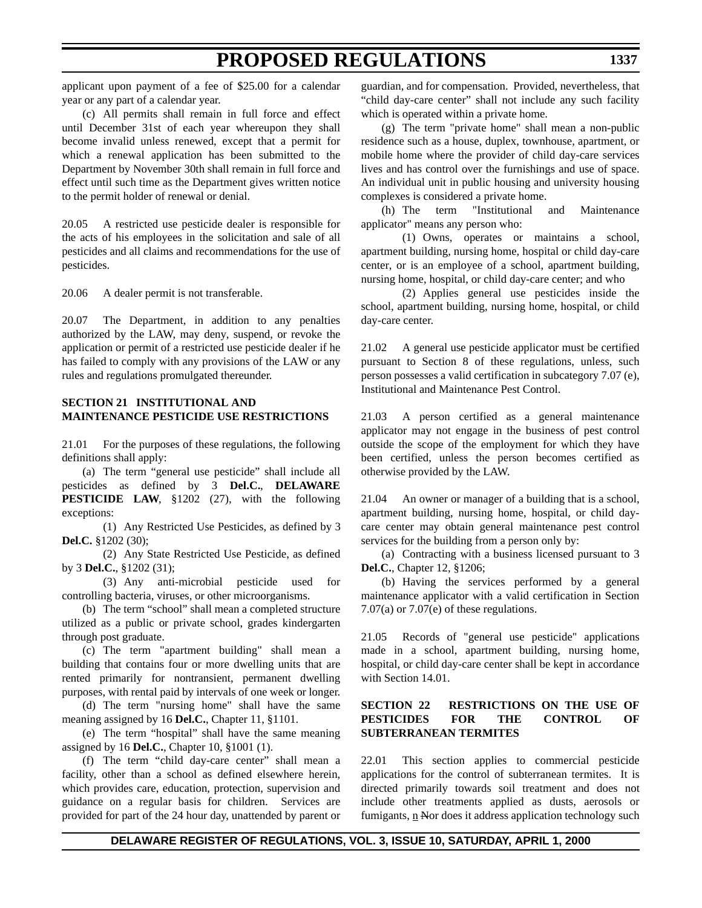applicant upon payment of a fee of $25.00 for a calendar year or any part of a calendar year.

(c) All permits shall remain in full force and effect until December 31st of each year whereupon they shall become invalid unless renewed, except that a permit for which a renewal application has been submitted to the Department by November 30th shall remain in full force and effect until such time as the Department gives written notice to the permit holder of renewal or denial.

20.05 A restricted use pesticide dealer is responsible for the acts of his employees in the solicitation and sale of all pesticides and all claims and recommendations for the use of pesticides.

20.06 A dealer permit is not transferable.

20.07 The Department, in addition to any penalties authorized by the LAW, may deny, suspend, or revoke the application or permit of a restricted use pesticide dealer if he has failed to comply with any provisions of the LAW or any rules and regulations promulgated thereunder.

**SECTION 21 INSTITUTIONAL AND MAINTENANCE PESTICIDE USE RESTRICTIONS**

21.01 For the purposes of these regulations, the following definitions shall apply:

(a) The term "general use pesticide" shall include all pesticides as defined by 3 **Del.C.**, **DELAWARE PESTICIDE LAW**, §1202 (27), with the following exceptions:

(1) Any Restricted Use Pesticides, as defined by 3 **Del.C.** §1202 (30);

(2) Any State Restricted Use Pesticide, as defined by 3 **Del.C.**, §1202 (31);

(3) Any anti-microbial pesticide used for controlling bacteria, viruses, or other microorganisms.

(b) The term "school" shall mean a completed structure utilized as a public or private school, grades kindergarten through post graduate.

(c) The term "apartment building" shall mean a building that contains four or more dwelling units that are rented primarily for nontransient, permanent dwelling purposes, with rental paid by intervals of one week or longer.

(d) The term "nursing home" shall have the same meaning assigned by 16 **Del.C.**, Chapter 11, §1101.

(e) The term "hospital" shall have the same meaning assigned by 16 **Del.C.**, Chapter 10, §1001 (1).

(f) The term "child day-care center" shall mean a facility, other than a school as defined elsewhere herein, which provides care, education, protection, supervision and guidance on a regular basis for children. Services are provided for part of the 24 hour day, unattended by parent or guardian, and for compensation. Provided, nevertheless, that "child day-care center" shall not include any such facility which is operated within a private home.

(g) The term "private home" shall mean a non-public residence such as a house, duplex, townhouse, apartment, or mobile home where the provider of child day-care services lives and has control over the furnishings and use of space. An individual unit in public housing and university housing complexes is considered a private home.

(h) The term "Institutional and Maintenance applicator" means any person who:

(1) Owns, operates or maintains a school, apartment building, nursing home, hospital or child day-care center, or is an employee of a school, apartment building, nursing home, hospital, or child day-care center; and who

(2) Applies general use pesticides inside the school, apartment building, nursing home, hospital, or child day-care center.

21.02 A general use pesticide applicator must be certified pursuant to Section 8 of these regulations, unless, such person possesses a valid certification in subcategory 7.07 (e), Institutional and Maintenance Pest Control.

21.03 A person certified as a general maintenance applicator may not engage in the business of pest control outside the scope of the employment for which they have been certified, unless the person becomes certified as otherwise provided by the LAW.

21.04 An owner or manager of a building that is a school, apartment building, nursing home, hospital, or child day-care center may obtain general maintenance pest control services for the building from a person only by:

(a) Contracting with a business licensed pursuant to 3 **Del.C.**, Chapter 12, §1206;

(b) Having the services performed by a general maintenance applicator with a valid certification in Section 7.07(a) or 7.07(e) of these regulations.

21.05 Records of "general use pesticide" applications made in a school, apartment building, nursing home, hospital, or child day-care center shall be kept in accordance with Section 14.01.

**SECTION 22 RESTRICTIONS ON THE USE OF PESTICIDES FOR THE CONTROL OF SUBTERRANEAN TERMITES**

22.01 This section applies to commercial pesticide applications for the control of subterranean termites. It is directed primarily towards soil treatment and does not include other treatments applied as dusts, aerosols or fumigants, n ~~N~~or does it address application technology such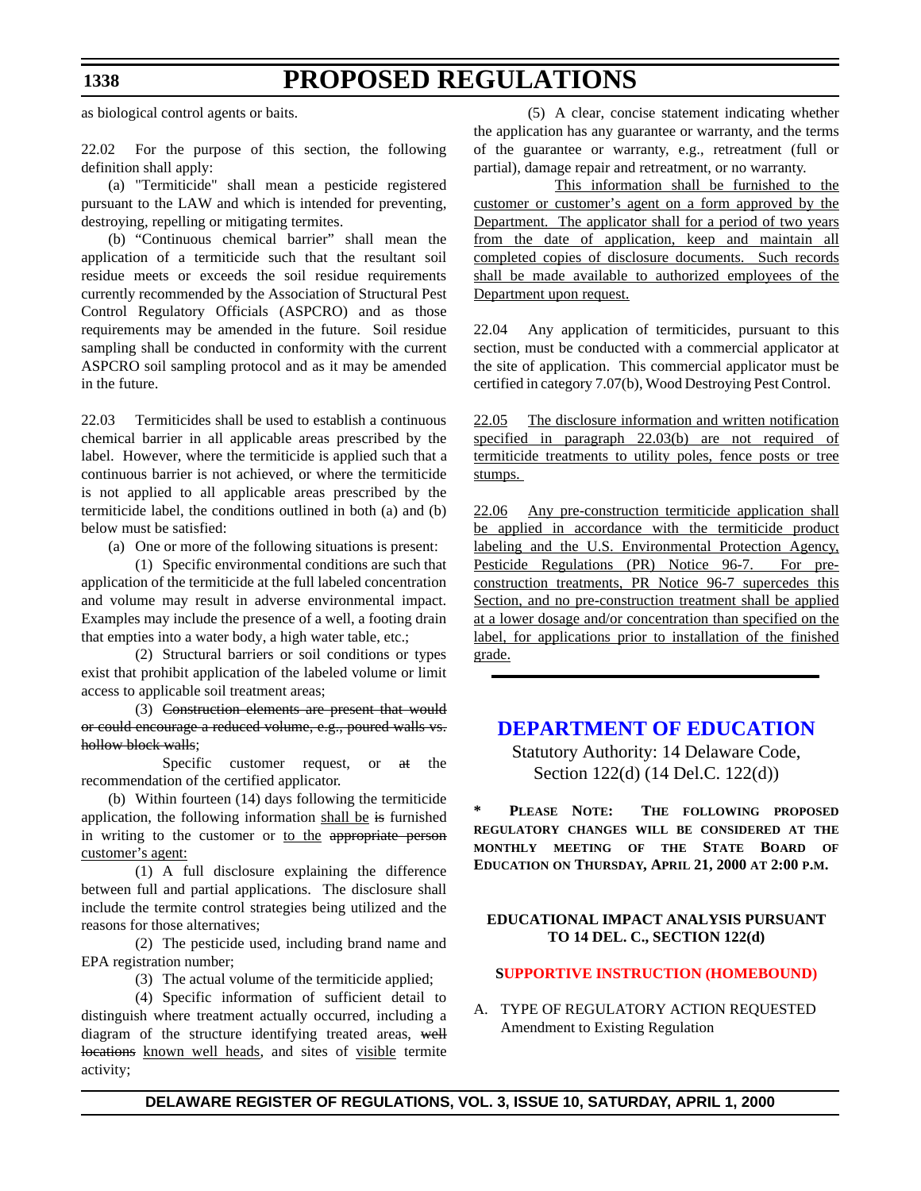as biological control agents or baits.

22.02 For the purpose of this section, the following definition shall apply:

(a) "Termiticide" shall mean a pesticide registered pursuant to the LAW and which is intended for preventing, destroying, repelling or mitigating termites.

(b) "Continuous chemical barrier" shall mean the application of a termiticide such that the resultant soil residue meets or exceeds the soil residue requirements currently recommended by the Association of Structural Pest Control Regulatory Officials (ASPCRO) and as those requirements may be amended in the future. Soil residue sampling shall be conducted in conformity with the current ASPCRO soil sampling protocol and as it may be amended in the future.

22.03 Termiticides shall be used to establish a continuous chemical barrier in all applicable areas prescribed by the label. However, where the termiticide is applied such that a continuous barrier is not achieved, or where the termiticide is not applied to all applicable areas prescribed by the termiticide label, the conditions outlined in both (a) and (b) below must be satisfied:

(a) One or more of the following situations is present:

(1) Specific environmental conditions are such that application of the termiticide at the full labeled concentration and volume may result in adverse environmental impact. Examples may include the presence of a well, a footing drain that empties into a water body, a high water table, etc.;

(2) Structural barriers or soil conditions or types exist that prohibit application of the labeled volume or limit access to applicable soil treatment areas;

(3) ~~Construction elements are present that would or could encourage a reduced volume, e.g., poured walls vs. hollow block walls~~;

Specific customer request, or ~~at~~ the recommendation of the certified applicator.

(b) Within fourteen (14) days following the termiticide application, the following information <u>shall be</u> ~~is~~ furnished in writing to the customer or <u>to the</u> ~~appropriate person~~ <u>customer's agent:</u>

(1) A full disclosure explaining the difference between full and partial applications. The disclosure shall include the termite control strategies being utilized and the reasons for those alternatives;

(2) The pesticide used, including brand name and EPA registration number;

(3) The actual volume of the termiticide applied;

(4) Specific information of sufficient detail to distinguish where treatment actually occurred, including a diagram of the structure identifying treated areas, ~~well locations~~ <u>known well heads</u>, and sites of <u>visible</u> termite activity;

(5) A clear, concise statement indicating whether the application has any guarantee or warranty, and the terms of the guarantee or warranty, e.g., retreatment (full or partial), damage repair and retreatment, or no warranty.

<u>This information shall be furnished to the customer or customer's agent on a form approved by the Department. The applicator shall for a period of two years from the date of application, keep and maintain all completed copies of disclosure documents. Such records shall be made available to authorized employees of the Department upon request.</u>

22.04 Any application of termiticides, pursuant to this section, must be conducted with a commercial applicator at the site of application. This commercial applicator must be certified in category 7.07(b), Wood Destroying Pest Control.

<u>22.05 The disclosure information and written notification specified in paragraph 22.03(b) are not required of termiticide treatments to utility poles, fence posts or tree stumps.</u>

<u>22.06 Any pre-construction termiticide application shall be applied in accordance with the termiticide product labeling and the U.S. Environmental Protection Agency, Pesticide Regulations (PR) Notice 96-7. For pre-construction treatments, PR Notice 96-7 supercedes this Section, and no pre-construction treatment shall be applied at a lower dosage and/or concentration than specified on the label, for applications prior to installation of the finished grade.</u>

---

# DEPARTMENT OF EDUCATION

Statutory Authority: 14 Delaware Code, Section 122(d) (14 Del.C. 122(d))

**\* PLEASE NOTE: THE FOLLOWING PROPOSED REGULATORY CHANGES WILL BE CONSIDERED AT THE MONTHLY MEETING OF THE STATE BOARD OF EDUCATION ON THURSDAY, APRIL 21, 2000 AT 2:00 P.M.**

**EDUCATIONAL IMPACT ANALYSIS PURSUANT TO 14 DEL. C., SECTION 122(d)**

**SUPPORTIVE INSTRUCTION (HOMEBOUND)**

A. TYPE OF REGULATORY ACTION REQUESTED
Amendment to Existing Regulation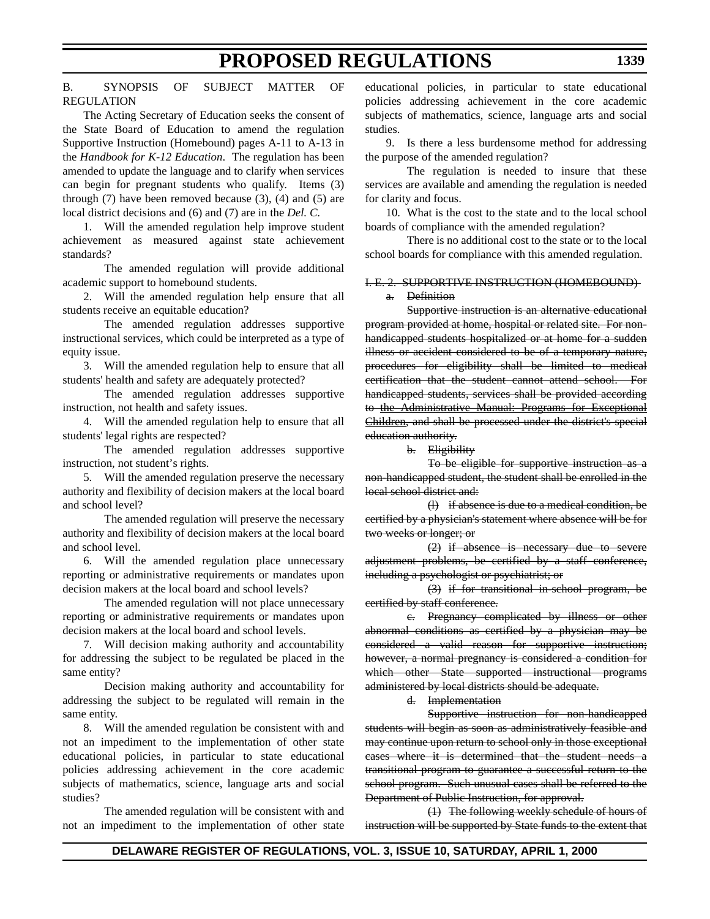B. SYNOPSIS OF SUBJECT MATTER OF REGULATION

The Acting Secretary of Education seeks the consent of the State Board of Education to amend the regulation Supportive Instruction (Homebound) pages A-11 to A-13 in the *Handbook for K-12 Education*. The regulation has been amended to update the language and to clarify when services can begin for pregnant students who qualify. Items (3) through (7) have been removed because (3), (4) and (5) are local district decisions and (6) and (7) are in the *Del. C.*

1. Will the amended regulation help improve student achievement as measured against state achievement standards?

The amended regulation will provide additional academic support to homebound students.

2. Will the amended regulation help ensure that all students receive an equitable education?

The amended regulation addresses supportive instructional services, which could be interpreted as a type of equity issue.

3. Will the amended regulation help to ensure that all students' health and safety are adequately protected?

The amended regulation addresses supportive instruction, not health and safety issues.

4. Will the amended regulation help to ensure that all students' legal rights are respected?

The amended regulation addresses supportive instruction, not student's rights.

5. Will the amended regulation preserve the necessary authority and flexibility of decision makers at the local board and school level?

The amended regulation will preserve the necessary authority and flexibility of decision makers at the local board and school level.

6. Will the amended regulation place unnecessary reporting or administrative requirements or mandates upon decision makers at the local board and school levels?

The amended regulation will not place unnecessary reporting or administrative requirements or mandates upon decision makers at the local board and school levels.

7. Will decision making authority and accountability for addressing the subject to be regulated be placed in the same entity?

Decision making authority and accountability for addressing the subject to be regulated will remain in the same entity.

8. Will the amended regulation be consistent with and not an impediment to the implementation of other state educational policies, in particular to state educational policies addressing achievement in the core academic subjects of mathematics, science, language arts and social studies?

The amended regulation will be consistent with and not an impediment to the implementation of other state educational policies, in particular to state educational policies addressing achievement in the core academic subjects of mathematics, science, language arts and social studies.

9. Is there a less burdensome method for addressing the purpose of the amended regulation?

The regulation is needed to insure that these services are available and amending the regulation is needed for clarity and focus.

10. What is the cost to the state and to the local school boards of compliance with the amended regulation?

There is no additional cost to the state or to the local school boards for compliance with this amended regulation.

~~I. E. 2. SUPPORTIVE INSTRUCTION (HOMEBOUND)~~

~~a. Definition~~

~~Supportive instruction is an alternative educational program provided at home, hospital or related site. For non-handicapped students hospitalized or at home for a sudden illness or accident considered to be of a temporary nature, procedures for eligibility shall be limited to medical certification that the student cannot attend school. For handicapped students, services shall be provided according to the Administrative Manual: Programs for Exceptional Children, and shall be processed under the district's special education authority.~~

~~b. Eligibility~~

~~To be eligible for supportive instruction as a non-handicapped student, the student shall be enrolled in the local school district and:~~

~~(l) if absence is due to a medical condition, be certified by a physician's statement where absence will be for two weeks or longer; or~~

~~(2) if absence is necessary due to severe adjustment problems, be certified by a staff conference, including a psychologist or psychiatrist; or~~

~~(3) if for transitional in-school program, be certified by staff conference.~~

~~c. Pregnancy complicated by illness or other abnormal conditions as certified by a physician may be considered a valid reason for supportive instruction; however, a normal pregnancy is considered a condition for which other State supported instructional programs administered by local districts should be adequate.~~

~~d. Implementation~~

~~Supportive instruction for non-handicapped students will begin as soon as administratively feasible and may continue upon return to school only in those exceptional cases where it is determined that the student needs a transitional program to guarantee a successful return to the school program. Such unusual cases shall be referred to the Department of Public Instruction, for approval.~~

~~(1) The following weekly schedule of hours of instruction will be supported by State funds to the extent that~~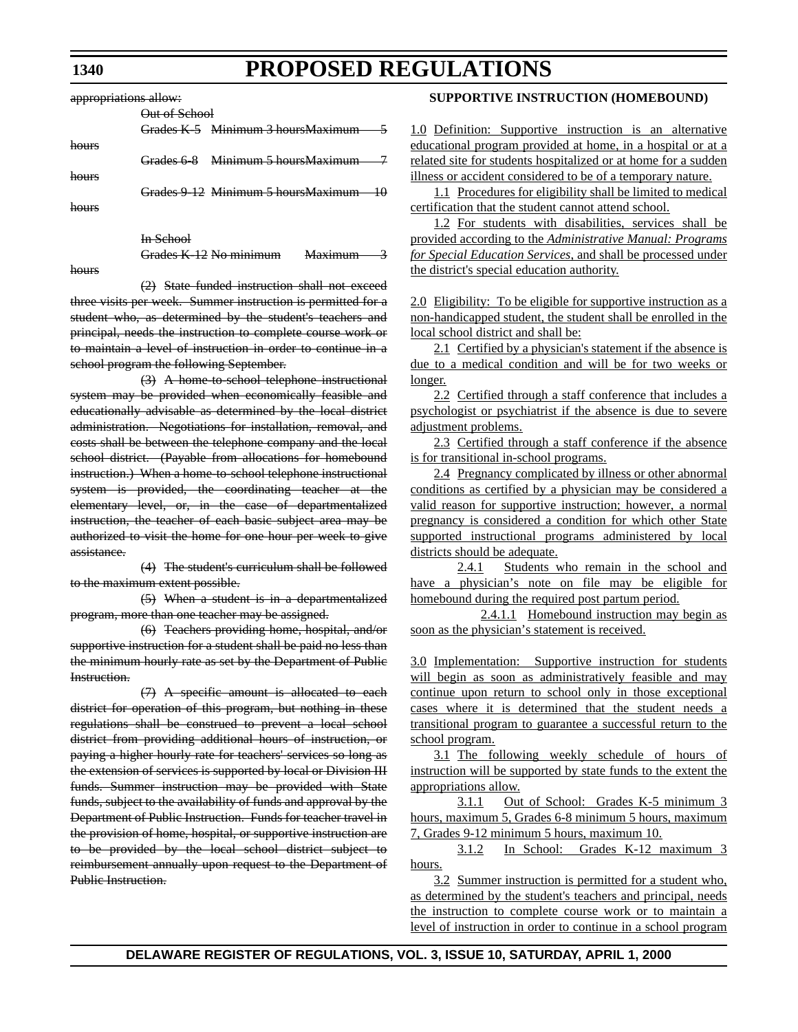appropriations allow:

Out of School

Grades K-5 Minimum 3 hours Maximum 5 hours

Grades 6-8 Minimum 5 hours Maximum 7 hours

Grades 9-12 Minimum 5 hours Maximum 10 hours

In School

Grades K-12 No minimum Maximum 3 hours

(2) State funded instruction shall not exceed three visits per week. Summer instruction is permitted for a student who, as determined by the student's teachers and principal, needs the instruction to complete course work or to maintain a level of instruction in order to continue in a school program the following September.

(3) A home-to-school telephone instructional system may be provided when economically feasible and educationally advisable as determined by the local district administration. Negotiations for installation, removal, and costs shall be between the telephone company and the local school district. (Payable from allocations for homebound instruction.) When a home-to-school telephone instructional system is provided, the coordinating teacher at the elementary level, or, in the case of departmentalized instruction, the teacher of each basic subject area may be authorized to visit the home for one hour per week to give assistance.

(4) The student's curriculum shall be followed to the maximum extent possible.

(5) When a student is in a departmentalized program, more than one teacher may be assigned.

(6) Teachers providing home, hospital, and/or supportive instruction for a student shall be paid no less than the minimum hourly rate as set by the Department of Public Instruction.

(7) A specific amount is allocated to each district for operation of this program, but nothing in these regulations shall be construed to prevent a local school district from providing additional hours of instruction, or paying a higher hourly rate for teachers' services so long as the extension of services is supported by local or Division III funds. Summer instruction may be provided with State funds, subject to the availability of funds and approval by the Department of Public Instruction. Funds for teacher travel in the provision of home, hospital, or supportive instruction are to be provided by the local school district subject to reimbursement annually upon request to the Department of Public Instruction.

**SUPPORTIVE INSTRUCTION (HOMEBOUND)**

1.0 Definition: Supportive instruction is an alternative educational program provided at home, in a hospital or at a related site for students hospitalized or at home for a sudden illness or accident considered to be of a temporary nature.

1.1 Procedures for eligibility shall be limited to medical certification that the student cannot attend school.

1.2 For students with disabilities, services shall be provided according to the *Administrative Manual: Programs for Special Education Services*, and shall be processed under the district's special education authority.

2.0 Eligibility: To be eligible for supportive instruction as a non-handicapped student, the student shall be enrolled in the local school district and shall be:

2.1 Certified by a physician's statement if the absence is due to a medical condition and will be for two weeks or longer.

2.2 Certified through a staff conference that includes a psychologist or psychiatrist if the absence is due to severe adjustment problems.

2.3 Certified through a staff conference if the absence is for transitional in-school programs.

2.4 Pregnancy complicated by illness or other abnormal conditions as certified by a physician may be considered a valid reason for supportive instruction; however, a normal pregnancy is considered a condition for which other State supported instructional programs administered by local districts should be adequate.

2.4.1 Students who remain in the school and have a physician's note on file may be eligible for homebound during the required post partum period.

2.4.1.1 Homebound instruction may begin as soon as the physician's statement is received.

3.0 Implementation: Supportive instruction for students will begin as soon as administratively feasible and may continue upon return to school only in those exceptional cases where it is determined that the student needs a transitional program to guarantee a successful return to the school program.

3.1 The following weekly schedule of hours of instruction will be supported by state funds to the extent the appropriations allow.

3.1.1 Out of School: Grades K-5 minimum 3 hours, maximum 5, Grades 6-8 minimum 5 hours, maximum 7, Grades 9-12 minimum 5 hours, maximum 10.

3.1.2 In School: Grades K-12 maximum 3 hours.

3.2 Summer instruction is permitted for a student who, as determined by the student's teachers and principal, needs the instruction to complete course work or to maintain a level of instruction in order to continue in a school program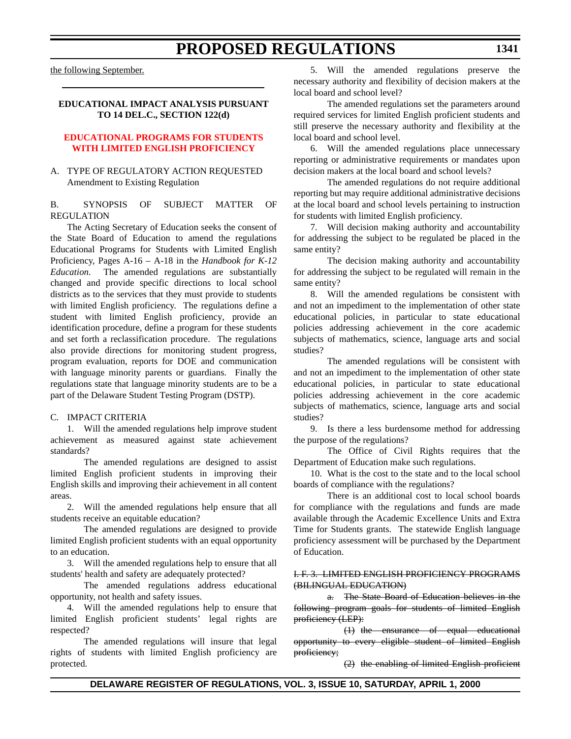the following September.

---

**EDUCATIONAL IMPACT ANALYSIS PURSUANT TO 14 DEL.C., SECTION 122(d)**

**EDUCATIONAL PROGRAMS FOR STUDENTS WITH LIMITED ENGLISH PROFICIENCY**

A. TYPE OF REGULATORY ACTION REQUESTED
Amendment to Existing Regulation

B. SYNOPSIS OF SUBJECT MATTER OF REGULATION

The Acting Secretary of Education seeks the consent of the State Board of Education to amend the regulations Educational Programs for Students with Limited English Proficiency, Pages A-16 – A-18 in the *Handbook for K-12 Education*. The amended regulations are substantially changed and provide specific directions to local school districts as to the services that they must provide to students with limited English proficiency. The regulations define a student with limited English proficiency, provide an identification procedure, define a program for these students and set forth a reclassification procedure. The regulations also provide directions for monitoring student progress, program evaluation, reports for DOE and communication with language minority parents or guardians. Finally the regulations state that language minority students are to be a part of the Delaware Student Testing Program (DSTP).

C. IMPACT CRITERIA

1. Will the amended regulations help improve student achievement as measured against state achievement standards?

The amended regulations are designed to assist limited English proficient students in improving their English skills and improving their achievement in all content areas.

2. Will the amended regulations help ensure that all students receive an equitable education?

The amended regulations are designed to provide limited English proficient students with an equal opportunity to an education.

3. Will the amended regulations help to ensure that all students' health and safety are adequately protected?

The amended regulations address educational opportunity, not health and safety issues.

4. Will the amended regulations help to ensure that limited English proficient students' legal rights are respected?

The amended regulations will insure that legal rights of students with limited English proficiency are protected.

5. Will the amended regulations preserve the necessary authority and flexibility of decision makers at the local board and school level?

The amended regulations set the parameters around required services for limited English proficient students and still preserve the necessary authority and flexibility at the local board and school level.

6. Will the amended regulations place unnecessary reporting or administrative requirements or mandates upon decision makers at the local board and school levels?

The amended regulations do not require additional reporting but may require additional administrative decisions at the local board and school levels pertaining to instruction for students with limited English proficiency.

7. Will decision making authority and accountability for addressing the subject to be regulated be placed in the same entity?

The decision making authority and accountability for addressing the subject to be regulated will remain in the same entity?

8. Will the amended regulations be consistent with and not an impediment to the implementation of other state educational policies, in particular to state educational policies addressing achievement in the core academic subjects of mathematics, science, language arts and social studies?

The amended regulations will be consistent with and not an impediment to the implementation of other state educational policies, in particular to state educational policies addressing achievement in the core academic subjects of mathematics, science, language arts and social studies?

9. Is there a less burdensome method for addressing the purpose of the regulations?

The Office of Civil Rights requires that the Department of Education make such regulations.

10. What is the cost to the state and to the local school boards of compliance with the regulations?

There is an additional cost to local school boards for compliance with the regulations and funds are made available through the Academic Excellence Units and Extra Time for Students grants. The statewide English language proficiency assessment will be purchased by the Department of Education.

~~I. F. 3. LIMITED ENGLISH PROFICIENCY PROGRAMS (BILINGUAL EDUCATION)~~

~~a. The State Board of Education believes in the following program goals for students of limited English proficiency (LEP):~~

~~(1) the ensurance of equal educational opportunity to every eligible student of limited English proficiency;~~

~~(2) the enabling of limited English proficient~~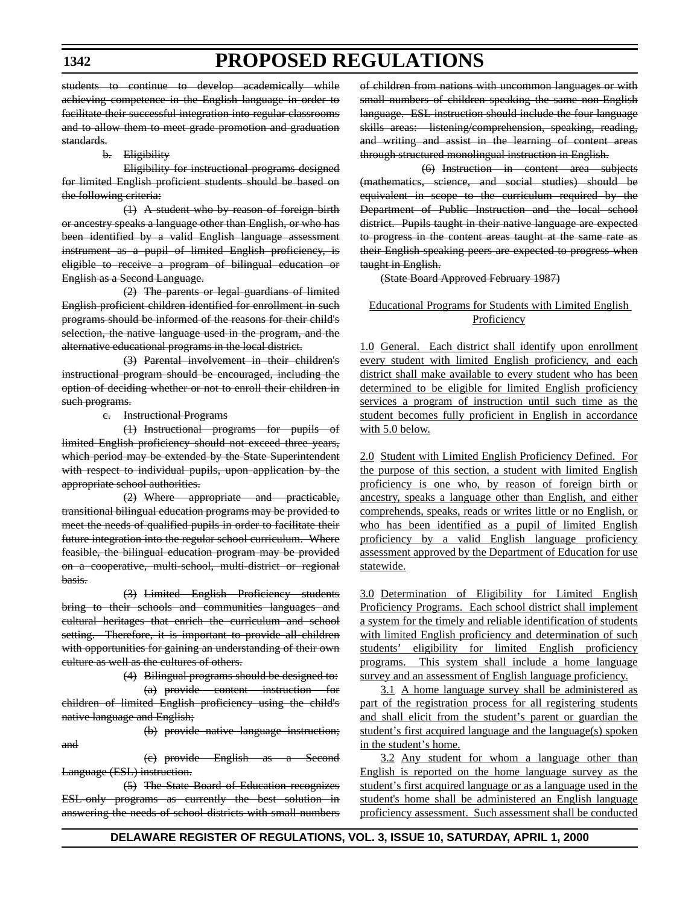~~students to continue to develop academically while achieving competence in the English language in order to facilitate their successful integration into regular classrooms and to allow them to meet grade promotion and graduation standards.~~

~~b. Eligibility~~

~~Eligibility for instructional programs designed for limited English proficient students should be based on the following criteria:~~

~~(1) A student who by reason of foreign birth or ancestry speaks a language other than English, or who has been identified by a valid English language assessment instrument as a pupil of limited English proficiency, is eligible to receive a program of bilingual education or English as a Second Language.~~

~~(2) The parents or legal guardians of limited English proficient children identified for enrollment in such programs should be informed of the reasons for their child's selection, the native language used in the program, and the alternative educational programs in the local district.~~

~~(3) Parental involvement in their children's instructional program should be encouraged, including the option of deciding whether or not to enroll their children in such programs.~~

~~c. Instructional Programs~~

~~(1) Instructional programs for pupils of limited English proficiency should not exceed three years, which period may be extended by the State Superintendent with respect to individual pupils, upon application by the appropriate school authorities.~~

~~(2) Where appropriate and practicable, transitional bilingual education programs may be provided to meet the needs of qualified pupils in order to facilitate their future integration into the regular school curriculum. Where feasible, the bilingual education program may be provided on a cooperative, multi-school, multi-district or regional basis.~~

~~(3) Limited English Proficiency students bring to their schools and communities languages and cultural heritages that enrich the curriculum and school setting. Therefore, it is important to provide all children with opportunities for gaining an understanding of their own culture as well as the cultures of others.~~

~~(4) Bilingual programs should be designed to:~~

~~(a) provide content instruction for children of limited English proficiency using the child's native language and English;~~

~~(b) provide native language instruction; and~~

~~(c) provide English as a Second Language (ESL) instruction.~~

~~(5) The State Board of Education recognizes ESL-only programs as currently the best solution in answering the needs of school districts with small numbers of children from nations with uncommon languages or with small numbers of children speaking the same non-English language. ESL instruction should include the four language skills areas: listening/comprehension, speaking, reading, and writing and assist in the learning of content areas through structured monolingual instruction in English.~~

~~(6) Instruction in content area subjects (mathematics, science, and social studies) should be equivalent in scope to the curriculum required by the Department of Public Instruction and the local school district. Pupils taught in their native language are expected to progress in the content areas taught at the same rate as their English-speaking peers are expected to progress when taught in English.~~

~~(State Board Approved February 1987)~~

<u>Educational Programs for Students with Limited English Proficiency</u>

<u>1.0 General. Each district shall identify upon enrollment every student with limited English proficiency, and each district shall make available to every student who has been determined to be eligible for limited English proficiency services a program of instruction until such time as the student becomes fully proficient in English in accordance with 5.0 below.</u>

<u>2.0 Student with Limited English Proficiency Defined. For the purpose of this section, a student with limited English proficiency is one who, by reason of foreign birth or ancestry, speaks a language other than English, and either comprehends, speaks, reads or writes little or no English, or who has been identified as a pupil of limited English proficiency by a valid English language proficiency assessment approved by the Department of Education for use statewide.</u>

<u>3.0 Determination of Eligibility for Limited English Proficiency Programs. Each school district shall implement a system for the timely and reliable identification of students with limited English proficiency and determination of such students' eligibility for limited English proficiency programs. This system shall include a home language survey and an assessment of English language proficiency.</u>

<u>3.1 A home language survey shall be administered as part of the registration process for all registering students and shall elicit from the student's parent or guardian the student's first acquired language and the language(s) spoken in the student's home.</u>

<u>3.2 Any student for whom a language other than English is reported on the home language survey as the student's first acquired language or as a language used in the student's home shall be administered an English language proficiency assessment. Such assessment shall be conducted</u>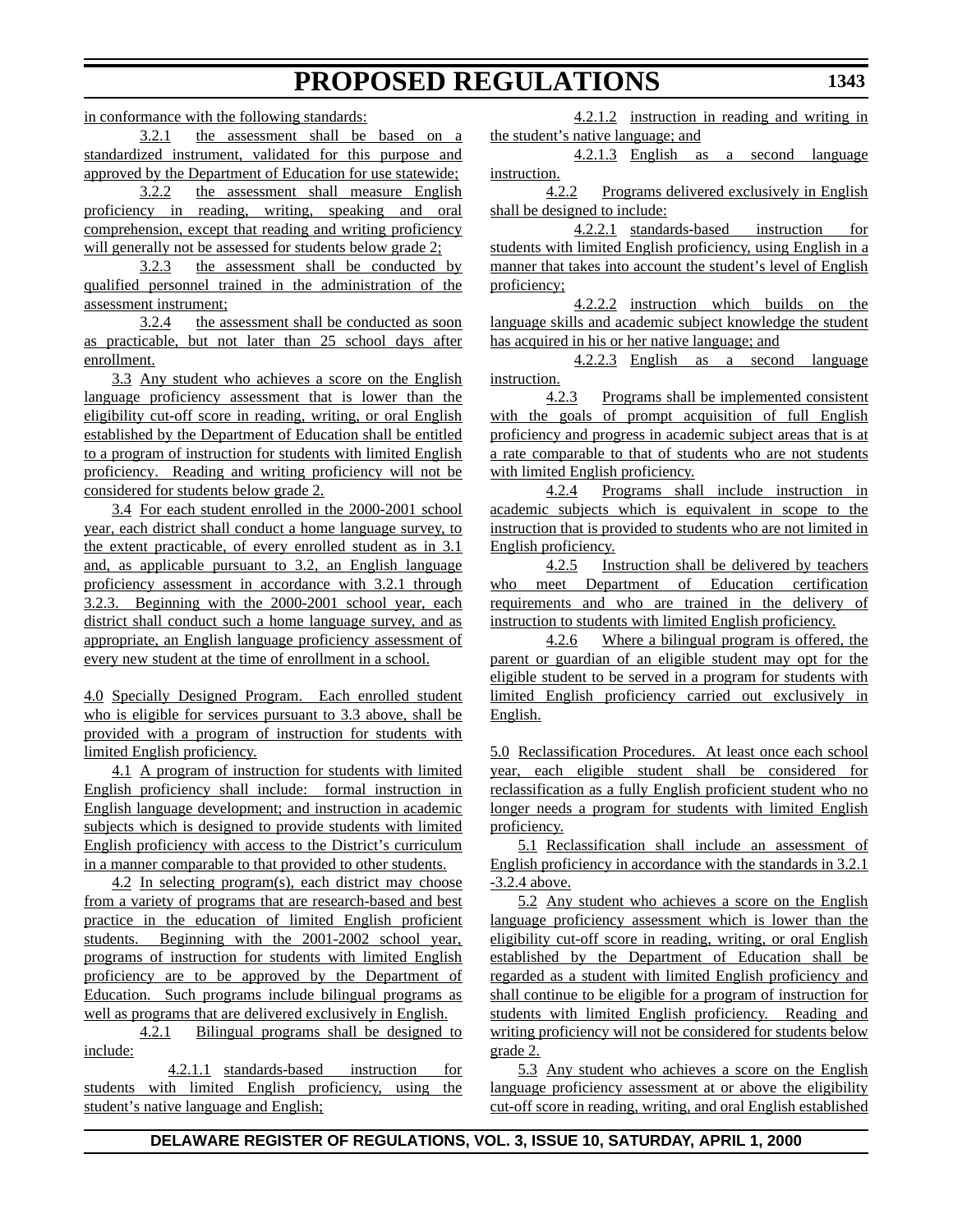in conformance with the following standards:

3.2.1 the assessment shall be based on a standardized instrument, validated for this purpose and approved by the Department of Education for use statewide;

3.2.2 the assessment shall measure English proficiency in reading, writing, speaking and oral comprehension, except that reading and writing proficiency will generally not be assessed for students below grade 2;

3.2.3 the assessment shall be conducted by qualified personnel trained in the administration of the assessment instrument;

3.2.4 the assessment shall be conducted as soon as practicable, but not later than 25 school days after enrollment.

3.3 Any student who achieves a score on the English language proficiency assessment that is lower than the eligibility cut-off score in reading, writing, or oral English established by the Department of Education shall be entitled to a program of instruction for students with limited English proficiency. Reading and writing proficiency will not be considered for students below grade 2.

3.4 For each student enrolled in the 2000-2001 school year, each district shall conduct a home language survey, to the extent practicable, of every enrolled student as in 3.1 and, as applicable pursuant to 3.2, an English language proficiency assessment in accordance with 3.2.1 through 3.2.3. Beginning with the 2000-2001 school year, each district shall conduct such a home language survey, and as appropriate, an English language proficiency assessment of every new student at the time of enrollment in a school.

4.0 Specially Designed Program. Each enrolled student who is eligible for services pursuant to 3.3 above, shall be provided with a program of instruction for students with limited English proficiency.

4.1 A program of instruction for students with limited English proficiency shall include: formal instruction in English language development; and instruction in academic subjects which is designed to provide students with limited English proficiency with access to the District's curriculum in a manner comparable to that provided to other students.

4.2 In selecting program(s), each district may choose from a variety of programs that are research-based and best practice in the education of limited English proficient students. Beginning with the 2001-2002 school year, programs of instruction for students with limited English proficiency are to be approved by the Department of Education. Such programs include bilingual programs as well as programs that are delivered exclusively in English.

4.2.1 Bilingual programs shall be designed to include:

4.2.1.1 standards-based instruction for students with limited English proficiency, using the student's native language and English;

4.2.1.2 instruction in reading and writing in the student's native language; and

4.2.1.3 English as a second language instruction.

4.2.2 Programs delivered exclusively in English shall be designed to include:

4.2.2.1 standards-based instruction for students with limited English proficiency, using English in a manner that takes into account the student's level of English proficiency;

4.2.2.2 instruction which builds on the language skills and academic subject knowledge the student has acquired in his or her native language; and

4.2.2.3 English as a second language instruction.

4.2.3 Programs shall be implemented consistent with the goals of prompt acquisition of full English proficiency and progress in academic subject areas that is at a rate comparable to that of students who are not students with limited English proficiency.

4.2.4 Programs shall include instruction in academic subjects which is equivalent in scope to the instruction that is provided to students who are not limited in English proficiency.

4.2.5 Instruction shall be delivered by teachers who meet Department of Education certification requirements and who are trained in the delivery of instruction to students with limited English proficiency.

4.2.6 Where a bilingual program is offered, the parent or guardian of an eligible student may opt for the eligible student to be served in a program for students with limited English proficiency carried out exclusively in English.

5.0 Reclassification Procedures. At least once each school year, each eligible student shall be considered for reclassification as a fully English proficient student who no longer needs a program for students with limited English proficiency.

5.1 Reclassification shall include an assessment of English proficiency in accordance with the standards in 3.2.1 -3.2.4 above.

5.2 Any student who achieves a score on the English language proficiency assessment which is lower than the eligibility cut-off score in reading, writing, or oral English established by the Department of Education shall be regarded as a student with limited English proficiency and shall continue to be eligible for a program of instruction for students with limited English proficiency. Reading and writing proficiency will not be considered for students below grade 2.

5.3 Any student who achieves a score on the English language proficiency assessment at or above the eligibility cut-off score in reading, writing, and oral English established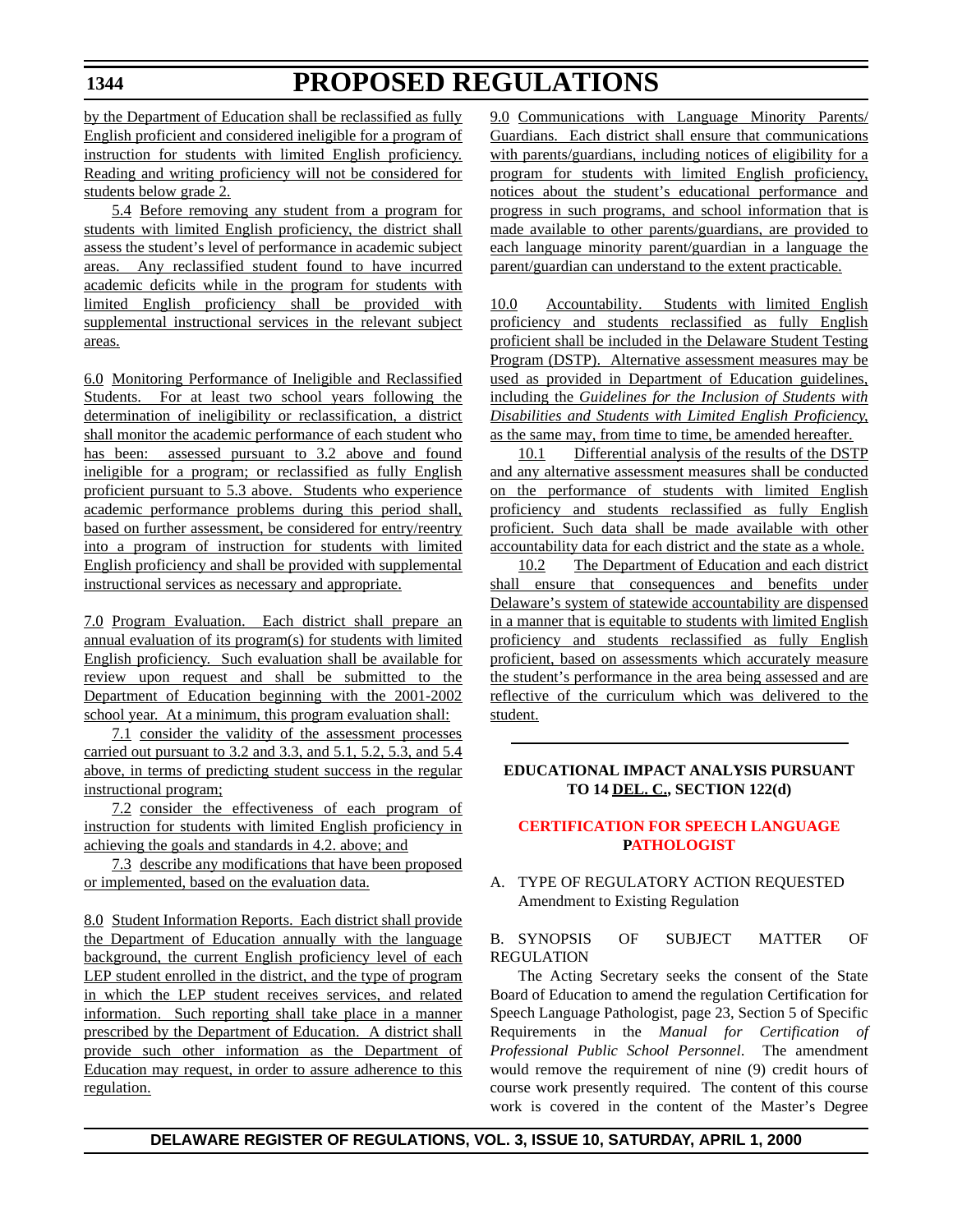by the Department of Education shall be reclassified as fully English proficient and considered ineligible for a program of instruction for students with limited English proficiency. Reading and writing proficiency will not be considered for students below grade 2.

5.4 Before removing any student from a program for students with limited English proficiency, the district shall assess the student's level of performance in academic subject areas. Any reclassified student found to have incurred academic deficits while in the program for students with limited English proficiency shall be provided with supplemental instructional services in the relevant subject areas.

6.0 Monitoring Performance of Ineligible and Reclassified Students. For at least two school years following the determination of ineligibility or reclassification, a district shall monitor the academic performance of each student who has been: assessed pursuant to 3.2 above and found ineligible for a program; or reclassified as fully English proficient pursuant to 5.3 above. Students who experience academic performance problems during this period shall, based on further assessment, be considered for entry/reentry into a program of instruction for students with limited English proficiency and shall be provided with supplemental instructional services as necessary and appropriate.

7.0 Program Evaluation. Each district shall prepare an annual evaluation of its program(s) for students with limited English proficiency. Such evaluation shall be available for review upon request and shall be submitted to the Department of Education beginning with the 2001-2002 school year. At a minimum, this program evaluation shall:

7.1 consider the validity of the assessment processes carried out pursuant to 3.2 and 3.3, and 5.1, 5.2, 5.3, and 5.4 above, in terms of predicting student success in the regular instructional program;

7.2 consider the effectiveness of each program of instruction for students with limited English proficiency in achieving the goals and standards in 4.2. above; and

7.3 describe any modifications that have been proposed or implemented, based on the evaluation data.

8.0 Student Information Reports. Each district shall provide the Department of Education annually with the language background, the current English proficiency level of each LEP student enrolled in the district, and the type of program in which the LEP student receives services, and related information. Such reporting shall take place in a manner prescribed by the Department of Education. A district shall provide such other information as the Department of Education may request, in order to assure adherence to this regulation.

9.0 Communications with Language Minority Parents/Guardians. Each district shall ensure that communications with parents/guardians, including notices of eligibility for a program for students with limited English proficiency, notices about the student's educational performance and progress in such programs, and school information that is made available to other parents/guardians, are provided to each language minority parent/guardian in a language the parent/guardian can understand to the extent practicable.

10.0 Accountability. Students with limited English proficiency and students reclassified as fully English proficient shall be included in the Delaware Student Testing Program (DSTP). Alternative assessment measures may be used as provided in Department of Education guidelines, including the *Guidelines for the Inclusion of Students with Disabilities and Students with Limited English Proficiency*, as the same may, from time to time, be amended hereafter.

10.1 Differential analysis of the results of the DSTP and any alternative assessment measures shall be conducted on the performance of students with limited English proficiency and students reclassified as fully English proficient. Such data shall be made available with other accountability data for each district and the state as a whole.

10.2 The Department of Education and each district shall ensure that consequences and benefits under Delaware's system of statewide accountability are dispensed in a manner that is equitable to students with limited English proficiency and students reclassified as fully English proficient, based on assessments which accurately measure the student's performance in the area being assessed and are reflective of the curriculum which was delivered to the student.

---

**EDUCATIONAL IMPACT ANALYSIS PURSUANT TO 14 DEL. C., SECTION 122(d)**

## CERTIFICATION FOR SPEECH LANGUAGE PATHOLOGIST

A. TYPE OF REGULATORY ACTION REQUESTED
Amendment to Existing Regulation

B. SYNOPSIS OF SUBJECT MATTER OF REGULATION

The Acting Secretary seeks the consent of the State Board of Education to amend the regulation Certification for Speech Language Pathologist, page 23, Section 5 of Specific Requirements in the *Manual for Certification of Professional Public School Personnel*. The amendment would remove the requirement of nine (9) credit hours of course work presently required. The content of this course work is covered in the content of the Master's Degree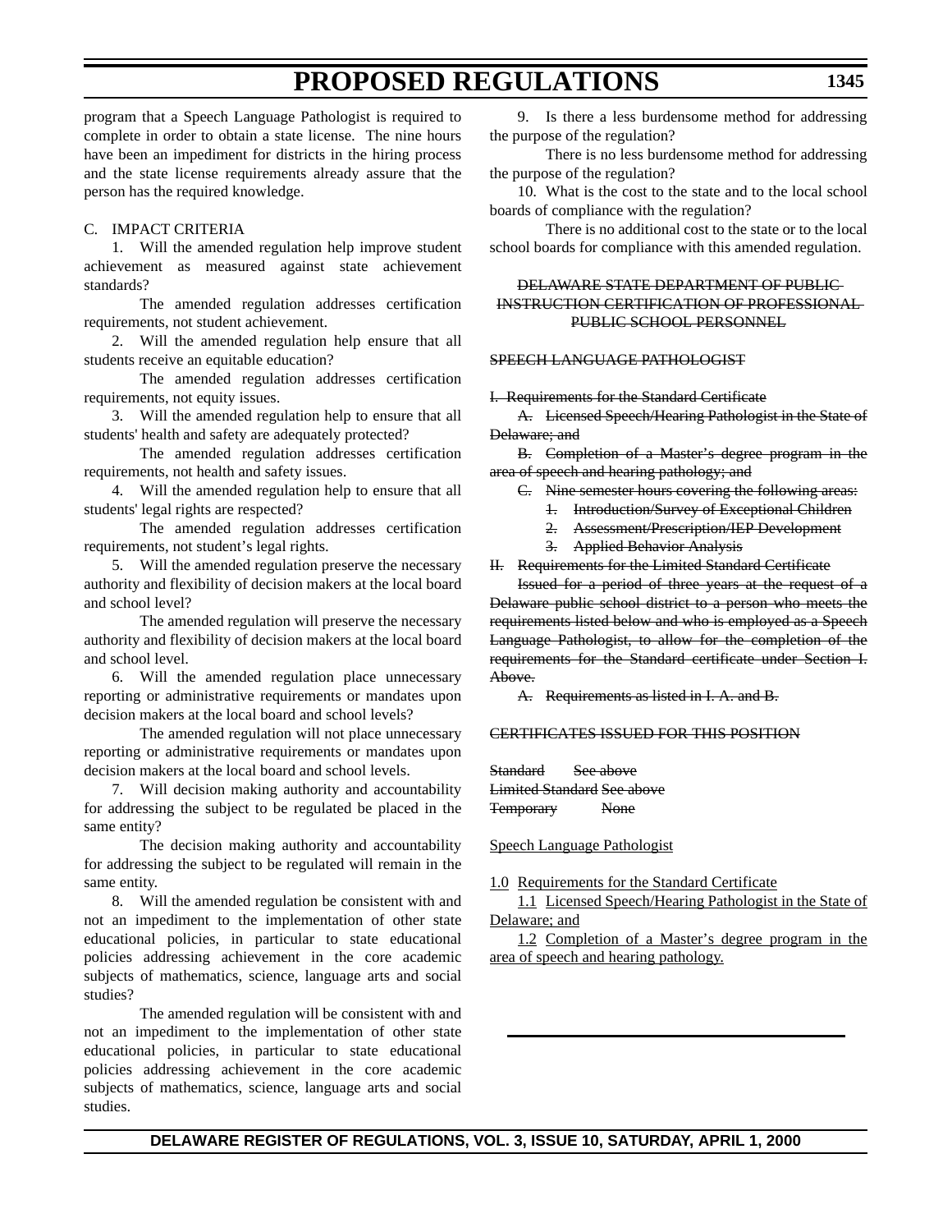program that a Speech Language Pathologist is required to complete in order to obtain a state license. The nine hours have been an impediment for districts in the hiring process and the state license requirements already assure that the person has the required knowledge.

C. IMPACT CRITERIA

1. Will the amended regulation help improve student achievement as measured against state achievement standards?

The amended regulation addresses certification requirements, not student achievement.

2. Will the amended regulation help ensure that all students receive an equitable education?

The amended regulation addresses certification requirements, not equity issues.

3. Will the amended regulation help to ensure that all students' health and safety are adequately protected?

The amended regulation addresses certification requirements, not health and safety issues.

4. Will the amended regulation help to ensure that all students' legal rights are respected?

The amended regulation addresses certification requirements, not student's legal rights.

5. Will the amended regulation preserve the necessary authority and flexibility of decision makers at the local board and school level?

The amended regulation will preserve the necessary authority and flexibility of decision makers at the local board and school level.

6. Will the amended regulation place unnecessary reporting or administrative requirements or mandates upon decision makers at the local board and school levels?

The amended regulation will not place unnecessary reporting or administrative requirements or mandates upon decision makers at the local board and school levels.

7. Will decision making authority and accountability for addressing the subject to be regulated be placed in the same entity?

The decision making authority and accountability for addressing the subject to be regulated will remain in the same entity.

8. Will the amended regulation be consistent with and not an impediment to the implementation of other state educational policies, in particular to state educational policies addressing achievement in the core academic subjects of mathematics, science, language arts and social studies?

The amended regulation will be consistent with and not an impediment to the implementation of other state educational policies, in particular to state educational policies addressing achievement in the core academic subjects of mathematics, science, language arts and social studies.

9. Is there a less burdensome method for addressing the purpose of the regulation?

There is no less burdensome method for addressing the purpose of the regulation?

10. What is the cost to the state and to the local school boards of compliance with the regulation?

There is no additional cost to the state or to the local school boards for compliance with this amended regulation.

~~DELAWARE STATE DEPARTMENT OF PUBLIC INSTRUCTION CERTIFICATION OF PROFESSIONAL PUBLIC SCHOOL PERSONNEL~~

~~SPEECH LANGUAGE PATHOLOGIST~~

~~I. Requirements for the Standard Certificate~~

~~A. Licensed Speech/Hearing Pathologist in the State of Delaware; and~~

~~B. Completion of a Master's degree program in the area of speech and hearing pathology; and~~

~~C. Nine semester hours covering the following areas:~~

~~1. Introduction/Survey of Exceptional Children~~

~~2. Assessment/Prescription/IEP Development~~

~~3. Applied Behavior Analysis~~

~~II. Requirements for the Limited Standard Certificate~~

~~Issued for a period of three years at the request of a Delaware public school district to a person who meets the requirements listed below and who is employed as a Speech Language Pathologist, to allow for the completion of the requirements for the Standard certificate under Section I. Above.~~

~~A. Requirements as listed in I. A. and B.~~

~~CERTIFICATES ISSUED FOR THIS POSITION~~

~~Standard See above~~
~~Limited Standard See above~~
~~Temporary None~~

<u>Speech Language Pathologist</u>

<u>1.0 Requirements for the Standard Certificate</u>

<u>1.1 Licensed Speech/Hearing Pathologist in the State of Delaware; and</u>

<u>1.2 Completion of a Master's degree program in the area of speech and hearing pathology.</u>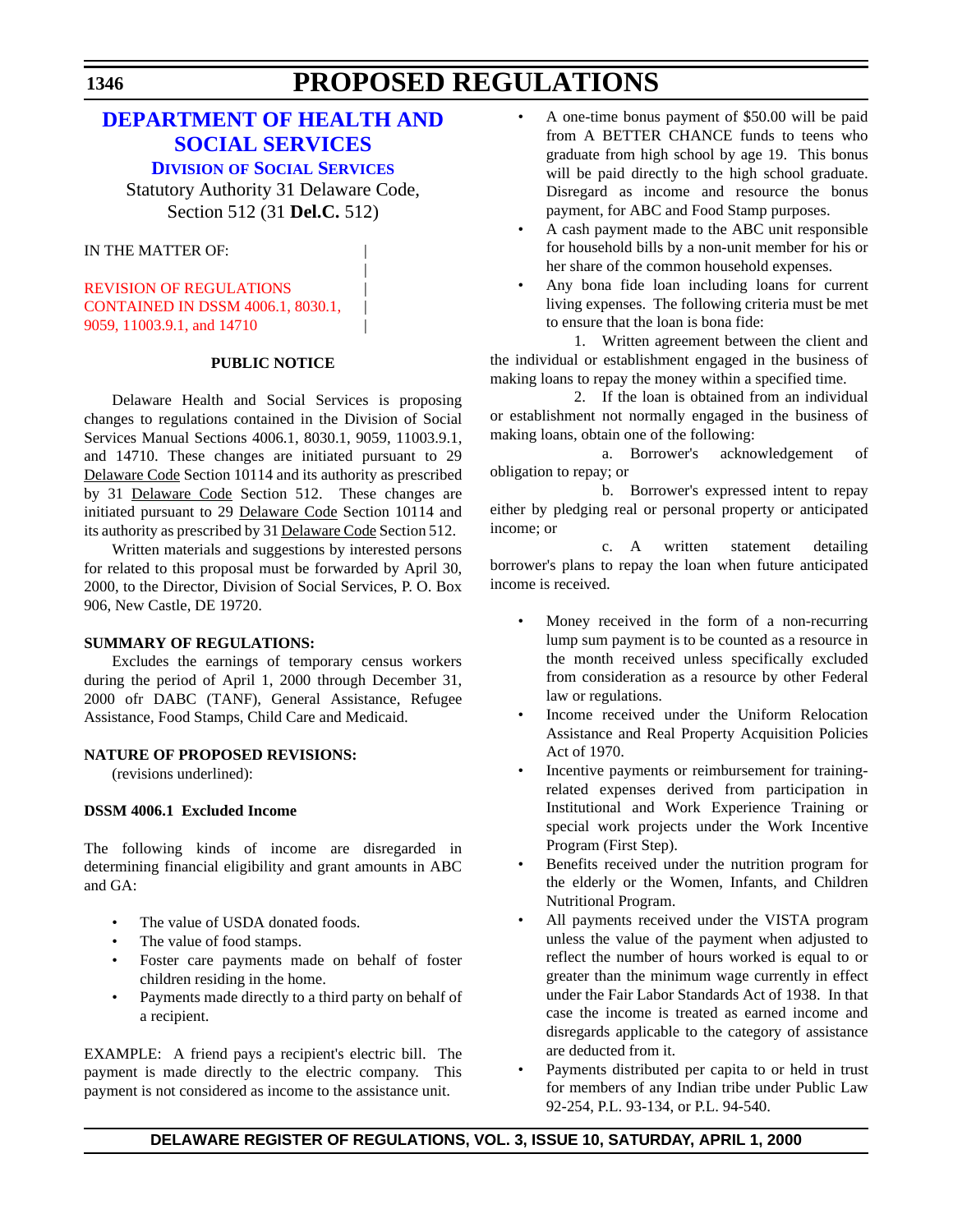# DEPARTMENT OF HEALTH AND SOCIAL SERVICES

## DIVISION OF SOCIAL SERVICES

Statutory Authority 31 Delaware Code, Section 512 (31 **Del.C.** 512)

IN THE MATTER OF:

REVISION OF REGULATIONS CONTAINED IN DSSM 4006.1, 8030.1, 9059, 11003.9.1, and 14710

**PUBLIC NOTICE**

Delaware Health and Social Services is proposing changes to regulations contained in the Division of Social Services Manual Sections 4006.1, 8030.1, 9059, 11003.9.1, and 14710. These changes are initiated pursuant to 29 Delaware Code Section 10114 and its authority as prescribed by 31 Delaware Code Section 512. These changes are initiated pursuant to 29 Delaware Code Section 10114 and its authority as prescribed by 31 Delaware Code Section 512.

Written materials and suggestions by interested persons for related to this proposal must be forwarded by April 30, 2000, to the Director, Division of Social Services, P. O. Box 906, New Castle, DE 19720.

**SUMMARY OF REGULATIONS:**

Excludes the earnings of temporary census workers during the period of April 1, 2000 through December 31, 2000 ofr DABC (TANF), General Assistance, Refugee Assistance, Food Stamps, Child Care and Medicaid.

**NATURE OF PROPOSED REVISIONS:**

(revisions underlined):

**DSSM 4006.1 Excluded Income**

The following kinds of income are disregarded in determining financial eligibility and grant amounts in ABC and GA:

- The value of USDA donated foods.
- The value of food stamps.
- Foster care payments made on behalf of foster children residing in the home.
- Payments made directly to a third party on behalf of a recipient.

EXAMPLE: A friend pays a recipient's electric bill. The payment is made directly to the electric company. This payment is not considered as income to the assistance unit.

- A one-time bonus payment of $50.00 will be paid from A BETTER CHANCE funds to teens who graduate from high school by age 19. This bonus will be paid directly to the high school graduate. Disregard as income and resource the bonus payment, for ABC and Food Stamp purposes.
- A cash payment made to the ABC unit responsible for household bills by a non-unit member for his or her share of the common household expenses.
- Any bona fide loan including loans for current living expenses. The following criteria must be met to ensure that the loan is bona fide:

1. Written agreement between the client and the individual or establishment engaged in the business of making loans to repay the money within a specified time.

2. If the loan is obtained from an individual or establishment not normally engaged in the business of making loans, obtain one of the following:

a. Borrower's acknowledgement of obligation to repay; or

b. Borrower's expressed intent to repay either by pledging real or personal property or anticipated income; or

c. A written statement detailing borrower's plans to repay the loan when future anticipated income is received.

- Money received in the form of a non-recurring lump sum payment is to be counted as a resource in the month received unless specifically excluded from consideration as a resource by other Federal law or regulations.
- Income received under the Uniform Relocation Assistance and Real Property Acquisition Policies Act of 1970.
- Incentive payments or reimbursement for training-related expenses derived from participation in Institutional and Work Experience Training or special work projects under the Work Incentive Program (First Step).
- Benefits received under the nutrition program for the elderly or the Women, Infants, and Children Nutritional Program.
- All payments received under the VISTA program unless the value of the payment when adjusted to reflect the number of hours worked is equal to or greater than the minimum wage currently in effect under the Fair Labor Standards Act of 1938. In that case the income is treated as earned income and disregards applicable to the category of assistance are deducted from it.
- Payments distributed per capita to or held in trust for members of any Indian tribe under Public Law 92-254, P.L. 93-134, or P.L. 94-540.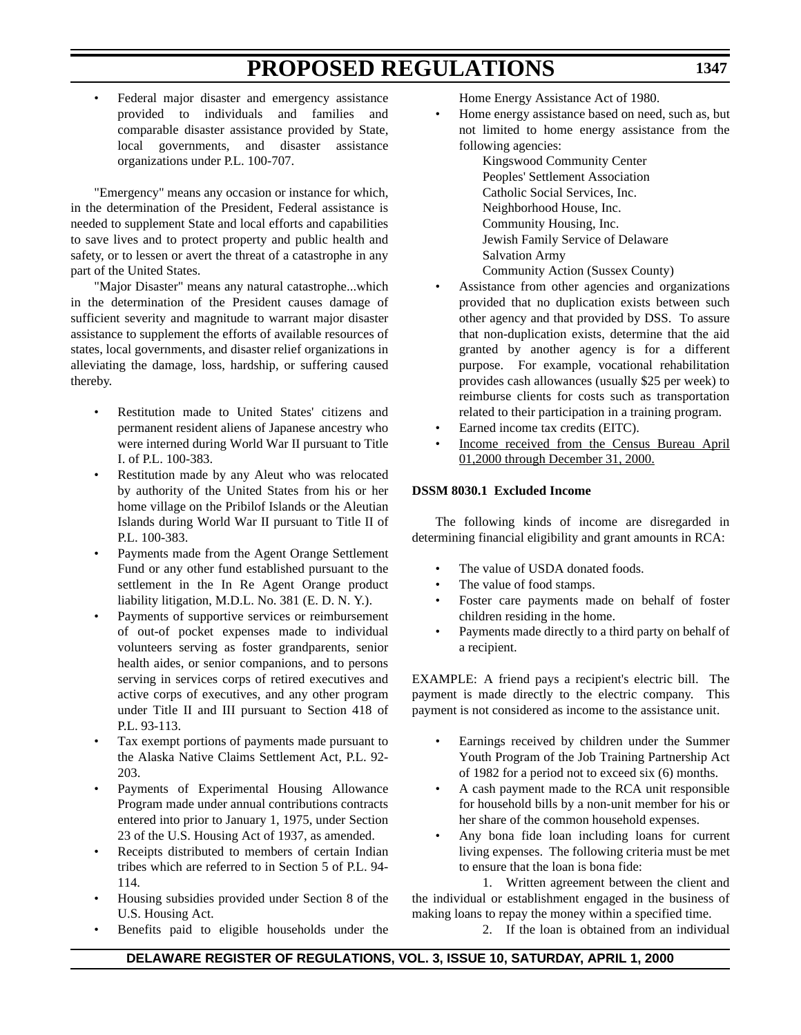- Federal major disaster and emergency assistance provided to individuals and families and comparable disaster assistance provided by State, local governments, and disaster assistance organizations under P.L. 100-707.

"Emergency" means any occasion or instance for which, in the determination of the President, Federal assistance is needed to supplement State and local efforts and capabilities to save lives and to protect property and public health and safety, or to lessen or avert the threat of a catastrophe in any part of the United States.

"Major Disaster" means any natural catastrophe...which in the determination of the President causes damage of sufficient severity and magnitude to warrant major disaster assistance to supplement the efforts of available resources of states, local governments, and disaster relief organizations in alleviating the damage, loss, hardship, or suffering caused thereby.

- Restitution made to United States' citizens and permanent resident aliens of Japanese ancestry who were interned during World War II pursuant to Title I. of P.L. 100-383.
- Restitution made by any Aleut who was relocated by authority of the United States from his or her home village on the Pribilof Islands or the Aleutian Islands during World War II pursuant to Title II of P.L. 100-383.
- Payments made from the Agent Orange Settlement Fund or any other fund established pursuant to the settlement in the In Re Agent Orange product liability litigation, M.D.L. No. 381 (E. D. N. Y.).
- Payments of supportive services or reimbursement of out-of pocket expenses made to individual volunteers serving as foster grandparents, senior health aides, or senior companions, and to persons serving in services corps of retired executives and active corps of executives, and any other program under Title II and III pursuant to Section 418 of P.L. 93-113.
- Tax exempt portions of payments made pursuant to the Alaska Native Claims Settlement Act, P.L. 92-203.
- Payments of Experimental Housing Allowance Program made under annual contributions contracts entered into prior to January 1, 1975, under Section 23 of the U.S. Housing Act of 1937, as amended.
- Receipts distributed to members of certain Indian tribes which are referred to in Section 5 of P.L. 94-114.
- Housing subsidies provided under Section 8 of the U.S. Housing Act.
- Benefits paid to eligible households under the Home Energy Assistance Act of 1980.
- Home energy assistance based on need, such as, but not limited to home energy assistance from the following agencies:

  Kingswood Community Center
  Peoples' Settlement Association
  Catholic Social Services, Inc.
  Neighborhood House, Inc.
  Community Housing, Inc.
  Jewish Family Service of Delaware
  Salvation Army
  Community Action (Sussex County)
- Assistance from other agencies and organizations provided that no duplication exists between such other agency and that provided by DSS. To assure that non-duplication exists, determine that the aid granted by another agency is for a different purpose. For example, vocational rehabilitation provides cash allowances (usually $25 per week) to reimburse clients for costs such as transportation related to their participation in a training program.
- Earned income tax credits (EITC).
- <u>Income received from the Census Bureau April 01,2000 through December 31, 2000.</u>

**DSSM 8030.1 Excluded Income**

The following kinds of income are disregarded in determining financial eligibility and grant amounts in RCA:

- The value of USDA donated foods.
- The value of food stamps.
- Foster care payments made on behalf of foster children residing in the home.
- Payments made directly to a third party on behalf of a recipient.

EXAMPLE: A friend pays a recipient's electric bill. The payment is made directly to the electric company. This payment is not considered as income to the assistance unit.

- Earnings received by children under the Summer Youth Program of the Job Training Partnership Act of 1982 for a period not to exceed six (6) months.
- A cash payment made to the RCA unit responsible for household bills by a non-unit member for his or her share of the common household expenses.
- Any bona fide loan including loans for current living expenses. The following criteria must be met to ensure that the loan is bona fide:

1. Written agreement between the client and the individual or establishment engaged in the business of making loans to repay the money within a specified time.

2. If the loan is obtained from an individual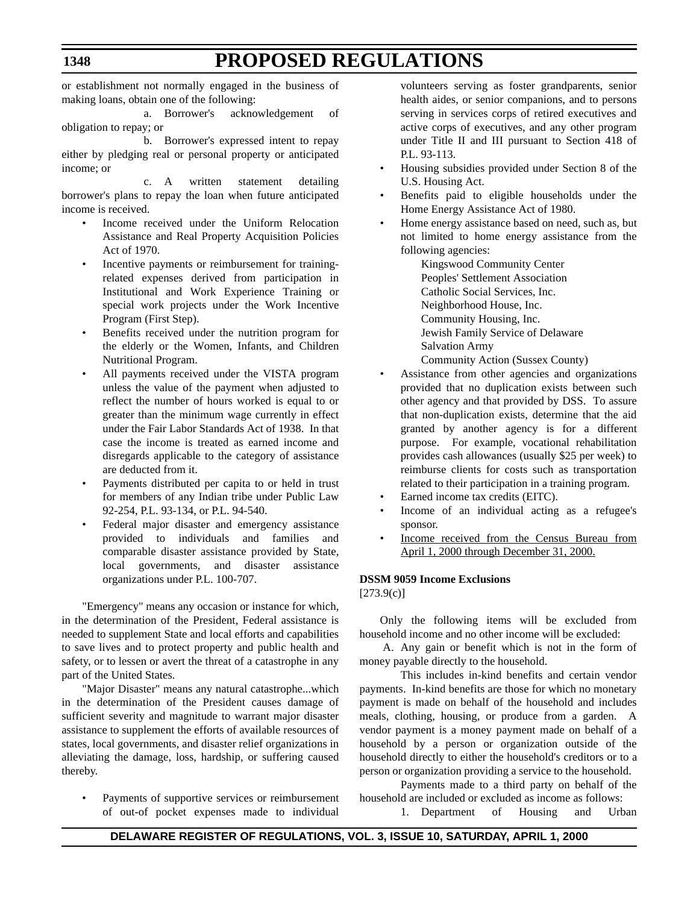or establishment not normally engaged in the business of making loans, obtain one of the following:

a. Borrower's acknowledgement of obligation to repay; or

b. Borrower's expressed intent to repay either by pledging real or personal property or anticipated income; or

c. A written statement detailing borrower's plans to repay the loan when future anticipated income is received.

- Income received under the Uniform Relocation Assistance and Real Property Acquisition Policies Act of 1970.
- Incentive payments or reimbursement for training-related expenses derived from participation in Institutional and Work Experience Training or special work projects under the Work Incentive Program (First Step).
- Benefits received under the nutrition program for the elderly or the Women, Infants, and Children Nutritional Program.
- All payments received under the VISTA program unless the value of the payment when adjusted to reflect the number of hours worked is equal to or greater than the minimum wage currently in effect under the Fair Labor Standards Act of 1938. In that case the income is treated as earned income and disregards applicable to the category of assistance are deducted from it.
- Payments distributed per capita to or held in trust for members of any Indian tribe under Public Law 92-254, P.L. 93-134, or P.L. 94-540.
- Federal major disaster and emergency assistance provided to individuals and families and comparable disaster assistance provided by State, local governments, and disaster assistance organizations under P.L. 100-707.

"Emergency" means any occasion or instance for which, in the determination of the President, Federal assistance is needed to supplement State and local efforts and capabilities to save lives and to protect property and public health and safety, or to lessen or avert the threat of a catastrophe in any part of the United States.

"Major Disaster" means any natural catastrophe...which in the determination of the President causes damage of sufficient severity and magnitude to warrant major disaster assistance to supplement the efforts of available resources of states, local governments, and disaster relief organizations in alleviating the damage, loss, hardship, or suffering caused thereby.

- Payments of supportive services or reimbursement of out-of pocket expenses made to individual volunteers serving as foster grandparents, senior health aides, or senior companions, and to persons serving in services corps of retired executives and active corps of executives, and any other program under Title II and III pursuant to Section 418 of P.L. 93-113.
- Housing subsidies provided under Section 8 of the U.S. Housing Act.
- Benefits paid to eligible households under the Home Energy Assistance Act of 1980.
- Home energy assistance based on need, such as, but not limited to home energy assistance from the following agencies:

  Kingswood Community Center
  Peoples' Settlement Association
  Catholic Social Services, Inc.
  Neighborhood House, Inc.
  Community Housing, Inc.
  Jewish Family Service of Delaware
  Salvation Army
  Community Action (Sussex County)
- Assistance from other agencies and organizations provided that no duplication exists between such other agency and that provided by DSS. To assure that non-duplication exists, determine that the aid granted by another agency is for a different purpose. For example, vocational rehabilitation provides cash allowances (usually $25 per week) to reimburse clients for costs such as transportation related to their participation in a training program.
- Earned income tax credits (EITC).
- Income of an individual acting as a refugee's sponsor.
- <u>Income received from the Census Bureau from April 1, 2000 through December 31, 2000.</u>

**DSSM 9059 Income Exclusions**

[273.9(c)]

Only the following items will be excluded from household income and no other income will be excluded:

A. Any gain or benefit which is not in the form of money payable directly to the household.

This includes in-kind benefits and certain vendor payments. In-kind benefits are those for which no monetary payment is made on behalf of the household and includes meals, clothing, housing, or produce from a garden. A vendor payment is a money payment made on behalf of a household by a person or organization outside of the household directly to either the household's creditors or to a person or organization providing a service to the household.

Payments made to a third party on behalf of the household are included or excluded as income as follows:

1. Department of Housing and Urban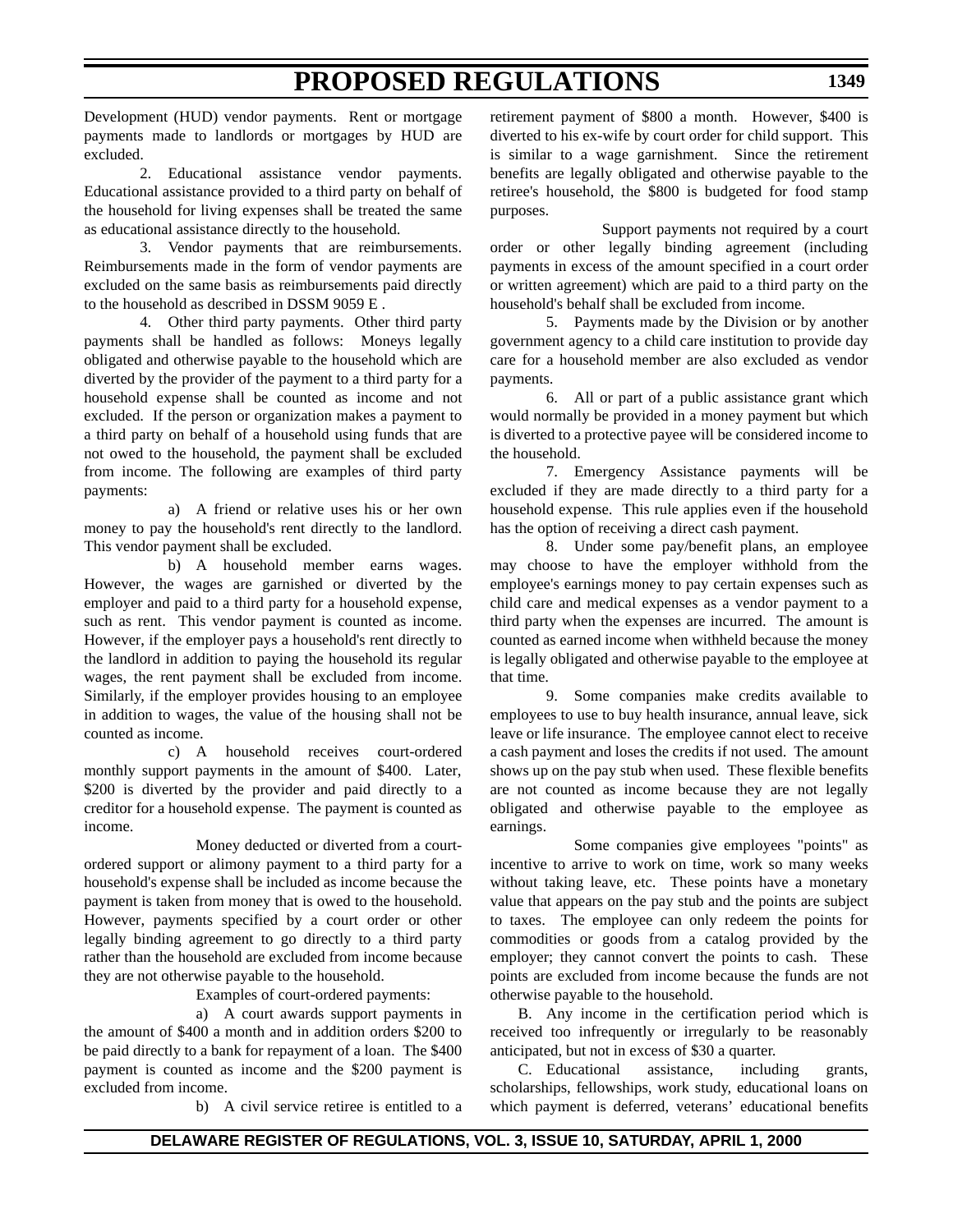Development (HUD) vendor payments. Rent or mortgage payments made to landlords or mortgages by HUD are excluded.

2. Educational assistance vendor payments. Educational assistance provided to a third party on behalf of the household for living expenses shall be treated the same as educational assistance directly to the household.

3. Vendor payments that are reimbursements. Reimbursements made in the form of vendor payments are excluded on the same basis as reimbursements paid directly to the household as described in DSSM 9059 E .

4. Other third party payments. Other third party payments shall be handled as follows: Moneys legally obligated and otherwise payable to the household which are diverted by the provider of the payment to a third party for a household expense shall be counted as income and not excluded. If the person or organization makes a payment to a third party on behalf of a household using funds that are not owed to the household, the payment shall be excluded from income. The following are examples of third party payments:

a) A friend or relative uses his or her own money to pay the household's rent directly to the landlord. This vendor payment shall be excluded.

b) A household member earns wages. However, the wages are garnished or diverted by the employer and paid to a third party for a household expense, such as rent. This vendor payment is counted as income. However, if the employer pays a household's rent directly to the landlord in addition to paying the household its regular wages, the rent payment shall be excluded from income. Similarly, if the employer provides housing to an employee in addition to wages, the value of the housing shall not be counted as income.

c) A household receives court-ordered monthly support payments in the amount of $400. Later, $200 is diverted by the provider and paid directly to a creditor for a household expense. The payment is counted as income.

Money deducted or diverted from a court-ordered support or alimony payment to a third party for a household's expense shall be included as income because the payment is taken from money that is owed to the household. However, payments specified by a court order or other legally binding agreement to go directly to a third party rather than the household are excluded from income because they are not otherwise payable to the household.

Examples of court-ordered payments:

a) A court awards support payments in the amount of $400 a month and in addition orders $200 to be paid directly to a bank for repayment of a loan. The $400 payment is counted as income and the $200 payment is excluded from income.

b) A civil service retiree is entitled to a retirement payment of $800 a month. However, $400 is diverted to his ex-wife by court order for child support. This is similar to a wage garnishment. Since the retirement benefits are legally obligated and otherwise payable to the retiree's household, the $800 is budgeted for food stamp purposes.

Support payments not required by a court order or other legally binding agreement (including payments in excess of the amount specified in a court order or written agreement) which are paid to a third party on the household's behalf shall be excluded from income.

5. Payments made by the Division or by another government agency to a child care institution to provide day care for a household member are also excluded as vendor payments.

6. All or part of a public assistance grant which would normally be provided in a money payment but which is diverted to a protective payee will be considered income to the household.

7. Emergency Assistance payments will be excluded if they are made directly to a third party for a household expense. This rule applies even if the household has the option of receiving a direct cash payment.

8. Under some pay/benefit plans, an employee may choose to have the employer withhold from the employee's earnings money to pay certain expenses such as child care and medical expenses as a vendor payment to a third party when the expenses are incurred. The amount is counted as earned income when withheld because the money is legally obligated and otherwise payable to the employee at that time.

9. Some companies make credits available to employees to use to buy health insurance, annual leave, sick leave or life insurance. The employee cannot elect to receive a cash payment and loses the credits if not used. The amount shows up on the pay stub when used. These flexible benefits are not counted as income because they are not legally obligated and otherwise payable to the employee as earnings.

Some companies give employees "points" as incentive to arrive to work on time, work so many weeks without taking leave, etc. These points have a monetary value that appears on the pay stub and the points are subject to taxes. The employee can only redeem the points for commodities or goods from a catalog provided by the employer; they cannot convert the points to cash. These points are excluded from income because the funds are not otherwise payable to the household.

B. Any income in the certification period which is received too infrequently or irregularly to be reasonably anticipated, but not in excess of $30 a quarter.

C. Educational assistance, including grants, scholarships, fellowships, work study, educational loans on which payment is deferred, veterans' educational benefits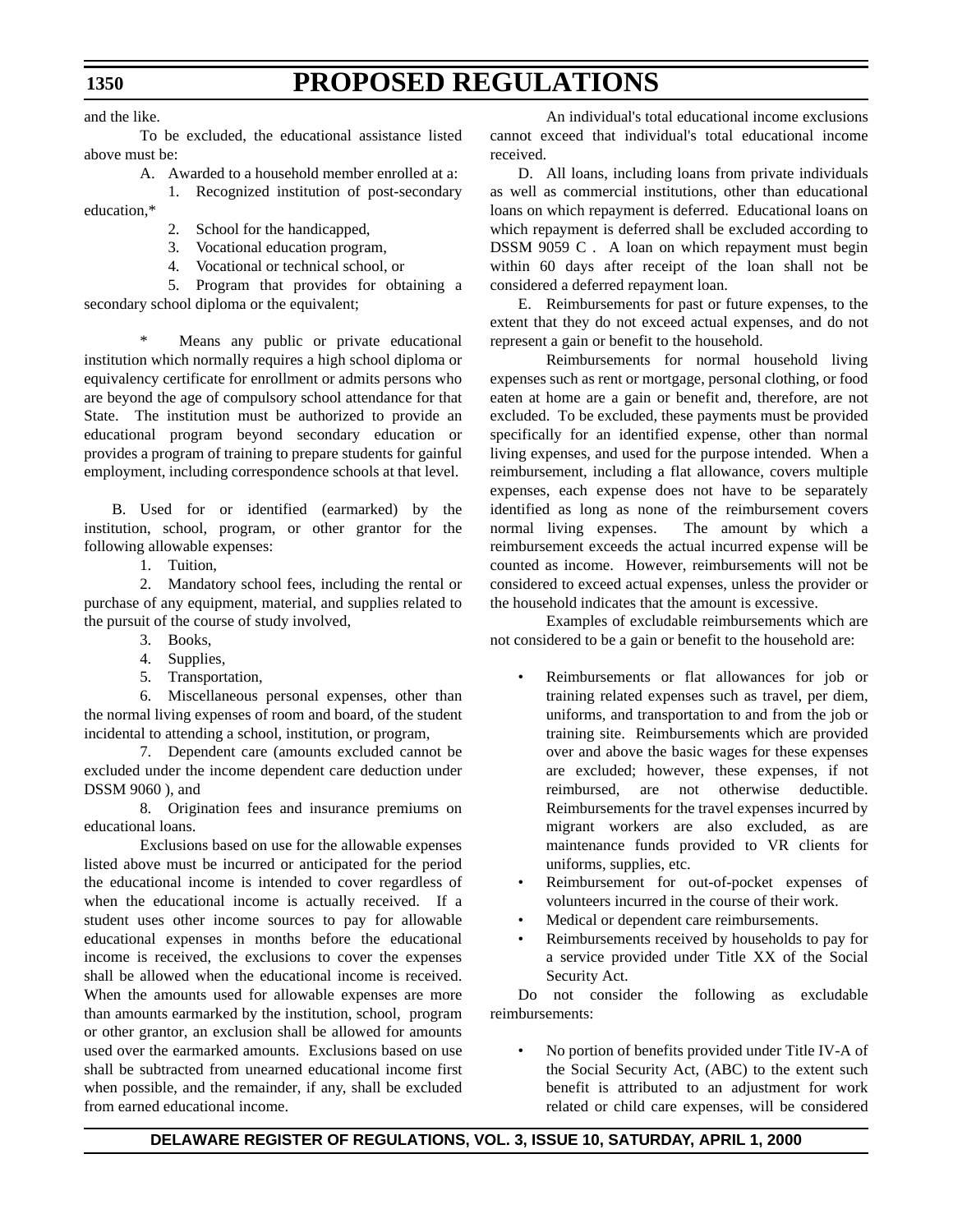and the like.

To be excluded, the educational assistance listed above must be:

A. Awarded to a household member enrolled at a:

1. Recognized institution of post-secondary education,*

2. School for the handicapped,

3. Vocational education program,

4. Vocational or technical school, or

5. Program that provides for obtaining a secondary school diploma or the equivalent;

\* Means any public or private educational institution which normally requires a high school diploma or equivalency certificate for enrollment or admits persons who are beyond the age of compulsory school attendance for that State. The institution must be authorized to provide an educational program beyond secondary education or provides a program of training to prepare students for gainful employment, including correspondence schools at that level.

B. Used for or identified (earmarked) by the institution, school, program, or other grantor for the following allowable expenses:

1. Tuition,

2. Mandatory school fees, including the rental or purchase of any equipment, material, and supplies related to the pursuit of the course of study involved,

3. Books,

4. Supplies,

5. Transportation,

6. Miscellaneous personal expenses, other than the normal living expenses of room and board, of the student incidental to attending a school, institution, or program,

7. Dependent care (amounts excluded cannot be excluded under the income dependent care deduction under DSSM 9060 ), and

8. Origination fees and insurance premiums on educational loans.

Exclusions based on use for the allowable expenses listed above must be incurred or anticipated for the period the educational income is intended to cover regardless of when the educational income is actually received. If a student uses other income sources to pay for allowable educational expenses in months before the educational income is received, the exclusions to cover the expenses shall be allowed when the educational income is received. When the amounts used for allowable expenses are more than amounts earmarked by the institution, school, program or other grantor, an exclusion shall be allowed for amounts used over the earmarked amounts. Exclusions based on use shall be subtracted from unearned educational income first when possible, and the remainder, if any, shall be excluded from earned educational income.

An individual's total educational income exclusions cannot exceed that individual's total educational income received.

D. All loans, including loans from private individuals as well as commercial institutions, other than educational loans on which repayment is deferred. Educational loans on which repayment is deferred shall be excluded according to DSSM 9059 C . A loan on which repayment must begin within 60 days after receipt of the loan shall not be considered a deferred repayment loan.

E. Reimbursements for past or future expenses, to the extent that they do not exceed actual expenses, and do not represent a gain or benefit to the household.

Reimbursements for normal household living expenses such as rent or mortgage, personal clothing, or food eaten at home are a gain or benefit and, therefore, are not excluded. To be excluded, these payments must be provided specifically for an identified expense, other than normal living expenses, and used for the purpose intended. When a reimbursement, including a flat allowance, covers multiple expenses, each expense does not have to be separately identified as long as none of the reimbursement covers normal living expenses. The amount by which a reimbursement exceeds the actual incurred expense will be counted as income. However, reimbursements will not be considered to exceed actual expenses, unless the provider or the household indicates that the amount is excessive.

Examples of excludable reimbursements which are not considered to be a gain or benefit to the household are:

- Reimbursements or flat allowances for job or training related expenses such as travel, per diem, uniforms, and transportation to and from the job or training site. Reimbursements which are provided over and above the basic wages for these expenses are excluded; however, these expenses, if not reimbursed, are not otherwise deductible. Reimbursements for the travel expenses incurred by migrant workers are also excluded, as are maintenance funds provided to VR clients for uniforms, supplies, etc.
- Reimbursement for out-of-pocket expenses of volunteers incurred in the course of their work.
- Medical or dependent care reimbursements.
- Reimbursements received by households to pay for a service provided under Title XX of the Social Security Act.

Do not consider the following as excludable reimbursements:

- No portion of benefits provided under Title IV-A of the Social Security Act, (ABC) to the extent such benefit is attributed to an adjustment for work related or child care expenses, will be considered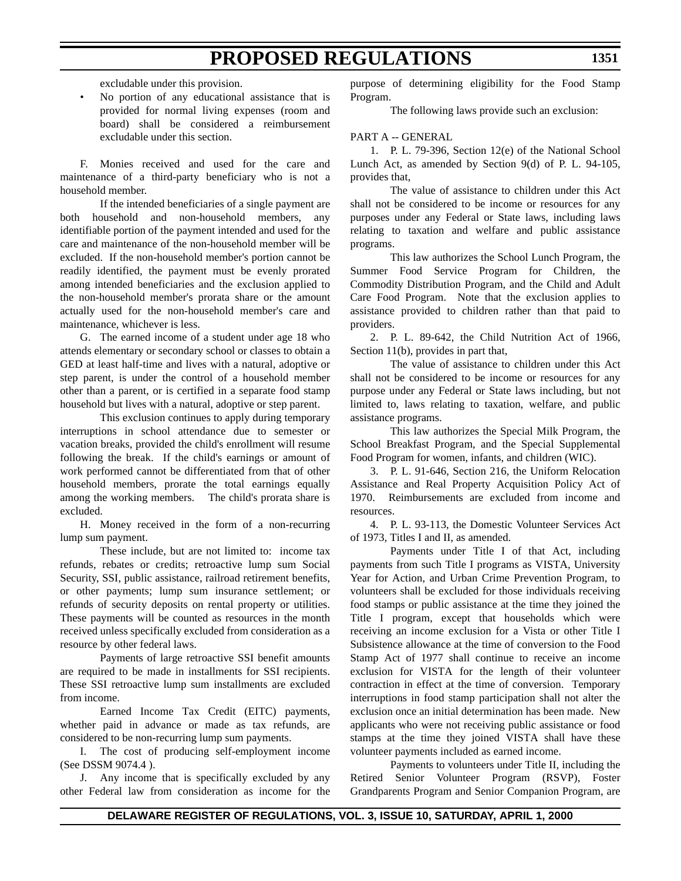excludable under this provision.

- No portion of any educational assistance that is provided for normal living expenses (room and board) shall be considered a reimbursement excludable under this section.

F. Monies received and used for the care and maintenance of a third-party beneficiary who is not a household member.

If the intended beneficiaries of a single payment are both household and non-household members, any identifiable portion of the payment intended and used for the care and maintenance of the non-household member will be excluded. If the non-household member's portion cannot be readily identified, the payment must be evenly prorated among intended beneficiaries and the exclusion applied to the non-household member's prorata share or the amount actually used for the non-household member's care and maintenance, whichever is less.

G. The earned income of a student under age 18 who attends elementary or secondary school or classes to obtain a GED at least half-time and lives with a natural, adoptive or step parent, is under the control of a household member other than a parent, or is certified in a separate food stamp household but lives with a natural, adoptive or step parent.

This exclusion continues to apply during temporary interruptions in school attendance due to semester or vacation breaks, provided the child's enrollment will resume following the break. If the child's earnings or amount of work performed cannot be differentiated from that of other household members, prorate the total earnings equally among the working members. The child's prorata share is excluded.

H. Money received in the form of a non-recurring lump sum payment.

These include, but are not limited to: income tax refunds, rebates or credits; retroactive lump sum Social Security, SSI, public assistance, railroad retirement benefits, or other payments; lump sum insurance settlement; or refunds of security deposits on rental property or utilities. These payments will be counted as resources in the month received unless specifically excluded from consideration as a resource by other federal laws.

Payments of large retroactive SSI benefit amounts are required to be made in installments for SSI recipients. These SSI retroactive lump sum installments are excluded from income.

Earned Income Tax Credit (EITC) payments, whether paid in advance or made as tax refunds, are considered to be non-recurring lump sum payments.

I. The cost of producing self-employment income (See DSSM 9074.4 ).

J. Any income that is specifically excluded by any other Federal law from consideration as income for the purpose of determining eligibility for the Food Stamp Program.

The following laws provide such an exclusion:

PART A -- GENERAL

1. P. L. 79-396, Section 12(e) of the National School Lunch Act, as amended by Section 9(d) of P. L. 94-105, provides that,

The value of assistance to children under this Act shall not be considered to be income or resources for any purposes under any Federal or State laws, including laws relating to taxation and welfare and public assistance programs.

This law authorizes the School Lunch Program, the Summer Food Service Program for Children, the Commodity Distribution Program, and the Child and Adult Care Food Program. Note that the exclusion applies to assistance provided to children rather than that paid to providers.

2. P. L. 89-642, the Child Nutrition Act of 1966, Section 11(b), provides in part that,

The value of assistance to children under this Act shall not be considered to be income or resources for any purpose under any Federal or State laws including, but not limited to, laws relating to taxation, welfare, and public assistance programs.

This law authorizes the Special Milk Program, the School Breakfast Program, and the Special Supplemental Food Program for women, infants, and children (WIC).

3. P. L. 91-646, Section 216, the Uniform Relocation Assistance and Real Property Acquisition Policy Act of 1970. Reimbursements are excluded from income and resources.

4. P. L. 93-113, the Domestic Volunteer Services Act of 1973, Titles I and II, as amended.

Payments under Title I of that Act, including payments from such Title I programs as VISTA, University Year for Action, and Urban Crime Prevention Program, to volunteers shall be excluded for those individuals receiving food stamps or public assistance at the time they joined the Title I program, except that households which were receiving an income exclusion for a Vista or other Title I Subsistence allowance at the time of conversion to the Food Stamp Act of 1977 shall continue to receive an income exclusion for VISTA for the length of their volunteer contraction in effect at the time of conversion. Temporary interruptions in food stamp participation shall not alter the exclusion once an initial determination has been made. New applicants who were not receiving public assistance or food stamps at the time they joined VISTA shall have these volunteer payments included as earned income.

Payments to volunteers under Title II, including the Retired Senior Volunteer Program (RSVP), Foster Grandparents Program and Senior Companion Program, are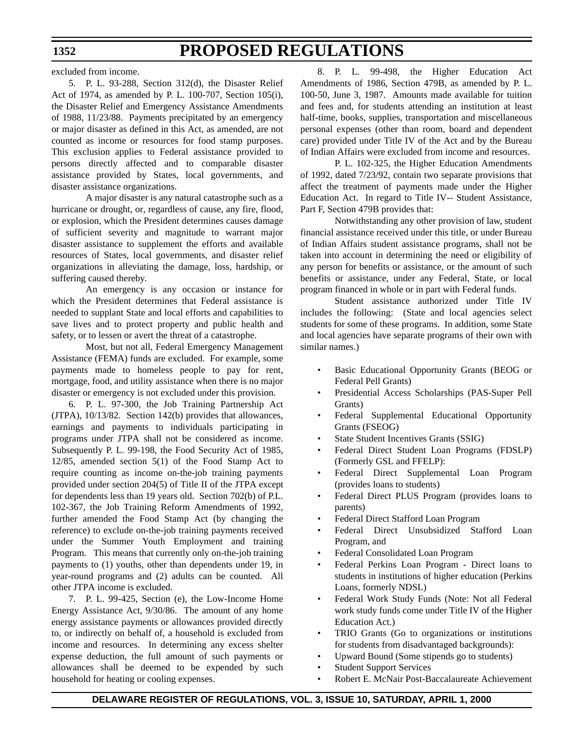excluded from income.

5. P. L. 93-288, Section 312(d), the Disaster Relief Act of 1974, as amended by P. L. 100-707, Section 105(i), the Disaster Relief and Emergency Assistance Amendments of 1988, 11/23/88. Payments precipitated by an emergency or major disaster as defined in this Act, as amended, are not counted as income or resources for food stamp purposes. This exclusion applies to Federal assistance provided to persons directly affected and to comparable disaster assistance provided by States, local governments, and disaster assistance organizations.

A major disaster is any natural catastrophe such as a hurricane or drought, or, regardless of cause, any fire, flood, or explosion, which the President determines causes damage of sufficient severity and magnitude to warrant major disaster assistance to supplement the efforts and available resources of States, local governments, and disaster relief organizations in alleviating the damage, loss, hardship, or suffering caused thereby.

An emergency is any occasion or instance for which the President determines that Federal assistance is needed to supplant State and local efforts and capabilities to save lives and to protect property and public health and safety, or to lessen or avert the threat of a catastrophe.

Most, but not all, Federal Emergency Management Assistance (FEMA) funds are excluded. For example, some payments made to homeless people to pay for rent, mortgage, food, and utility assistance when there is no major disaster or emergency is not excluded under this provision.

6. P. L. 97-300, the Job Training Partnership Act (JTPA), 10/13/82. Section 142(b) provides that allowances, earnings and payments to individuals participating in programs under JTPA shall not be considered as income. Subsequently P. L. 99-198, the Food Security Act of 1985, 12/85, amended section 5(1) of the Food Stamp Act to require counting as income on-the-job training payments provided under section 204(5) of Title II of the JTPA except for dependents less than 19 years old. Section 702(b) of P.L. 102-367, the Job Training Reform Amendments of 1992, further amended the Food Stamp Act (by changing the reference) to exclude on-the-job training payments received under the Summer Youth Employment and training Program. This means that currently only on-the-job training payments to (1) youths, other than dependents under 19, in year-round programs and (2) adults can be counted. All other JTPA income is excluded.

7. P. L. 99-425, Section (e), the Low-Income Home Energy Assistance Act, 9/30/86. The amount of any home energy assistance payments or allowances provided directly to, or indirectly on behalf of, a household is excluded from income and resources. In determining any excess shelter expense deduction, the full amount of such payments or allowances shall be deemed to be expended by such household for heating or cooling expenses.

8. P. L. 99-498, the Higher Education Act Amendments of 1986, Section 479B, as amended by P. L. 100-50, June 3, 1987. Amounts made available for tuition and fees and, for students attending an institution at least half-time, books, supplies, transportation and miscellaneous personal expenses (other than room, board and dependent care) provided under Title IV of the Act and by the Bureau of Indian Affairs were excluded from income and resources.

P. L. 102-325, the Higher Education Amendments of 1992, dated 7/23/92, contain two separate provisions that affect the treatment of payments made under the Higher Education Act. In regard to Title IV-- Student Assistance, Part F, Section 479B provides that:

Notwithstanding any other provision of law, student financial assistance received under this title, or under Bureau of Indian Affairs student assistance programs, shall not be taken into account in determining the need or eligibility of any person for benefits or assistance, or the amount of such benefits or assistance, under any Federal, State, or local program financed in whole or in part with Federal funds.

Student assistance authorized under Title IV includes the following: (State and local agencies select students for some of these programs. In addition, some State and local agencies have separate programs of their own with similar names.)

- Basic Educational Opportunity Grants (BEOG or Federal Pell Grants)
- Presidential Access Scholarships (PAS-Super Pell Grants)
- Federal Supplemental Educational Opportunity Grants (FSEOG)
- State Student Incentives Grants (SSIG)
- Federal Direct Student Loan Programs (FDSLP) (Formerly GSL and FFELP):
- Federal Direct Supplemental Loan Program (provides loans to students)
- Federal Direct PLUS Program (provides loans to parents)
- Federal Direct Stafford Loan Program
- Federal Direct Unsubsidized Stafford Loan Program, and
- Federal Consolidated Loan Program
- Federal Perkins Loan Program - Direct loans to students in institutions of higher education (Perkins Loans, formerly NDSL)
- Federal Work Study Funds (Note: Not all Federal work study funds come under Title IV of the Higher Education Act.)
- TRIO Grants (Go to organizations or institutions for students from disadvantaged backgrounds):
- Upward Bound (Some stipends go to students)
- Student Support Services
- Robert E. McNair Post-Baccalaureate Achievement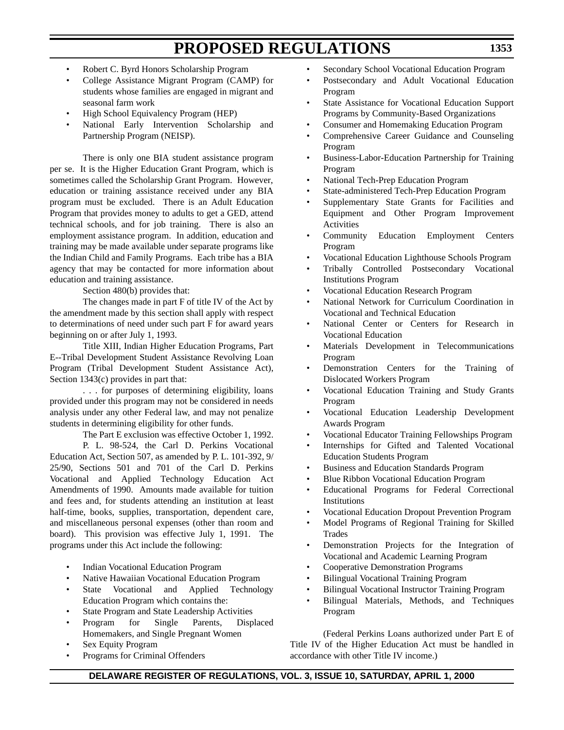- Robert C. Byrd Honors Scholarship Program
- College Assistance Migrant Program (CAMP) for students whose families are engaged in migrant and seasonal farm work
- High School Equivalency Program (HEP)
- National Early Intervention Scholarship and Partnership Program (NEISP).

There is only one BIA student assistance program per se. It is the Higher Education Grant Program, which is sometimes called the Scholarship Grant Program. However, education or training assistance received under any BIA program must be excluded. There is an Adult Education Program that provides money to adults to get a GED, attend technical schools, and for job training. There is also an employment assistance program. In addition, education and training may be made available under separate programs like the Indian Child and Family Programs. Each tribe has a BIA agency that may be contacted for more information about education and training assistance.

Section 480(b) provides that:

The changes made in part F of title IV of the Act by the amendment made by this section shall apply with respect to determinations of need under such part F for award years beginning on or after July 1, 1993.

Title XIII, Indian Higher Education Programs, Part E--Tribal Development Student Assistance Revolving Loan Program (Tribal Development Student Assistance Act), Section 1343(c) provides in part that:

. . . for purposes of determining eligibility, loans provided under this program may not be considered in needs analysis under any other Federal law, and may not penalize students in determining eligibility for other funds.

The Part E exclusion was effective October 1, 1992.

P. L. 98-524, the Carl D. Perkins Vocational Education Act, Section 507, as amended by P. L. 101-392, 9/25/90, Sections 501 and 701 of the Carl D. Perkins Vocational and Applied Technology Education Act Amendments of 1990. Amounts made available for tuition and fees and, for students attending an institution at least half-time, books, supplies, transportation, dependent care, and miscellaneous personal expenses (other than room and board). This provision was effective July 1, 1991. The programs under this Act include the following:

- Indian Vocational Education Program
- Native Hawaiian Vocational Education Program
- State Vocational and Applied Technology Education Program which contains the:
- State Program and State Leadership Activities
- Program for Single Parents, Displaced Homemakers, and Single Pregnant Women
- Sex Equity Program
- Programs for Criminal Offenders
- Secondary School Vocational Education Program
- Postsecondary and Adult Vocational Education Program
- State Assistance for Vocational Education Support Programs by Community-Based Organizations
- Consumer and Homemaking Education Program
- Comprehensive Career Guidance and Counseling Program
- Business-Labor-Education Partnership for Training Program
- National Tech-Prep Education Program
- State-administered Tech-Prep Education Program
- Supplementary State Grants for Facilities and Equipment and Other Program Improvement Activities
- Community Education Employment Centers Program
- Vocational Education Lighthouse Schools Program
- Tribally Controlled Postsecondary Vocational Institutions Program
- Vocational Education Research Program
- National Network for Curriculum Coordination in Vocational and Technical Education
- National Center or Centers for Research in Vocational Education
- Materials Development in Telecommunications Program
- Demonstration Centers for the Training of Dislocated Workers Program
- Vocational Education Training and Study Grants Program
- Vocational Education Leadership Development Awards Program
- Vocational Educator Training Fellowships Program
- Internships for Gifted and Talented Vocational Education Students Program
- Business and Education Standards Program
- Blue Ribbon Vocational Education Program
- Educational Programs for Federal Correctional Institutions
- Vocational Education Dropout Prevention Program
- Model Programs of Regional Training for Skilled Trades
- Demonstration Projects for the Integration of Vocational and Academic Learning Program
- Cooperative Demonstration Programs
- Bilingual Vocational Training Program
- Bilingual Vocational Instructor Training Program
- Bilingual Materials, Methods, and Techniques Program

(Federal Perkins Loans authorized under Part E of Title IV of the Higher Education Act must be handled in accordance with other Title IV income.)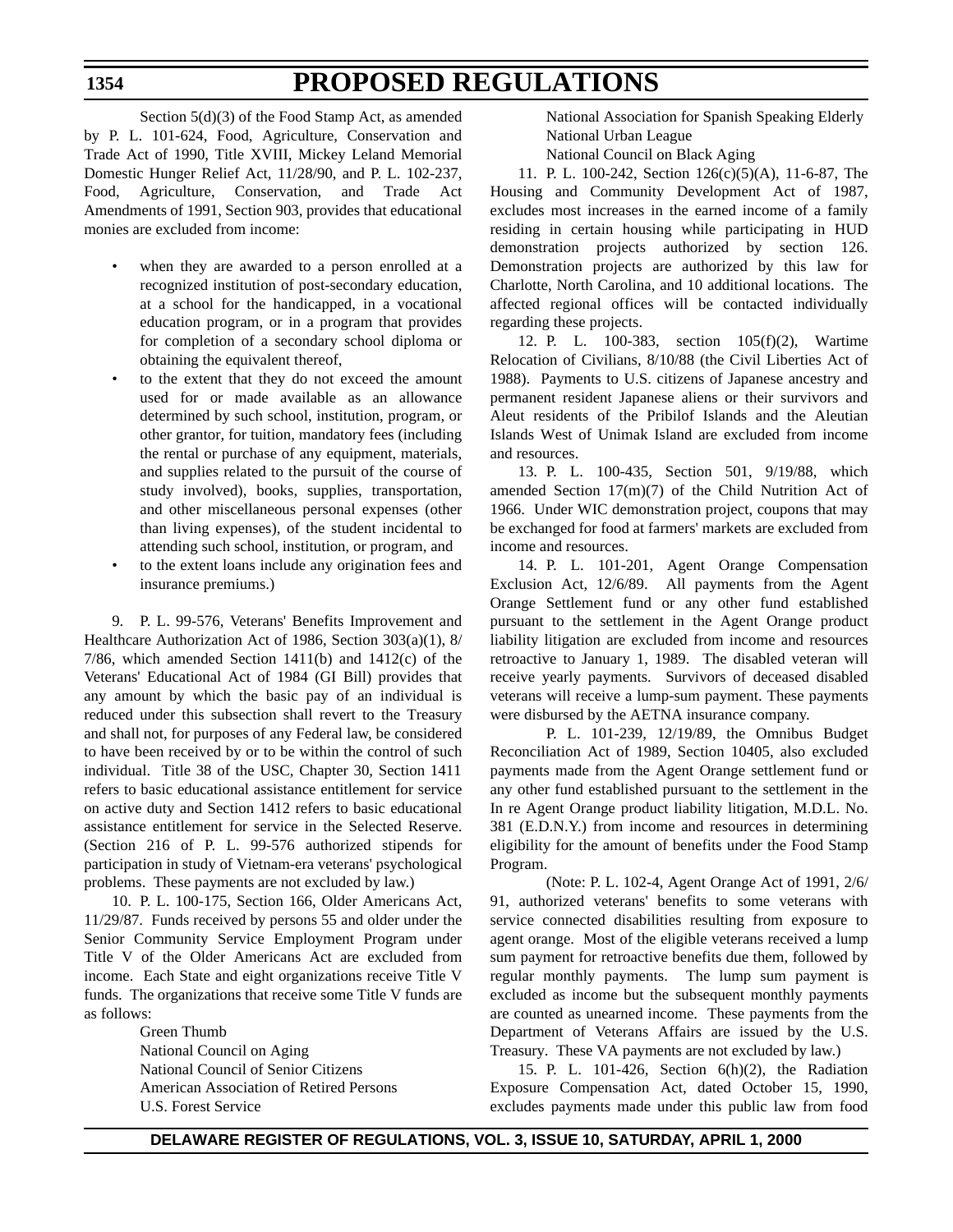Section 5(d)(3) of the Food Stamp Act, as amended by P. L. 101-624, Food, Agriculture, Conservation and Trade Act of 1990, Title XVIII, Mickey Leland Memorial Domestic Hunger Relief Act, 11/28/90, and P. L. 102-237, Food, Agriculture, Conservation, and Trade Act Amendments of 1991, Section 903, provides that educational monies are excluded from income:

- when they are awarded to a person enrolled at a recognized institution of post-secondary education, at a school for the handicapped, in a vocational education program, or in a program that provides for completion of a secondary school diploma or obtaining the equivalent thereof,
- to the extent that they do not exceed the amount used for or made available as an allowance determined by such school, institution, program, or other grantor, for tuition, mandatory fees (including the rental or purchase of any equipment, materials, and supplies related to the pursuit of the course of study involved), books, supplies, transportation, and other miscellaneous personal expenses (other than living expenses), of the student incidental to attending such school, institution, or program, and
- to the extent loans include any origination fees and insurance premiums.)

9. P. L. 99-576, Veterans' Benefits Improvement and Healthcare Authorization Act of 1986, Section 303(a)(1), 8/7/86, which amended Section 1411(b) and 1412(c) of the Veterans' Educational Act of 1984 (GI Bill) provides that any amount by which the basic pay of an individual is reduced under this subsection shall revert to the Treasury and shall not, for purposes of any Federal law, be considered to have been received by or to be within the control of such individual. Title 38 of the USC, Chapter 30, Section 1411 refers to basic educational assistance entitlement for service on active duty and Section 1412 refers to basic educational assistance entitlement for service in the Selected Reserve. (Section 216 of P. L. 99-576 authorized stipends for participation in study of Vietnam-era veterans' psychological problems. These payments are not excluded by law.)

10. P. L. 100-175, Section 166, Older Americans Act, 11/29/87. Funds received by persons 55 and older under the Senior Community Service Employment Program under Title V of the Older Americans Act are excluded from income. Each State and eight organizations receive Title V funds. The organizations that receive some Title V funds are as follows:

Green Thumb
National Council on Aging
National Council of Senior Citizens
American Association of Retired Persons
U.S. Forest Service
National Association for Spanish Speaking Elderly
National Urban League
National Council on Black Aging

11. P. L. 100-242, Section 126(c)(5)(A), 11-6-87, The Housing and Community Development Act of 1987, excludes most increases in the earned income of a family residing in certain housing while participating in HUD demonstration projects authorized by section 126. Demonstration projects are authorized by this law for Charlotte, North Carolina, and 10 additional locations. The affected regional offices will be contacted individually regarding these projects.

12. P. L. 100-383, section 105(f)(2), Wartime Relocation of Civilians, 8/10/88 (the Civil Liberties Act of 1988). Payments to U.S. citizens of Japanese ancestry and permanent resident Japanese aliens or their survivors and Aleut residents of the Pribilof Islands and the Aleutian Islands West of Unimak Island are excluded from income and resources.

13. P. L. 100-435, Section 501, 9/19/88, which amended Section 17(m)(7) of the Child Nutrition Act of 1966. Under WIC demonstration project, coupons that may be exchanged for food at farmers' markets are excluded from income and resources.

14. P. L. 101-201, Agent Orange Compensation Exclusion Act, 12/6/89. All payments from the Agent Orange Settlement fund or any other fund established pursuant to the settlement in the Agent Orange product liability litigation are excluded from income and resources retroactive to January 1, 1989. The disabled veteran will receive yearly payments. Survivors of deceased disabled veterans will receive a lump-sum payment. These payments were disbursed by the AETNA insurance company.

P. L. 101-239, 12/19/89, the Omnibus Budget Reconciliation Act of 1989, Section 10405, also excluded payments made from the Agent Orange settlement fund or any other fund established pursuant to the settlement in the In re Agent Orange product liability litigation, M.D.L. No. 381 (E.D.N.Y.) from income and resources in determining eligibility for the amount of benefits under the Food Stamp Program.

(Note: P. L. 102-4, Agent Orange Act of 1991, 2/6/91, authorized veterans' benefits to some veterans with service connected disabilities resulting from exposure to agent orange. Most of the eligible veterans received a lump sum payment for retroactive benefits due them, followed by regular monthly payments. The lump sum payment is excluded as income but the subsequent monthly payments are counted as unearned income. These payments from the Department of Veterans Affairs are issued by the U.S. Treasury. These VA payments are not excluded by law.)

15. P. L. 101-426, Section 6(h)(2), the Radiation Exposure Compensation Act, dated October 15, 1990, excludes payments made under this public law from food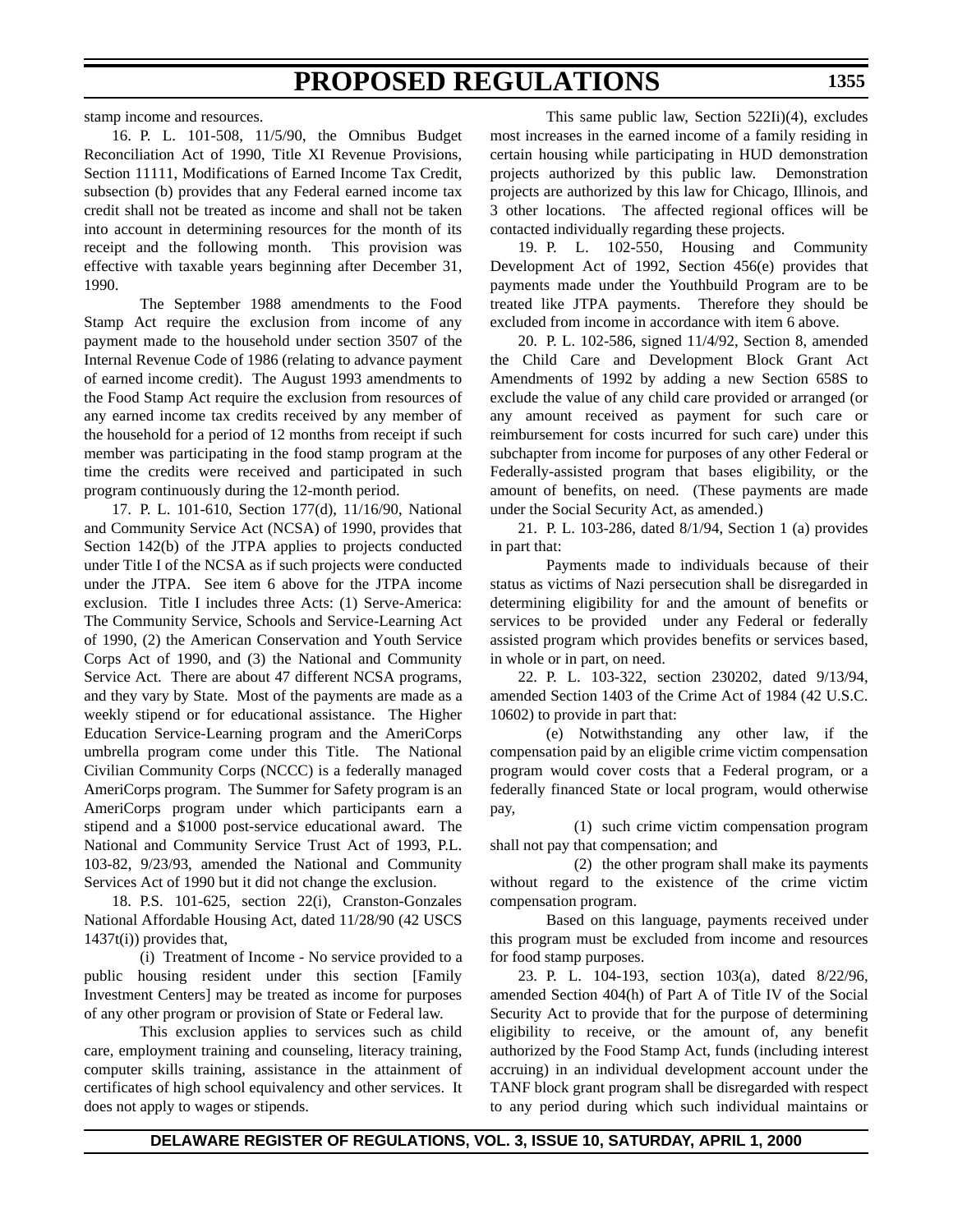stamp income and resources.

16. P. L. 101-508, 11/5/90, the Omnibus Budget Reconciliation Act of 1990, Title XI Revenue Provisions, Section 11111, Modifications of Earned Income Tax Credit, subsection (b) provides that any Federal earned income tax credit shall not be treated as income and shall not be taken into account in determining resources for the month of its receipt and the following month. This provision was effective with taxable years beginning after December 31, 1990.

The September 1988 amendments to the Food Stamp Act require the exclusion from income of any payment made to the household under section 3507 of the Internal Revenue Code of 1986 (relating to advance payment of earned income credit). The August 1993 amendments to the Food Stamp Act require the exclusion from resources of any earned income tax credits received by any member of the household for a period of 12 months from receipt if such member was participating in the food stamp program at the time the credits were received and participated in such program continuously during the 12-month period.

17. P. L. 101-610, Section 177(d), 11/16/90, National and Community Service Act (NCSA) of 1990, provides that Section 142(b) of the JTPA applies to projects conducted under Title I of the NCSA as if such projects were conducted under the JTPA. See item 6 above for the JTPA income exclusion. Title I includes three Acts: (1) Serve-America: The Community Service, Schools and Service-Learning Act of 1990, (2) the American Conservation and Youth Service Corps Act of 1990, and (3) the National and Community Service Act. There are about 47 different NCSA programs, and they vary by State. Most of the payments are made as a weekly stipend or for educational assistance. The Higher Education Service-Learning program and the AmeriCorps umbrella program come under this Title. The National Civilian Community Corps (NCCC) is a federally managed AmeriCorps program. The Summer for Safety program is an AmeriCorps program under which participants earn a stipend and a $1000 post-service educational award. The National and Community Service Trust Act of 1993, P.L. 103-82, 9/23/93, amended the National and Community Services Act of 1990 but it did not change the exclusion.

18. P.S. 101-625, section 22(i), Cranston-Gonzales National Affordable Housing Act, dated 11/28/90 (42 USCS 1437t(i)) provides that,

(i) Treatment of Income - No service provided to a public housing resident under this section [Family Investment Centers] may be treated as income for purposes of any other program or provision of State or Federal law.

This exclusion applies to services such as child care, employment training and counseling, literacy training, computer skills training, assistance in the attainment of certificates of high school equivalency and other services. It does not apply to wages or stipends.

This same public law, Section 522Ii)(4), excludes most increases in the earned income of a family residing in certain housing while participating in HUD demonstration projects authorized by this public law. Demonstration projects are authorized by this law for Chicago, Illinois, and 3 other locations. The affected regional offices will be contacted individually regarding these projects.

19. P. L. 102-550, Housing and Community Development Act of 1992, Section 456(e) provides that payments made under the Youthbuild Program are to be treated like JTPA payments. Therefore they should be excluded from income in accordance with item 6 above.

20. P. L. 102-586, signed 11/4/92, Section 8, amended the Child Care and Development Block Grant Act Amendments of 1992 by adding a new Section 658S to exclude the value of any child care provided or arranged (or any amount received as payment for such care or reimbursement for costs incurred for such care) under this subchapter from income for purposes of any other Federal or Federally-assisted program that bases eligibility, or the amount of benefits, on need. (These payments are made under the Social Security Act, as amended.)

21. P. L. 103-286, dated 8/1/94, Section 1 (a) provides in part that:

Payments made to individuals because of their status as victims of Nazi persecution shall be disregarded in determining eligibility for and the amount of benefits or services to be provided under any Federal or federally assisted program which provides benefits or services based, in whole or in part, on need.

22. P. L. 103-322, section 230202, dated 9/13/94, amended Section 1403 of the Crime Act of 1984 (42 U.S.C. 10602) to provide in part that:

(e) Notwithstanding any other law, if the compensation paid by an eligible crime victim compensation program would cover costs that a Federal program, or a federally financed State or local program, would otherwise pay,

(1) such crime victim compensation program shall not pay that compensation; and

(2) the other program shall make its payments without regard to the existence of the crime victim compensation program.

Based on this language, payments received under this program must be excluded from income and resources for food stamp purposes.

23. P. L. 104-193, section 103(a), dated 8/22/96, amended Section 404(h) of Part A of Title IV of the Social Security Act to provide that for the purpose of determining eligibility to receive, or the amount of, any benefit authorized by the Food Stamp Act, funds (including interest accruing) in an individual development account under the TANF block grant program shall be disregarded with respect to any period during which such individual maintains or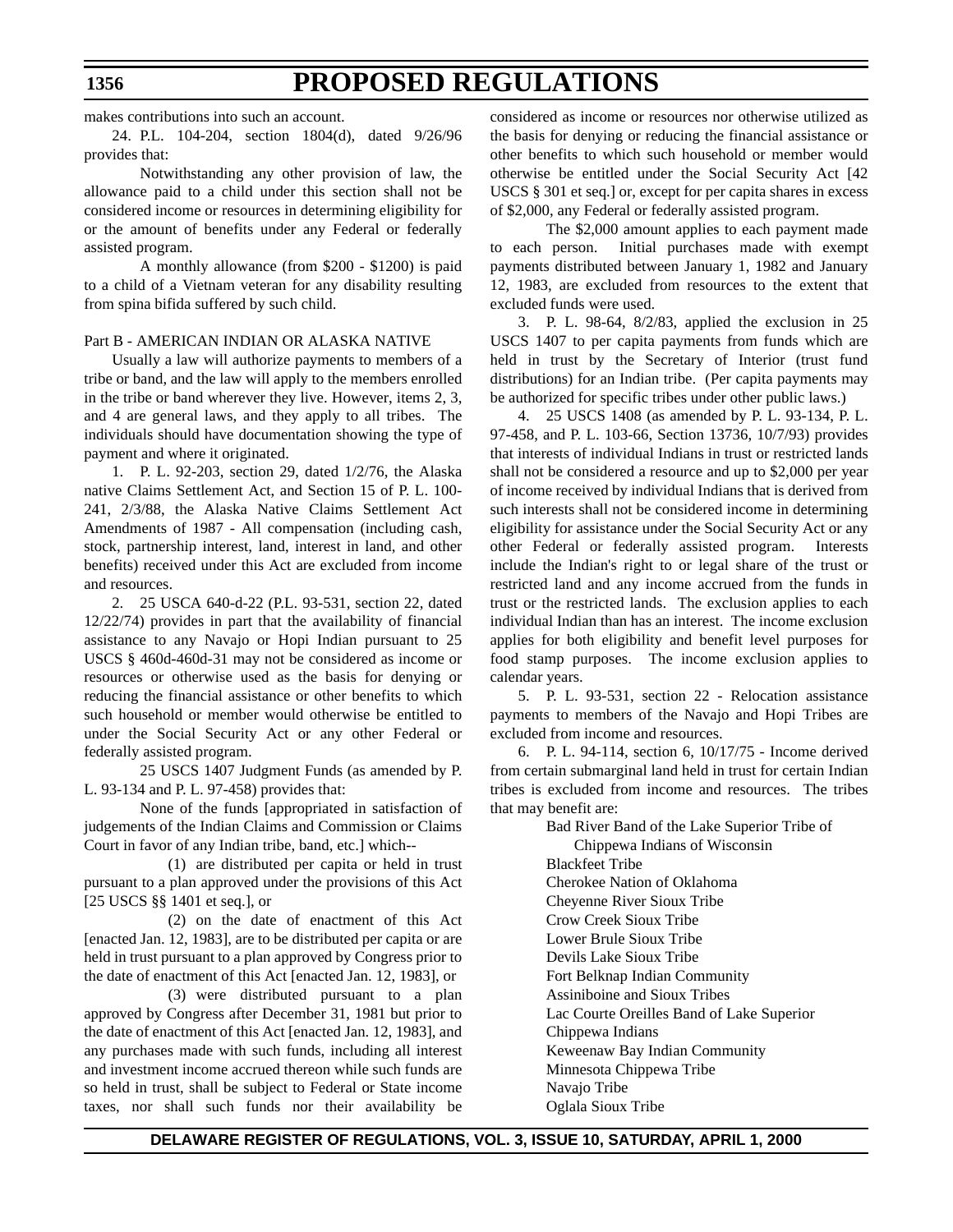makes contributions into such an account.

24. P.L. 104-204, section 1804(d), dated 9/26/96 provides that:

Notwithstanding any other provision of law, the allowance paid to a child under this section shall not be considered income or resources in determining eligibility for or the amount of benefits under any Federal or federally assisted program.

A monthly allowance (from $200 - $1200) is paid to a child of a Vietnam veteran for any disability resulting from spina bifida suffered by such child.

Part B - AMERICAN INDIAN OR ALASKA NATIVE

Usually a law will authorize payments to members of a tribe or band, and the law will apply to the members enrolled in the tribe or band wherever they live. However, items 2, 3, and 4 are general laws, and they apply to all tribes. The individuals should have documentation showing the type of payment and where it originated.

1. P. L. 92-203, section 29, dated 1/2/76, the Alaska native Claims Settlement Act, and Section 15 of P. L. 100-241, 2/3/88, the Alaska Native Claims Settlement Act Amendments of 1987 - All compensation (including cash, stock, partnership interest, land, interest in land, and other benefits) received under this Act are excluded from income and resources.

2. 25 USCA 640-d-22 (P.L. 93-531, section 22, dated 12/22/74) provides in part that the availability of financial assistance to any Navajo or Hopi Indian pursuant to 25 USCS § 460d-460d-31 may not be considered as income or resources or otherwise used as the basis for denying or reducing the financial assistance or other benefits to which such household or member would otherwise be entitled to under the Social Security Act or any other Federal or federally assisted program.

25 USCS 1407 Judgment Funds (as amended by P. L. 93-134 and P. L. 97-458) provides that:

None of the funds [appropriated in satisfaction of judgements of the Indian Claims and Commission or Claims Court in favor of any Indian tribe, band, etc.] which--

(1) are distributed per capita or held in trust pursuant to a plan approved under the provisions of this Act [25 USCS §§ 1401 et seq.], or

(2) on the date of enactment of this Act [enacted Jan. 12, 1983], are to be distributed per capita or are held in trust pursuant to a plan approved by Congress prior to the date of enactment of this Act [enacted Jan. 12, 1983], or

(3) were distributed pursuant to a plan approved by Congress after December 31, 1981 but prior to the date of enactment of this Act [enacted Jan. 12, 1983], and any purchases made with such funds, including all interest and investment income accrued thereon while such funds are so held in trust, shall be subject to Federal or State income taxes, nor shall such funds nor their availability be considered as income or resources nor otherwise utilized as the basis for denying or reducing the financial assistance or other benefits to which such household or member would otherwise be entitled under the Social Security Act [42 USCS § 301 et seq.] or, except for per capita shares in excess of $2,000, any Federal or federally assisted program.

The $2,000 amount applies to each payment made to each person. Initial purchases made with exempt payments distributed between January 1, 1982 and January 12, 1983, are excluded from resources to the extent that excluded funds were used.

3. P. L. 98-64, 8/2/83, applied the exclusion in 25 USCS 1407 to per capita payments from funds which are held in trust by the Secretary of Interior (trust fund distributions) for an Indian tribe. (Per capita payments may be authorized for specific tribes under other public laws.)

4. 25 USCS 1408 (as amended by P. L. 93-134, P. L. 97-458, and P. L. 103-66, Section 13736, 10/7/93) provides that interests of individual Indians in trust or restricted lands shall not be considered a resource and up to $2,000 per year of income received by individual Indians that is derived from such interests shall not be considered income in determining eligibility for assistance under the Social Security Act or any other Federal or federally assisted program. Interests include the Indian's right to or legal share of the trust or restricted land and any income accrued from the funds in trust or the restricted lands. The exclusion applies to each individual Indian than has an interest. The income exclusion applies for both eligibility and benefit level purposes for food stamp purposes. The income exclusion applies to calendar years.

5. P. L. 93-531, section 22 - Relocation assistance payments to members of the Navajo and Hopi Tribes are excluded from income and resources.

6. P. L. 94-114, section 6, 10/17/75 - Income derived from certain submarginal land held in trust for certain Indian tribes is excluded from income and resources. The tribes that may benefit are:

Bad River Band of the Lake Superior Tribe of Chippewa Indians of Wisconsin
Blackfeet Tribe
Cherokee Nation of Oklahoma
Cheyenne River Sioux Tribe
Crow Creek Sioux Tribe
Lower Brule Sioux Tribe
Devils Lake Sioux Tribe
Fort Belknap Indian Community
Assiniboine and Sioux Tribes
Lac Courte Oreilles Band of Lake Superior Chippewa Indians
Keweenaw Bay Indian Community
Minnesota Chippewa Tribe
Navajo Tribe
Oglala Sioux Tribe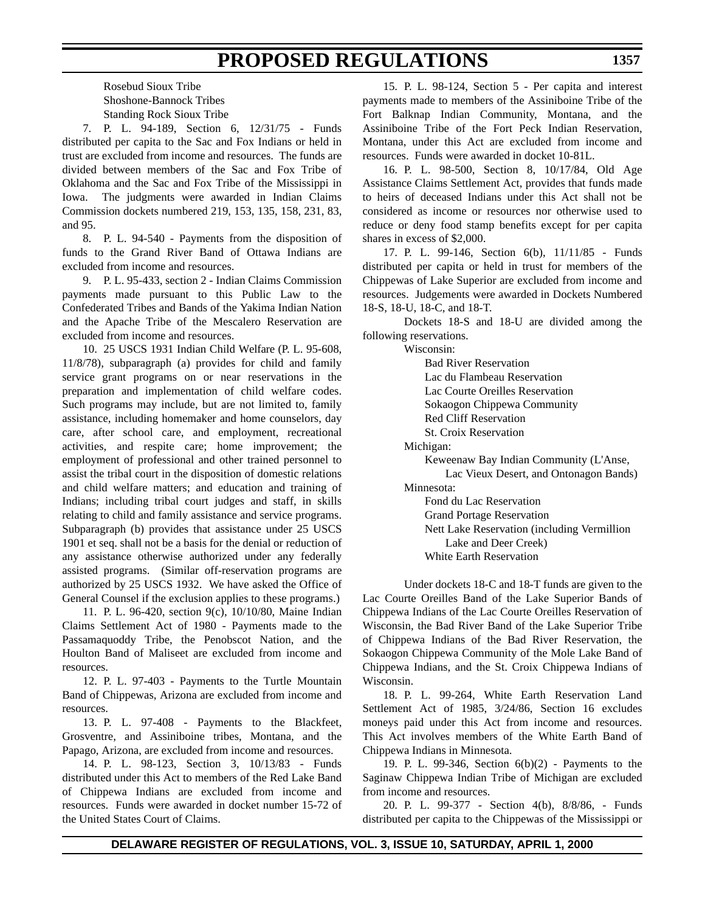Rosebud Sioux Tribe
Shoshone-Bannock Tribes
Standing Rock Sioux Tribe

7. P. L. 94-189, Section 6, 12/31/75 - Funds distributed per capita to the Sac and Fox Indians or held in trust are excluded from income and resources. The funds are divided between members of the Sac and Fox Tribe of Oklahoma and the Sac and Fox Tribe of the Mississippi in Iowa. The judgments were awarded in Indian Claims Commission dockets numbered 219, 153, 135, 158, 231, 83, and 95.

8. P. L. 94-540 - Payments from the disposition of funds to the Grand River Band of Ottawa Indians are excluded from income and resources.

9. P. L. 95-433, section 2 - Indian Claims Commission payments made pursuant to this Public Law to the Confederated Tribes and Bands of the Yakima Indian Nation and the Apache Tribe of the Mescalero Reservation are excluded from income and resources.

10. 25 USCS 1931 Indian Child Welfare (P. L. 95-608, 11/8/78), subparagraph (a) provides for child and family service grant programs on or near reservations in the preparation and implementation of child welfare codes. Such programs may include, but are not limited to, family assistance, including homemaker and home counselors, day care, after school care, and employment, recreational activities, and respite care; home improvement; the employment of professional and other trained personnel to assist the tribal court in the disposition of domestic relations and child welfare matters; and education and training of Indians; including tribal court judges and staff, in skills relating to child and family assistance and service programs. Subparagraph (b) provides that assistance under 25 USCS 1901 et seq. shall not be a basis for the denial or reduction of any assistance otherwise authorized under any federally assisted programs. (Similar off-reservation programs are authorized by 25 USCS 1932. We have asked the Office of General Counsel if the exclusion applies to these programs.)

11. P. L. 96-420, section 9(c), 10/10/80, Maine Indian Claims Settlement Act of 1980 - Payments made to the Passamaquoddy Tribe, the Penobscot Nation, and the Houlton Band of Maliseet are excluded from income and resources.

12. P. L. 97-403 - Payments to the Turtle Mountain Band of Chippewas, Arizona are excluded from income and resources.

13. P. L. 97-408 - Payments to the Blackfeet, Grosventre, and Assiniboine tribes, Montana, and the Papago, Arizona, are excluded from income and resources.

14. P. L. 98-123, Section 3, 10/13/83 - Funds distributed under this Act to members of the Red Lake Band of Chippewa Indians are excluded from income and resources. Funds were awarded in docket number 15-72 of the United States Court of Claims.

15. P. L. 98-124, Section 5 - Per capita and interest payments made to members of the Assiniboine Tribe of the Fort Balknap Indian Community, Montana, and the Assiniboine Tribe of the Fort Peck Indian Reservation, Montana, under this Act are excluded from income and resources. Funds were awarded in docket 10-81L.

16. P. L. 98-500, Section 8, 10/17/84, Old Age Assistance Claims Settlement Act, provides that funds made to heirs of deceased Indians under this Act shall not be considered as income or resources nor otherwise used to reduce or deny food stamp benefits except for per capita shares in excess of $2,000.

17. P. L. 99-146, Section 6(b), 11/11/85 - Funds distributed per capita or held in trust for members of the Chippewas of Lake Superior are excluded from income and resources. Judgements were awarded in Dockets Numbered 18-S, 18-U, 18-C, and 18-T.

Dockets 18-S and 18-U are divided among the following reservations.

Wisconsin:
- Bad River Reservation
- Lac du Flambeau Reservation
- Lac Courte Oreilles Reservation
- Sokaogon Chippewa Community
- Red Cliff Reservation
- St. Croix Reservation

Michigan:
- Keweenaw Bay Indian Community (L'Anse, Lac Vieux Desert, and Ontonagon Bands)

Minnesota:
- Fond du Lac Reservation
- Grand Portage Reservation
- Nett Lake Reservation (including Vermillion Lake and Deer Creek)
- White Earth Reservation

Under dockets 18-C and 18-T funds are given to the Lac Courte Oreilles Band of the Lake Superior Bands of Chippewa Indians of the Lac Courte Oreilles Reservation of Wisconsin, the Bad River Band of the Lake Superior Tribe of Chippewa Indians of the Bad River Reservation, the Sokaogon Chippewa Community of the Mole Lake Band of Chippewa Indians, and the St. Croix Chippewa Indians of Wisconsin.

18. P. L. 99-264, White Earth Reservation Land Settlement Act of 1985, 3/24/86, Section 16 excludes moneys paid under this Act from income and resources. This Act involves members of the White Earth Band of Chippewa Indians in Minnesota.

19. P. L. 99-346, Section 6(b)(2) - Payments to the Saginaw Chippewa Indian Tribe of Michigan are excluded from income and resources.

20. P. L. 99-377 - Section 4(b), 8/8/86, - Funds distributed per capita to the Chippewas of the Mississippi or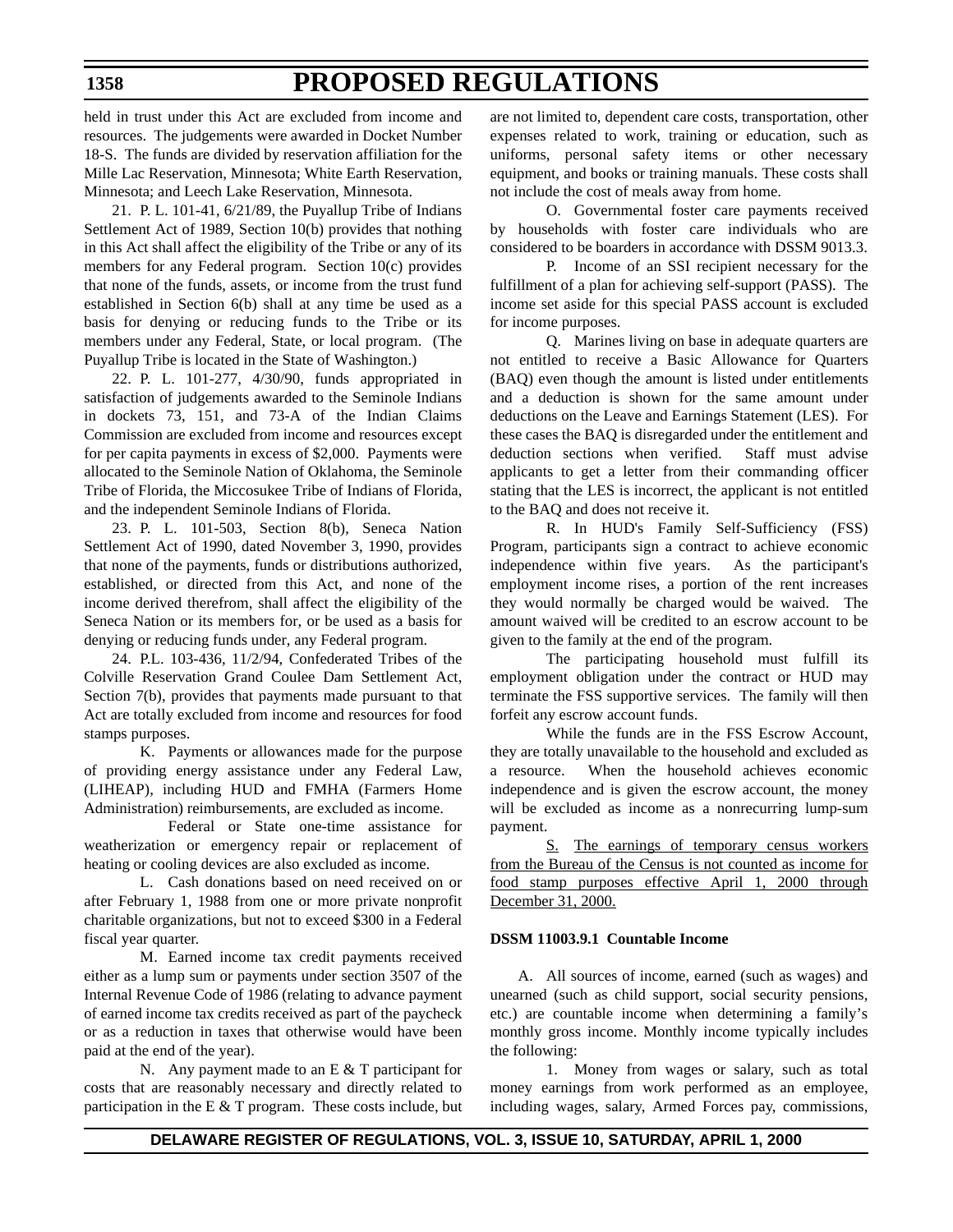held in trust under this Act are excluded from income and resources. The judgements were awarded in Docket Number 18-S. The funds are divided by reservation affiliation for the Mille Lac Reservation, Minnesota; White Earth Reservation, Minnesota; and Leech Lake Reservation, Minnesota.

21. P. L. 101-41, 6/21/89, the Puyallup Tribe of Indians Settlement Act of 1989, Section 10(b) provides that nothing in this Act shall affect the eligibility of the Tribe or any of its members for any Federal program. Section 10(c) provides that none of the funds, assets, or income from the trust fund established in Section 6(b) shall at any time be used as a basis for denying or reducing funds to the Tribe or its members under any Federal, State, or local program. (The Puyallup Tribe is located in the State of Washington.)

22. P. L. 101-277, 4/30/90, funds appropriated in satisfaction of judgements awarded to the Seminole Indians in dockets 73, 151, and 73-A of the Indian Claims Commission are excluded from income and resources except for per capita payments in excess of $2,000. Payments were allocated to the Seminole Nation of Oklahoma, the Seminole Tribe of Florida, the Miccosukee Tribe of Indians of Florida, and the independent Seminole Indians of Florida.

23. P. L. 101-503, Section 8(b), Seneca Nation Settlement Act of 1990, dated November 3, 1990, provides that none of the payments, funds or distributions authorized, established, or directed from this Act, and none of the income derived therefrom, shall affect the eligibility of the Seneca Nation or its members for, or be used as a basis for denying or reducing funds under, any Federal program.

24. P.L. 103-436, 11/2/94, Confederated Tribes of the Colville Reservation Grand Coulee Dam Settlement Act, Section 7(b), provides that payments made pursuant to that Act are totally excluded from income and resources for food stamps purposes.

K. Payments or allowances made for the purpose of providing energy assistance under any Federal Law, (LIHEAP), including HUD and FMHA (Farmers Home Administration) reimbursements, are excluded as income.

Federal or State one-time assistance for weatherization or emergency repair or replacement of heating or cooling devices are also excluded as income.

L. Cash donations based on need received on or after February 1, 1988 from one or more private nonprofit charitable organizations, but not to exceed $300 in a Federal fiscal year quarter.

M. Earned income tax credit payments received either as a lump sum or payments under section 3507 of the Internal Revenue Code of 1986 (relating to advance payment of earned income tax credits received as part of the paycheck or as a reduction in taxes that otherwise would have been paid at the end of the year).

N. Any payment made to an E & T participant for costs that are reasonably necessary and directly related to participation in the E & T program. These costs include, but are not limited to, dependent care costs, transportation, other expenses related to work, training or education, such as uniforms, personal safety items or other necessary equipment, and books or training manuals. These costs shall not include the cost of meals away from home.

O. Governmental foster care payments received by households with foster care individuals who are considered to be boarders in accordance with DSSM 9013.3.

P. Income of an SSI recipient necessary for the fulfillment of a plan for achieving self-support (PASS). The income set aside for this special PASS account is excluded for income purposes.

Q. Marines living on base in adequate quarters are not entitled to receive a Basic Allowance for Quarters (BAQ) even though the amount is listed under entitlements and a deduction is shown for the same amount under deductions on the Leave and Earnings Statement (LES). For these cases the BAQ is disregarded under the entitlement and deduction sections when verified. Staff must advise applicants to get a letter from their commanding officer stating that the LES is incorrect, the applicant is not entitled to the BAQ and does not receive it.

R. In HUD's Family Self-Sufficiency (FSS) Program, participants sign a contract to achieve economic independence within five years. As the participant's employment income rises, a portion of the rent increases they would normally be charged would be waived. The amount waived will be credited to an escrow account to be given to the family at the end of the program.

The participating household must fulfill its employment obligation under the contract or HUD may terminate the FSS supportive services. The family will then forfeit any escrow account funds.

While the funds are in the FSS Escrow Account, they are totally unavailable to the household and excluded as a resource. When the household achieves economic independence and is given the escrow account, the money will be excluded as income as a nonrecurring lump-sum payment.

<u>S. The earnings of temporary census workers from the Bureau of the Census is not counted as income for food stamp purposes effective April 1, 2000 through December 31, 2000.</u>

**DSSM 11003.9.1 Countable Income**

A. All sources of income, earned (such as wages) and unearned (such as child support, social security pensions, etc.) are countable income when determining a family's monthly gross income. Monthly income typically includes the following:

1. Money from wages or salary, such as total money earnings from work performed as an employee, including wages, salary, Armed Forces pay, commissions,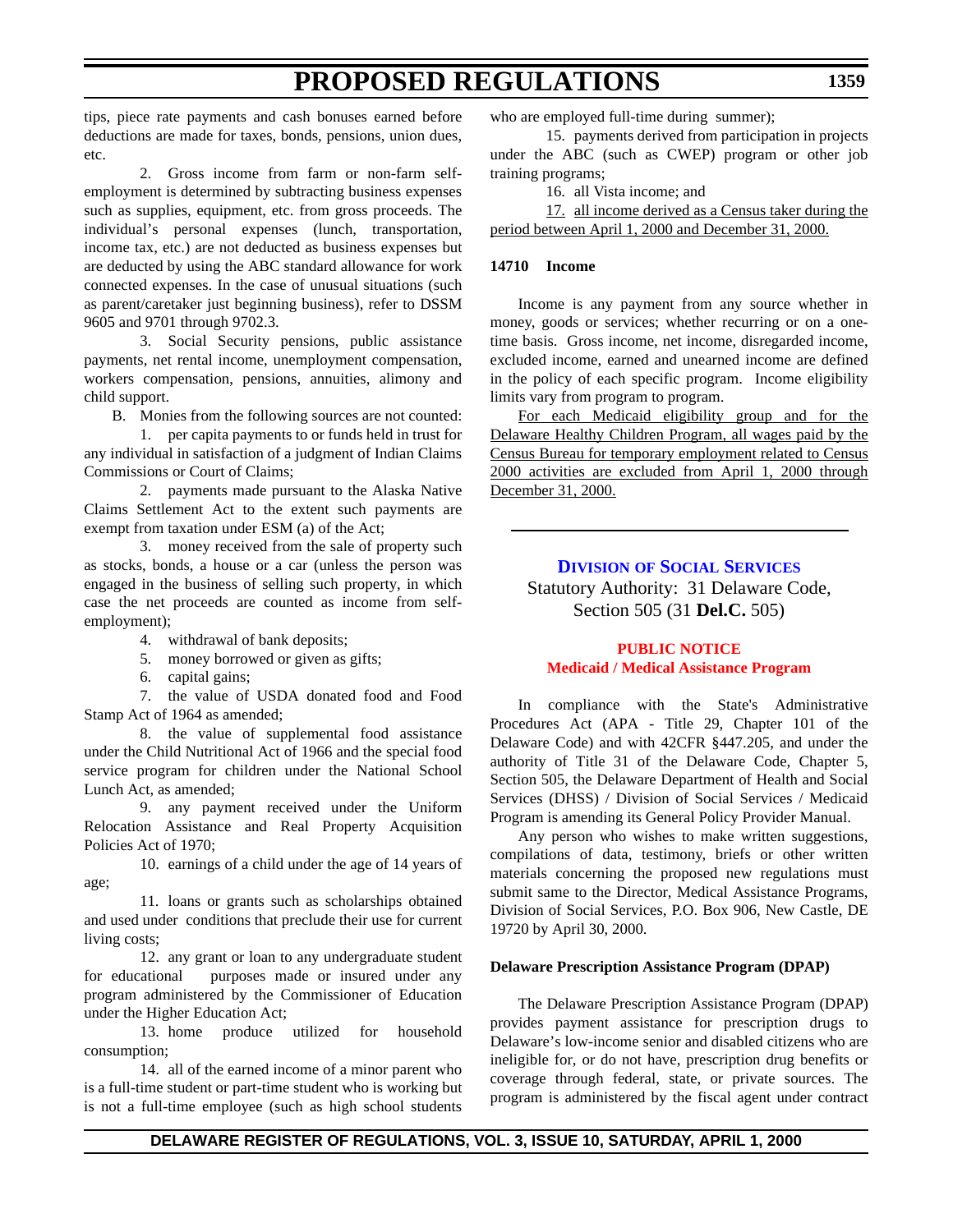tips, piece rate payments and cash bonuses earned before deductions are made for taxes, bonds, pensions, union dues, etc.

2. Gross income from farm or non-farm self-employment is determined by subtracting business expenses such as supplies, equipment, etc. from gross proceeds. The individual's personal expenses (lunch, transportation, income tax, etc.) are not deducted as business expenses but are deducted by using the ABC standard allowance for work connected expenses. In the case of unusual situations (such as parent/caretaker just beginning business), refer to DSSM 9605 and 9701 through 9702.3.

3. Social Security pensions, public assistance payments, net rental income, unemployment compensation, workers compensation, pensions, annuities, alimony and child support.

B. Monies from the following sources are not counted:

1. per capita payments to or funds held in trust for any individual in satisfaction of a judgment of Indian Claims Commissions or Court of Claims;

2. payments made pursuant to the Alaska Native Claims Settlement Act to the extent such payments are exempt from taxation under ESM (a) of the Act;

3. money received from the sale of property such as stocks, bonds, a house or a car (unless the person was engaged in the business of selling such property, in which case the net proceeds are counted as income from self-employment);

4. withdrawal of bank deposits;

5. money borrowed or given as gifts;

6. capital gains;

7. the value of USDA donated food and Food Stamp Act of 1964 as amended;

8. the value of supplemental food assistance under the Child Nutritional Act of 1966 and the special food service program for children under the National School Lunch Act, as amended;

9. any payment received under the Uniform Relocation Assistance and Real Property Acquisition Policies Act of 1970;

10. earnings of a child under the age of 14 years of age;

11. loans or grants such as scholarships obtained and used under conditions that preclude their use for current living costs;

12. any grant or loan to any undergraduate student for educational purposes made or insured under any program administered by the Commissioner of Education under the Higher Education Act;

13. home produce utilized for household consumption;

14. all of the earned income of a minor parent who is a full-time student or part-time student who is working but is not a full-time employee (such as high school students who are employed full-time during summer);

15. payments derived from participation in projects under the ABC (such as CWEP) program or other job training programs;

16. all Vista income; and

17. all income derived as a Census taker during the period between April 1, 2000 and December 31, 2000.

**14710 Income**

Income is any payment from any source whether in money, goods or services; whether recurring or on a one-time basis. Gross income, net income, disregarded income, excluded income, earned and unearned income are defined in the policy of each specific program. Income eligibility limits vary from program to program.

For each Medicaid eligibility group and for the Delaware Healthy Children Program, all wages paid by the Census Bureau for temporary employment related to Census 2000 activities are excluded from April 1, 2000 through December 31, 2000.

---

## DIVISION OF SOCIAL SERVICES

Statutory Authority: 31 Delaware Code, Section 505 (31 **Del.C.** 505)

### PUBLIC NOTICE
### Medicaid / Medical Assistance Program

In compliance with the State's Administrative Procedures Act (APA - Title 29, Chapter 101 of the Delaware Code) and with 42CFR §447.205, and under the authority of Title 31 of the Delaware Code, Chapter 5, Section 505, the Delaware Department of Health and Social Services (DHSS) / Division of Social Services / Medicaid Program is amending its General Policy Provider Manual.

Any person who wishes to make written suggestions, compilations of data, testimony, briefs or other written materials concerning the proposed new regulations must submit same to the Director, Medical Assistance Programs, Division of Social Services, P.O. Box 906, New Castle, DE 19720 by April 30, 2000.

**Delaware Prescription Assistance Program (DPAP)**

The Delaware Prescription Assistance Program (DPAP) provides payment assistance for prescription drugs to Delaware's low-income senior and disabled citizens who are ineligible for, or do not have, prescription drug benefits or coverage through federal, state, or private sources. The program is administered by the fiscal agent under contract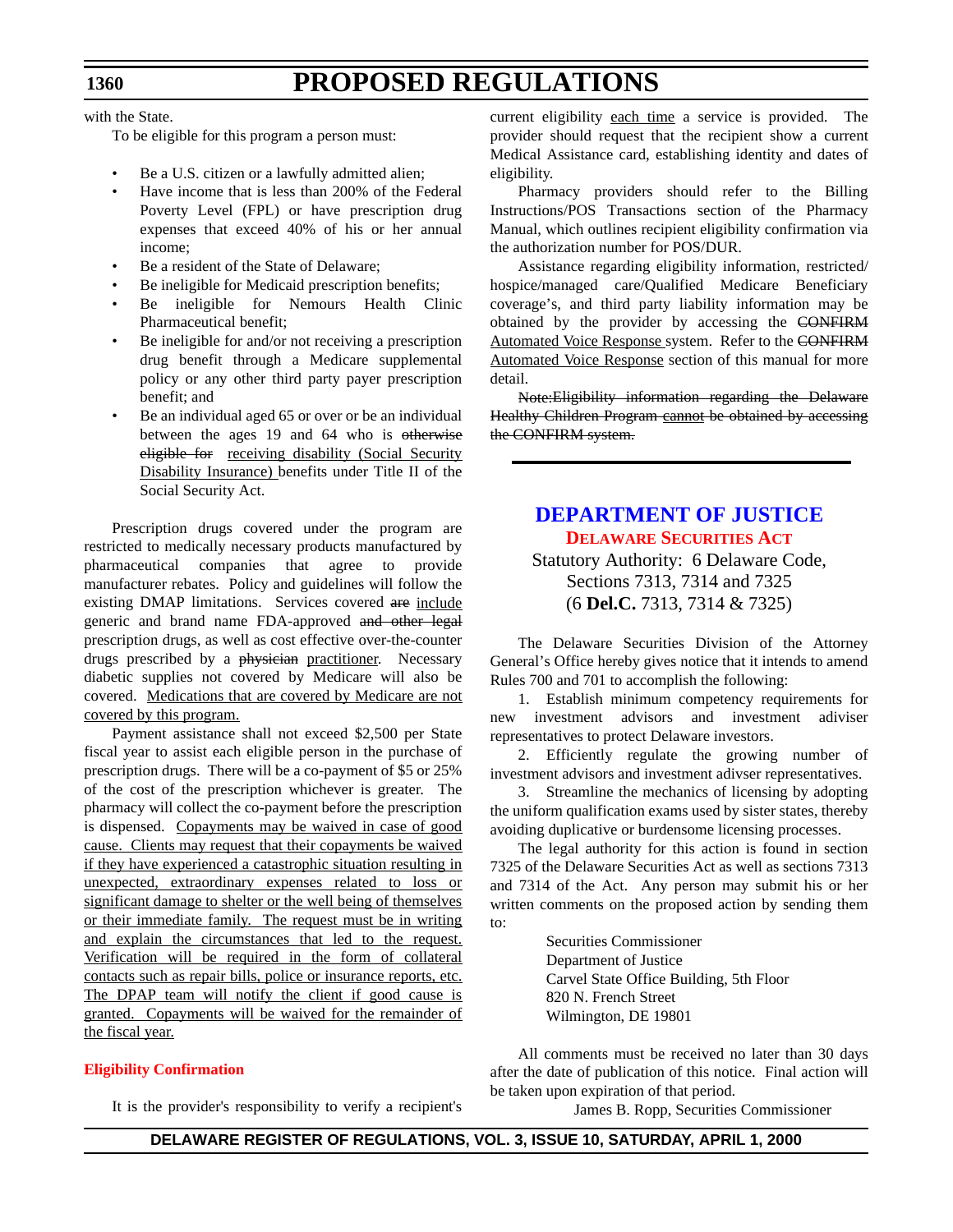with the State.

To be eligible for this program a person must:

- Be a U.S. citizen or a lawfully admitted alien;
- Have income that is less than 200% of the Federal Poverty Level (FPL) or have prescription drug expenses that exceed 40% of his or her annual income;
- Be a resident of the State of Delaware;
- Be ineligible for Medicaid prescription benefits;
- Be ineligible for Nemours Health Clinic Pharmaceutical benefit;
- Be ineligible for and/or not receiving a prescription drug benefit through a Medicare supplemental policy or any other third party payer prescription benefit; and
- Be an individual aged 65 or over or be an individual between the ages 19 and 64 who is ~~otherwise eligible for~~ receiving disability (Social Security Disability Insurance) benefits under Title II of the Social Security Act.

Prescription drugs covered under the program are restricted to medically necessary products manufactured by pharmaceutical companies that agree to provide manufacturer rebates. Policy and guidelines will follow the existing DMAP limitations. Services covered ~~are~~ include generic and brand name FDA-approved ~~and other legal~~ prescription drugs, as well as cost effective over-the-counter drugs prescribed by a ~~physician~~ practitioner. Necessary diabetic supplies not covered by Medicare will also be covered. Medications that are covered by Medicare are not covered by this program.

Payment assistance shall not exceed $2,500 per State fiscal year to assist each eligible person in the purchase of prescription drugs. There will be a co-payment of $5 or 25% of the cost of the prescription whichever is greater. The pharmacy will collect the co-payment before the prescription is dispensed. Copayments may be waived in case of good cause. Clients may request that their copayments be waived if they have experienced a catastrophic situation resulting in unexpected, extraordinary expenses related to loss or significant damage to shelter or the well being of themselves or their immediate family. The request must be in writing and explain the circumstances that led to the request. Verification will be required in the form of collateral contacts such as repair bills, police or insurance reports, etc. The DPAP team will notify the client if good cause is granted. Copayments will be waived for the remainder of the fiscal year.

### Eligibility Confirmation

It is the provider's responsibility to verify a recipient's current eligibility each time a service is provided. The provider should request that the recipient show a current Medical Assistance card, establishing identity and dates of eligibility.

Pharmacy providers should refer to the Billing Instructions/POS Transactions section of the Pharmacy Manual, which outlines recipient eligibility confirmation via the authorization number for POS/DUR.

Assistance regarding eligibility information, restricted/hospice/managed care/Qualified Medicare Beneficiary coverage's, and third party liability information may be obtained by the provider by accessing the ~~CONFIRM~~ Automated Voice Response system. Refer to the ~~CONFIRM~~ Automated Voice Response section of this manual for more detail.

~~Note:Eligibility information regarding the Delaware Healthy Children Program~~ cannot ~~be obtained by accessing the CONFIRM system.~~

# DEPARTMENT OF JUSTICE

## Delaware Securities Act

Statutory Authority: 6 Delaware Code, Sections 7313, 7314 and 7325 (6 **Del.C.** 7313, 7314 & 7325)

The Delaware Securities Division of the Attorney General's Office hereby gives notice that it intends to amend Rules 700 and 701 to accomplish the following:

1. Establish minimum competency requirements for new investment advisors and investment adviser representatives to protect Delaware investors.
2. Efficiently regulate the growing number of investment advisors and investment adivser representatives.
3. Streamline the mechanics of licensing by adopting the uniform qualification exams used by sister states, thereby avoiding duplicative or burdensome licensing processes.

The legal authority for this action is found in section 7325 of the Delaware Securities Act as well as sections 7313 and 7314 of the Act. Any person may submit his or her written comments on the proposed action by sending them to:

Securities Commissioner
Department of Justice
Carvel State Office Building, 5th Floor
820 N. French Street
Wilmington, DE 19801

All comments must be received no later than 30 days after the date of publication of this notice. Final action will be taken upon expiration of that period.

James B. Ropp, Securities Commissioner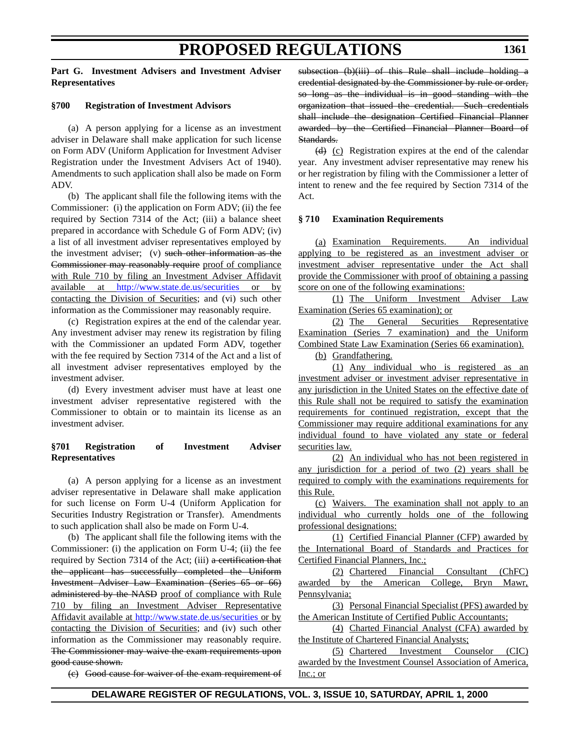**Part G. Investment Advisers and Investment Adviser Representatives**

**§700 Registration of Investment Advisors**

(a) A person applying for a license as an investment adviser in Delaware shall make application for such license on Form ADV (Uniform Application for Investment Adviser Registration under the Investment Advisers Act of 1940). Amendments to such application shall also be made on Form ADV.

(b) The applicant shall file the following items with the Commissioner: (i) the application on Form ADV; (ii) the fee required by Section 7314 of the Act; (iii) a balance sheet prepared in accordance with Schedule G of Form ADV; (iv) a list of all investment adviser representatives employed by the investment adviser; (v) ~~such other information as the Commissioner may reasonably require~~ proof of compliance with Rule 710 by filing an Investment Adviser Affidavit available at http://www.state.de.us/securities or by contacting the Division of Securities; and (vi) such other information as the Commissioner may reasonably require.

(c) Registration expires at the end of the calendar year. Any investment adviser may renew its registration by filing with the Commissioner an updated Form ADV, together with the fee required by Section 7314 of the Act and a list of all investment adviser representatives employed by the investment adviser.

(d) Every investment adviser must have at least one investment adviser representative registered with the Commissioner to obtain or to maintain its license as an investment adviser.

**§701 Registration of Investment Adviser Representatives**

(a) A person applying for a license as an investment adviser representative in Delaware shall make application for such license on Form U-4 (Uniform Application for Securities Industry Registration or Transfer). Amendments to such application shall also be made on Form U-4.

(b) The applicant shall file the following items with the Commissioner: (i) the application on Form U-4; (ii) the fee required by Section 7314 of the Act; (iii) ~~a certification that the applicant has successfully completed the Uniform Investment Adviser Law Examination (Series 65 or 66) administered by the NASD~~ proof of compliance with Rule 710 by filing an Investment Adviser Representative Affidavit available at http://www.state.de.us/securities or by contacting the Division of Securities; and (iv) such other information as the Commissioner may reasonably require. ~~The Commissioner may waive the exam requirements upon good cause shown.~~

~~(c) Good cause for waiver of the exam requirement of subsection (b)(iii) of this Rule shall include holding a credential designated by the Commissioner by rule or order, so long as the individual is in good standing with the organization that issued the credential. Such credentials shall include the designation Certified Financial Planner awarded by the Certified Financial Planner Board of Standards.~~

~~(d)~~ (c) Registration expires at the end of the calendar year. Any investment adviser representative may renew his or her registration by filing with the Commissioner a letter of intent to renew and the fee required by Section 7314 of the Act.

**§ 710 Examination Requirements**

(a) Examination Requirements. An individual applying to be registered as an investment adviser or investment adviser representative under the Act shall provide the Commissioner with proof of obtaining a passing score on one of the following examinations:

(1) The Uniform Investment Adviser Law Examination (Series 65 examination); or

(2) The General Securities Representative Examination (Series 7 examination) and the Uniform Combined State Law Examination (Series 66 examination).

(b) Grandfathering.

(1) Any individual who is registered as an investment adviser or investment adviser representative in any jurisdiction in the United States on the effective date of this Rule shall not be required to satisfy the examination requirements for continued registration, except that the Commissioner may require additional examinations for any individual found to have violated any state or federal securities law.

(2) An individual who has not been registered in any jurisdiction for a period of two (2) years shall be required to comply with the examinations requirements for this Rule.

(c) Waivers. The examination shall not apply to an individual who currently holds one of the following professional designations:

(1) Certified Financial Planner (CFP) awarded by the International Board of Standards and Practices for Certified Financial Planners, Inc.;

(2) Chartered Financial Consultant (ChFC) awarded by the American College, Bryn Mawr, Pennsylvania;

(3) Personal Financial Specialist (PFS) awarded by the American Institute of Certified Public Accountants;

(4) Charted Financial Analyst (CFA) awarded by the Institute of Chartered Financial Analysts;

(5) Chartered Investment Counselor (CIC) awarded by the Investment Counsel Association of America, Inc.; or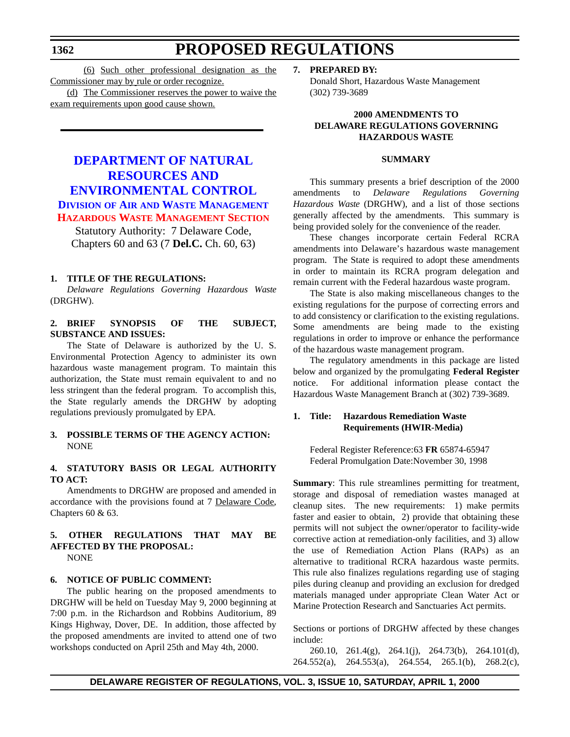(6) Such other professional designation as the Commissioner may by rule or order recognize.

(d) The Commissioner reserves the power to waive the exam requirements upon good cause shown.

---

# DEPARTMENT OF NATURAL RESOURCES AND ENVIRONMENTAL CONTROL

## DIVISION OF AIR AND WASTE MANAGEMENT

## HAZARDOUS WASTE MANAGEMENT SECTION

Statutory Authority: 7 Delaware Code, Chapters 60 and 63 (7 **Del.C.** Ch. 60, 63)

**1. TITLE OF THE REGULATIONS:**

*Delaware Regulations Governing Hazardous Waste* (DRGHW).

**2. BRIEF SYNOPSIS OF THE SUBJECT, SUBSTANCE AND ISSUES:**

The State of Delaware is authorized by the U. S. Environmental Protection Agency to administer its own hazardous waste management program. To maintain this authorization, the State must remain equivalent to and no less stringent than the federal program. To accomplish this, the State regularly amends the DRGHW by adopting regulations previously promulgated by EPA.

**3. POSSIBLE TERMS OF THE AGENCY ACTION:**

NONE

**4. STATUTORY BASIS OR LEGAL AUTHORITY TO ACT:**

Amendments to DRGHW are proposed and amended in accordance with the provisions found at 7 Delaware Code, Chapters 60 & 63.

**5. OTHER REGULATIONS THAT MAY BE AFFECTED BY THE PROPOSAL:**

NONE

**6. NOTICE OF PUBLIC COMMENT:**

The public hearing on the proposed amendments to DRGHW will be held on Tuesday May 9, 2000 beginning at 7:00 p.m. in the Richardson and Robbins Auditorium, 89 Kings Highway, Dover, DE. In addition, those affected by the proposed amendments are invited to attend one of two workshops conducted on April 25th and May 4th, 2000.

**7. PREPARED BY:**

Donald Short, Hazardous Waste Management
(302) 739-3689

### 2000 AMENDMENTS TO DELAWARE REGULATIONS GOVERNING HAZARDOUS WASTE

#### SUMMARY

This summary presents a brief description of the 2000 amendments to *Delaware Regulations Governing Hazardous Waste* (DRGHW), and a list of those sections generally affected by the amendments. This summary is being provided solely for the convenience of the reader.

These changes incorporate certain Federal RCRA amendments into Delaware's hazardous waste management program. The State is required to adopt these amendments in order to maintain its RCRA program delegation and remain current with the Federal hazardous waste program.

The State is also making miscellaneous changes to the existing regulations for the purpose of correcting errors and to add consistency or clarification to the existing regulations. Some amendments are being made to the existing regulations in order to improve or enhance the performance of the hazardous waste management program.

The regulatory amendments in this package are listed below and organized by the promulgating **Federal Register** notice. For additional information please contact the Hazardous Waste Management Branch at (302) 739-3689.

**1. Title: Hazardous Remediation Waste Requirements (HWIR-Media)**

Federal Register Reference:63 **FR** 65874-65947
Federal Promulgation Date:November 30, 1998

**Summary**: This rule streamlines permitting for treatment, storage and disposal of remediation wastes managed at cleanup sites. The new requirements: 1) make permits faster and easier to obtain, 2) provide that obtaining these permits will not subject the owner/operator to facility-wide corrective action at remediation-only facilities, and 3) allow the use of Remediation Action Plans (RAPs) as an alternative to traditional RCRA hazardous waste permits. This rule also finalizes regulations regarding use of staging piles during cleanup and providing an exclusion for dredged materials managed under appropriate Clean Water Act or Marine Protection Research and Sanctuaries Act permits.

Sections or portions of DRGHW affected by these changes include:

260.10, 261.4(g), 264.1(j), 264.73(b), 264.101(d), 264.552(a), 264.553(a), 264.554, 265.1(b), 268.2(c),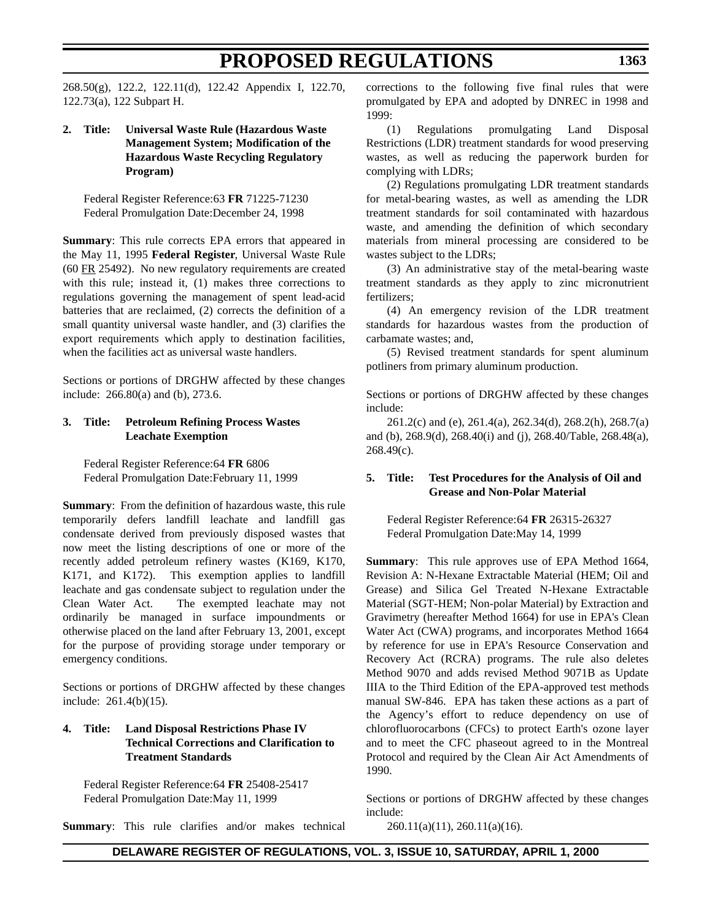268.50(g), 122.2, 122.11(d), 122.42 Appendix I, 122.70, 122.73(a), 122 Subpart H.

**2. Title: Universal Waste Rule (Hazardous Waste Management System; Modification of the Hazardous Waste Recycling Regulatory Program)**

Federal Register Reference:63 **FR** 71225-71230
Federal Promulgation Date:December 24, 1998

**Summary**: This rule corrects EPA errors that appeared in the May 11, 1995 **Federal Register**, Universal Waste Rule (60 FR 25492). No new regulatory requirements are created with this rule; instead it, (1) makes three corrections to regulations governing the management of spent lead-acid batteries that are reclaimed, (2) corrects the definition of a small quantity universal waste handler, and (3) clarifies the export requirements which apply to destination facilities, when the facilities act as universal waste handlers.

Sections or portions of DRGHW affected by these changes include: 266.80(a) and (b), 273.6.

**3. Title: Petroleum Refining Process Wastes Leachate Exemption**

Federal Register Reference:64 **FR** 6806
Federal Promulgation Date:February 11, 1999

**Summary**: From the definition of hazardous waste, this rule temporarily defers landfill leachate and landfill gas condensate derived from previously disposed wastes that now meet the listing descriptions of one or more of the recently added petroleum refinery wastes (K169, K170, K171, and K172). This exemption applies to landfill leachate and gas condensate subject to regulation under the Clean Water Act. The exempted leachate may not ordinarily be managed in surface impoundments or otherwise placed on the land after February 13, 2001, except for the purpose of providing storage under temporary or emergency conditions.

Sections or portions of DRGHW affected by these changes include: 261.4(b)(15).

**4. Title: Land Disposal Restrictions Phase IV Technical Corrections and Clarification to Treatment Standards**

Federal Register Reference:64 **FR** 25408-25417
Federal Promulgation Date:May 11, 1999

**Summary**: This rule clarifies and/or makes technical corrections to the following five final rules that were promulgated by EPA and adopted by DNREC in 1998 and 1999:

(1) Regulations promulgating Land Disposal Restrictions (LDR) treatment standards for wood preserving wastes, as well as reducing the paperwork burden for complying with LDRs;

(2) Regulations promulgating LDR treatment standards for metal-bearing wastes, as well as amending the LDR treatment standards for soil contaminated with hazardous waste, and amending the definition of which secondary materials from mineral processing are considered to be wastes subject to the LDRs;

(3) An administrative stay of the metal-bearing waste treatment standards as they apply to zinc micronutrient fertilizers;

(4) An emergency revision of the LDR treatment standards for hazardous wastes from the production of carbamate wastes; and,

(5) Revised treatment standards for spent aluminum potliners from primary aluminum production.

Sections or portions of DRGHW affected by these changes include:

261.2(c) and (e), 261.4(a), 262.34(d), 268.2(h), 268.7(a) and (b), 268.9(d), 268.40(i) and (j), 268.40/Table, 268.48(a), 268.49(c).

**5. Title: Test Procedures for the Analysis of Oil and Grease and Non-Polar Material**

Federal Register Reference:64 **FR** 26315-26327
Federal Promulgation Date:May 14, 1999

**Summary**: This rule approves use of EPA Method 1664, Revision A: N-Hexane Extractable Material (HEM; Oil and Grease) and Silica Gel Treated N-Hexane Extractable Material (SGT-HEM; Non-polar Material) by Extraction and Gravimetry (hereafter Method 1664) for use in EPA's Clean Water Act (CWA) programs, and incorporates Method 1664 by reference for use in EPA's Resource Conservation and Recovery Act (RCRA) programs. The rule also deletes Method 9070 and adds revised Method 9071B as Update IIIA to the Third Edition of the EPA-approved test methods manual SW-846. EPA has taken these actions as a part of the Agency's effort to reduce dependency on use of chlorofluorocarbons (CFCs) to protect Earth's ozone layer and to meet the CFC phaseout agreed to in the Montreal Protocol and required by the Clean Air Act Amendments of 1990.

Sections or portions of DRGHW affected by these changes include:

260.11(a)(11), 260.11(a)(16).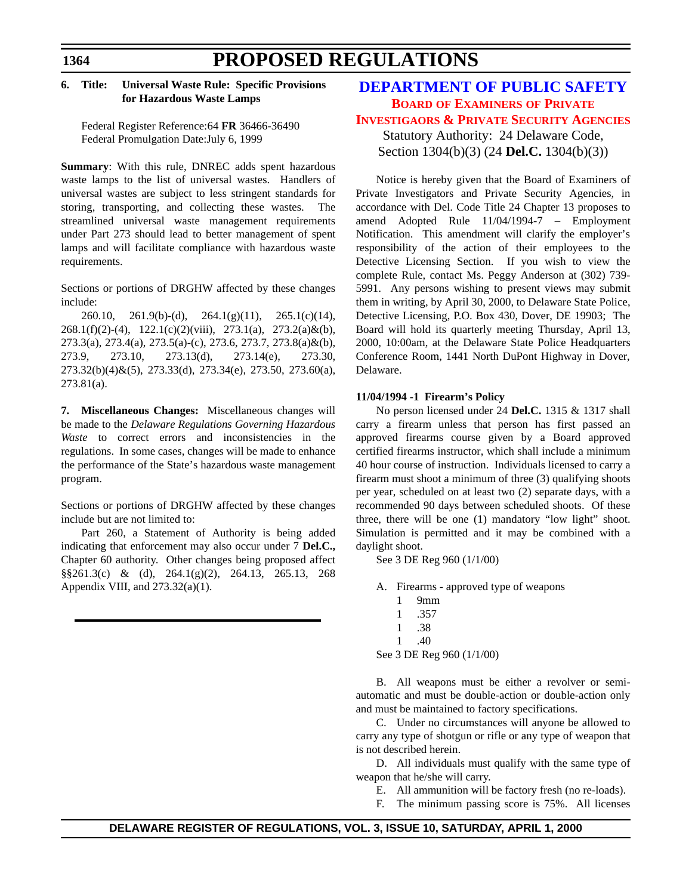**6. Title: Universal Waste Rule: Specific Provisions for Hazardous Waste Lamps**

Federal Register Reference:64 **FR** 36466-36490
Federal Promulgation Date:July 6, 1999

**Summary**: With this rule, DNREC adds spent hazardous waste lamps to the list of universal wastes. Handlers of universal wastes are subject to less stringent standards for storing, transporting, and collecting these wastes. The streamlined universal waste management requirements under Part 273 should lead to better management of spent lamps and will facilitate compliance with hazardous waste requirements.

Sections or portions of DRGHW affected by these changes include:

260.10, 261.9(b)-(d), 264.1(g)(11), 265.1(c)(14), 268.1(f)(2)-(4), 122.1(c)(2)(viii), 273.1(a), 273.2(a)&(b), 273.3(a), 273.4(a), 273.5(a)-(c), 273.6, 273.7, 273.8(a)&(b), 273.9, 273.10, 273.13(d), 273.14(e), 273.30, 273.32(b)(4)&(5), 273.33(d), 273.34(e), 273.50, 273.60(a), 273.81(a).

**7. Miscellaneous Changes:** Miscellaneous changes will be made to the *Delaware Regulations Governing Hazardous Waste* to correct errors and inconsistencies in the regulations. In some cases, changes will be made to enhance the performance of the State's hazardous waste management program.

Sections or portions of DRGHW affected by these changes include but are not limited to:

Part 260, a Statement of Authority is being added indicating that enforcement may also occur under 7 **Del.C.,** Chapter 60 authority. Other changes being proposed affect §§261.3(c) & (d), 264.1(g)(2), 264.13, 265.13, 268 Appendix VIII, and 273.32(a)(1).

# DEPARTMENT OF PUBLIC SAFETY

## BOARD OF EXAMINERS OF PRIVATE INVESTIGAORS & PRIVATE SECURITY AGENCIES

Statutory Authority: 24 Delaware Code, Section 1304(b)(3) (24 **Del.C.** 1304(b)(3))

Notice is hereby given that the Board of Examiners of Private Investigators and Private Security Agencies, in accordance with Del. Code Title 24 Chapter 13 proposes to amend Adopted Rule 11/04/1994-7 – Employment Notification. This amendment will clarify the employer's responsibility of the action of their employees to the Detective Licensing Section. If you wish to view the complete Rule, contact Ms. Peggy Anderson at (302) 739-5991. Any persons wishing to present views may submit them in writing, by April 30, 2000, to Delaware State Police, Detective Licensing, P.O. Box 430, Dover, DE 19903; The Board will hold its quarterly meeting Thursday, April 13, 2000, 10:00am, at the Delaware State Police Headquarters Conference Room, 1441 North DuPont Highway in Dover, Delaware.

**11/04/1994 -1 Firearm's Policy**

No person licensed under 24 **Del.C.** 1315 & 1317 shall carry a firearm unless that person has first passed an approved firearms course given by a Board approved certified firearms instructor, which shall include a minimum 40 hour course of instruction. Individuals licensed to carry a firearm must shoot a minimum of three (3) qualifying shoots per year, scheduled on at least two (2) separate days, with a recommended 90 days between scheduled shoots. Of these three, there will be one (1) mandatory "low light" shoot. Simulation is permitted and it may be combined with a daylight shoot.

See 3 DE Reg 960 (1/1/00)

A. Firearms - approved type of weapons
   1 9mm
   1 .357
   1 .38
   1 .40

See 3 DE Reg 960 (1/1/00)

B. All weapons must be either a revolver or semi-automatic and must be double-action or double-action only and must be maintained to factory specifications.

C. Under no circumstances will anyone be allowed to carry any type of shotgun or rifle or any type of weapon that is not described herein.

D. All individuals must qualify with the same type of weapon that he/she will carry.

E. All ammunition will be factory fresh (no re-loads).

F. The minimum passing score is 75%. All licenses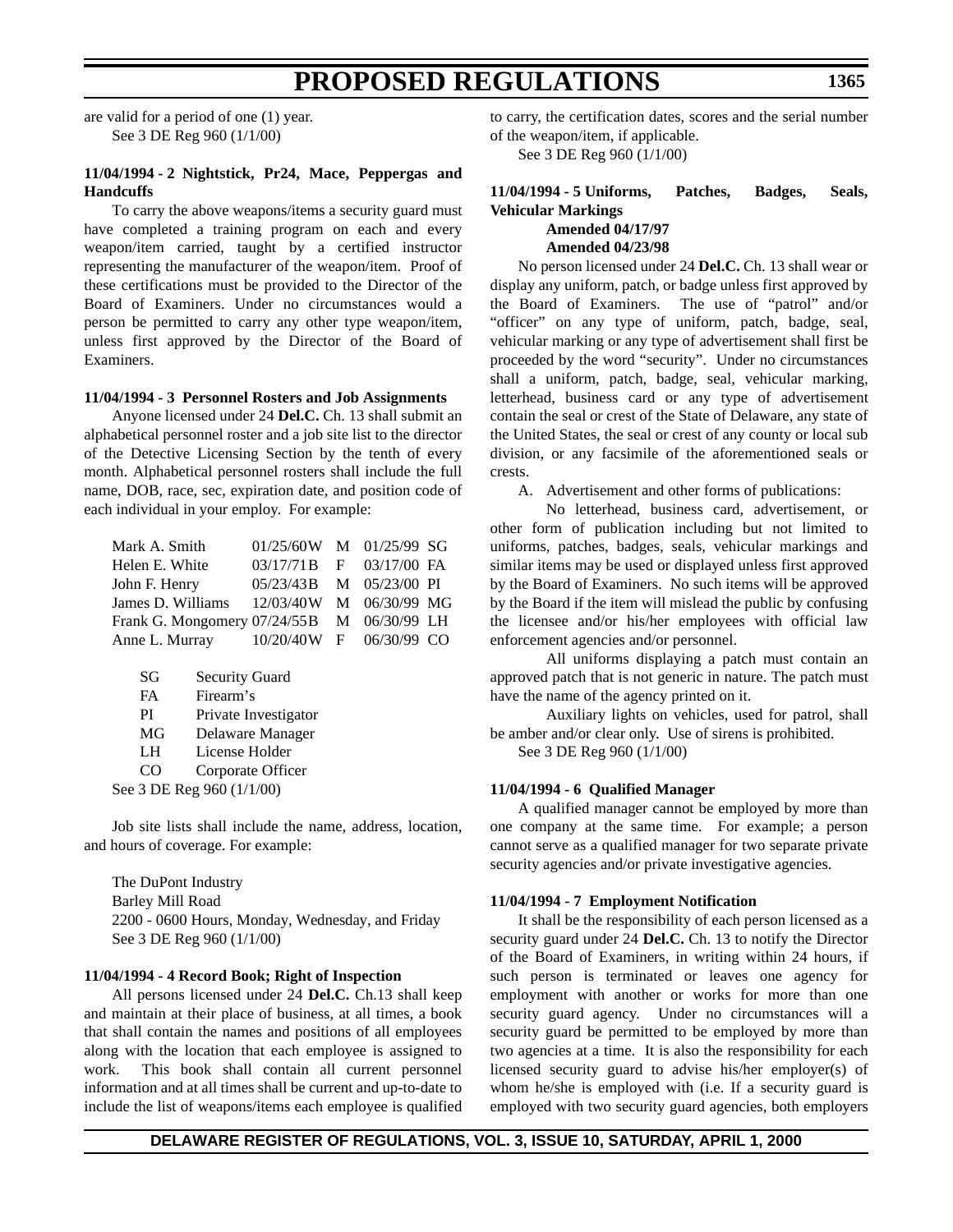are valid for a period of one (1) year.

See 3 DE Reg 960 (1/1/00)

**11/04/1994 - 2 Nightstick, Pr24, Mace, Peppergas and Handcuffs**

To carry the above weapons/items a security guard must have completed a training program on each and every weapon/item carried, taught by a certified instructor representing the manufacturer of the weapon/item. Proof of these certifications must be provided to the Director of the Board of Examiners. Under no circumstances would a person be permitted to carry any other type weapon/item, unless first approved by the Director of the Board of Examiners.

**11/04/1994 - 3 Personnel Rosters and Job Assignments**

Anyone licensed under 24 **Del.C.** Ch. 13 shall submit an alphabetical personnel roster and a job site list to the director of the Detective Licensing Section by the tenth of every month. Alphabetical personnel rosters shall include the full name, DOB, race, sec, expiration date, and position code of each individual in your employ. For example:

| | | | | |
|---|---|---|---|---|
| Mark A. Smith | 01/25/60W | M | 01/25/99 | SG |
| Helen E. White | 03/17/71B | F | 03/17/00 | FA |
| John F. Henry | 05/23/43B | M | 05/23/00 | PI |
| James D. Williams | 12/03/40W | M | 06/30/99 | MG |
| Frank G. Mongomery | 07/24/55B | M | 06/30/99 | LH |
| Anne L. Murray | 10/20/40W | F | 06/30/99 | CO |

| | |
|---|---|
| SG | Security Guard |
| FA | Firearm's |
| PI | Private Investigator |
| MG | Delaware Manager |
| LH | License Holder |
| CO | Corporate Officer |

See 3 DE Reg 960 (1/1/00)

Job site lists shall include the name, address, location, and hours of coverage. For example:

The DuPont Industry
Barley Mill Road
2200 - 0600 Hours, Monday, Wednesday, and Friday
See 3 DE Reg 960 (1/1/00)

**11/04/1994 - 4 Record Book; Right of Inspection**

All persons licensed under 24 **Del.C.** Ch.13 shall keep and maintain at their place of business, at all times, a book that shall contain the names and positions of all employees along with the location that each employee is assigned to work. This book shall contain all current personnel information and at all times shall be current and up-to-date to include the list of weapons/items each employee is qualified to carry, the certification dates, scores and the serial number of the weapon/item, if applicable.

See 3 DE Reg 960 (1/1/00)

**11/04/1994 - 5 Uniforms, Patches, Badges, Seals, Vehicular Markings**
**Amended 04/17/97**
**Amended 04/23/98**

No person licensed under 24 **Del.C.** Ch. 13 shall wear or display any uniform, patch, or badge unless first approved by the Board of Examiners. The use of "patrol" and/or "officer" on any type of uniform, patch, badge, seal, vehicular marking or any type of advertisement shall first be proceeded by the word "security". Under no circumstances shall a uniform, patch, badge, seal, vehicular marking, letterhead, business card or any type of advertisement contain the seal or crest of the State of Delaware, any state of the United States, the seal or crest of any county or local sub division, or any facsimile of the aforementioned seals or crests.

A. Advertisement and other forms of publications:

No letterhead, business card, advertisement, or other form of publication including but not limited to uniforms, patches, badges, seals, vehicular markings and similar items may be used or displayed unless first approved by the Board of Examiners. No such items will be approved by the Board if the item will mislead the public by confusing the licensee and/or his/her employees with official law enforcement agencies and/or personnel.

All uniforms displaying a patch must contain an approved patch that is not generic in nature. The patch must have the name of the agency printed on it.

Auxiliary lights on vehicles, used for patrol, shall be amber and/or clear only. Use of sirens is prohibited.

See 3 DE Reg 960 (1/1/00)

**11/04/1994 - 6 Qualified Manager**

A qualified manager cannot be employed by more than one company at the same time. For example; a person cannot serve as a qualified manager for two separate private security agencies and/or private investigative agencies.

**11/04/1994 - 7 Employment Notification**

It shall be the responsibility of each person licensed as a security guard under 24 **Del.C.** Ch. 13 to notify the Director of the Board of Examiners, in writing within 24 hours, if such person is terminated or leaves one agency for employment with another or works for more than one security guard agency. Under no circumstances will a security guard be permitted to be employed by more than two agencies at a time. It is also the responsibility for each licensed security guard to advise his/her employer(s) of whom he/she is employed with (i.e. If a security guard is employed with two security guard agencies, both employers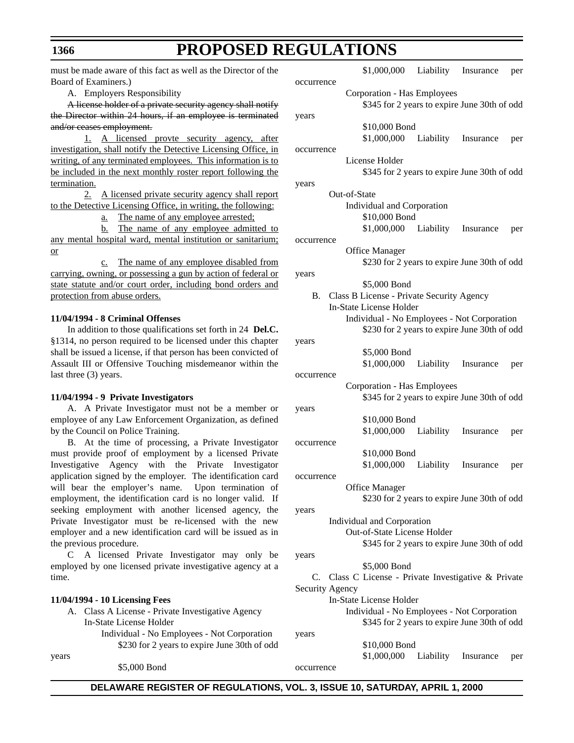must be made aware of this fact as well as the Director of the Board of Examiners.)

A. Employers Responsibility

~~A license holder of a private security agency shall notify the Director within 24 hours, if an employee is terminated and/or ceases employment.~~

1. A licensed provte security agency, after investigation, shall notify the Detective Licensing Office, in writing, of any terminated employees. This information is to be included in the next monthly roster report following the termination.

2. A licensed private security agency shall report to the Detective Licensing Office, in writing, the following:

a. The name of any employee arrested;

b. The name of any employee admitted to any mental hospital ward, mental institution or sanitarium; or

c. The name of any employee disabled from carrying, owning, or possessing a gun by action of federal or state statute and/or court order, including bond orders and protection from abuse orders.

**11/04/1994 - 8 Criminal Offenses**

In addition to those qualifications set forth in 24 **Del.C.** §1314, no person required to be licensed under this chapter shall be issued a license, if that person has been convicted of Assault III or Offensive Touching misdemeanor within the last three (3) years.

**11/04/1994 - 9 Private Investigators**

A. A Private Investigator must not be a member or employee of any Law Enforcement Organization, as defined by the Council on Police Training.

B. At the time of processing, a Private Investigator must provide proof of employment by a licensed Private Investigative Agency with the Private Investigator application signed by the employer. The identification card will bear the employer's name. Upon termination of employment, the identification card is no longer valid. If seeking employment with another licensed agency, the Private Investigator must be re-licensed with the new employer and a new identification card will be issued as in the previous procedure.

C A licensed Private Investigator may only be employed by one licensed private investigative agency at a time.

**11/04/1994 - 10 Licensing Fees**

A. Class A License - Private Investigative Agency
 In-State License Holder
  Individual - No Employees - Not Corporation
   $230 for 2 years to expire June 30th of odd years
   $5,000 Bond
   $1,000,000 Liability Insurance per occurrence
  Corporation - Has Employees
   $345 for 2 years to expire June 30th of odd years
   $10,000 Bond
   $1,000,000 Liability Insurance per occurrence
  License Holder
   $345 for 2 years to expire June 30th of odd years
 Out-of-State
  Individual and Corporation
   $10,000 Bond
   $1,000,000 Liability Insurance per occurrence
  Office Manager
   $230 for 2 years to expire June 30th of odd years
   $5,000 Bond

B. Class B License - Private Security Agency
 In-State License Holder
  Individual - No Employees - Not Corporation
   $230 for 2 years to expire June 30th of odd years
   $5,000 Bond
   $1,000,000 Liability Insurance per occurrence
  Corporation - Has Employees
   $345 for 2 years to expire June 30th of odd years
   $10,000 Bond
   $1,000,000 Liability Insurance per occurrence
   $10,000 Bond
   $1,000,000 Liability Insurance per occurrence
  Office Manager
   $230 for 2 years to expire June 30th of odd years
 Individual and Corporation
  Out-of-State License Holder
   $345 for 2 years to expire June 30th of odd years
   $5,000 Bond

C. Class C License - Private Investigative & Private Security Agency
 In-State License Holder
  Individual - No Employees - Not Corporation
   $345 for 2 years to expire June 30th of odd years
   $10,000 Bond
   $1,000,000 Liability Insurance per occurrence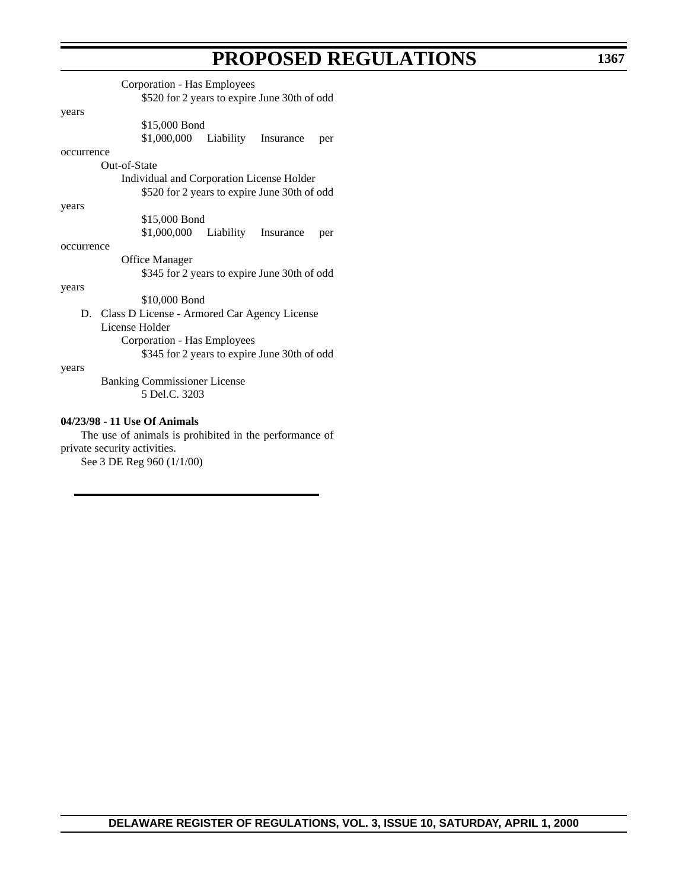Corporation - Has Employees

$520 for 2 years to expire June 30th of odd years

$15,000 Bond

$1,000,000 Liability Insurance per occurrence

Out-of-State

Individual and Corporation License Holder

$520 for 2 years to expire June 30th of odd years

$15,000 Bond

$1,000,000 Liability Insurance per occurrence

Office Manager

$345 for 2 years to expire June 30th of odd years

$10,000 Bond

D. Class D License - Armored Car Agency License

License Holder

Corporation - Has Employees

$345 for 2 years to expire June 30th of odd years

Banking Commissioner License

5 Del.C. 3203

**04/23/98 - 11 Use Of Animals**

The use of animals is prohibited in the performance of private security activities.

See 3 DE Reg 960 (1/1/00)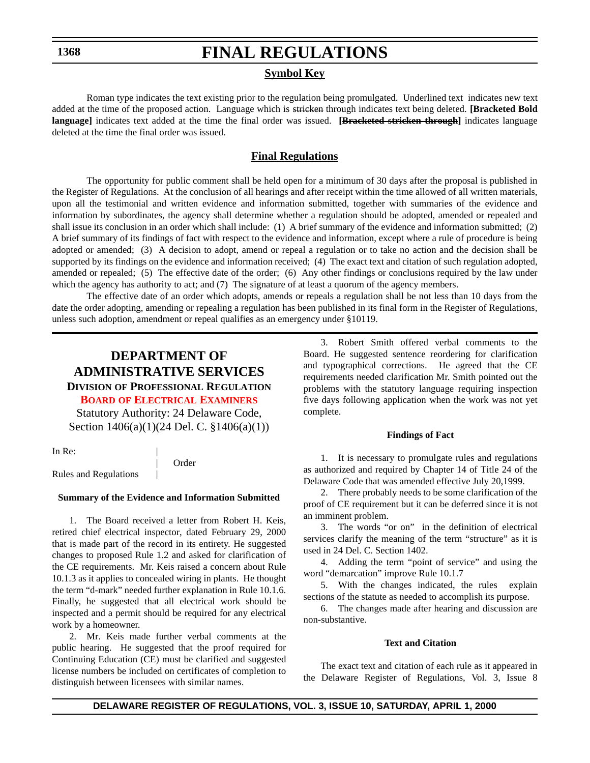# FINAL REGULATIONS

## Symbol Key

Roman type indicates the text existing prior to the regulation being promulgated. Underlined text indicates new text added at the time of the proposed action. Language which is ~~stricken~~ through indicates text being deleted. **[Bracketed Bold language]** indicates text added at the time the final order was issued. **[~~Bracketed stricken through~~]** indicates language deleted at the time the final order was issued.

## Final Regulations

The opportunity for public comment shall be held open for a minimum of 30 days after the proposal is published in the Register of Regulations. At the conclusion of all hearings and after receipt within the time allowed of all written materials, upon all the testimonial and written evidence and information submitted, together with summaries of the evidence and information by subordinates, the agency shall determine whether a regulation should be adopted, amended or repealed and shall issue its conclusion in an order which shall include: (1) A brief summary of the evidence and information submitted; (2) A brief summary of its findings of fact with respect to the evidence and information, except where a rule of procedure is being adopted or amended; (3) A decision to adopt, amend or repeal a regulation or to take no action and the decision shall be supported by its findings on the evidence and information received; (4) The exact text and citation of such regulation adopted, amended or repealed; (5) The effective date of the order; (6) Any other findings or conclusions required by the law under which the agency has authority to act; and (7) The signature of at least a quorum of the agency members.

The effective date of an order which adopts, amends or repeals a regulation shall be not less than 10 days from the date the order adopting, amending or repealing a regulation has been published in its final form in the Register of Regulations, unless such adoption, amendment or repeal qualifies as an emergency under §10119.

---

# DEPARTMENT OF ADMINISTRATIVE SERVICES

### DIVISION OF PROFESSIONAL REGULATION

### BOARD OF ELECTRICAL EXAMINERS

Statutory Authority: 24 Delaware Code, Section 1406(a)(1)(24 Del. C. §1406(a)(1))

In Re: Rules and Regulations | Order

#### Summary of the Evidence and Information Submitted

1. The Board received a letter from Robert H. Keis, retired chief electrical inspector, dated February 29, 2000 that is made part of the record in its entirety. He suggested changes to proposed Rule 1.2 and asked for clarification of the CE requirements. Mr. Keis raised a concern about Rule 10.1.3 as it applies to concealed wiring in plants. He thought the term "d-mark" needed further explanation in Rule 10.1.6. Finally, he suggested that all electrical work should be inspected and a permit should be required for any electrical work by a homeowner.

2. Mr. Keis made further verbal comments at the public hearing. He suggested that the proof required for Continuing Education (CE) must be clarified and suggested license numbers be included on certificates of completion to distinguish between licensees with similar names.

3. Robert Smith offered verbal comments to the Board. He suggested sentence reordering for clarification and typographical corrections. He agreed that the CE requirements needed clarification Mr. Smith pointed out the problems with the statutory language requiring inspection five days following application when the work was not yet complete.

#### Findings of Fact

1. It is necessary to promulgate rules and regulations as authorized and required by Chapter 14 of Title 24 of the Delaware Code that was amended effective July 20,1999.

2. There probably needs to be some clarification of the proof of CE requirement but it can be deferred since it is not an imminent problem.

3. The words "or on" in the definition of electrical services clarify the meaning of the term "structure" as it is used in 24 Del. C. Section 1402.

4. Adding the term "point of service" and using the word "demarcation" improve Rule 10.1.7

5. With the changes indicated, the rules explain sections of the statute as needed to accomplish its purpose.

6. The changes made after hearing and discussion are non-substantive.

#### Text and Citation

The exact text and citation of each rule as it appeared in the Delaware Register of Regulations, Vol. 3, Issue 8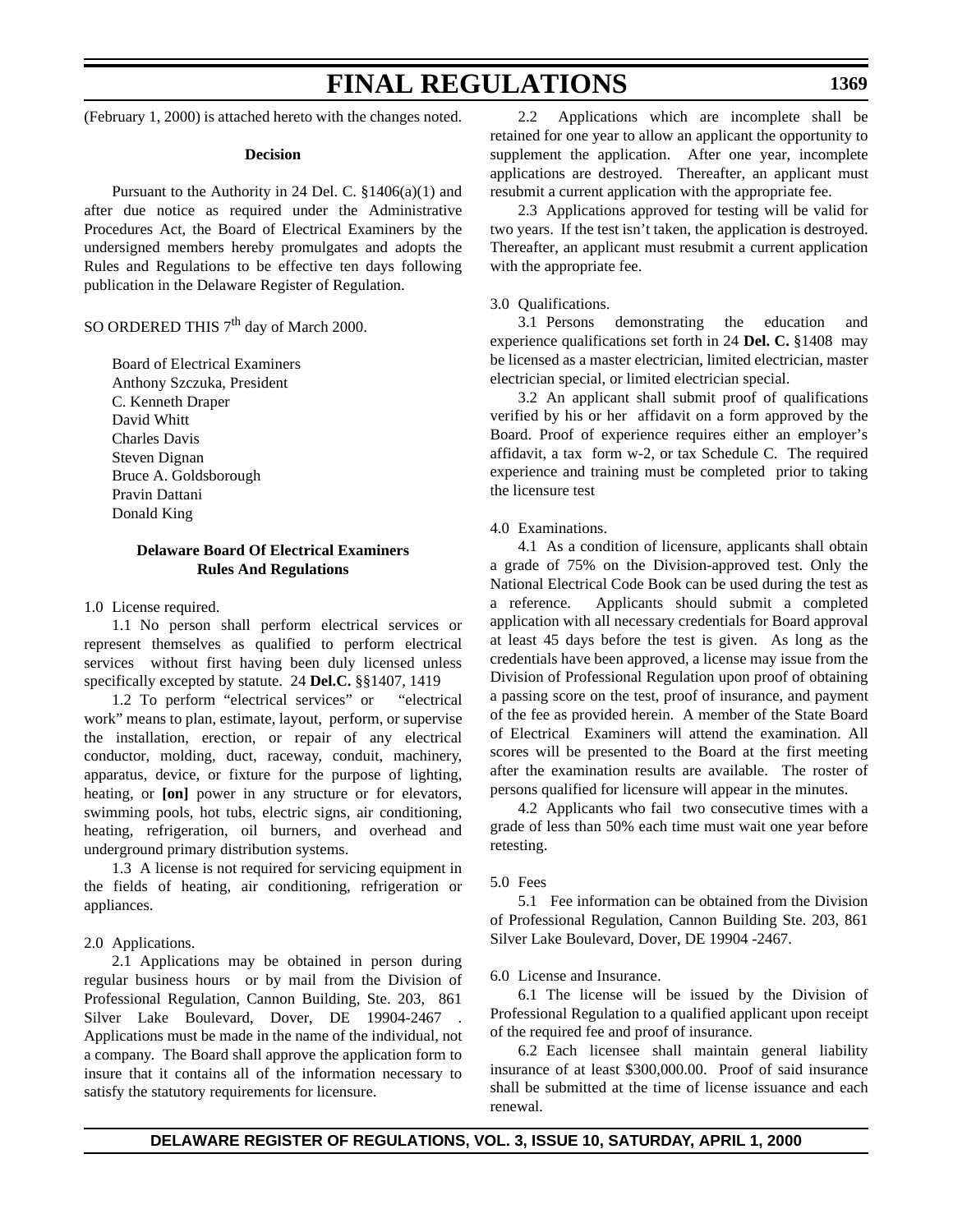(February 1, 2000) is attached hereto with the changes noted.

**Decision**

Pursuant to the Authority in 24 Del. C. §1406(a)(1) and after due notice as required under the Administrative Procedures Act, the Board of Electrical Examiners by the undersigned members hereby promulgates and adopts the Rules and Regulations to be effective ten days following publication in the Delaware Register of Regulation.

SO ORDERED THIS 7th day of March 2000.

Board of Electrical Examiners
Anthony Szczuka, President
C. Kenneth Draper
David Whitt
Charles Davis
Steven Dignan
Bruce A. Goldsborough
Pravin Dattani
Donald King

**Delaware Board Of Electrical Examiners Rules And Regulations**

1.0 License required.

1.1 No person shall perform electrical services or represent themselves as qualified to perform electrical services without first having been duly licensed unless specifically excepted by statute. 24 **Del.C.** §§1407, 1419

1.2 To perform "electrical services" or "electrical work" means to plan, estimate, layout, perform, or supervise the installation, erection, or repair of any electrical conductor, molding, duct, raceway, conduit, machinery, apparatus, device, or fixture for the purpose of lighting, heating, or **[on]** power in any structure or for elevators, swimming pools, hot tubs, electric signs, air conditioning, heating, refrigeration, oil burners, and overhead and underground primary distribution systems.

1.3 A license is not required for servicing equipment in the fields of heating, air conditioning, refrigeration or appliances.

2.0 Applications.

2.1 Applications may be obtained in person during regular business hours or by mail from the Division of Professional Regulation, Cannon Building, Ste. 203, 861 Silver Lake Boulevard, Dover, DE 19904-2467 . Applications must be made in the name of the individual, not a company. The Board shall approve the application form to insure that it contains all of the information necessary to satisfy the statutory requirements for licensure.

2.2 Applications which are incomplete shall be retained for one year to allow an applicant the opportunity to supplement the application. After one year, incomplete applications are destroyed. Thereafter, an applicant must resubmit a current application with the appropriate fee.

2.3 Applications approved for testing will be valid for two years. If the test isn't taken, the application is destroyed. Thereafter, an applicant must resubmit a current application with the appropriate fee.

3.0 Qualifications.

3.1 Persons demonstrating the education and experience qualifications set forth in 24 **Del. C.** §1408 may be licensed as a master electrician, limited electrician, master electrician special, or limited electrician special.

3.2 An applicant shall submit proof of qualifications verified by his or her affidavit on a form approved by the Board. Proof of experience requires either an employer's affidavit, a tax form w-2, or tax Schedule C. The required experience and training must be completed prior to taking the licensure test

4.0 Examinations.

4.1 As a condition of licensure, applicants shall obtain a grade of 75% on the Division-approved test. Only the National Electrical Code Book can be used during the test as a reference. Applicants should submit a completed application with all necessary credentials for Board approval at least 45 days before the test is given. As long as the credentials have been approved, a license may issue from the Division of Professional Regulation upon proof of obtaining a passing score on the test, proof of insurance, and payment of the fee as provided herein. A member of the State Board of Electrical Examiners will attend the examination. All scores will be presented to the Board at the first meeting after the examination results are available. The roster of persons qualified for licensure will appear in the minutes.

4.2 Applicants who fail two consecutive times with a grade of less than 50% each time must wait one year before retesting.

5.0 Fees

5.1 Fee information can be obtained from the Division of Professional Regulation, Cannon Building Ste. 203, 861 Silver Lake Boulevard, Dover, DE 19904 -2467.

6.0 License and Insurance.

6.1 The license will be issued by the Division of Professional Regulation to a qualified applicant upon receipt of the required fee and proof of insurance.

6.2 Each licensee shall maintain general liability insurance of at least $300,000.00. Proof of said insurance shall be submitted at the time of license issuance and each renewal.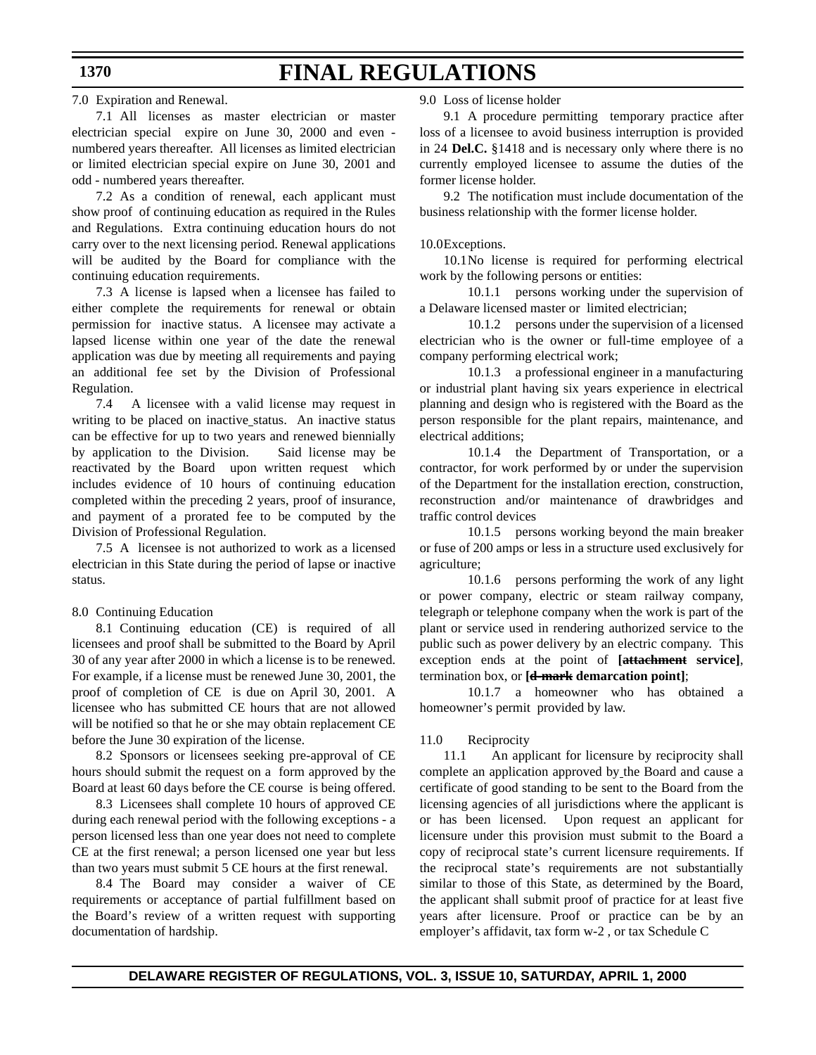7.0 Expiration and Renewal.

7.1 All licenses as master electrician or master electrician special expire on June 30, 2000 and even - numbered years thereafter. All licenses as limited electrician or limited electrician special expire on June 30, 2001 and odd - numbered years thereafter.

7.2 As a condition of renewal, each applicant must show proof of continuing education as required in the Rules and Regulations. Extra continuing education hours do not carry over to the next licensing period. Renewal applications will be audited by the Board for compliance with the continuing education requirements.

7.3 A license is lapsed when a licensee has failed to either complete the requirements for renewal or obtain permission for inactive status. A licensee may activate a lapsed license within one year of the date the renewal application was due by meeting all requirements and paying an additional fee set by the Division of Professional Regulation.

7.4 A licensee with a valid license may request in writing to be placed on inactive status. An inactive status can be effective for up to two years and renewed biennially by application to the Division. Said license may be reactivated by the Board upon written request which includes evidence of 10 hours of continuing education completed within the preceding 2 years, proof of insurance, and payment of a prorated fee to be computed by the Division of Professional Regulation.

7.5 A licensee is not authorized to work as a licensed electrician in this State during the period of lapse or inactive status.

8.0 Continuing Education

8.1 Continuing education (CE) is required of all licensees and proof shall be submitted to the Board by April 30 of any year after 2000 in which a license is to be renewed. For example, if a license must be renewed June 30, 2001, the proof of completion of CE is due on April 30, 2001. A licensee who has submitted CE hours that are not allowed will be notified so that he or she may obtain replacement CE before the June 30 expiration of the license.

8.2 Sponsors or licensees seeking pre-approval of CE hours should submit the request on a form approved by the Board at least 60 days before the CE course is being offered.

8.3 Licensees shall complete 10 hours of approved CE during each renewal period with the following exceptions - a person licensed less than one year does not need to complete CE at the first renewal; a person licensed one year but less than two years must submit 5 CE hours at the first renewal.

8.4 The Board may consider a waiver of CE requirements or acceptance of partial fulfillment based on the Board's review of a written request with supporting documentation of hardship.

9.0 Loss of license holder

9.1 A procedure permitting temporary practice after loss of a licensee to avoid business interruption is provided in 24 **Del.C.** §1418 and is necessary only where there is no currently employed licensee to assume the duties of the former license holder.

9.2 The notification must include documentation of the business relationship with the former license holder.

10.0 Exceptions.

10.1 No license is required for performing electrical work by the following persons or entities:

10.1.1 persons working under the supervision of a Delaware licensed master or limited electrician;

10.1.2 persons under the supervision of a licensed electrician who is the owner or full-time employee of a company performing electrical work;

10.1.3 a professional engineer in a manufacturing or industrial plant having six years experience in electrical planning and design who is registered with the Board as the person responsible for the plant repairs, maintenance, and electrical additions;

10.1.4 the Department of Transportation, or a contractor, for work performed by or under the supervision of the Department for the installation erection, construction, reconstruction and/or maintenance of drawbridges and traffic control devices

10.1.5 persons working beyond the main breaker or fuse of 200 amps or less in a structure used exclusively for agriculture;

10.1.6 persons performing the work of any light or power company, electric or steam railway company, telegraph or telephone company when the work is part of the plant or service used in rendering authorized service to the public such as power delivery by an electric company. This exception ends at the point of **[~~attachment~~ service]**, termination box, or **[~~d-mark~~ demarcation point]**;

10.1.7 a homeowner who has obtained a homeowner's permit provided by law.

11.0 Reciprocity

11.1 An applicant for licensure by reciprocity shall complete an application approved by the Board and cause a certificate of good standing to be sent to the Board from the licensing agencies of all jurisdictions where the applicant is or has been licensed. Upon request an applicant for licensure under this provision must submit to the Board a copy of reciprocal state's current licensure requirements. If the reciprocal state's requirements are not substantially similar to those of this State, as determined by the Board, the applicant shall submit proof of practice for at least five years after licensure. Proof or practice can be by an employer's affidavit, tax form w-2 , or tax Schedule C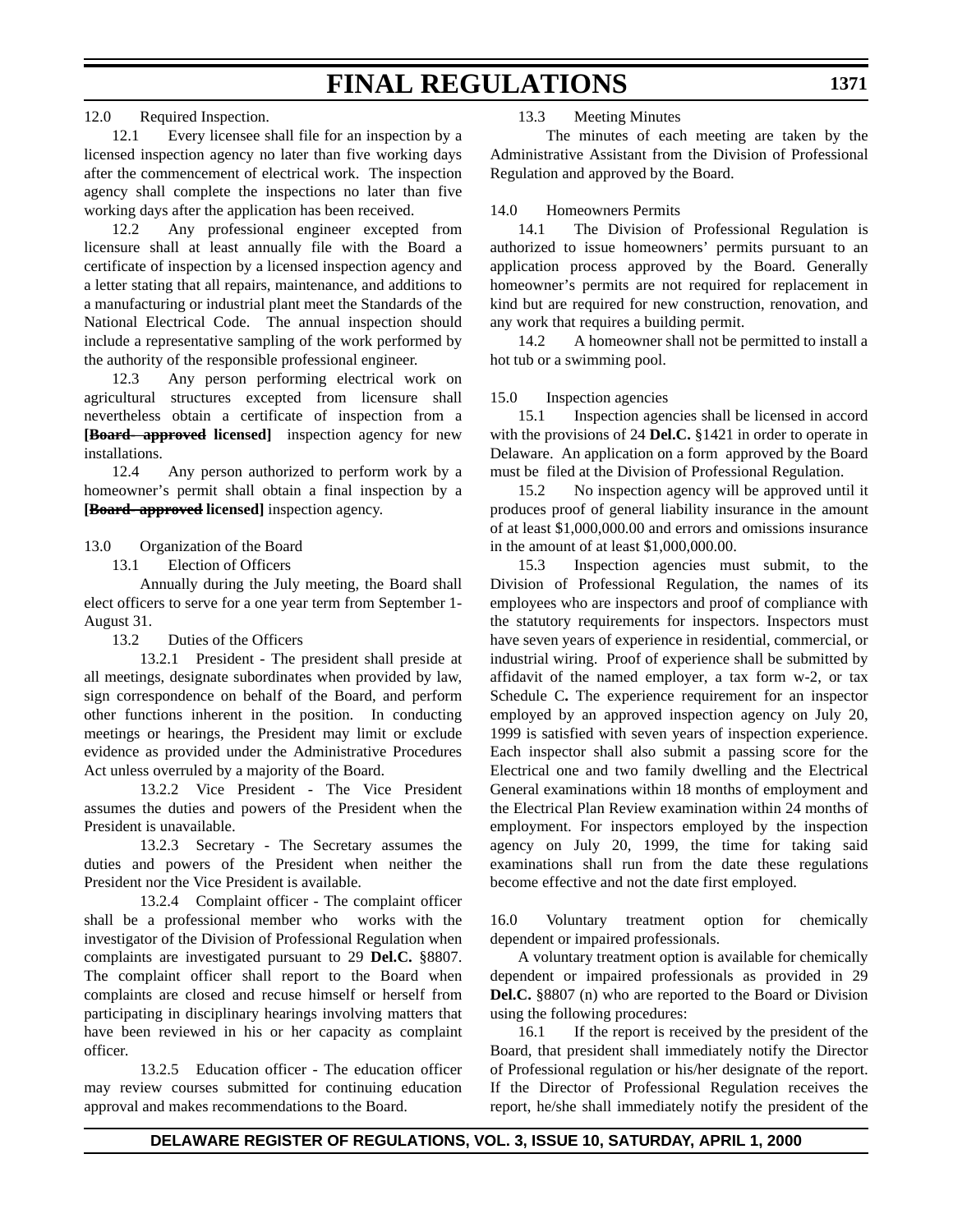12.0 Required Inspection.

12.1 Every licensee shall file for an inspection by a licensed inspection agency no later than five working days after the commencement of electrical work. The inspection agency shall complete the inspections no later than five working days after the application has been received.

12.2 Any professional engineer excepted from licensure shall at least annually file with the Board a certificate of inspection by a licensed inspection agency and a letter stating that all repairs, maintenance, and additions to a manufacturing or industrial plant meet the Standards of the National Electrical Code. The annual inspection should include a representative sampling of the work performed by the authority of the responsible professional engineer.

12.3 Any person performing electrical work on agricultural structures excepted from licensure shall nevertheless obtain a certificate of inspection from a **[~~Board approved~~ licensed]** inspection agency for new installations.

12.4 Any person authorized to perform work by a homeowner's permit shall obtain a final inspection by a **[~~Board approved~~ licensed]** inspection agency.

13.0 Organization of the Board

13.1 Election of Officers

Annually during the July meeting, the Board shall elect officers to serve for a one year term from September 1-August 31.

13.2 Duties of the Officers

13.2.1 President - The president shall preside at all meetings, designate subordinates when provided by law, sign correspondence on behalf of the Board, and perform other functions inherent in the position. In conducting meetings or hearings, the President may limit or exclude evidence as provided under the Administrative Procedures Act unless overruled by a majority of the Board.

13.2.2 Vice President - The Vice President assumes the duties and powers of the President when the President is unavailable.

13.2.3 Secretary - The Secretary assumes the duties and powers of the President when neither the President nor the Vice President is available.

13.2.4 Complaint officer - The complaint officer shall be a professional member who works with the investigator of the Division of Professional Regulation when complaints are investigated pursuant to 29 **Del.C.** §8807. The complaint officer shall report to the Board when complaints are closed and recuse himself or herself from participating in disciplinary hearings involving matters that have been reviewed in his or her capacity as complaint officer.

13.2.5 Education officer - The education officer may review courses submitted for continuing education approval and makes recommendations to the Board.

13.3 Meeting Minutes

The minutes of each meeting are taken by the Administrative Assistant from the Division of Professional Regulation and approved by the Board.

14.0 Homeowners Permits

14.1 The Division of Professional Regulation is authorized to issue homeowners' permits pursuant to an application process approved by the Board. Generally homeowner's permits are not required for replacement in kind but are required for new construction, renovation, and any work that requires a building permit.

14.2 A homeowner shall not be permitted to install a hot tub or a swimming pool.

15.0 Inspection agencies

15.1 Inspection agencies shall be licensed in accord with the provisions of 24 **Del.C.** §1421 in order to operate in Delaware. An application on a form approved by the Board must be filed at the Division of Professional Regulation.

15.2 No inspection agency will be approved until it produces proof of general liability insurance in the amount of at least $1,000,000.00 and errors and omissions insurance in the amount of at least $1,000,000.00.

15.3 Inspection agencies must submit, to the Division of Professional Regulation, the names of its employees who are inspectors and proof of compliance with the statutory requirements for inspectors. Inspectors must have seven years of experience in residential, commercial, or industrial wiring. Proof of experience shall be submitted by affidavit of the named employer, a tax form w-2, or tax Schedule C**.** The experience requirement for an inspector employed by an approved inspection agency on July 20, 1999 is satisfied with seven years of inspection experience. Each inspector shall also submit a passing score for the Electrical one and two family dwelling and the Electrical General examinations within 18 months of employment and the Electrical Plan Review examination within 24 months of employment. For inspectors employed by the inspection agency on July 20, 1999, the time for taking said examinations shall run from the date these regulations become effective and not the date first employed.

16.0 Voluntary treatment option for chemically dependent or impaired professionals.

A voluntary treatment option is available for chemically dependent or impaired professionals as provided in 29 **Del.C.** §8807 (n) who are reported to the Board or Division using the following procedures:

16.1 If the report is received by the president of the Board, that president shall immediately notify the Director of Professional regulation or his/her designate of the report. If the Director of Professional Regulation receives the report, he/she shall immediately notify the president of the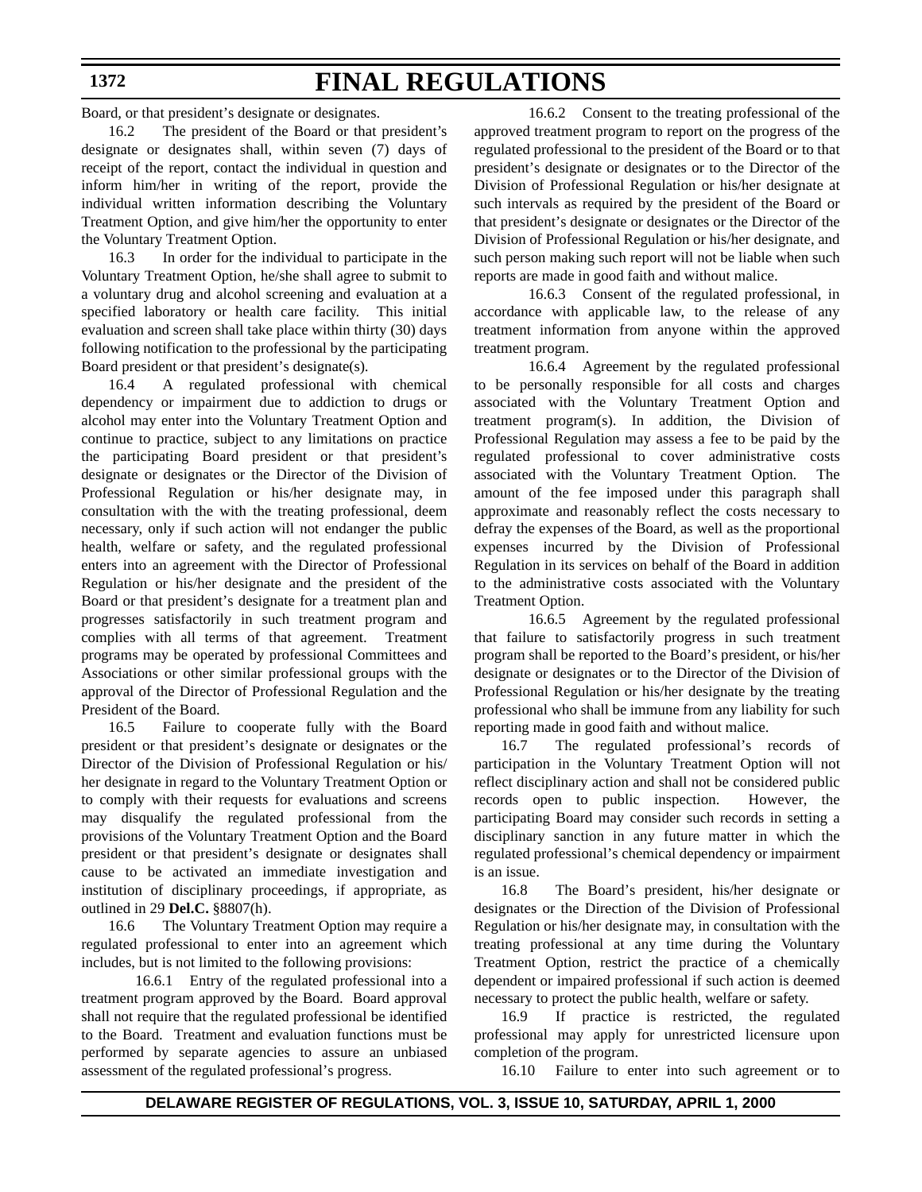Board, or that president's designate or designates.

16.2 The president of the Board or that president's designate or designates shall, within seven (7) days of receipt of the report, contact the individual in question and inform him/her in writing of the report, provide the individual written information describing the Voluntary Treatment Option, and give him/her the opportunity to enter the Voluntary Treatment Option.

16.3 In order for the individual to participate in the Voluntary Treatment Option, he/she shall agree to submit to a voluntary drug and alcohol screening and evaluation at a specified laboratory or health care facility. This initial evaluation and screen shall take place within thirty (30) days following notification to the professional by the participating Board president or that president's designate(s).

16.4 A regulated professional with chemical dependency or impairment due to addiction to drugs or alcohol may enter into the Voluntary Treatment Option and continue to practice, subject to any limitations on practice the participating Board president or that president's designate or designates or the Director of the Division of Professional Regulation or his/her designate may, in consultation with the with the treating professional, deem necessary, only if such action will not endanger the public health, welfare or safety, and the regulated professional enters into an agreement with the Director of Professional Regulation or his/her designate and the president of the Board or that president's designate for a treatment plan and progresses satisfactorily in such treatment program and complies with all terms of that agreement. Treatment programs may be operated by professional Committees and Associations or other similar professional groups with the approval of the Director of Professional Regulation and the President of the Board.

16.5 Failure to cooperate fully with the Board president or that president's designate or designates or the Director of the Division of Professional Regulation or his/her designate in regard to the Voluntary Treatment Option or to comply with their requests for evaluations and screens may disqualify the regulated professional from the provisions of the Voluntary Treatment Option and the Board president or that president's designate or designates shall cause to be activated an immediate investigation and institution of disciplinary proceedings, if appropriate, as outlined in 29 **Del.C.** §8807(h).

16.6 The Voluntary Treatment Option may require a regulated professional to enter into an agreement which includes, but is not limited to the following provisions:

16.6.1 Entry of the regulated professional into a treatment program approved by the Board. Board approval shall not require that the regulated professional be identified to the Board. Treatment and evaluation functions must be performed by separate agencies to assure an unbiased assessment of the regulated professional's progress.

16.6.2 Consent to the treating professional of the approved treatment program to report on the progress of the regulated professional to the president of the Board or to that president's designate or designates or to the Director of the Division of Professional Regulation or his/her designate at such intervals as required by the president of the Board or that president's designate or designates or the Director of the Division of Professional Regulation or his/her designate, and such person making such report will not be liable when such reports are made in good faith and without malice.

16.6.3 Consent of the regulated professional, in accordance with applicable law, to the release of any treatment information from anyone within the approved treatment program.

16.6.4 Agreement by the regulated professional to be personally responsible for all costs and charges associated with the Voluntary Treatment Option and treatment program(s). In addition, the Division of Professional Regulation may assess a fee to be paid by the regulated professional to cover administrative costs associated with the Voluntary Treatment Option. The amount of the fee imposed under this paragraph shall approximate and reasonably reflect the costs necessary to defray the expenses of the Board, as well as the proportional expenses incurred by the Division of Professional Regulation in its services on behalf of the Board in addition to the administrative costs associated with the Voluntary Treatment Option.

16.6.5 Agreement by the regulated professional that failure to satisfactorily progress in such treatment program shall be reported to the Board's president, or his/her designate or designates or to the Director of the Division of Professional Regulation or his/her designate by the treating professional who shall be immune from any liability for such reporting made in good faith and without malice.

16.7 The regulated professional's records of participation in the Voluntary Treatment Option will not reflect disciplinary action and shall not be considered public records open to public inspection. However, the participating Board may consider such records in setting a disciplinary sanction in any future matter in which the regulated professional's chemical dependency or impairment is an issue.

16.8 The Board's president, his/her designate or designates or the Direction of the Division of Professional Regulation or his/her designate may, in consultation with the treating professional at any time during the Voluntary Treatment Option, restrict the practice of a chemically dependent or impaired professional if such action is deemed necessary to protect the public health, welfare or safety.

16.9 If practice is restricted, the regulated professional may apply for unrestricted licensure upon completion of the program.

16.10 Failure to enter into such agreement or to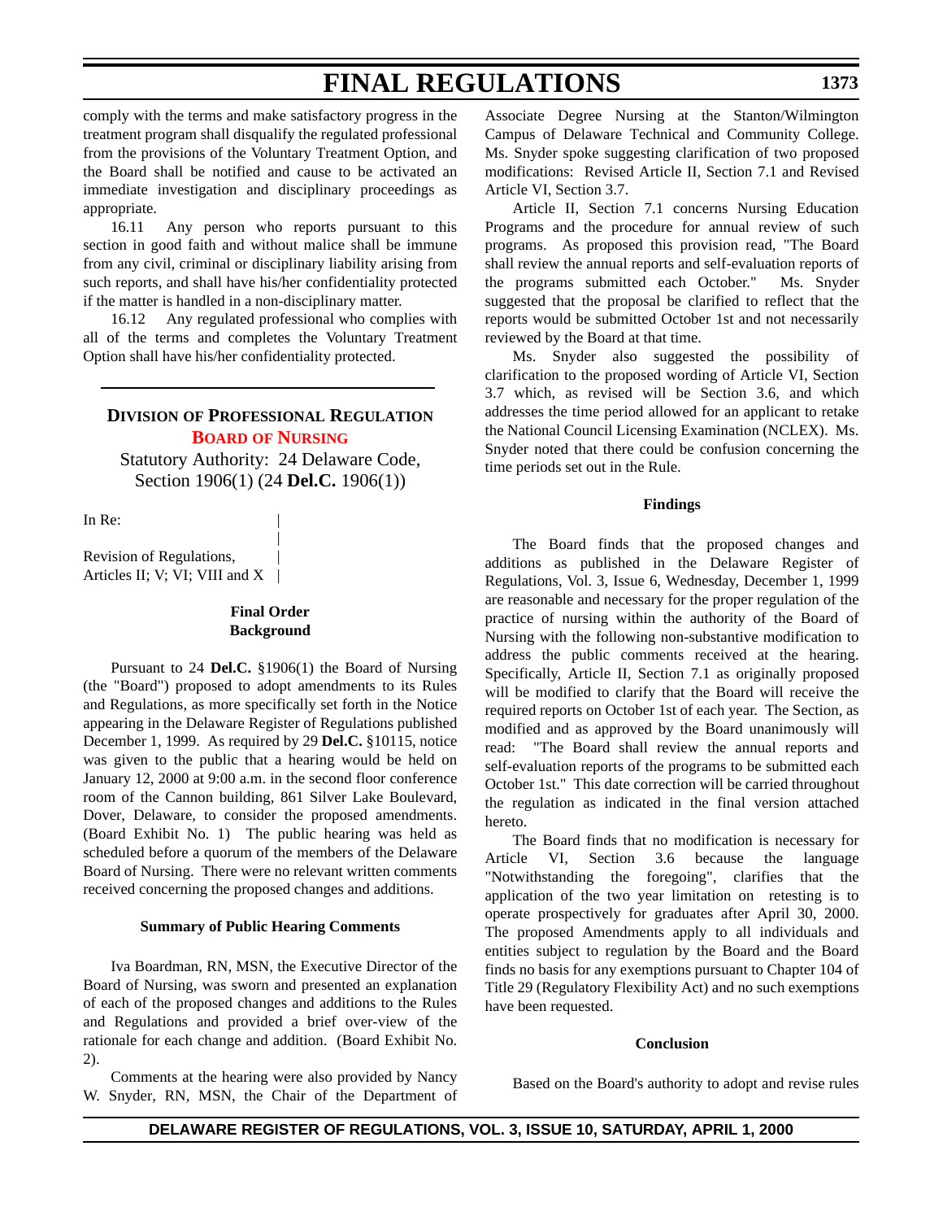comply with the terms and make satisfactory progress in the treatment program shall disqualify the regulated professional from the provisions of the Voluntary Treatment Option, and the Board shall be notified and cause to be activated an immediate investigation and disciplinary proceedings as appropriate.

16.11 Any person who reports pursuant to this section in good faith and without malice shall be immune from any civil, criminal or disciplinary liability arising from such reports, and shall have his/her confidentiality protected if the matter is handled in a non-disciplinary matter.

16.12 Any regulated professional who complies with all of the terms and completes the Voluntary Treatment Option shall have his/her confidentiality protected.

## Division of Professional Regulation
## Board of Nursing

Statutory Authority: 24 Delaware Code, Section 1906(1) (24 **Del.C.** 1906(1))

In Re: |
|
Revision of Regulations, |
Articles II; V; VI; VIII and X |

### Final Order
### Background

Pursuant to 24 **Del.C.** §1906(1) the Board of Nursing (the "Board") proposed to adopt amendments to its Rules and Regulations, as more specifically set forth in the Notice appearing in the Delaware Register of Regulations published December 1, 1999. As required by 29 **Del.C.** §10115, notice was given to the public that a hearing would be held on January 12, 2000 at 9:00 a.m. in the second floor conference room of the Cannon building, 861 Silver Lake Boulevard, Dover, Delaware, to consider the proposed amendments. (Board Exhibit No. 1) The public hearing was held as scheduled before a quorum of the members of the Delaware Board of Nursing. There were no relevant written comments received concerning the proposed changes and additions.

### Summary of Public Hearing Comments

Iva Boardman, RN, MSN, the Executive Director of the Board of Nursing, was sworn and presented an explanation of each of the proposed changes and additions to the Rules and Regulations and provided a brief over-view of the rationale for each change and addition. (Board Exhibit No. 2).

Comments at the hearing were also provided by Nancy W. Snyder, RN, MSN, the Chair of the Department of Associate Degree Nursing at the Stanton/Wilmington Campus of Delaware Technical and Community College. Ms. Snyder spoke suggesting clarification of two proposed modifications: Revised Article II, Section 7.1 and Revised Article VI, Section 3.7.

Article II, Section 7.1 concerns Nursing Education Programs and the procedure for annual review of such programs. As proposed this provision read, "The Board shall review the annual reports and self-evaluation reports of the programs submitted each October." Ms. Snyder suggested that the proposal be clarified to reflect that the reports would be submitted October 1st and not necessarily reviewed by the Board at that time.

Ms. Snyder also suggested the possibility of clarification to the proposed wording of Article VI, Section 3.7 which, as revised will be Section 3.6, and which addresses the time period allowed for an applicant to retake the National Council Licensing Examination (NCLEX). Ms. Snyder noted that there could be confusion concerning the time periods set out in the Rule.

### Findings

The Board finds that the proposed changes and additions as published in the Delaware Register of Regulations, Vol. 3, Issue 6, Wednesday, December 1, 1999 are reasonable and necessary for the proper regulation of the practice of nursing within the authority of the Board of Nursing with the following non-substantive modification to address the public comments received at the hearing. Specifically, Article II, Section 7.1 as originally proposed will be modified to clarify that the Board will receive the required reports on October 1st of each year. The Section, as modified and as approved by the Board unanimously will read: "The Board shall review the annual reports and self-evaluation reports of the programs to be submitted each October 1st." This date correction will be carried throughout the regulation as indicated in the final version attached hereto.

The Board finds that no modification is necessary for Article VI, Section 3.6 because the language "Notwithstanding the foregoing", clarifies that the application of the two year limitation on retesting is to operate prospectively for graduates after April 30, 2000. The proposed Amendments apply to all individuals and entities subject to regulation by the Board and the Board finds no basis for any exemptions pursuant to Chapter 104 of Title 29 (Regulatory Flexibility Act) and no such exemptions have been requested.

### Conclusion

Based on the Board's authority to adopt and revise rules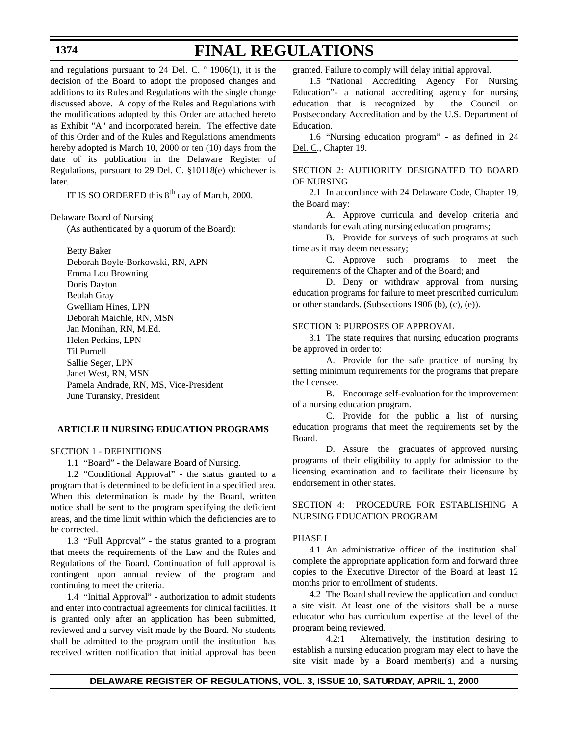and regulations pursuant to 24 Del. C. º 1906(1), it is the decision of the Board to adopt the proposed changes and additions to its Rules and Regulations with the single change discussed above. A copy of the Rules and Regulations with the modifications adopted by this Order are attached hereto as Exhibit "A" and incorporated herein. The effective date of this Order and of the Rules and Regulations amendments hereby adopted is March 10, 2000 or ten (10) days from the date of its publication in the Delaware Register of Regulations, pursuant to 29 Del. C. §10118(e) whichever is later.

IT IS SO ORDERED this 8th day of March, 2000.

Delaware Board of Nursing

(As authenticated by a quorum of the Board):

Betty Baker
Deborah Boyle-Borkowski, RN, APN
Emma Lou Browning
Doris Dayton
Beulah Gray
Gwelliam Hines, LPN
Deborah Maichle, RN, MSN
Jan Monihan, RN, M.Ed.
Helen Perkins, LPN
Til Purnell
Sallie Seger, LPN
Janet West, RN, MSN
Pamela Andrade, RN, MS, Vice-President
June Turansky, President

**ARTICLE II NURSING EDUCATION PROGRAMS**

SECTION 1 - DEFINITIONS

1.1 "Board" - the Delaware Board of Nursing.

1.2 "Conditional Approval" - the status granted to a program that is determined to be deficient in a specified area. When this determination is made by the Board, written notice shall be sent to the program specifying the deficient areas, and the time limit within which the deficiencies are to be corrected.

1.3 "Full Approval" - the status granted to a program that meets the requirements of the Law and the Rules and Regulations of the Board. Continuation of full approval is contingent upon annual review of the program and continuing to meet the criteria.

1.4 "Initial Approval" - authorization to admit students and enter into contractual agreements for clinical facilities. It is granted only after an application has been submitted, reviewed and a survey visit made by the Board. No students shall be admitted to the program until the institution has received written notification that initial approval has been granted. Failure to comply will delay initial approval.

1.5 "National Accrediting Agency For Nursing Education"- a national accrediting agency for nursing education that is recognized by the Council on Postsecondary Accreditation and by the U.S. Department of Education.

1.6 "Nursing education program" - as defined in 24 Del. C., Chapter 19.

SECTION 2: AUTHORITY DESIGNATED TO BOARD OF NURSING

2.1 In accordance with 24 Delaware Code, Chapter 19, the Board may:

A. Approve curricula and develop criteria and standards for evaluating nursing education programs;

B. Provide for surveys of such programs at such time as it may deem necessary;

C. Approve such programs to meet the requirements of the Chapter and of the Board; and

D. Deny or withdraw approval from nursing education programs for failure to meet prescribed curriculum or other standards. (Subsections 1906 (b), (c), (e)).

SECTION 3: PURPOSES OF APPROVAL

3.1 The state requires that nursing education programs be approved in order to:

A. Provide for the safe practice of nursing by setting minimum requirements for the programs that prepare the licensee.

B. Encourage self-evaluation for the improvement of a nursing education program.

C. Provide for the public a list of nursing education programs that meet the requirements set by the Board.

D. Assure the graduates of approved nursing programs of their eligibility to apply for admission to the licensing examination and to facilitate their licensure by endorsement in other states.

SECTION 4: PROCEDURE FOR ESTABLISHING A NURSING EDUCATION PROGRAM

PHASE I

4.1 An administrative officer of the institution shall complete the appropriate application form and forward three copies to the Executive Director of the Board at least 12 months prior to enrollment of students.

4.2 The Board shall review the application and conduct a site visit. At least one of the visitors shall be a nurse educator who has curriculum expertise at the level of the program being reviewed.

4.2:1 Alternatively, the institution desiring to establish a nursing education program may elect to have the site visit made by a Board member(s) and a nursing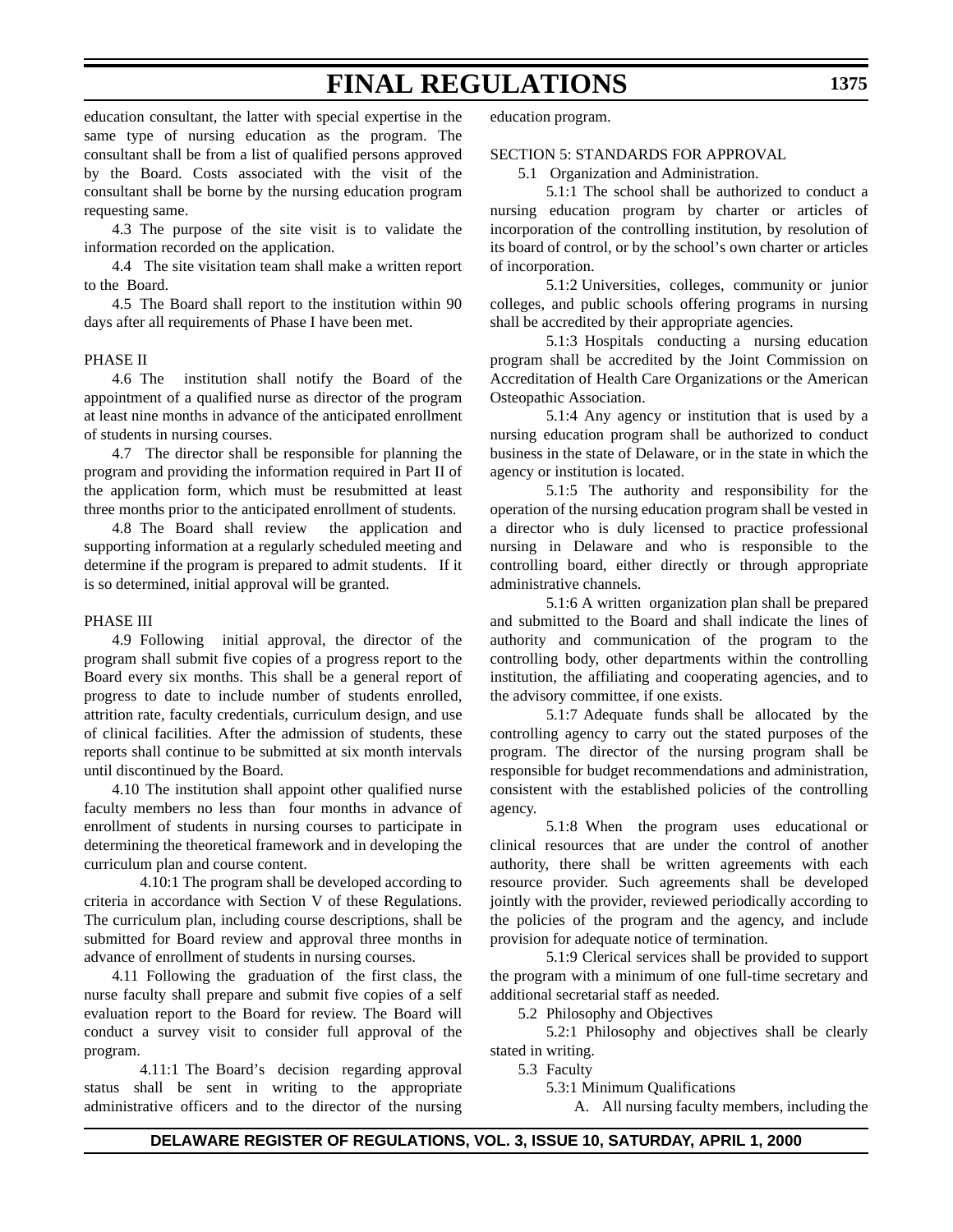education consultant, the latter with special expertise in the same type of nursing education as the program. The consultant shall be from a list of qualified persons approved by the Board. Costs associated with the visit of the consultant shall be borne by the nursing education program requesting same.

4.3 The purpose of the site visit is to validate the information recorded on the application.

4.4 The site visitation team shall make a written report to the Board.

4.5 The Board shall report to the institution within 90 days after all requirements of Phase I have been met.

PHASE II

4.6 The institution shall notify the Board of the appointment of a qualified nurse as director of the program at least nine months in advance of the anticipated enrollment of students in nursing courses.

4.7 The director shall be responsible for planning the program and providing the information required in Part II of the application form, which must be resubmitted at least three months prior to the anticipated enrollment of students.

4.8 The Board shall review the application and supporting information at a regularly scheduled meeting and determine if the program is prepared to admit students. If it is so determined, initial approval will be granted.

PHASE III

4.9 Following initial approval, the director of the program shall submit five copies of a progress report to the Board every six months. This shall be a general report of progress to date to include number of students enrolled, attrition rate, faculty credentials, curriculum design, and use of clinical facilities. After the admission of students, these reports shall continue to be submitted at six month intervals until discontinued by the Board.

4.10 The institution shall appoint other qualified nurse faculty members no less than four months in advance of enrollment of students in nursing courses to participate in determining the theoretical framework and in developing the curriculum plan and course content.

4.10:1 The program shall be developed according to criteria in accordance with Section V of these Regulations. The curriculum plan, including course descriptions, shall be submitted for Board review and approval three months in advance of enrollment of students in nursing courses.

4.11 Following the graduation of the first class, the nurse faculty shall prepare and submit five copies of a self evaluation report to the Board for review. The Board will conduct a survey visit to consider full approval of the program.

4.11:1 The Board's decision regarding approval status shall be sent in writing to the appropriate administrative officers and to the director of the nursing education program.

SECTION 5: STANDARDS FOR APPROVAL

5.1 Organization and Administration.

5.1:1 The school shall be authorized to conduct a nursing education program by charter or articles of incorporation of the controlling institution, by resolution of its board of control, or by the school's own charter or articles of incorporation.

5.1:2 Universities, colleges, community or junior colleges, and public schools offering programs in nursing shall be accredited by their appropriate agencies.

5.1:3 Hospitals conducting a nursing education program shall be accredited by the Joint Commission on Accreditation of Health Care Organizations or the American Osteopathic Association.

5.1:4 Any agency or institution that is used by a nursing education program shall be authorized to conduct business in the state of Delaware, or in the state in which the agency or institution is located.

5.1:5 The authority and responsibility for the operation of the nursing education program shall be vested in a director who is duly licensed to practice professional nursing in Delaware and who is responsible to the controlling board, either directly or through appropriate administrative channels.

5.1:6 A written organization plan shall be prepared and submitted to the Board and shall indicate the lines of authority and communication of the program to the controlling body, other departments within the controlling institution, the affiliating and cooperating agencies, and to the advisory committee, if one exists.

5.1:7 Adequate funds shall be allocated by the controlling agency to carry out the stated purposes of the program. The director of the nursing program shall be responsible for budget recommendations and administration, consistent with the established policies of the controlling agency.

5.1:8 When the program uses educational or clinical resources that are under the control of another authority, there shall be written agreements with each resource provider. Such agreements shall be developed jointly with the provider, reviewed periodically according to the policies of the program and the agency, and include provision for adequate notice of termination.

5.1:9 Clerical services shall be provided to support the program with a minimum of one full-time secretary and additional secretarial staff as needed.

5.2 Philosophy and Objectives

5.2:1 Philosophy and objectives shall be clearly stated in writing.

5.3 Faculty

5.3:1 Minimum Qualifications

A. All nursing faculty members, including the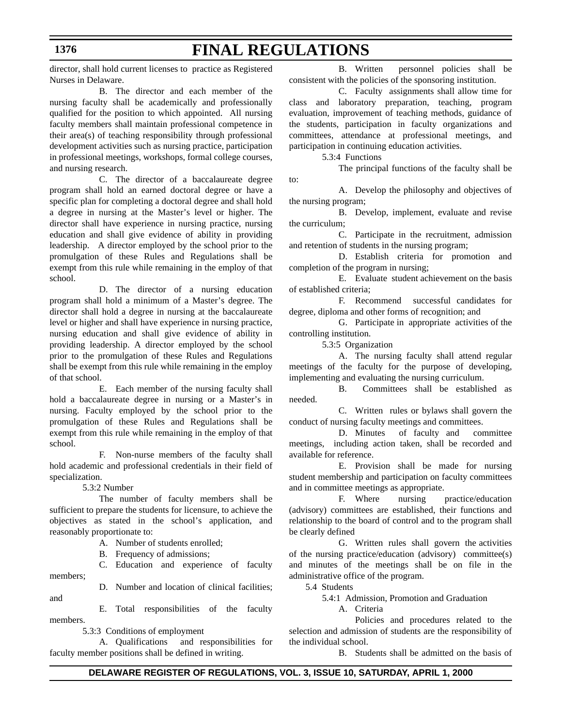director, shall hold current licenses to practice as Registered Nurses in Delaware.

B. The director and each member of the nursing faculty shall be academically and professionally qualified for the position to which appointed. All nursing faculty members shall maintain professional competence in their area(s) of teaching responsibility through professional development activities such as nursing practice, participation in professional meetings, workshops, formal college courses, and nursing research.

C. The director of a baccalaureate degree program shall hold an earned doctoral degree or have a specific plan for completing a doctoral degree and shall hold a degree in nursing at the Master's level or higher. The director shall have experience in nursing practice, nursing education and shall give evidence of ability in providing leadership. A director employed by the school prior to the promulgation of these Rules and Regulations shall be exempt from this rule while remaining in the employ of that school.

D. The director of a nursing education program shall hold a minimum of a Master's degree. The director shall hold a degree in nursing at the baccalaureate level or higher and shall have experience in nursing practice, nursing education and shall give evidence of ability in providing leadership. A director employed by the school prior to the promulgation of these Rules and Regulations shall be exempt from this rule while remaining in the employ of that school.

E. Each member of the nursing faculty shall hold a baccalaureate degree in nursing or a Master's in nursing. Faculty employed by the school prior to the promulgation of these Rules and Regulations shall be exempt from this rule while remaining in the employ of that school.

F. Non-nurse members of the faculty shall hold academic and professional credentials in their field of specialization.

5.3:2 Number

The number of faculty members shall be sufficient to prepare the students for licensure, to achieve the objectives as stated in the school's application, and reasonably proportionate to:

A. Number of students enrolled;

B. Frequency of admissions;

C. Education and experience of faculty members;

D. Number and location of clinical facilities; and

E. Total responsibilities of the faculty members.

5.3:3 Conditions of employment

A. Qualifications and responsibilities for faculty member positions shall be defined in writing.

B. Written personnel policies shall be consistent with the policies of the sponsoring institution.

C. Faculty assignments shall allow time for class and laboratory preparation, teaching, program evaluation, improvement of teaching methods, guidance of the students, participation in faculty organizations and committees, attendance at professional meetings, and participation in continuing education activities.

5.3:4 Functions

The principal functions of the faculty shall be to:

A. Develop the philosophy and objectives of the nursing program;

B. Develop, implement, evaluate and revise the curriculum;

C. Participate in the recruitment, admission and retention of students in the nursing program;

D. Establish criteria for promotion and completion of the program in nursing;

E. Evaluate student achievement on the basis of established criteria;

F. Recommend successful candidates for degree, diploma and other forms of recognition; and

G. Participate in appropriate activities of the controlling institution.

5.3:5 Organization

A. The nursing faculty shall attend regular meetings of the faculty for the purpose of developing, implementing and evaluating the nursing curriculum.

B. Committees shall be established as needed.

C. Written rules or bylaws shall govern the conduct of nursing faculty meetings and committees.

D. Minutes of faculty and committee meetings, including action taken, shall be recorded and available for reference.

E. Provision shall be made for nursing student membership and participation on faculty committees and in committee meetings as appropriate.

F. Where nursing practice/education (advisory) committees are established, their functions and relationship to the board of control and to the program shall be clearly defined

G. Written rules shall govern the activities of the nursing practice/education (advisory) committee(s) and minutes of the meetings shall be on file in the administrative office of the program.

5.4 Students

5.4:1 Admission, Promotion and Graduation

A. Criteria

Policies and procedures related to the selection and admission of students are the responsibility of the individual school.

B. Students shall be admitted on the basis of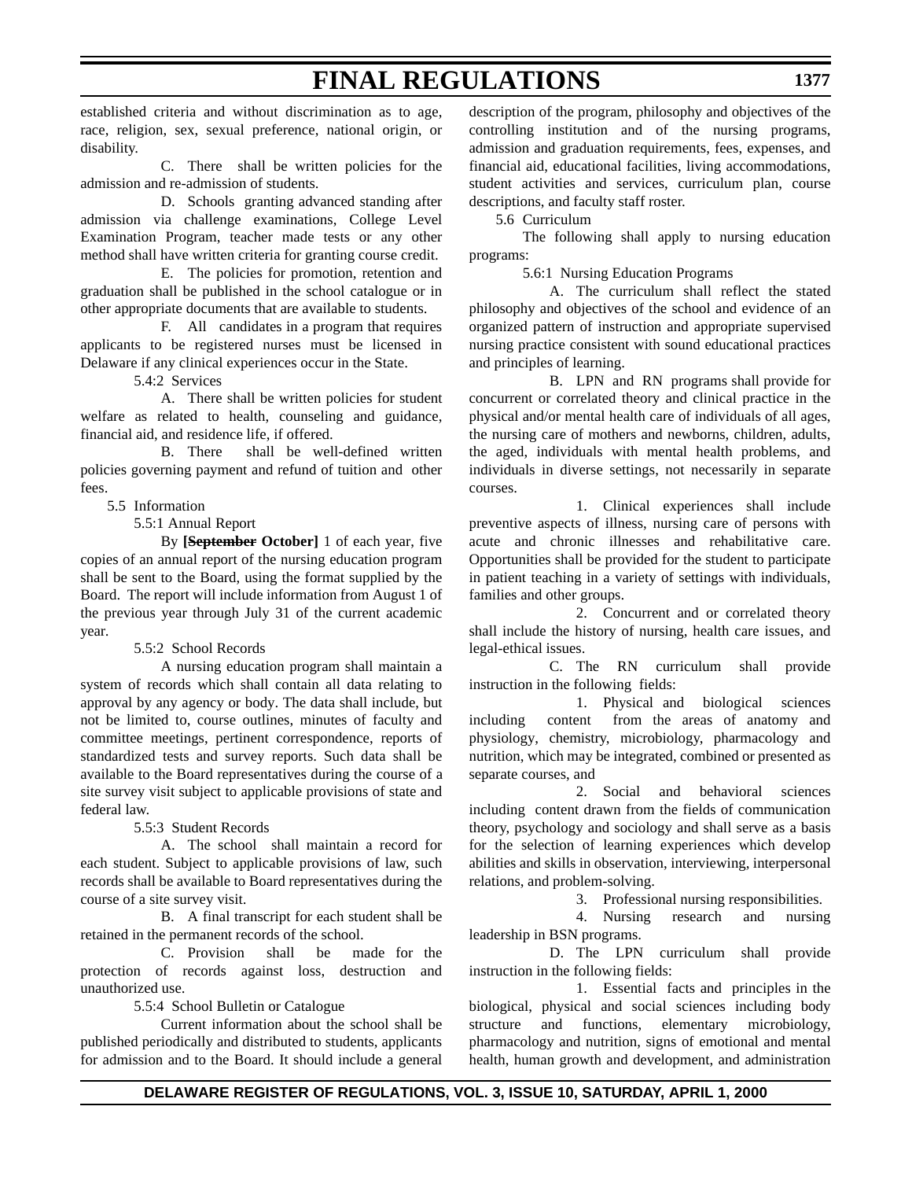established criteria and without discrimination as to age, race, religion, sex, sexual preference, national origin, or disability.

C. There shall be written policies for the admission and re-admission of students.

D. Schools granting advanced standing after admission via challenge examinations, College Level Examination Program, teacher made tests or any other method shall have written criteria for granting course credit.

E. The policies for promotion, retention and graduation shall be published in the school catalogue or in other appropriate documents that are available to students.

F. All candidates in a program that requires applicants to be registered nurses must be licensed in Delaware if any clinical experiences occur in the State.

5.4:2 Services

A. There shall be written policies for student welfare as related to health, counseling and guidance, financial aid, and residence life, if offered.

B. There shall be well-defined written policies governing payment and refund of tuition and other fees.

5.5 Information

5.5:1 Annual Report

By **[~~September~~ October]** 1 of each year, five copies of an annual report of the nursing education program shall be sent to the Board, using the format supplied by the Board. The report will include information from August 1 of the previous year through July 31 of the current academic year.

5.5:2 School Records

A nursing education program shall maintain a system of records which shall contain all data relating to approval by any agency or body. The data shall include, but not be limited to, course outlines, minutes of faculty and committee meetings, pertinent correspondence, reports of standardized tests and survey reports. Such data shall be available to the Board representatives during the course of a site survey visit subject to applicable provisions of state and federal law.

5.5:3 Student Records

A. The school shall maintain a record for each student. Subject to applicable provisions of law, such records shall be available to Board representatives during the course of a site survey visit.

B. A final transcript for each student shall be retained in the permanent records of the school.

C. Provision shall be made for the protection of records against loss, destruction and unauthorized use.

5.5:4 School Bulletin or Catalogue

Current information about the school shall be published periodically and distributed to students, applicants for admission and to the Board. It should include a general description of the program, philosophy and objectives of the controlling institution and of the nursing programs, admission and graduation requirements, fees, expenses, and financial aid, educational facilities, living accommodations, student activities and services, curriculum plan, course descriptions, and faculty staff roster.

5.6 Curriculum

The following shall apply to nursing education programs:

5.6:1 Nursing Education Programs

A. The curriculum shall reflect the stated philosophy and objectives of the school and evidence of an organized pattern of instruction and appropriate supervised nursing practice consistent with sound educational practices and principles of learning.

B. LPN and RN programs shall provide for concurrent or correlated theory and clinical practice in the physical and/or mental health care of individuals of all ages, the nursing care of mothers and newborns, children, adults, the aged, individuals with mental health problems, and individuals in diverse settings, not necessarily in separate courses.

1. Clinical experiences shall include preventive aspects of illness, nursing care of persons with acute and chronic illnesses and rehabilitative care. Opportunities shall be provided for the student to participate in patient teaching in a variety of settings with individuals, families and other groups.

2. Concurrent and or correlated theory shall include the history of nursing, health care issues, and legal-ethical issues.

C. The RN curriculum shall provide instruction in the following fields:

1. Physical and biological sciences including content from the areas of anatomy and physiology, chemistry, microbiology, pharmacology and nutrition, which may be integrated, combined or presented as separate courses, and

2. Social and behavioral sciences including content drawn from the fields of communication theory, psychology and sociology and shall serve as a basis for the selection of learning experiences which develop abilities and skills in observation, interviewing, interpersonal relations, and problem-solving.

3. Professional nursing responsibilities.

4. Nursing research and nursing leadership in BSN programs.

D. The LPN curriculum shall provide instruction in the following fields:

1. Essential facts and principles in the biological, physical and social sciences including body structure and functions, elementary microbiology, pharmacology and nutrition, signs of emotional and mental health, human growth and development, and administration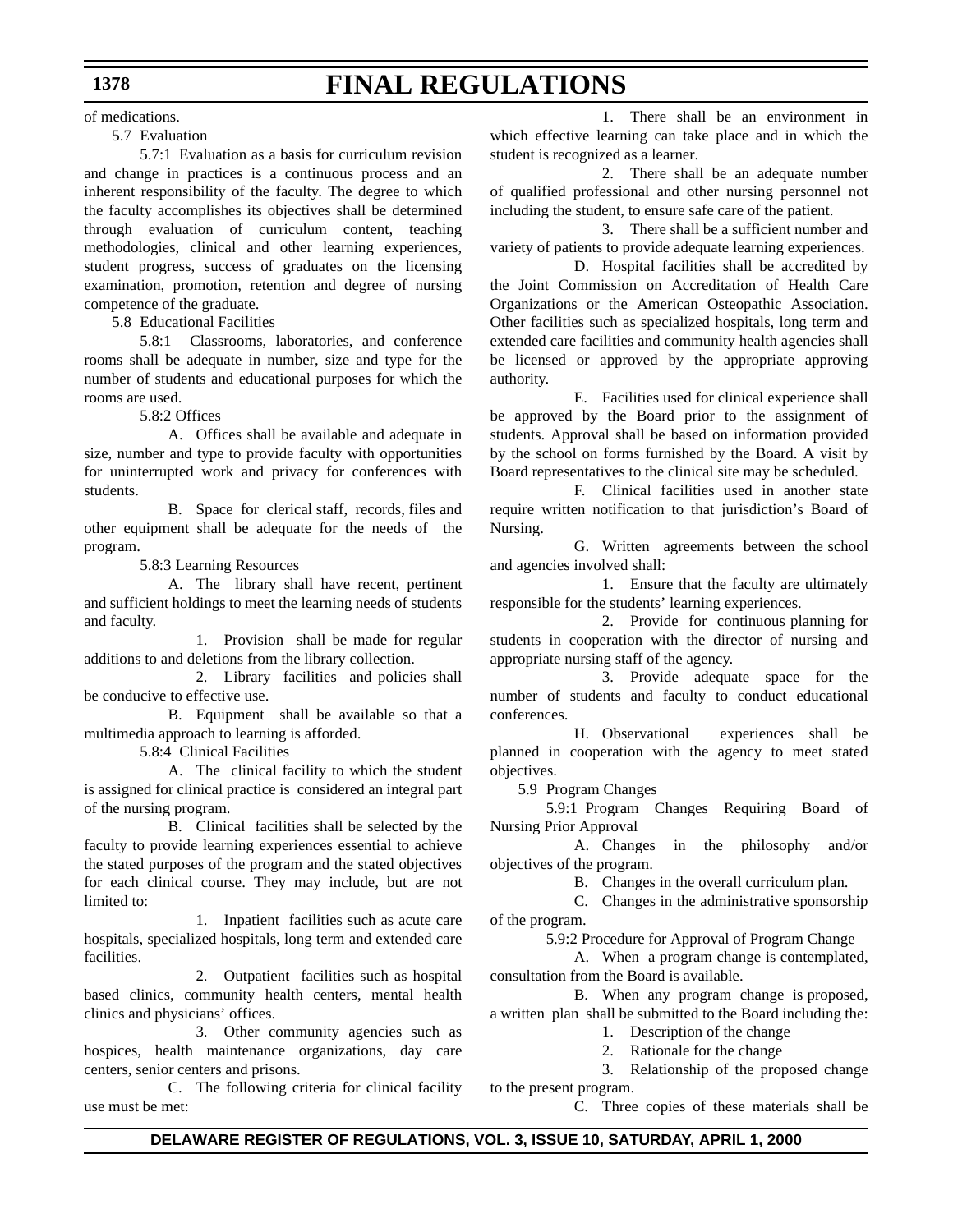of medications.

5.7 Evaluation

5.7:1 Evaluation as a basis for curriculum revision and change in practices is a continuous process and an inherent responsibility of the faculty. The degree to which the faculty accomplishes its objectives shall be determined through evaluation of curriculum content, teaching methodologies, clinical and other learning experiences, student progress, success of graduates on the licensing examination, promotion, retention and degree of nursing competence of the graduate.

5.8 Educational Facilities

5.8:1 Classrooms, laboratories, and conference rooms shall be adequate in number, size and type for the number of students and educational purposes for which the rooms are used.

5.8:2 Offices

A. Offices shall be available and adequate in size, number and type to provide faculty with opportunities for uninterrupted work and privacy for conferences with students.

B. Space for clerical staff, records, files and other equipment shall be adequate for the needs of the program.

5.8:3 Learning Resources

A. The library shall have recent, pertinent and sufficient holdings to meet the learning needs of students and faculty.

1. Provision shall be made for regular additions to and deletions from the library collection.

2. Library facilities and policies shall be conducive to effective use.

B. Equipment shall be available so that a multimedia approach to learning is afforded.

5.8:4 Clinical Facilities

A. The clinical facility to which the student is assigned for clinical practice is considered an integral part of the nursing program.

B. Clinical facilities shall be selected by the faculty to provide learning experiences essential to achieve the stated purposes of the program and the stated objectives for each clinical course. They may include, but are not limited to:

1. Inpatient facilities such as acute care hospitals, specialized hospitals, long term and extended care facilities.

2. Outpatient facilities such as hospital based clinics, community health centers, mental health clinics and physicians' offices.

3. Other community agencies such as hospices, health maintenance organizations, day care centers, senior centers and prisons.

C. The following criteria for clinical facility use must be met:

1. There shall be an environment in which effective learning can take place and in which the student is recognized as a learner.

2. There shall be an adequate number of qualified professional and other nursing personnel not including the student, to ensure safe care of the patient.

3. There shall be a sufficient number and variety of patients to provide adequate learning experiences.

D. Hospital facilities shall be accredited by the Joint Commission on Accreditation of Health Care Organizations or the American Osteopathic Association. Other facilities such as specialized hospitals, long term and extended care facilities and community health agencies shall be licensed or approved by the appropriate approving authority.

E. Facilities used for clinical experience shall be approved by the Board prior to the assignment of students. Approval shall be based on information provided by the school on forms furnished by the Board. A visit by Board representatives to the clinical site may be scheduled.

F. Clinical facilities used in another state require written notification to that jurisdiction's Board of Nursing.

G. Written agreements between the school and agencies involved shall:

1. Ensure that the faculty are ultimately responsible for the students' learning experiences.

2. Provide for continuous planning for students in cooperation with the director of nursing and appropriate nursing staff of the agency.

3. Provide adequate space for the number of students and faculty to conduct educational conferences.

H. Observational experiences shall be planned in cooperation with the agency to meet stated objectives.

5.9 Program Changes

5.9:1 Program Changes Requiring Board of Nursing Prior Approval

A. Changes in the philosophy and/or objectives of the program.

B. Changes in the overall curriculum plan.

C. Changes in the administrative sponsorship of the program.

5.9:2 Procedure for Approval of Program Change

A. When a program change is contemplated, consultation from the Board is available.

B. When any program change is proposed, a written plan shall be submitted to the Board including the:

1. Description of the change

2. Rationale for the change

3. Relationship of the proposed change to the present program.

C. Three copies of these materials shall be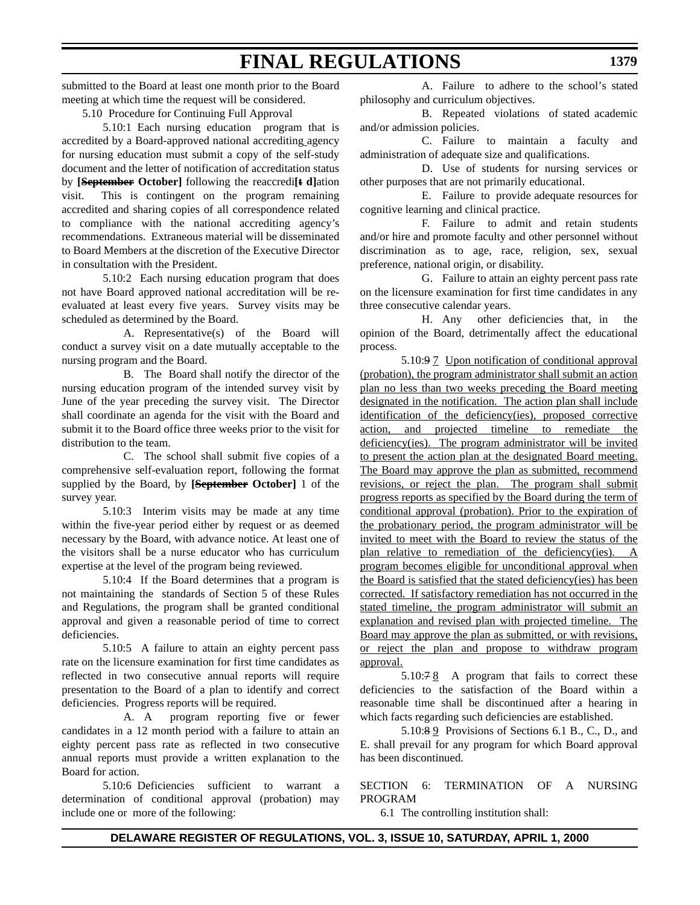submitted to the Board at least one month prior to the Board meeting at which time the request will be considered.

5.10 Procedure for Continuing Full Approval

5.10:1 Each nursing education program that is accredited by a Board-approved national accrediting agency for nursing education must submit a copy of the self-study document and the letter of notification of accreditation status by **[~~September~~ October]** following the reaccredi**[~~t~~ d]**ation visit. This is contingent on the program remaining accredited and sharing copies of all correspondence related to compliance with the national accrediting agency's recommendations. Extraneous material will be disseminated to Board Members at the discretion of the Executive Director in consultation with the President.

5.10:2 Each nursing education program that does not have Board approved national accreditation will be re-evaluated at least every five years. Survey visits may be scheduled as determined by the Board.

A. Representative(s) of the Board will conduct a survey visit on a date mutually acceptable to the nursing program and the Board.

B. The Board shall notify the director of the nursing education program of the intended survey visit by June of the year preceding the survey visit. The Director shall coordinate an agenda for the visit with the Board and submit it to the Board office three weeks prior to the visit for distribution to the team.

C. The school shall submit five copies of a comprehensive self-evaluation report, following the format supplied by the Board, by **[~~September~~ October]** 1 of the survey year.

5.10:3 Interim visits may be made at any time within the five-year period either by request or as deemed necessary by the Board, with advance notice. At least one of the visitors shall be a nurse educator who has curriculum expertise at the level of the program being reviewed.

5.10:4 If the Board determines that a program is not maintaining the standards of Section 5 of these Rules and Regulations, the program shall be granted conditional approval and given a reasonable period of time to correct deficiencies.

5.10:5 A failure to attain an eighty percent pass rate on the licensure examination for first time candidates as reflected in two consecutive annual reports will require presentation to the Board of a plan to identify and correct deficiencies. Progress reports will be required.

A. A program reporting five or fewer candidates in a 12 month period with a failure to attain an eighty percent pass rate as reflected in two consecutive annual reports must provide a written explanation to the Board for action.

5.10:6 Deficiencies sufficient to warrant a determination of conditional approval (probation) may include one or more of the following:

A. Failure to adhere to the school's stated philosophy and curriculum objectives.

B. Repeated violations of stated academic and/or admission policies.

C. Failure to maintain a faculty and administration of adequate size and qualifications.

D. Use of students for nursing services or other purposes that are not primarily educational.

E. Failure to provide adequate resources for cognitive learning and clinical practice.

F. Failure to admit and retain students and/or hire and promote faculty and other personnel without discrimination as to age, race, religion, sex, sexual preference, national origin, or disability.

G. Failure to attain an eighty percent pass rate on the licensure examination for first time candidates in any three consecutive calendar years.

H. Any other deficiencies that, in the opinion of the Board, detrimentally affect the educational process.

5.10:~~9~~ <u>7</u> <u>Upon notification of conditional approval (probation), the program administrator shall submit an action plan no less than two weeks preceding the Board meeting designated in the notification. The action plan shall include identification of the deficiency(ies), proposed corrective action, and projected timeline to remediate the deficiency(ies). The program administrator will be invited to present the action plan at the designated Board meeting. The Board may approve the plan as submitted, recommend revisions, or reject the plan. The program shall submit progress reports as specified by the Board during the term of conditional approval (probation). Prior to the expiration of the probationary period, the program administrator will be invited to meet with the Board to review the status of the plan relative to remediation of the deficiency(ies). A program becomes eligible for unconditional approval when the Board is satisfied that the stated deficiency(ies) has been corrected. If satisfactory remediation has not occurred in the stated timeline, the program administrator will submit an explanation and revised plan with projected timeline. The Board may approve the plan as submitted, or with revisions, or reject the plan and propose to withdraw program approval.</u>

5.10:~~7~~ <u>8</u> A program that fails to correct these deficiencies to the satisfaction of the Board within a reasonable time shall be discontinued after a hearing in which facts regarding such deficiencies are established.

5.10:~~8~~ <u>9</u> Provisions of Sections 6.1 B., C., D., and E. shall prevail for any program for which Board approval has been discontinued.

SECTION 6: TERMINATION OF A NURSING PROGRAM

6.1 The controlling institution shall: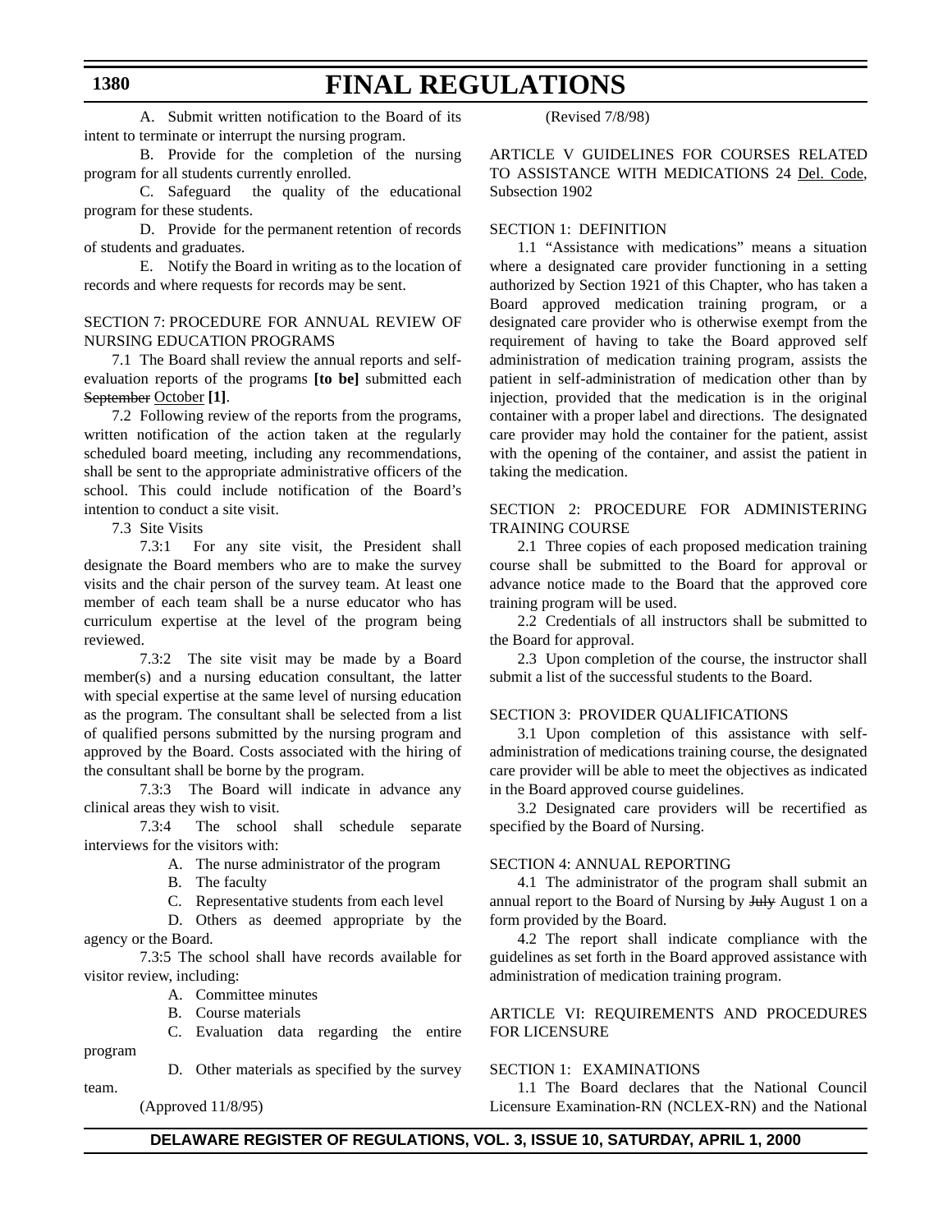A. Submit written notification to the Board of its intent to terminate or interrupt the nursing program.

B. Provide for the completion of the nursing program for all students currently enrolled.

C. Safeguard the quality of the educational program for these students.

D. Provide for the permanent retention of records of students and graduates.

E. Notify the Board in writing as to the location of records and where requests for records may be sent.

SECTION 7: PROCEDURE FOR ANNUAL REVIEW OF NURSING EDUCATION PROGRAMS

7.1 The Board shall review the annual reports and self-evaluation reports of the programs **[to be]** submitted each ~~September~~ October **[1]**.

7.2 Following review of the reports from the programs, written notification of the action taken at the regularly scheduled board meeting, including any recommendations, shall be sent to the appropriate administrative officers of the school. This could include notification of the Board's intention to conduct a site visit.

7.3 Site Visits

7.3:1 For any site visit, the President shall designate the Board members who are to make the survey visits and the chair person of the survey team. At least one member of each team shall be a nurse educator who has curriculum expertise at the level of the program being reviewed.

7.3:2 The site visit may be made by a Board member(s) and a nursing education consultant, the latter with special expertise at the same level of nursing education as the program. The consultant shall be selected from a list of qualified persons submitted by the nursing program and approved by the Board. Costs associated with the hiring of the consultant shall be borne by the program.

7.3:3 The Board will indicate in advance any clinical areas they wish to visit.

7.3:4 The school shall schedule separate interviews for the visitors with:

A. The nurse administrator of the program

B. The faculty

C. Representative students from each level

D. Others as deemed appropriate by the agency or the Board.

7.3:5 The school shall have records available for visitor review, including:

A. Committee minutes

B. Course materials

C. Evaluation data regarding the entire program

D. Other materials as specified by the survey team.

(Approved 11/8/95)

(Revised 7/8/98)

ARTICLE V GUIDELINES FOR COURSES RELATED TO ASSISTANCE WITH MEDICATIONS 24 Del. Code, Subsection 1902

SECTION 1: DEFINITION

1.1 "Assistance with medications" means a situation where a designated care provider functioning in a setting authorized by Section 1921 of this Chapter, who has taken a Board approved medication training program, or a designated care provider who is otherwise exempt from the requirement of having to take the Board approved self administration of medication training program, assists the patient in self-administration of medication other than by injection, provided that the medication is in the original container with a proper label and directions. The designated care provider may hold the container for the patient, assist with the opening of the container, and assist the patient in taking the medication.

SECTION 2: PROCEDURE FOR ADMINISTERING TRAINING COURSE

2.1 Three copies of each proposed medication training course shall be submitted to the Board for approval or advance notice made to the Board that the approved core training program will be used.

2.2 Credentials of all instructors shall be submitted to the Board for approval.

2.3 Upon completion of the course, the instructor shall submit a list of the successful students to the Board.

SECTION 3: PROVIDER QUALIFICATIONS

3.1 Upon completion of this assistance with self-administration of medications training course, the designated care provider will be able to meet the objectives as indicated in the Board approved course guidelines.

3.2 Designated care providers will be recertified as specified by the Board of Nursing.

SECTION 4: ANNUAL REPORTING

4.1 The administrator of the program shall submit an annual report to the Board of Nursing by ~~July~~ August 1 on a form provided by the Board.

4.2 The report shall indicate compliance with the guidelines as set forth in the Board approved assistance with administration of medication training program.

ARTICLE VI: REQUIREMENTS AND PROCEDURES FOR LICENSURE

SECTION 1: EXAMINATIONS

1.1 The Board declares that the National Council Licensure Examination-RN (NCLEX-RN) and the National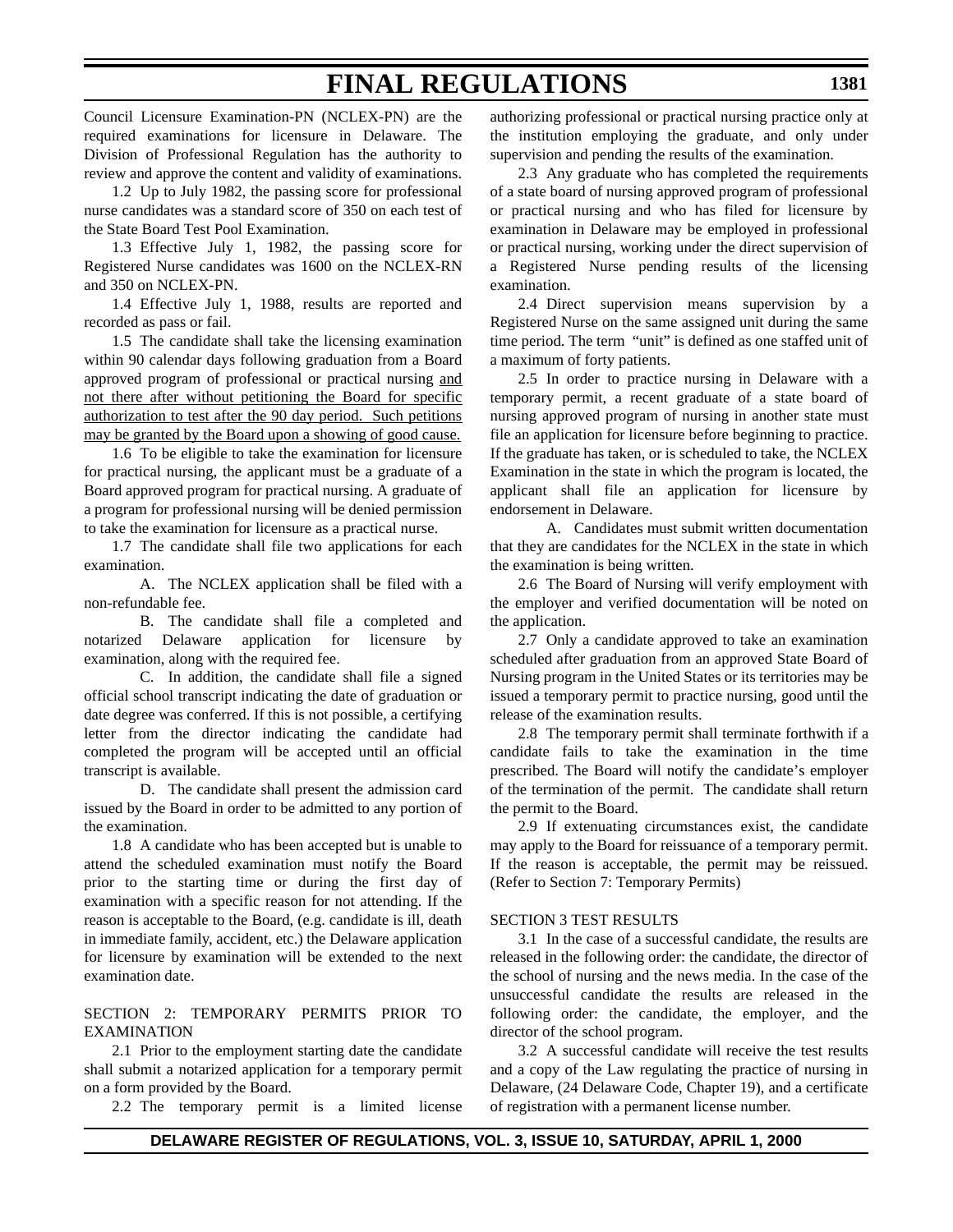Council Licensure Examination-PN (NCLEX-PN) are the required examinations for licensure in Delaware. The Division of Professional Regulation has the authority to review and approve the content and validity of examinations.

1.2 Up to July 1982, the passing score for professional nurse candidates was a standard score of 350 on each test of the State Board Test Pool Examination.

1.3 Effective July 1, 1982, the passing score for Registered Nurse candidates was 1600 on the NCLEX-RN and 350 on NCLEX-PN.

1.4 Effective July 1, 1988, results are reported and recorded as pass or fail.

1.5 The candidate shall take the licensing examination within 90 calendar days following graduation from a Board approved program of professional or practical nursing and not there after without petitioning the Board for specific authorization to test after the 90 day period. Such petitions may be granted by the Board upon a showing of good cause.

1.6 To be eligible to take the examination for licensure for practical nursing, the applicant must be a graduate of a Board approved program for practical nursing. A graduate of a program for professional nursing will be denied permission to take the examination for licensure as a practical nurse.

1.7 The candidate shall file two applications for each examination.

A. The NCLEX application shall be filed with a non-refundable fee.

B. The candidate shall file a completed and notarized Delaware application for licensure by examination, along with the required fee.

C. In addition, the candidate shall file a signed official school transcript indicating the date of graduation or date degree was conferred. If this is not possible, a certifying letter from the director indicating the candidate had completed the program will be accepted until an official transcript is available.

D. The candidate shall present the admission card issued by the Board in order to be admitted to any portion of the examination.

1.8 A candidate who has been accepted but is unable to attend the scheduled examination must notify the Board prior to the starting time or during the first day of examination with a specific reason for not attending. If the reason is acceptable to the Board, (e.g. candidate is ill, death in immediate family, accident, etc.) the Delaware application for licensure by examination will be extended to the next examination date.

SECTION 2: TEMPORARY PERMITS PRIOR TO EXAMINATION

2.1 Prior to the employment starting date the candidate shall submit a notarized application for a temporary permit on a form provided by the Board.

2.2 The temporary permit is a limited license authorizing professional or practical nursing practice only at the institution employing the graduate, and only under supervision and pending the results of the examination.

2.3 Any graduate who has completed the requirements of a state board of nursing approved program of professional or practical nursing and who has filed for licensure by examination in Delaware may be employed in professional or practical nursing, working under the direct supervision of a Registered Nurse pending results of the licensing examination.

2.4 Direct supervision means supervision by a Registered Nurse on the same assigned unit during the same time period. The term "unit" is defined as one staffed unit of a maximum of forty patients.

2.5 In order to practice nursing in Delaware with a temporary permit, a recent graduate of a state board of nursing approved program of nursing in another state must file an application for licensure before beginning to practice. If the graduate has taken, or is scheduled to take, the NCLEX Examination in the state in which the program is located, the applicant shall file an application for licensure by endorsement in Delaware.

A. Candidates must submit written documentation that they are candidates for the NCLEX in the state in which the examination is being written.

2.6 The Board of Nursing will verify employment with the employer and verified documentation will be noted on the application.

2.7 Only a candidate approved to take an examination scheduled after graduation from an approved State Board of Nursing program in the United States or its territories may be issued a temporary permit to practice nursing, good until the release of the examination results.

2.8 The temporary permit shall terminate forthwith if a candidate fails to take the examination in the time prescribed. The Board will notify the candidate's employer of the termination of the permit. The candidate shall return the permit to the Board.

2.9 If extenuating circumstances exist, the candidate may apply to the Board for reissuance of a temporary permit. If the reason is acceptable, the permit may be reissued. (Refer to Section 7: Temporary Permits)

SECTION 3 TEST RESULTS

3.1 In the case of a successful candidate, the results are released in the following order: the candidate, the director of the school of nursing and the news media. In the case of the unsuccessful candidate the results are released in the following order: the candidate, the employer, and the director of the school program.

3.2 A successful candidate will receive the test results and a copy of the Law regulating the practice of nursing in Delaware, (24 Delaware Code, Chapter 19), and a certificate of registration with a permanent license number.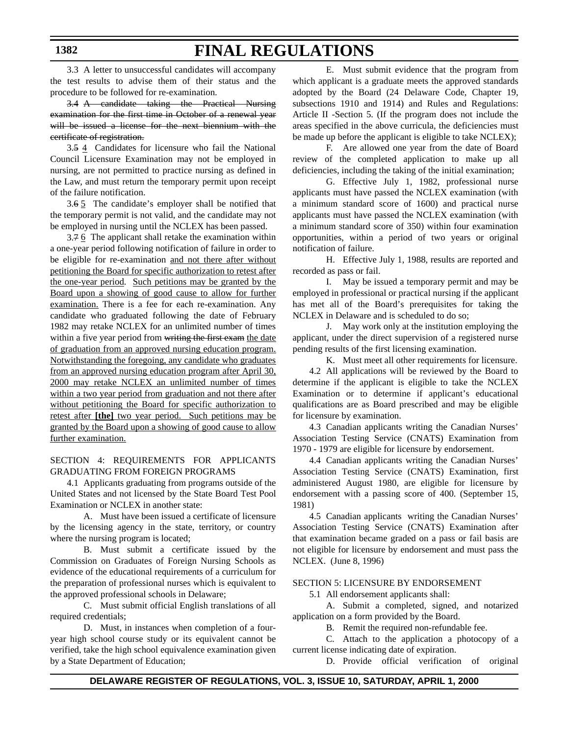3.3 A letter to unsuccessful candidates will accompany the test results to advise them of their status and the procedure to be followed for re-examination.

~~3.4 A candidate taking the Practical Nursing examination for the first time in October of a renewal year will be issued a license for the next biennium with the certificate of registration.~~

3.~~5~~ 4 Candidates for licensure who fail the National Council Licensure Examination may not be employed in nursing, are not permitted to practice nursing as defined in the Law, and must return the temporary permit upon receipt of the failure notification.

3.~~6~~ 5 The candidate's employer shall be notified that the temporary permit is not valid, and the candidate may not be employed in nursing until the NCLEX has been passed.

3.~~7~~ 6 The applicant shall retake the examination within a one-year period following notification of failure in order to be eligible for re-examination and not there after without petitioning the Board for specific authorization to retest after the one-year period. Such petitions may be granted by the Board upon a showing of good cause to allow for further examination. There is a fee for each re-examination. Any candidate who graduated following the date of February 1982 may retake NCLEX for an unlimited number of times within a five year period from ~~writing the first exam~~ the date of graduation from an approved nursing education program. Notwithstanding the foregoing, any candidate who graduates from an approved nursing education program after April 30, 2000 may retake NCLEX an unlimited number of times within a two year period from graduation and not there after without petitioning the Board for specific authorization to retest after **[the]** two year period. Such petitions may be granted by the Board upon a showing of good cause to allow further examination.

SECTION 4: REQUIREMENTS FOR APPLICANTS GRADUATING FROM FOREIGN PROGRAMS

4.1 Applicants graduating from programs outside of the United States and not licensed by the State Board Test Pool Examination or NCLEX in another state:

A. Must have been issued a certificate of licensure by the licensing agency in the state, territory, or country where the nursing program is located;

B. Must submit a certificate issued by the Commission on Graduates of Foreign Nursing Schools as evidence of the educational requirements of a curriculum for the preparation of professional nurses which is equivalent to the approved professional schools in Delaware;

C. Must submit official English translations of all required credentials;

D. Must, in instances when completion of a four-year high school course study or its equivalent cannot be verified, take the high school equivalence examination given by a State Department of Education;

E. Must submit evidence that the program from which applicant is a graduate meets the approved standards adopted by the Board (24 Delaware Code, Chapter 19, subsections 1910 and 1914) and Rules and Regulations: Article II -Section 5. (If the program does not include the areas specified in the above curricula, the deficiencies must be made up before the applicant is eligible to take NCLEX);

F. Are allowed one year from the date of Board review of the completed application to make up all deficiencies, including the taking of the initial examination;

G. Effective July 1, 1982, professional nurse applicants must have passed the NCLEX examination (with a minimum standard score of 1600) and practical nurse applicants must have passed the NCLEX examination (with a minimum standard score of 350) within four examination opportunities, within a period of two years or original notification of failure.

H. Effective July 1, 1988, results are reported and recorded as pass or fail.

I. May be issued a temporary permit and may be employed in professional or practical nursing if the applicant has met all of the Board's prerequisites for taking the NCLEX in Delaware and is scheduled to do so;

J. May work only at the institution employing the applicant, under the direct supervision of a registered nurse pending results of the first licensing examination.

K. Must meet all other requirements for licensure.

4.2 All applications will be reviewed by the Board to determine if the applicant is eligible to take the NCLEX Examination or to determine if applicant's educational qualifications are as Board prescribed and may be eligible for licensure by examination.

4.3 Canadian applicants writing the Canadian Nurses' Association Testing Service (CNATS) Examination from 1970 - 1979 are eligible for licensure by endorsement.

4.4 Canadian applicants writing the Canadian Nurses' Association Testing Service (CNATS) Examination, first administered August 1980, are eligible for licensure by endorsement with a passing score of 400. (September 15, 1981)

4.5 Canadian applicants writing the Canadian Nurses' Association Testing Service (CNATS) Examination after that examination became graded on a pass or fail basis are not eligible for licensure by endorsement and must pass the NCLEX. (June 8, 1996)

SECTION 5: LICENSURE BY ENDORSEMENT

5.1 All endorsement applicants shall:

A. Submit a completed, signed, and notarized application on a form provided by the Board.

B. Remit the required non-refundable fee.

C. Attach to the application a photocopy of a current license indicating date of expiration.

D. Provide official verification of original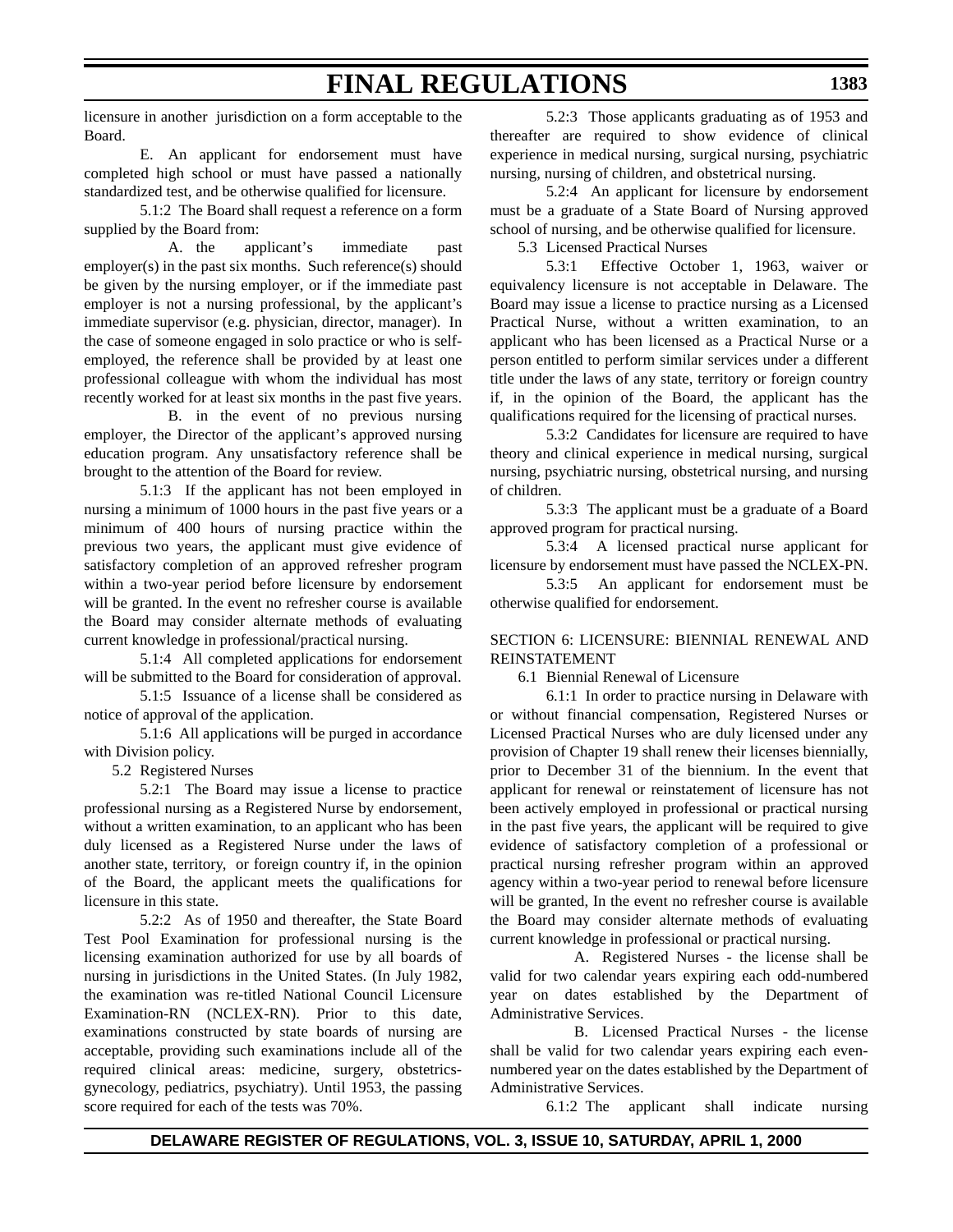licensure in another jurisdiction on a form acceptable to the Board.

E. An applicant for endorsement must have completed high school or must have passed a nationally standardized test, and be otherwise qualified for licensure.

5.1:2 The Board shall request a reference on a form supplied by the Board from:

A. the applicant's immediate past employer(s) in the past six months. Such reference(s) should be given by the nursing employer, or if the immediate past employer is not a nursing professional, by the applicant's immediate supervisor (e.g. physician, director, manager). In the case of someone engaged in solo practice or who is self-employed, the reference shall be provided by at least one professional colleague with whom the individual has most recently worked for at least six months in the past five years.

B. in the event of no previous nursing employer, the Director of the applicant's approved nursing education program. Any unsatisfactory reference shall be brought to the attention of the Board for review.

5.1:3 If the applicant has not been employed in nursing a minimum of 1000 hours in the past five years or a minimum of 400 hours of nursing practice within the previous two years, the applicant must give evidence of satisfactory completion of an approved refresher program within a two-year period before licensure by endorsement will be granted. In the event no refresher course is available the Board may consider alternate methods of evaluating current knowledge in professional/practical nursing.

5.1:4 All completed applications for endorsement will be submitted to the Board for consideration of approval.

5.1:5 Issuance of a license shall be considered as notice of approval of the application.

5.1:6 All applications will be purged in accordance with Division policy.

5.2 Registered Nurses

5.2:1 The Board may issue a license to practice professional nursing as a Registered Nurse by endorsement, without a written examination, to an applicant who has been duly licensed as a Registered Nurse under the laws of another state, territory, or foreign country if, in the opinion of the Board, the applicant meets the qualifications for licensure in this state.

5.2:2 As of 1950 and thereafter, the State Board Test Pool Examination for professional nursing is the licensing examination authorized for use by all boards of nursing in jurisdictions in the United States. (In July 1982, the examination was re-titled National Council Licensure Examination-RN (NCLEX-RN). Prior to this date, examinations constructed by state boards of nursing are acceptable, providing such examinations include all of the required clinical areas: medicine, surgery, obstetrics-gynecology, pediatrics, psychiatry). Until 1953, the passing score required for each of the tests was 70%.

5.2:3 Those applicants graduating as of 1953 and thereafter are required to show evidence of clinical experience in medical nursing, surgical nursing, psychiatric nursing, nursing of children, and obstetrical nursing.

5.2:4 An applicant for licensure by endorsement must be a graduate of a State Board of Nursing approved school of nursing, and be otherwise qualified for licensure.

5.3 Licensed Practical Nurses

5.3:1 Effective October 1, 1963, waiver or equivalency licensure is not acceptable in Delaware. The Board may issue a license to practice nursing as a Licensed Practical Nurse, without a written examination, to an applicant who has been licensed as a Practical Nurse or a person entitled to perform similar services under a different title under the laws of any state, territory or foreign country if, in the opinion of the Board, the applicant has the qualifications required for the licensing of practical nurses.

5.3:2 Candidates for licensure are required to have theory and clinical experience in medical nursing, surgical nursing, psychiatric nursing, obstetrical nursing, and nursing of children.

5.3:3 The applicant must be a graduate of a Board approved program for practical nursing.

5.3:4 A licensed practical nurse applicant for licensure by endorsement must have passed the NCLEX-PN.

5.3:5 An applicant for endorsement must be otherwise qualified for endorsement.

SECTION 6: LICENSURE: BIENNIAL RENEWAL AND REINSTATEMENT

6.1 Biennial Renewal of Licensure

6.1:1 In order to practice nursing in Delaware with or without financial compensation, Registered Nurses or Licensed Practical Nurses who are duly licensed under any provision of Chapter 19 shall renew their licenses biennially, prior to December 31 of the biennium. In the event that applicant for renewal or reinstatement of licensure has not been actively employed in professional or practical nursing in the past five years, the applicant will be required to give evidence of satisfactory completion of a professional or practical nursing refresher program within an approved agency within a two-year period to renewal before licensure will be granted, In the event no refresher course is available the Board may consider alternate methods of evaluating current knowledge in professional or practical nursing.

A. Registered Nurses - the license shall be valid for two calendar years expiring each odd-numbered year on dates established by the Department of Administrative Services.

B. Licensed Practical Nurses - the license shall be valid for two calendar years expiring each even-numbered year on the dates established by the Department of Administrative Services.

6.1:2 The applicant shall indicate nursing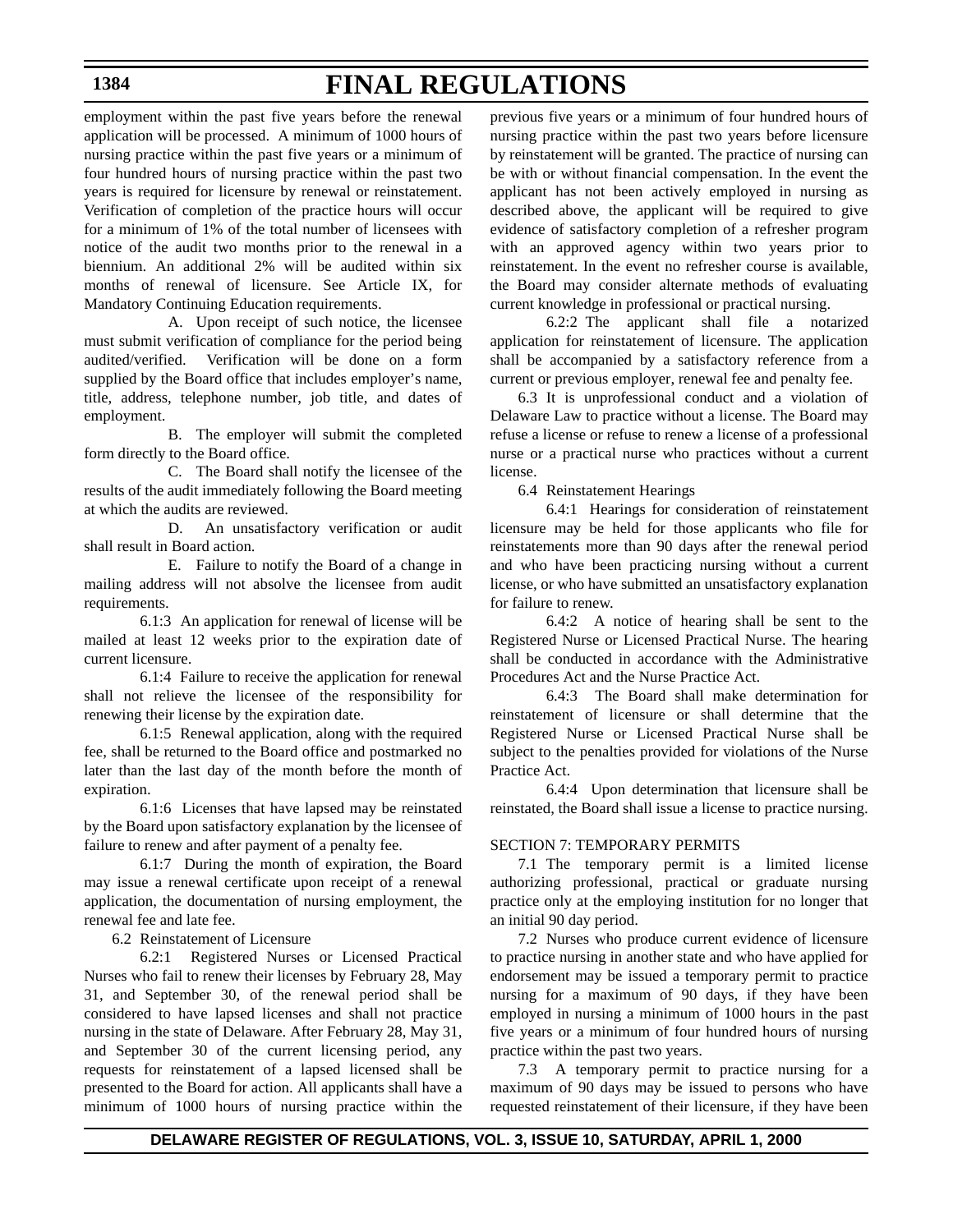employment within the past five years before the renewal application will be processed. A minimum of 1000 hours of nursing practice within the past five years or a minimum of four hundred hours of nursing practice within the past two years is required for licensure by renewal or reinstatement. Verification of completion of the practice hours will occur for a minimum of 1% of the total number of licensees with notice of the audit two months prior to the renewal in a biennium. An additional 2% will be audited within six months of renewal of licensure. See Article IX, for Mandatory Continuing Education requirements.

A. Upon receipt of such notice, the licensee must submit verification of compliance for the period being audited/verified. Verification will be done on a form supplied by the Board office that includes employer's name, title, address, telephone number, job title, and dates of employment.

B. The employer will submit the completed form directly to the Board office.

C. The Board shall notify the licensee of the results of the audit immediately following the Board meeting at which the audits are reviewed.

D. An unsatisfactory verification or audit shall result in Board action.

E. Failure to notify the Board of a change in mailing address will not absolve the licensee from audit requirements.

6.1:3 An application for renewal of license will be mailed at least 12 weeks prior to the expiration date of current licensure.

6.1:4 Failure to receive the application for renewal shall not relieve the licensee of the responsibility for renewing their license by the expiration date.

6.1:5 Renewal application, along with the required fee, shall be returned to the Board office and postmarked no later than the last day of the month before the month of expiration.

6.1:6 Licenses that have lapsed may be reinstated by the Board upon satisfactory explanation by the licensee of failure to renew and after payment of a penalty fee.

6.1:7 During the month of expiration, the Board may issue a renewal certificate upon receipt of a renewal application, the documentation of nursing employment, the renewal fee and late fee.

6.2 Reinstatement of Licensure

6.2:1 Registered Nurses or Licensed Practical Nurses who fail to renew their licenses by February 28, May 31, and September 30, of the renewal period shall be considered to have lapsed licenses and shall not practice nursing in the state of Delaware. After February 28, May 31, and September 30 of the current licensing period, any requests for reinstatement of a lapsed licensed shall be presented to the Board for action. All applicants shall have a minimum of 1000 hours of nursing practice within the previous five years or a minimum of four hundred hours of nursing practice within the past two years before licensure by reinstatement will be granted. The practice of nursing can be with or without financial compensation. In the event the applicant has not been actively employed in nursing as described above, the applicant will be required to give evidence of satisfactory completion of a refresher program with an approved agency within two years prior to reinstatement. In the event no refresher course is available, the Board may consider alternate methods of evaluating current knowledge in professional or practical nursing.

6.2:2 The applicant shall file a notarized application for reinstatement of licensure. The application shall be accompanied by a satisfactory reference from a current or previous employer, renewal fee and penalty fee.

6.3 It is unprofessional conduct and a violation of Delaware Law to practice without a license. The Board may refuse a license or refuse to renew a license of a professional nurse or a practical nurse who practices without a current license.

6.4 Reinstatement Hearings

6.4:1 Hearings for consideration of reinstatement licensure may be held for those applicants who file for reinstatements more than 90 days after the renewal period and who have been practicing nursing without a current license, or who have submitted an unsatisfactory explanation for failure to renew.

6.4:2 A notice of hearing shall be sent to the Registered Nurse or Licensed Practical Nurse. The hearing shall be conducted in accordance with the Administrative Procedures Act and the Nurse Practice Act.

6.4:3 The Board shall make determination for reinstatement of licensure or shall determine that the Registered Nurse or Licensed Practical Nurse shall be subject to the penalties provided for violations of the Nurse Practice Act.

6.4:4 Upon determination that licensure shall be reinstated, the Board shall issue a license to practice nursing.

SECTION 7: TEMPORARY PERMITS

7.1 The temporary permit is a limited license authorizing professional, practical or graduate nursing practice only at the employing institution for no longer that an initial 90 day period.

7.2 Nurses who produce current evidence of licensure to practice nursing in another state and who have applied for endorsement may be issued a temporary permit to practice nursing for a maximum of 90 days, if they have been employed in nursing a minimum of 1000 hours in the past five years or a minimum of four hundred hours of nursing practice within the past two years.

7.3 A temporary permit to practice nursing for a maximum of 90 days may be issued to persons who have requested reinstatement of their licensure, if they have been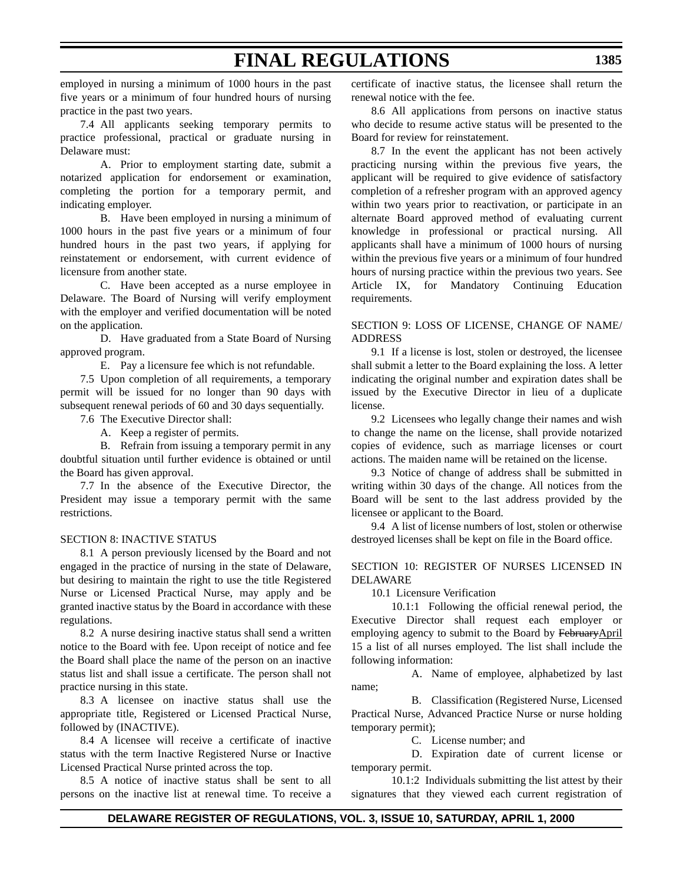employed in nursing a minimum of 1000 hours in the past five years or a minimum of four hundred hours of nursing practice in the past two years.

7.4 All applicants seeking temporary permits to practice professional, practical or graduate nursing in Delaware must:

A. Prior to employment starting date, submit a notarized application for endorsement or examination, completing the portion for a temporary permit, and indicating employer.

B. Have been employed in nursing a minimum of 1000 hours in the past five years or a minimum of four hundred hours in the past two years, if applying for reinstatement or endorsement, with current evidence of licensure from another state.

C. Have been accepted as a nurse employee in Delaware. The Board of Nursing will verify employment with the employer and verified documentation will be noted on the application.

D. Have graduated from a State Board of Nursing approved program.

E. Pay a licensure fee which is not refundable.

7.5 Upon completion of all requirements, a temporary permit will be issued for no longer than 90 days with subsequent renewal periods of 60 and 30 days sequentially.

7.6 The Executive Director shall:

A. Keep a register of permits.

B. Refrain from issuing a temporary permit in any doubtful situation until further evidence is obtained or until the Board has given approval.

7.7 In the absence of the Executive Director, the President may issue a temporary permit with the same restrictions.

SECTION 8: INACTIVE STATUS

8.1 A person previously licensed by the Board and not engaged in the practice of nursing in the state of Delaware, but desiring to maintain the right to use the title Registered Nurse or Licensed Practical Nurse, may apply and be granted inactive status by the Board in accordance with these regulations.

8.2 A nurse desiring inactive status shall send a written notice to the Board with fee. Upon receipt of notice and fee the Board shall place the name of the person on an inactive status list and shall issue a certificate. The person shall not practice nursing in this state.

8.3 A licensee on inactive status shall use the appropriate title, Registered or Licensed Practical Nurse, followed by (INACTIVE).

8.4 A licensee will receive a certificate of inactive status with the term Inactive Registered Nurse or Inactive Licensed Practical Nurse printed across the top.

8.5 A notice of inactive status shall be sent to all persons on the inactive list at renewal time. To receive a certificate of inactive status, the licensee shall return the renewal notice with the fee.

8.6 All applications from persons on inactive status who decide to resume active status will be presented to the Board for review for reinstatement.

8.7 In the event the applicant has not been actively practicing nursing within the previous five years, the applicant will be required to give evidence of satisfactory completion of a refresher program with an approved agency within two years prior to reactivation, or participate in an alternate Board approved method of evaluating current knowledge in professional or practical nursing. All applicants shall have a minimum of 1000 hours of nursing within the previous five years or a minimum of four hundred hours of nursing practice within the previous two years. See Article IX, for Mandatory Continuing Education requirements.

SECTION 9: LOSS OF LICENSE, CHANGE OF NAME/ ADDRESS

9.1 If a license is lost, stolen or destroyed, the licensee shall submit a letter to the Board explaining the loss. A letter indicating the original number and expiration dates shall be issued by the Executive Director in lieu of a duplicate license.

9.2 Licensees who legally change their names and wish to change the name on the license, shall provide notarized copies of evidence, such as marriage licenses or court actions. The maiden name will be retained on the license.

9.3 Notice of change of address shall be submitted in writing within 30 days of the change. All notices from the Board will be sent to the last address provided by the licensee or applicant to the Board.

9.4 A list of license numbers of lost, stolen or otherwise destroyed licenses shall be kept on file in the Board office.

SECTION 10: REGISTER OF NURSES LICENSED IN DELAWARE

10.1 Licensure Verification

10.1:1 Following the official renewal period, the Executive Director shall request each employer or employing agency to submit to the Board by ~~February~~April 15 a list of all nurses employed. The list shall include the following information:

A. Name of employee, alphabetized by last name;

B. Classification (Registered Nurse, Licensed Practical Nurse, Advanced Practice Nurse or nurse holding temporary permit);

C. License number; and

D. Expiration date of current license or temporary permit.

10.1:2 Individuals submitting the list attest by their signatures that they viewed each current registration of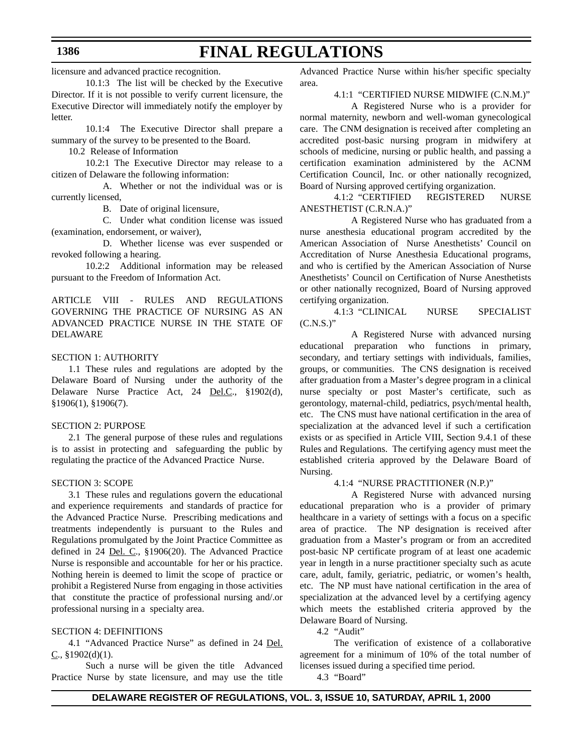licensure and advanced practice recognition.

10.1:3 The list will be checked by the Executive Director. If it is not possible to verify current licensure, the Executive Director will immediately notify the employer by letter.

10.1:4 The Executive Director shall prepare a summary of the survey to be presented to the Board.

10.2 Release of Information

10.2:1 The Executive Director may release to a citizen of Delaware the following information:

A. Whether or not the individual was or is currently licensed,

B. Date of original licensure,

C. Under what condition license was issued (examination, endorsement, or waiver),

D. Whether license was ever suspended or revoked following a hearing.

10.2:2 Additional information may be released pursuant to the Freedom of Information Act.

ARTICLE VIII - RULES AND REGULATIONS GOVERNING THE PRACTICE OF NURSING AS AN ADVANCED PRACTICE NURSE IN THE STATE OF DELAWARE

SECTION 1: AUTHORITY

1.1 These rules and regulations are adopted by the Delaware Board of Nursing under the authority of the Delaware Nurse Practice Act, 24 Del.C., §1902(d), §1906(1), §1906(7).

SECTION 2: PURPOSE

2.1 The general purpose of these rules and regulations is to assist in protecting and safeguarding the public by regulating the practice of the Advanced Practice Nurse.

SECTION 3: SCOPE

3.1 These rules and regulations govern the educational and experience requirements and standards of practice for the Advanced Practice Nurse. Prescribing medications and treatments independently is pursuant to the Rules and Regulations promulgated by the Joint Practice Committee as defined in 24 Del. C., §1906(20). The Advanced Practice Nurse is responsible and accountable for her or his practice. Nothing herein is deemed to limit the scope of practice or prohibit a Registered Nurse from engaging in those activities that constitute the practice of professional nursing and/.or professional nursing in a specialty area.

SECTION 4: DEFINITIONS

4.1 "Advanced Practice Nurse" as defined in 24 Del. C., §1902(d)(1).

Such a nurse will be given the title Advanced Practice Nurse by state licensure, and may use the title Advanced Practice Nurse within his/her specific specialty area.

4.1:1 "CERTIFIED NURSE MIDWIFE (C.N.M.)"

A Registered Nurse who is a provider for normal maternity, newborn and well-woman gynecological care. The CNM designation is received after completing an accredited post-basic nursing program in midwifery at schools of medicine, nursing or public health, and passing a certification examination administered by the ACNM Certification Council, Inc. or other nationally recognized, Board of Nursing approved certifying organization.

4.1:2 "CERTIFIED REGISTERED NURSE ANESTHETIST (C.R.N.A.)"

A Registered Nurse who has graduated from a nurse anesthesia educational program accredited by the American Association of Nurse Anesthetists' Council on Accreditation of Nurse Anesthesia Educational programs, and who is certified by the American Association of Nurse Anesthetists' Council on Certification of Nurse Anesthetists or other nationally recognized, Board of Nursing approved certifying organization.

4.1:3 "CLINICAL NURSE SPECIALIST (C.N.S.)"

A Registered Nurse with advanced nursing educational preparation who functions in primary, secondary, and tertiary settings with individuals, families, groups, or communities. The CNS designation is received after graduation from a Master's degree program in a clinical nurse specialty or post Master's certificate, such as gerontology, maternal-child, pediatrics, psych/mental health, etc. The CNS must have national certification in the area of specialization at the advanced level if such a certification exists or as specified in Article VIII, Section 9.4.1 of these Rules and Regulations. The certifying agency must meet the established criteria approved by the Delaware Board of Nursing.

4.1:4 "NURSE PRACTITIONER (N.P.)"

A Registered Nurse with advanced nursing educational preparation who is a provider of primary healthcare in a variety of settings with a focus on a specific area of practice. The NP designation is received after graduation from a Master's program or from an accredited post-basic NP certificate program of at least one academic year in length in a nurse practitioner specialty such as acute care, adult, family, geriatric, pediatric, or women's health, etc. The NP must have national certification in the area of specialization at the advanced level by a certifying agency which meets the established criteria approved by the Delaware Board of Nursing.

4.2 "Audit"

The verification of existence of a collaborative agreement for a minimum of 10% of the total number of licenses issued during a specified time period.

4.3 "Board"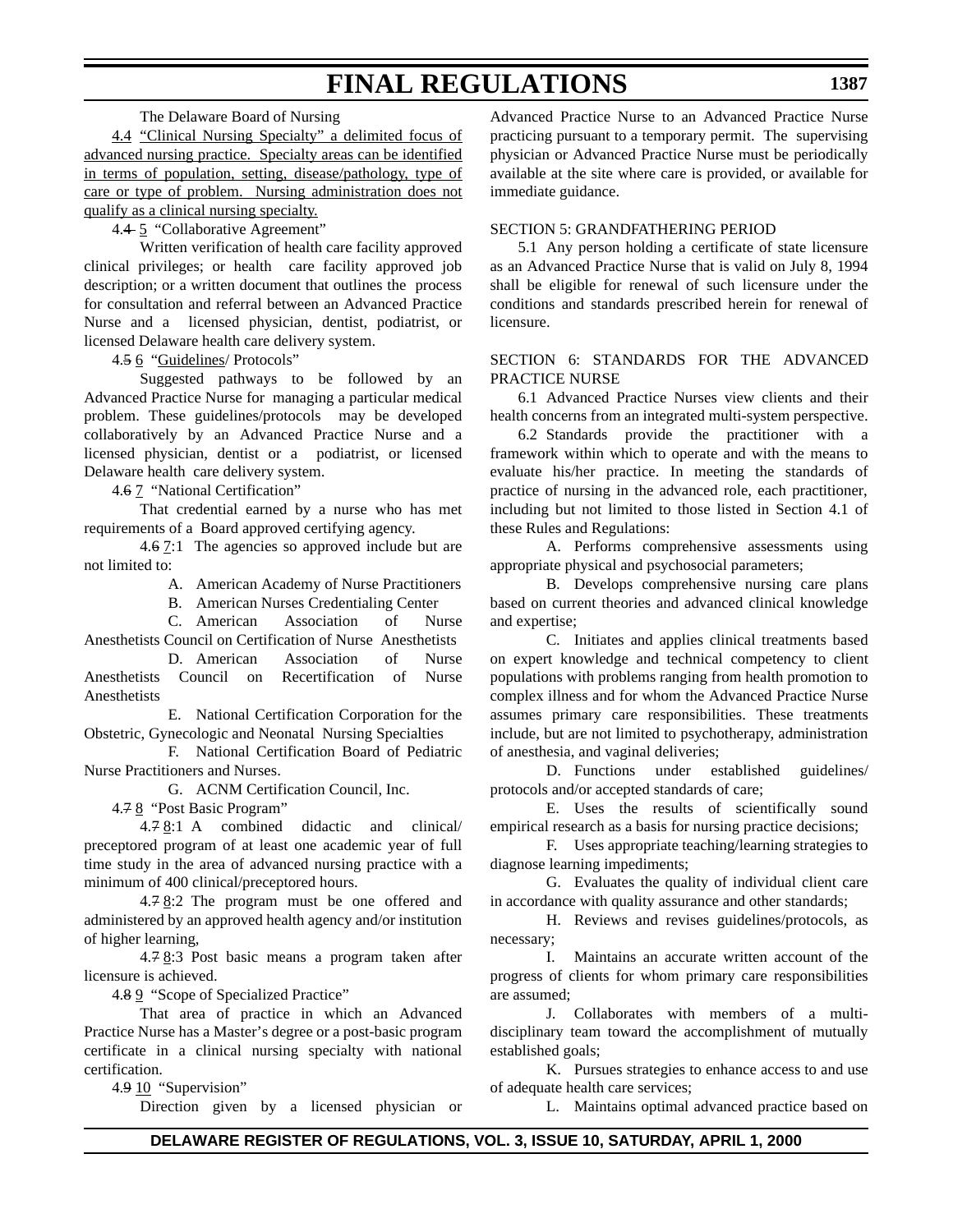The Delaware Board of Nursing

4.4 "Clinical Nursing Specialty" a delimited focus of advanced nursing practice. Specialty areas can be identified in terms of population, setting, disease/pathology, type of care or type of problem. Nursing administration does not qualify as a clinical nursing specialty.

~~4.4~~ 5 "Collaborative Agreement"

Written verification of health care facility approved clinical privileges; or health care facility approved job description; or a written document that outlines the process for consultation and referral between an Advanced Practice Nurse and a licensed physician, dentist, podiatrist, or licensed Delaware health care delivery system.

~~4.5~~ 6 "Guidelines/ Protocols"

Suggested pathways to be followed by an Advanced Practice Nurse for managing a particular medical problem. These guidelines/protocols may be developed collaboratively by an Advanced Practice Nurse and a licensed physician, dentist or a podiatrist, or licensed Delaware health care delivery system.

~~4.6~~ 7 "National Certification"

That credential earned by a nurse who has met requirements of a Board approved certifying agency.

~~4.6~~ 7:1 The agencies so approved include but are not limited to:

A. American Academy of Nurse Practitioners

B. American Nurses Credentialing Center

C. American Association of Nurse Anesthetists Council on Certification of Nurse Anesthetists

D. American Association of Nurse Anesthetists Council on Recertification of Nurse Anesthetists

E. National Certification Corporation for the Obstetric, Gynecologic and Neonatal Nursing Specialties

F. National Certification Board of Pediatric Nurse Practitioners and Nurses.

G. ACNM Certification Council, Inc.

~~4.7~~ 8 "Post Basic Program"

~~4.7~~ 8:1 A combined didactic and clinical/preceptored program of at least one academic year of full time study in the area of advanced nursing practice with a minimum of 400 clinical/preceptored hours.

~~4.7~~ 8:2 The program must be one offered and administered by an approved health agency and/or institution of higher learning,

~~4.7~~ 8:3 Post basic means a program taken after licensure is achieved.

~~4.8~~ 9 "Scope of Specialized Practice"

That area of practice in which an Advanced Practice Nurse has a Master's degree or a post-basic program certificate in a clinical nursing specialty with national certification.

~~4.9~~ 10 "Supervision"

Direction given by a licensed physician or Advanced Practice Nurse to an Advanced Practice Nurse practicing pursuant to a temporary permit. The supervising physician or Advanced Practice Nurse must be periodically available at the site where care is provided, or available for immediate guidance.

SECTION 5: GRANDFATHERING PERIOD

5.1 Any person holding a certificate of state licensure as an Advanced Practice Nurse that is valid on July 8, 1994 shall be eligible for renewal of such licensure under the conditions and standards prescribed herein for renewal of licensure.

SECTION 6: STANDARDS FOR THE ADVANCED PRACTICE NURSE

6.1 Advanced Practice Nurses view clients and their health concerns from an integrated multi-system perspective.

6.2 Standards provide the practitioner with a framework within which to operate and with the means to evaluate his/her practice. In meeting the standards of practice of nursing in the advanced role, each practitioner, including but not limited to those listed in Section 4.1 of these Rules and Regulations:

A. Performs comprehensive assessments using appropriate physical and psychosocial parameters;

B. Develops comprehensive nursing care plans based on current theories and advanced clinical knowledge and expertise;

C. Initiates and applies clinical treatments based on expert knowledge and technical competency to client populations with problems ranging from health promotion to complex illness and for whom the Advanced Practice Nurse assumes primary care responsibilities. These treatments include, but are not limited to psychotherapy, administration of anesthesia, and vaginal deliveries;

D. Functions under established guidelines/protocols and/or accepted standards of care;

E. Uses the results of scientifically sound empirical research as a basis for nursing practice decisions;

F. Uses appropriate teaching/learning strategies to diagnose learning impediments;

G. Evaluates the quality of individual client care in accordance with quality assurance and other standards;

H. Reviews and revises guidelines/protocols, as necessary;

I. Maintains an accurate written account of the progress of clients for whom primary care responsibilities are assumed;

J. Collaborates with members of a multi-disciplinary team toward the accomplishment of mutually established goals;

K. Pursues strategies to enhance access to and use of adequate health care services;

L. Maintains optimal advanced practice based on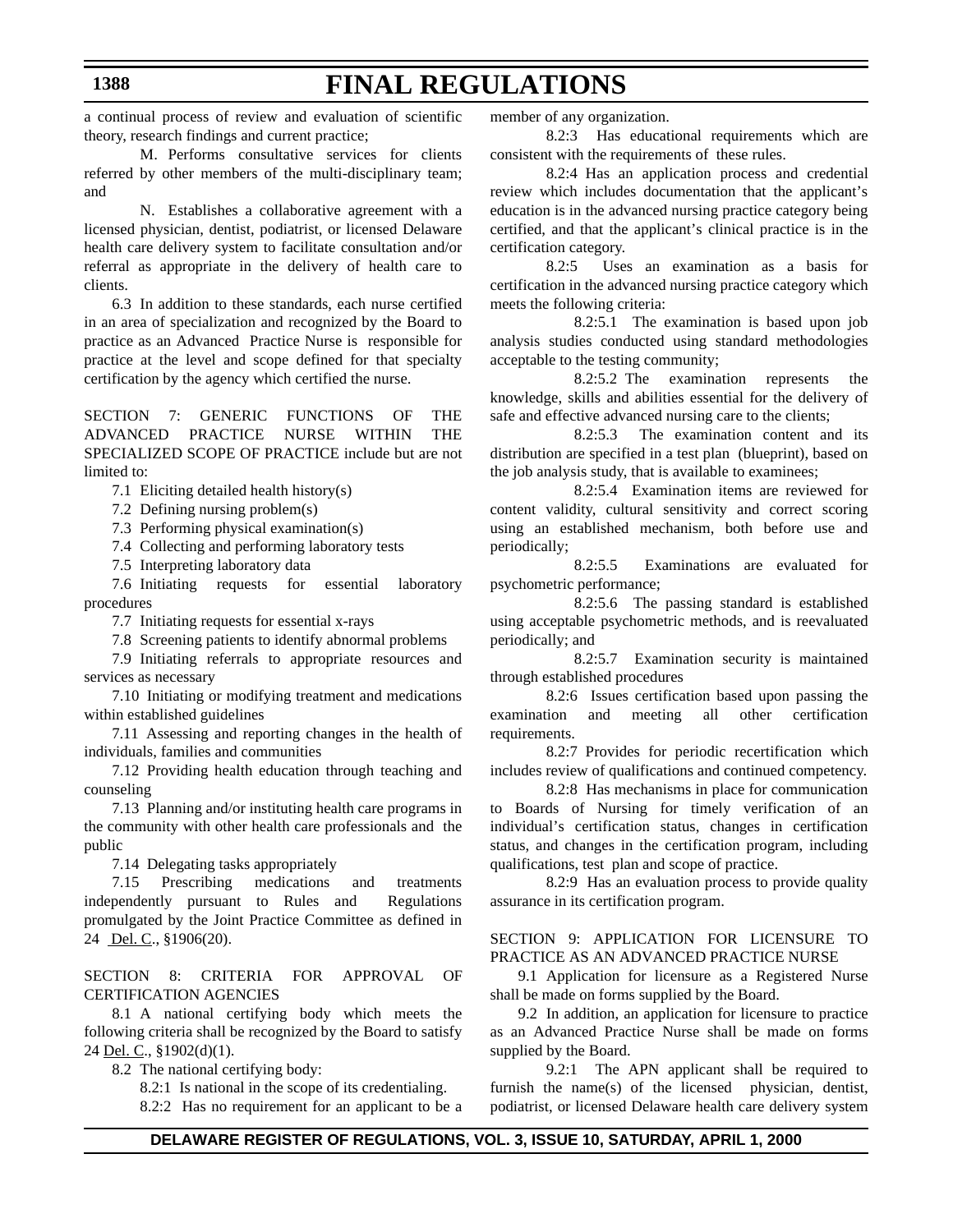a continual process of review and evaluation of scientific theory, research findings and current practice;

M. Performs consultative services for clients referred by other members of the multi-disciplinary team; and

N. Establishes a collaborative agreement with a licensed physician, dentist, podiatrist, or licensed Delaware health care delivery system to facilitate consultation and/or referral as appropriate in the delivery of health care to clients.

6.3 In addition to these standards, each nurse certified in an area of specialization and recognized by the Board to practice as an Advanced Practice Nurse is responsible for practice at the level and scope defined for that specialty certification by the agency which certified the nurse.

SECTION 7: GENERIC FUNCTIONS OF THE ADVANCED PRACTICE NURSE WITHIN THE SPECIALIZED SCOPE OF PRACTICE include but are not limited to:

7.1 Eliciting detailed health history(s)

7.2 Defining nursing problem(s)

7.3 Performing physical examination(s)

7.4 Collecting and performing laboratory tests

7.5 Interpreting laboratory data

7.6 Initiating requests for essential laboratory procedures

7.7 Initiating requests for essential x-rays

7.8 Screening patients to identify abnormal problems

7.9 Initiating referrals to appropriate resources and services as necessary

7.10 Initiating or modifying treatment and medications within established guidelines

7.11 Assessing and reporting changes in the health of individuals, families and communities

7.12 Providing health education through teaching and counseling

7.13 Planning and/or instituting health care programs in the community with other health care professionals and the public

7.14 Delegating tasks appropriately

7.15 Prescribing medications and treatments independently pursuant to Rules and Regulations promulgated by the Joint Practice Committee as defined in 24 Del. C., §1906(20).

SECTION 8: CRITERIA FOR APPROVAL OF CERTIFICATION AGENCIES

8.1 A national certifying body which meets the following criteria shall be recognized by the Board to satisfy 24 Del. C., §1902(d)(1).

8.2 The national certifying body:

8.2:1 Is national in the scope of its credentialing.

8.2:2 Has no requirement for an applicant to be a member of any organization.

8.2:3 Has educational requirements which are consistent with the requirements of these rules.

8.2:4 Has an application process and credential review which includes documentation that the applicant's education is in the advanced nursing practice category being certified, and that the applicant's clinical practice is in the certification category.

8.2:5 Uses an examination as a basis for certification in the advanced nursing practice category which meets the following criteria:

8.2:5.1 The examination is based upon job analysis studies conducted using standard methodologies acceptable to the testing community;

8.2:5.2 The examination represents the knowledge, skills and abilities essential for the delivery of safe and effective advanced nursing care to the clients;

8.2:5.3 The examination content and its distribution are specified in a test plan (blueprint), based on the job analysis study, that is available to examinees;

8.2:5.4 Examination items are reviewed for content validity, cultural sensitivity and correct scoring using an established mechanism, both before use and periodically;

8.2:5.5 Examinations are evaluated for psychometric performance;

8.2:5.6 The passing standard is established using acceptable psychometric methods, and is reevaluated periodically; and

8.2:5.7 Examination security is maintained through established procedures

8.2:6 Issues certification based upon passing the examination and meeting all other certification requirements.

8.2:7 Provides for periodic recertification which includes review of qualifications and continued competency.

8.2:8 Has mechanisms in place for communication to Boards of Nursing for timely verification of an individual's certification status, changes in certification status, and changes in the certification program, including qualifications, test plan and scope of practice.

8.2:9 Has an evaluation process to provide quality assurance in its certification program.

SECTION 9: APPLICATION FOR LICENSURE TO PRACTICE AS AN ADVANCED PRACTICE NURSE

9.1 Application for licensure as a Registered Nurse shall be made on forms supplied by the Board.

9.2 In addition, an application for licensure to practice as an Advanced Practice Nurse shall be made on forms supplied by the Board.

9.2:1 The APN applicant shall be required to furnish the name(s) of the licensed physician, dentist, podiatrist, or licensed Delaware health care delivery system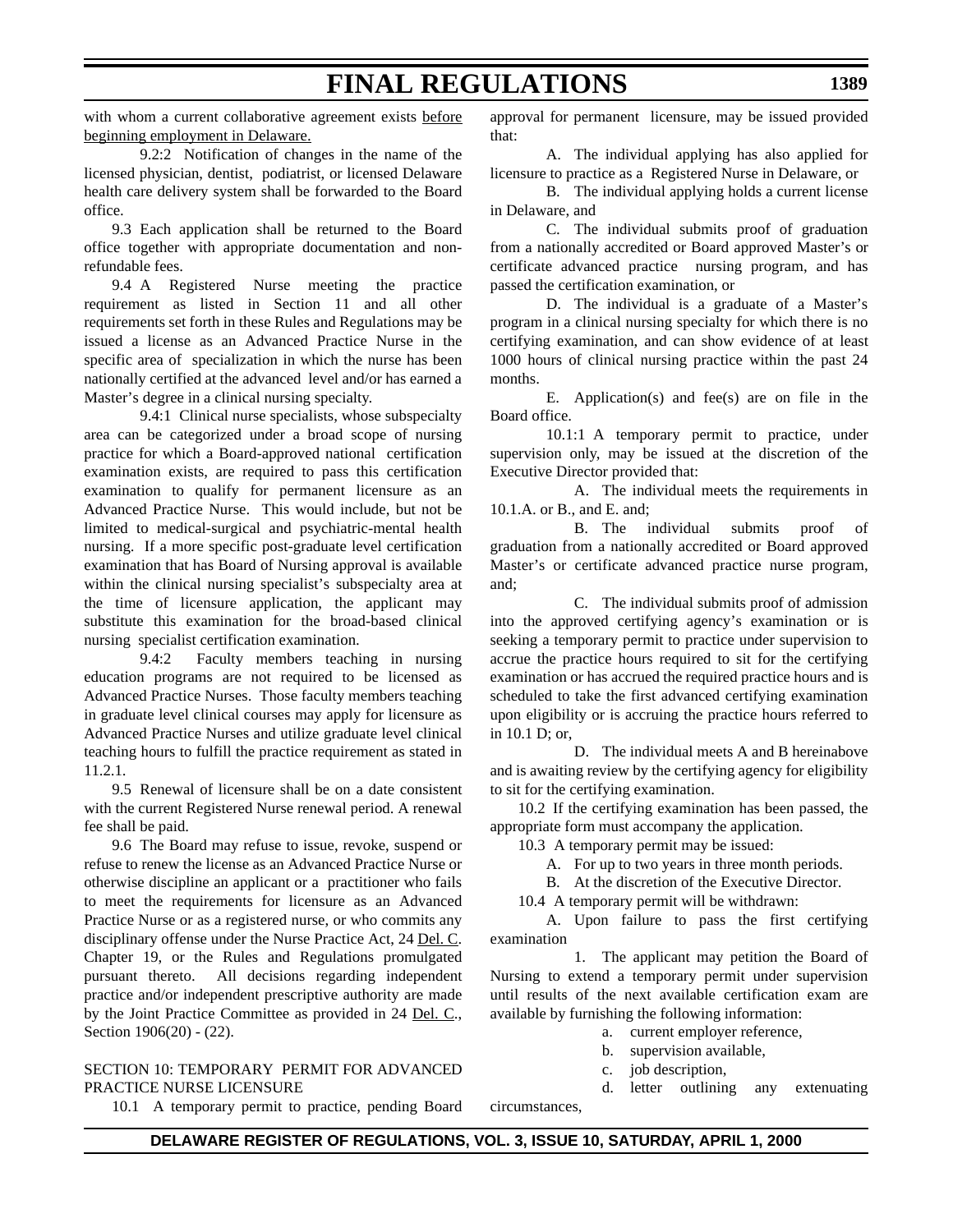with whom a current collaborative agreement exists before beginning employment in Delaware.

9.2:2 Notification of changes in the name of the licensed physician, dentist, podiatrist, or licensed Delaware health care delivery system shall be forwarded to the Board office.

9.3 Each application shall be returned to the Board office together with appropriate documentation and non-refundable fees.

9.4 A Registered Nurse meeting the practice requirement as listed in Section 11 and all other requirements set forth in these Rules and Regulations may be issued a license as an Advanced Practice Nurse in the specific area of specialization in which the nurse has been nationally certified at the advanced level and/or has earned a Master's degree in a clinical nursing specialty.

9.4:1 Clinical nurse specialists, whose subspecialty area can be categorized under a broad scope of nursing practice for which a Board-approved national certification examination exists, are required to pass this certification examination to qualify for permanent licensure as an Advanced Practice Nurse. This would include, but not be limited to medical-surgical and psychiatric-mental health nursing. If a more specific post-graduate level certification examination that has Board of Nursing approval is available within the clinical nursing specialist's subspecialty area at the time of licensure application, the applicant may substitute this examination for the broad-based clinical nursing specialist certification examination.

9.4:2 Faculty members teaching in nursing education programs are not required to be licensed as Advanced Practice Nurses. Those faculty members teaching in graduate level clinical courses may apply for licensure as Advanced Practice Nurses and utilize graduate level clinical teaching hours to fulfill the practice requirement as stated in 11.2.1.

9.5 Renewal of licensure shall be on a date consistent with the current Registered Nurse renewal period. A renewal fee shall be paid.

9.6 The Board may refuse to issue, revoke, suspend or refuse to renew the license as an Advanced Practice Nurse or otherwise discipline an applicant or a practitioner who fails to meet the requirements for licensure as an Advanced Practice Nurse or as a registered nurse, or who commits any disciplinary offense under the Nurse Practice Act, 24 Del. C. Chapter 19, or the Rules and Regulations promulgated pursuant thereto. All decisions regarding independent practice and/or independent prescriptive authority are made by the Joint Practice Committee as provided in 24 Del. C., Section 1906(20) - (22).

SECTION 10: TEMPORARY PERMIT FOR ADVANCED PRACTICE NURSE LICENSURE

10.1 A temporary permit to practice, pending Board approval for permanent licensure, may be issued provided that:

A. The individual applying has also applied for licensure to practice as a Registered Nurse in Delaware, or

B. The individual applying holds a current license in Delaware, and

C. The individual submits proof of graduation from a nationally accredited or Board approved Master's or certificate advanced practice nursing program, and has passed the certification examination, or

D. The individual is a graduate of a Master's program in a clinical nursing specialty for which there is no certifying examination, and can show evidence of at least 1000 hours of clinical nursing practice within the past 24 months.

E. Application(s) and fee(s) are on file in the Board office.

10.1:1 A temporary permit to practice, under supervision only, may be issued at the discretion of the Executive Director provided that:

A. The individual meets the requirements in 10.1.A. or B., and E. and;

B. The individual submits proof of graduation from a nationally accredited or Board approved Master's or certificate advanced practice nurse program, and;

C. The individual submits proof of admission into the approved certifying agency's examination or is seeking a temporary permit to practice under supervision to accrue the practice hours required to sit for the certifying examination or has accrued the required practice hours and is scheduled to take the first advanced certifying examination upon eligibility or is accruing the practice hours referred to in 10.1 D; or,

D. The individual meets A and B hereinabove and is awaiting review by the certifying agency for eligibility to sit for the certifying examination.

10.2 If the certifying examination has been passed, the appropriate form must accompany the application.

10.3 A temporary permit may be issued:

A. For up to two years in three month periods.

B. At the discretion of the Executive Director.

10.4 A temporary permit will be withdrawn:

A. Upon failure to pass the first certifying examination

1. The applicant may petition the Board of Nursing to extend a temporary permit under supervision until results of the next available certification exam are available by furnishing the following information:

a. current employer reference,

b. supervision available,

c. job description,

d. letter outlining any extenuating circumstances,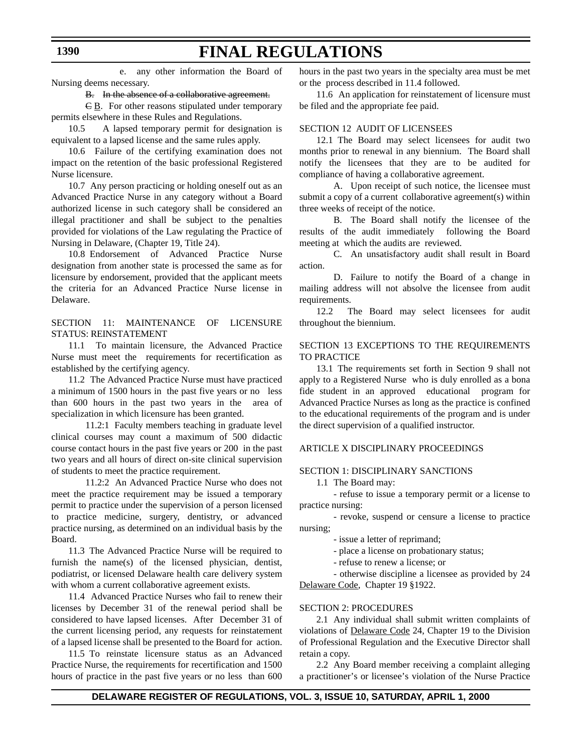e. any other information the Board of Nursing deems necessary.

~~B. In the absence of a collaborative agreement.~~

~~C~~ B. For other reasons stipulated under temporary permits elsewhere in these Rules and Regulations.

10.5 A lapsed temporary permit for designation is equivalent to a lapsed license and the same rules apply.

10.6 Failure of the certifying examination does not impact on the retention of the basic professional Registered Nurse licensure.

10.7 Any person practicing or holding oneself out as an Advanced Practice Nurse in any category without a Board authorized license in such category shall be considered an illegal practitioner and shall be subject to the penalties provided for violations of the Law regulating the Practice of Nursing in Delaware, (Chapter 19, Title 24).

10.8 Endorsement of Advanced Practice Nurse designation from another state is processed the same as for licensure by endorsement, provided that the applicant meets the criteria for an Advanced Practice Nurse license in Delaware.

SECTION 11: MAINTENANCE OF LICENSURE STATUS: REINSTATEMENT

11.1 To maintain licensure, the Advanced Practice Nurse must meet the requirements for recertification as established by the certifying agency.

11.2 The Advanced Practice Nurse must have practiced a minimum of 1500 hours in the past five years or no less than 600 hours in the past two years in the area of specialization in which licensure has been granted.

11.2:1 Faculty members teaching in graduate level clinical courses may count a maximum of 500 didactic course contact hours in the past five years or 200 in the past two years and all hours of direct on-site clinical supervision of students to meet the practice requirement.

11.2:2 An Advanced Practice Nurse who does not meet the practice requirement may be issued a temporary permit to practice under the supervision of a person licensed to practice medicine, surgery, dentistry, or advanced practice nursing, as determined on an individual basis by the Board.

11.3 The Advanced Practice Nurse will be required to furnish the name(s) of the licensed physician, dentist, podiatrist, or licensed Delaware health care delivery system with whom a current collaborative agreement exists.

11.4 Advanced Practice Nurses who fail to renew their licenses by December 31 of the renewal period shall be considered to have lapsed licenses. After December 31 of the current licensing period, any requests for reinstatement of a lapsed license shall be presented to the Board for action.

11.5 To reinstate licensure status as an Advanced Practice Nurse, the requirements for recertification and 1500 hours of practice in the past five years or no less than 600 hours in the past two years in the specialty area must be met or the process described in 11.4 followed.

11.6 An application for reinstatement of licensure must be filed and the appropriate fee paid.

SECTION 12 AUDIT OF LICENSEES

12.1 The Board may select licensees for audit two months prior to renewal in any biennium. The Board shall notify the licensees that they are to be audited for compliance of having a collaborative agreement.

A. Upon receipt of such notice, the licensee must submit a copy of a current collaborative agreement(s) within three weeks of receipt of the notice.

B. The Board shall notify the licensee of the results of the audit immediately following the Board meeting at which the audits are reviewed.

C. An unsatisfactory audit shall result in Board action.

D. Failure to notify the Board of a change in mailing address will not absolve the licensee from audit requirements.

12.2 The Board may select licensees for audit throughout the biennium.

SECTION 13 EXCEPTIONS TO THE REQUIREMENTS TO PRACTICE

13.1 The requirements set forth in Section 9 shall not apply to a Registered Nurse who is duly enrolled as a bona fide student in an approved educational program for Advanced Practice Nurses as long as the practice is confined to the educational requirements of the program and is under the direct supervision of a qualified instructor.

ARTICLE X DISCIPLINARY PROCEEDINGS

SECTION 1: DISCIPLINARY SANCTIONS

1.1 The Board may:

- refuse to issue a temporary permit or a license to practice nursing:
- revoke, suspend or censure a license to practice nursing;
- issue a letter of reprimand;
- place a license on probationary status;
- refuse to renew a license; or
- otherwise discipline a licensee as provided by 24 Delaware Code, Chapter 19 §1922.

SECTION 2: PROCEDURES

2.1 Any individual shall submit written complaints of violations of Delaware Code 24, Chapter 19 to the Division of Professional Regulation and the Executive Director shall retain a copy.

2.2 Any Board member receiving a complaint alleging a practitioner's or licensee's violation of the Nurse Practice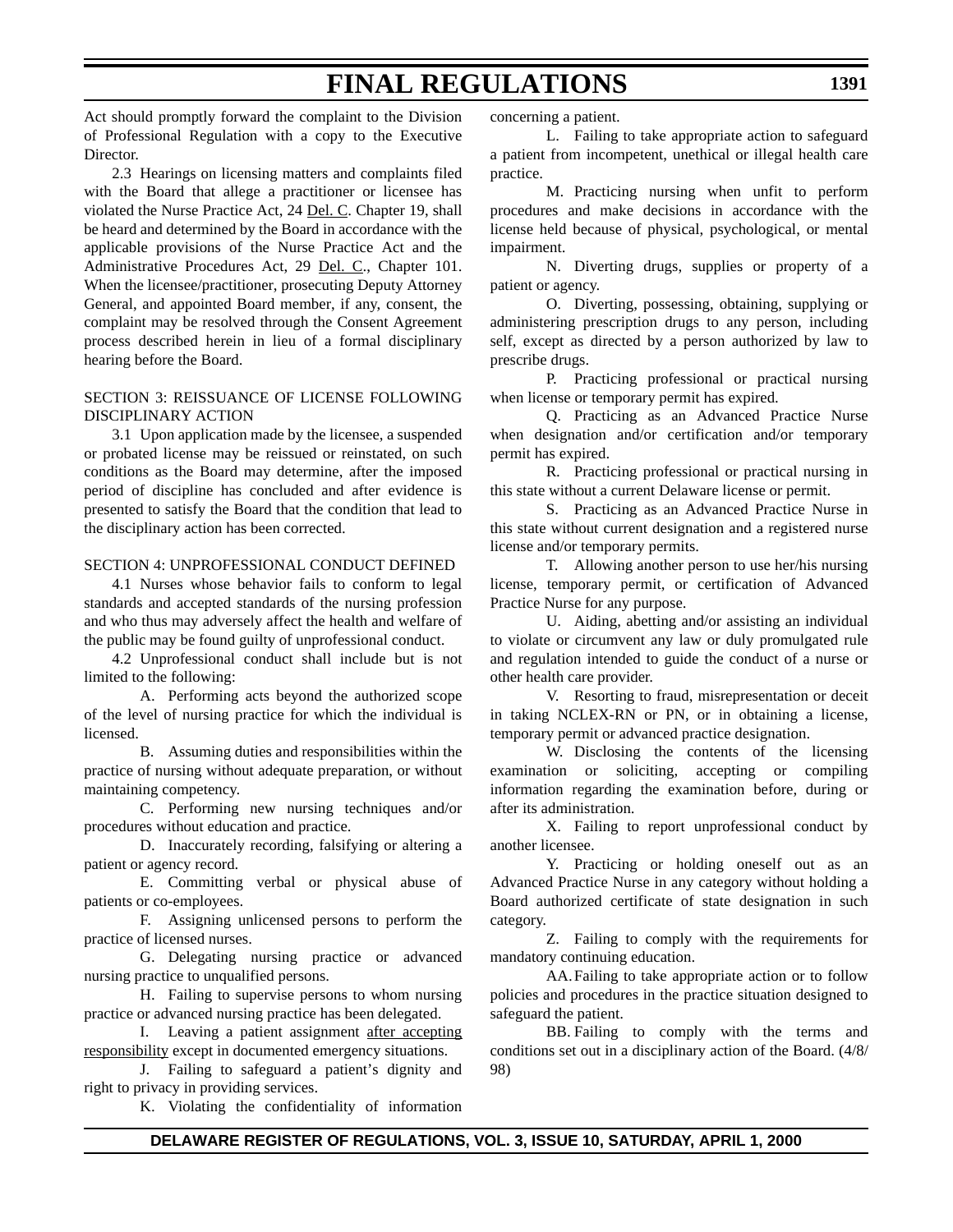Act should promptly forward the complaint to the Division of Professional Regulation with a copy to the Executive Director.

2.3 Hearings on licensing matters and complaints filed with the Board that allege a practitioner or licensee has violated the Nurse Practice Act, 24 Del. C. Chapter 19, shall be heard and determined by the Board in accordance with the applicable provisions of the Nurse Practice Act and the Administrative Procedures Act, 29 Del. C., Chapter 101. When the licensee/practitioner, prosecuting Deputy Attorney General, and appointed Board member, if any, consent, the complaint may be resolved through the Consent Agreement process described herein in lieu of a formal disciplinary hearing before the Board.

SECTION 3: REISSUANCE OF LICENSE FOLLOWING DISCIPLINARY ACTION

3.1 Upon application made by the licensee, a suspended or probated license may be reissued or reinstated, on such conditions as the Board may determine, after the imposed period of discipline has concluded and after evidence is presented to satisfy the Board that the condition that lead to the disciplinary action has been corrected.

SECTION 4: UNPROFESSIONAL CONDUCT DEFINED

4.1 Nurses whose behavior fails to conform to legal standards and accepted standards of the nursing profession and who thus may adversely affect the health and welfare of the public may be found guilty of unprofessional conduct.

4.2 Unprofessional conduct shall include but is not limited to the following:

A. Performing acts beyond the authorized scope of the level of nursing practice for which the individual is licensed.

B. Assuming duties and responsibilities within the practice of nursing without adequate preparation, or without maintaining competency.

C. Performing new nursing techniques and/or procedures without education and practice.

D. Inaccurately recording, falsifying or altering a patient or agency record.

E. Committing verbal or physical abuse of patients or co-employees.

F. Assigning unlicensed persons to perform the practice of licensed nurses.

G. Delegating nursing practice or advanced nursing practice to unqualified persons.

H. Failing to supervise persons to whom nursing practice or advanced nursing practice has been delegated.

I. Leaving a patient assignment after accepting responsibility except in documented emergency situations.

J. Failing to safeguard a patient's dignity and right to privacy in providing services.

K. Violating the confidentiality of information concerning a patient.

L. Failing to take appropriate action to safeguard a patient from incompetent, unethical or illegal health care practice.

M. Practicing nursing when unfit to perform procedures and make decisions in accordance with the license held because of physical, psychological, or mental impairment.

N. Diverting drugs, supplies or property of a patient or agency.

O. Diverting, possessing, obtaining, supplying or administering prescription drugs to any person, including self, except as directed by a person authorized by law to prescribe drugs.

P. Practicing professional or practical nursing when license or temporary permit has expired.

Q. Practicing as an Advanced Practice Nurse when designation and/or certification and/or temporary permit has expired.

R. Practicing professional or practical nursing in this state without a current Delaware license or permit.

S. Practicing as an Advanced Practice Nurse in this state without current designation and a registered nurse license and/or temporary permits.

T. Allowing another person to use her/his nursing license, temporary permit, or certification of Advanced Practice Nurse for any purpose.

U. Aiding, abetting and/or assisting an individual to violate or circumvent any law or duly promulgated rule and regulation intended to guide the conduct of a nurse or other health care provider.

V. Resorting to fraud, misrepresentation or deceit in taking NCLEX-RN or PN, or in obtaining a license, temporary permit or advanced practice designation.

W. Disclosing the contents of the licensing examination or soliciting, accepting or compiling information regarding the examination before, during or after its administration.

X. Failing to report unprofessional conduct by another licensee.

Y. Practicing or holding oneself out as an Advanced Practice Nurse in any category without holding a Board authorized certificate of state designation in such category.

Z. Failing to comply with the requirements for mandatory continuing education.

AA. Failing to take appropriate action or to follow policies and procedures in the practice situation designed to safeguard the patient.

BB. Failing to comply with the terms and conditions set out in a disciplinary action of the Board. (4/8/98)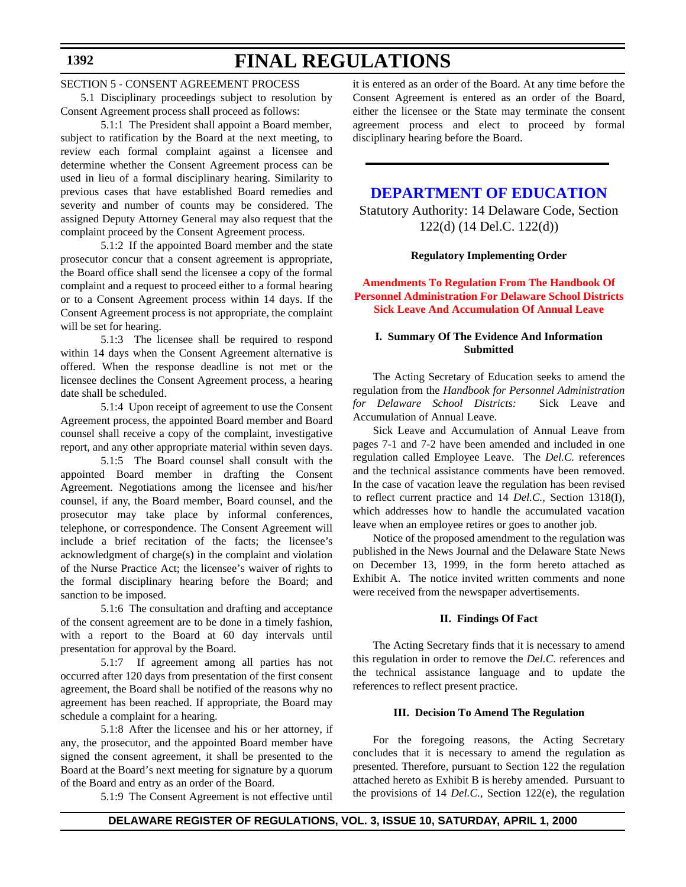SECTION 5 - CONSENT AGREEMENT PROCESS

5.1 Disciplinary proceedings subject to resolution by Consent Agreement process shall proceed as follows:

5.1:1 The President shall appoint a Board member, subject to ratification by the Board at the next meeting, to review each formal complaint against a licensee and determine whether the Consent Agreement process can be used in lieu of a formal disciplinary hearing. Similarity to previous cases that have established Board remedies and severity and number of counts may be considered. The assigned Deputy Attorney General may also request that the complaint proceed by the Consent Agreement process.

5.1:2 If the appointed Board member and the state prosecutor concur that a consent agreement is appropriate, the Board office shall send the licensee a copy of the formal complaint and a request to proceed either to a formal hearing or to a Consent Agreement process within 14 days. If the Consent Agreement process is not appropriate, the complaint will be set for hearing.

5.1:3 The licensee shall be required to respond within 14 days when the Consent Agreement alternative is offered. When the response deadline is not met or the licensee declines the Consent Agreement process, a hearing date shall be scheduled.

5.1:4 Upon receipt of agreement to use the Consent Agreement process, the appointed Board member and Board counsel shall receive a copy of the complaint, investigative report, and any other appropriate material within seven days.

5.1:5 The Board counsel shall consult with the appointed Board member in drafting the Consent Agreement. Negotiations among the licensee and his/her counsel, if any, the Board member, Board counsel, and the prosecutor may take place by informal conferences, telephone, or correspondence. The Consent Agreement will include a brief recitation of the facts; the licensee's acknowledgment of charge(s) in the complaint and violation of the Nurse Practice Act; the licensee's waiver of rights to the formal disciplinary hearing before the Board; and sanction to be imposed.

5.1:6 The consultation and drafting and acceptance of the consent agreement are to be done in a timely fashion, with a report to the Board at 60 day intervals until presentation for approval by the Board.

5.1:7 If agreement among all parties has not occurred after 120 days from presentation of the first consent agreement, the Board shall be notified of the reasons why no agreement has been reached. If appropriate, the Board may schedule a complaint for a hearing.

5.1:8 After the licensee and his or her attorney, if any, the prosecutor, and the appointed Board member have signed the consent agreement, it shall be presented to the Board at the Board's next meeting for signature by a quorum of the Board and entry as an order of the Board.

5.1:9 The Consent Agreement is not effective until it is entered as an order of the Board. At any time before the Consent Agreement is entered as an order of the Board, either the licensee or the State may terminate the consent agreement process and elect to proceed by formal disciplinary hearing before the Board.

---

# DEPARTMENT OF EDUCATION

Statutory Authority: 14 Delaware Code, Section 122(d) (14 Del.C. 122(d))

**Regulatory Implementing Order**

**Amendments To Regulation From The Handbook Of Personnel Administration For Delaware School Districts Sick Leave And Accumulation Of Annual Leave**

**I. Summary Of The Evidence And Information Submitted**

The Acting Secretary of Education seeks to amend the regulation from the *Handbook for Personnel Administration for Delaware School Districts:* Sick Leave and Accumulation of Annual Leave.

Sick Leave and Accumulation of Annual Leave from pages 7-1 and 7-2 have been amended and included in one regulation called Employee Leave. The *Del.C.* references and the technical assistance comments have been removed. In the case of vacation leave the regulation has been revised to reflect current practice and 14 *Del.C.*, Section 1318(I), which addresses how to handle the accumulated vacation leave when an employee retires or goes to another job.

Notice of the proposed amendment to the regulation was published in the News Journal and the Delaware State News on December 13, 1999, in the form hereto attached as Exhibit A. The notice invited written comments and none were received from the newspaper advertisements.

**II. Findings Of Fact**

The Acting Secretary finds that it is necessary to amend this regulation in order to remove the *Del.C.* references and the technical assistance language and to update the references to reflect present practice.

**III. Decision To Amend The Regulation**

For the foregoing reasons, the Acting Secretary concludes that it is necessary to amend the regulation as presented. Therefore, pursuant to Section 122 the regulation attached hereto as Exhibit B is hereby amended. Pursuant to the provisions of 14 *Del.C.*, Section 122(e), the regulation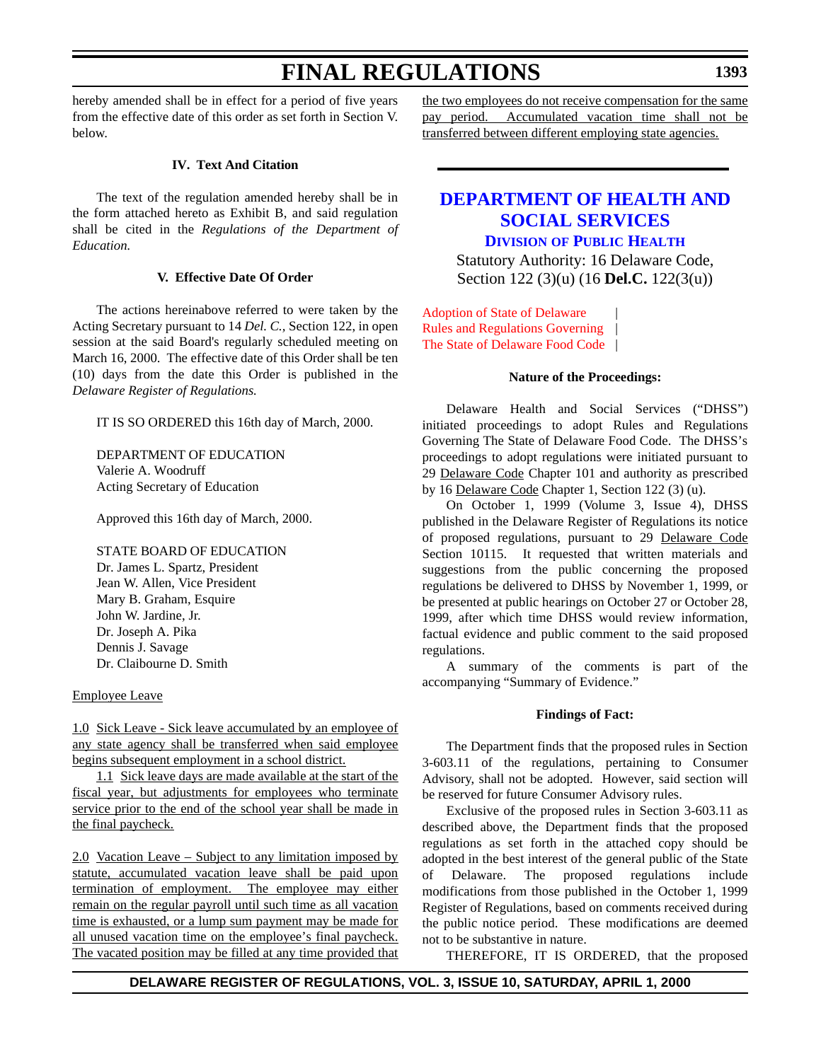hereby amended shall be in effect for a period of five years from the effective date of this order as set forth in Section V. below.

#### IV. Text And Citation

The text of the regulation amended hereby shall be in the form attached hereto as Exhibit B, and said regulation shall be cited in the *Regulations of the Department of Education.*

#### V. Effective Date Of Order

The actions hereinabove referred to were taken by the Acting Secretary pursuant to 14 *Del. C.,* Section 122, in open session at the said Board's regularly scheduled meeting on March 16, 2000. The effective date of this Order shall be ten (10) days from the date this Order is published in the *Delaware Register of Regulations.*

IT IS SO ORDERED this 16th day of March, 2000.

DEPARTMENT OF EDUCATION
Valerie A. Woodruff
Acting Secretary of Education

Approved this 16th day of March, 2000.

STATE BOARD OF EDUCATION
Dr. James L. Spartz, President
Jean W. Allen, Vice President
Mary B. Graham, Esquire
John W. Jardine, Jr.
Dr. Joseph A. Pika
Dennis J. Savage
Dr. Claibourne D. Smith

<u>Employee Leave</u>

<u>1.0 Sick Leave - Sick leave accumulated by an employee of any state agency shall be transferred when said employee begins subsequent employment in a school district.</u>

<u>1.1 Sick leave days are made available at the start of the fiscal year, but adjustments for employees who terminate service prior to the end of the school year shall be made in the final paycheck.</u>

<u>2.0 Vacation Leave – Subject to any limitation imposed by statute, accumulated vacation leave shall be paid upon termination of employment. The employee may either remain on the regular payroll until such time as all vacation time is exhausted, or a lump sum payment may be made for all unused vacation time on the employee's final paycheck. The vacated position may be filled at any time provided that the two employees do not receive compensation for the same pay period. Accumulated vacation time shall not be transferred between different employing state agencies.</u>

---

## DEPARTMENT OF HEALTH AND SOCIAL SERVICES

### DIVISION OF PUBLIC HEALTH

Statutory Authority: 16 Delaware Code, Section 122 (3)(u) (16 **Del.C.** 122(3(u))

Adoption of State of Delaware Rules and Regulations Governing The State of Delaware Food Code

#### Nature of the Proceedings:

Delaware Health and Social Services ("DHSS") initiated proceedings to adopt Rules and Regulations Governing The State of Delaware Food Code. The DHSS's proceedings to adopt regulations were initiated pursuant to 29 <u>Delaware Code</u> Chapter 101 and authority as prescribed by 16 <u>Delaware Code</u> Chapter 1, Section 122 (3) (u).

On October 1, 1999 (Volume 3, Issue 4), DHSS published in the Delaware Register of Regulations its notice of proposed regulations, pursuant to 29 <u>Delaware Code</u> Section 10115. It requested that written materials and suggestions from the public concerning the proposed regulations be delivered to DHSS by November 1, 1999, or be presented at public hearings on October 27 or October 28, 1999, after which time DHSS would review information, factual evidence and public comment to the said proposed regulations.

A summary of the comments is part of the accompanying "Summary of Evidence."

#### Findings of Fact:

The Department finds that the proposed rules in Section 3-603.11 of the regulations, pertaining to Consumer Advisory, shall not be adopted. However, said section will be reserved for future Consumer Advisory rules.

Exclusive of the proposed rules in Section 3-603.11 as described above, the Department finds that the proposed regulations as set forth in the attached copy should be adopted in the best interest of the general public of the State of Delaware. The proposed regulations include modifications from those published in the October 1, 1999 Register of Regulations, based on comments received during the public notice period. These modifications are deemed not to be substantive in nature.

THEREFORE, IT IS ORDERED, that the proposed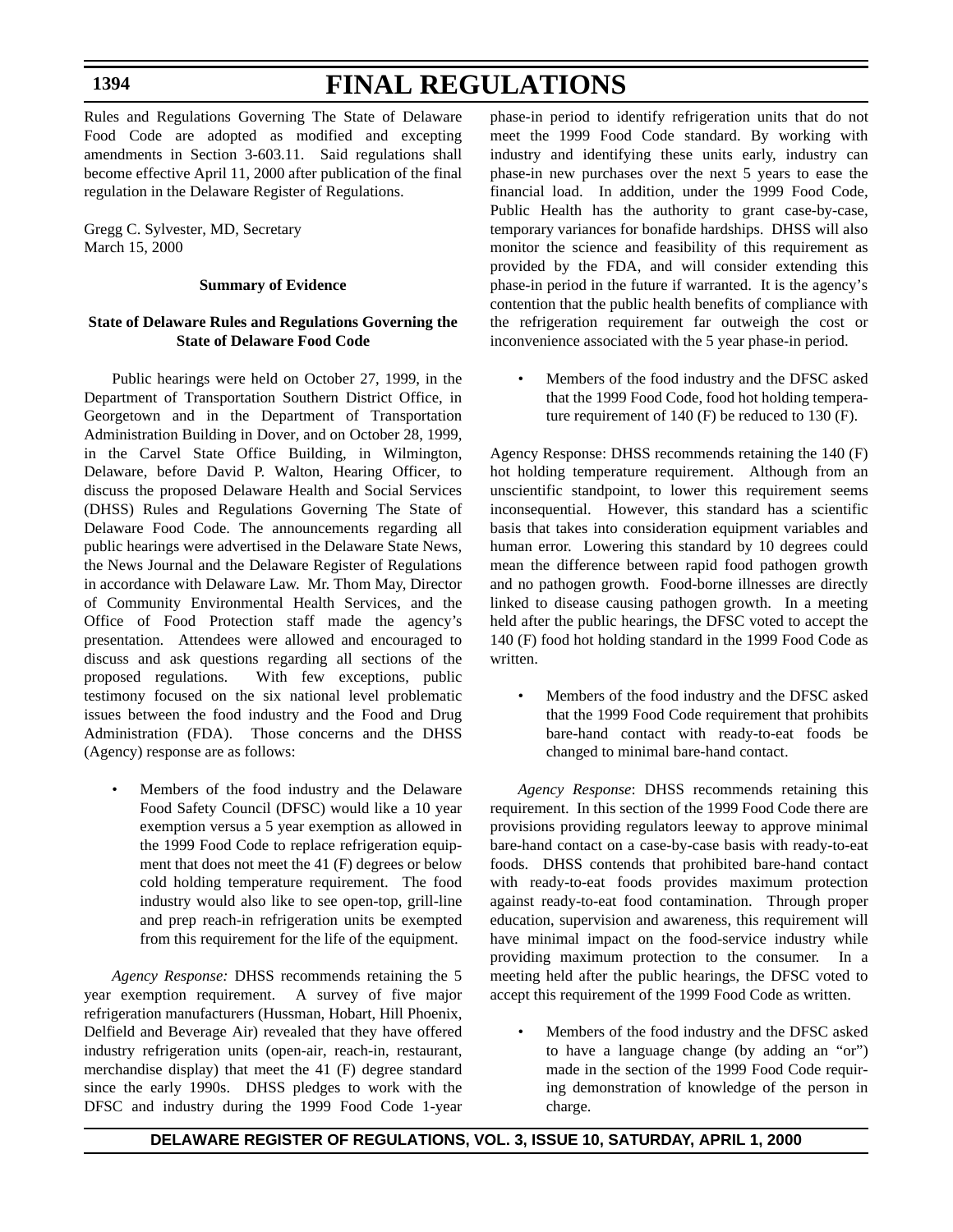Rules and Regulations Governing The State of Delaware Food Code are adopted as modified and excepting amendments in Section 3-603.11. Said regulations shall become effective April 11, 2000 after publication of the final regulation in the Delaware Register of Regulations.

Gregg C. Sylvester, MD, Secretary
March 15, 2000

**Summary of Evidence**

**State of Delaware Rules and Regulations Governing the State of Delaware Food Code**

Public hearings were held on October 27, 1999, in the Department of Transportation Southern District Office, in Georgetown and in the Department of Transportation Administration Building in Dover, and on October 28, 1999, in the Carvel State Office Building, in Wilmington, Delaware, before David P. Walton, Hearing Officer, to discuss the proposed Delaware Health and Social Services (DHSS) Rules and Regulations Governing The State of Delaware Food Code. The announcements regarding all public hearings were advertised in the Delaware State News, the News Journal and the Delaware Register of Regulations in accordance with Delaware Law. Mr. Thom May, Director of Community Environmental Health Services, and the Office of Food Protection staff made the agency's presentation. Attendees were allowed and encouraged to discuss and ask questions regarding all sections of the proposed regulations. With few exceptions, public testimony focused on the six national level problematic issues between the food industry and the Food and Drug Administration (FDA). Those concerns and the DHSS (Agency) response are as follows:

- Members of the food industry and the Delaware Food Safety Council (DFSC) would like a 10 year exemption versus a 5 year exemption as allowed in the 1999 Food Code to replace refrigeration equipment that does not meet the 41 (F) degrees or below cold holding temperature requirement. The food industry would also like to see open-top, grill-line and prep reach-in refrigeration units be exempted from this requirement for the life of the equipment.

*Agency Response:* DHSS recommends retaining the 5 year exemption requirement. A survey of five major refrigeration manufacturers (Hussman, Hobart, Hill Phoenix, Delfield and Beverage Air) revealed that they have offered industry refrigeration units (open-air, reach-in, restaurant, merchandise display) that meet the 41 (F) degree standard since the early 1990s. DHSS pledges to work with the DFSC and industry during the 1999 Food Code 1-year phase-in period to identify refrigeration units that do not meet the 1999 Food Code standard. By working with industry and identifying these units early, industry can phase-in new purchases over the next 5 years to ease the financial load. In addition, under the 1999 Food Code, Public Health has the authority to grant case-by-case, temporary variances for bonafide hardships. DHSS will also monitor the science and feasibility of this requirement as provided by the FDA, and will consider extending this phase-in period in the future if warranted. It is the agency's contention that the public health benefits of compliance with the refrigeration requirement far outweigh the cost or inconvenience associated with the 5 year phase-in period.

- Members of the food industry and the DFSC asked that the 1999 Food Code, food hot holding temperature requirement of 140 (F) be reduced to 130 (F).

Agency Response: DHSS recommends retaining the 140 (F) hot holding temperature requirement. Although from an unscientific standpoint, to lower this requirement seems inconsequential. However, this standard has a scientific basis that takes into consideration equipment variables and human error. Lowering this standard by 10 degrees could mean the difference between rapid food pathogen growth and no pathogen growth. Food-borne illnesses are directly linked to disease causing pathogen growth. In a meeting held after the public hearings, the DFSC voted to accept the 140 (F) food hot holding standard in the 1999 Food Code as written.

- Members of the food industry and the DFSC asked that the 1999 Food Code requirement that prohibits bare-hand contact with ready-to-eat foods be changed to minimal bare-hand contact.

*Agency Response*: DHSS recommends retaining this requirement. In this section of the 1999 Food Code there are provisions providing regulators leeway to approve minimal bare-hand contact on a case-by-case basis with ready-to-eat foods. DHSS contends that prohibited bare-hand contact with ready-to-eat foods provides maximum protection against ready-to-eat food contamination. Through proper education, supervision and awareness, this requirement will have minimal impact on the food-service industry while providing maximum protection to the consumer. In a meeting held after the public hearings, the DFSC voted to accept this requirement of the 1999 Food Code as written.

- Members of the food industry and the DFSC asked to have a language change (by adding an "or") made in the section of the 1999 Food Code requiring demonstration of knowledge of the person in charge.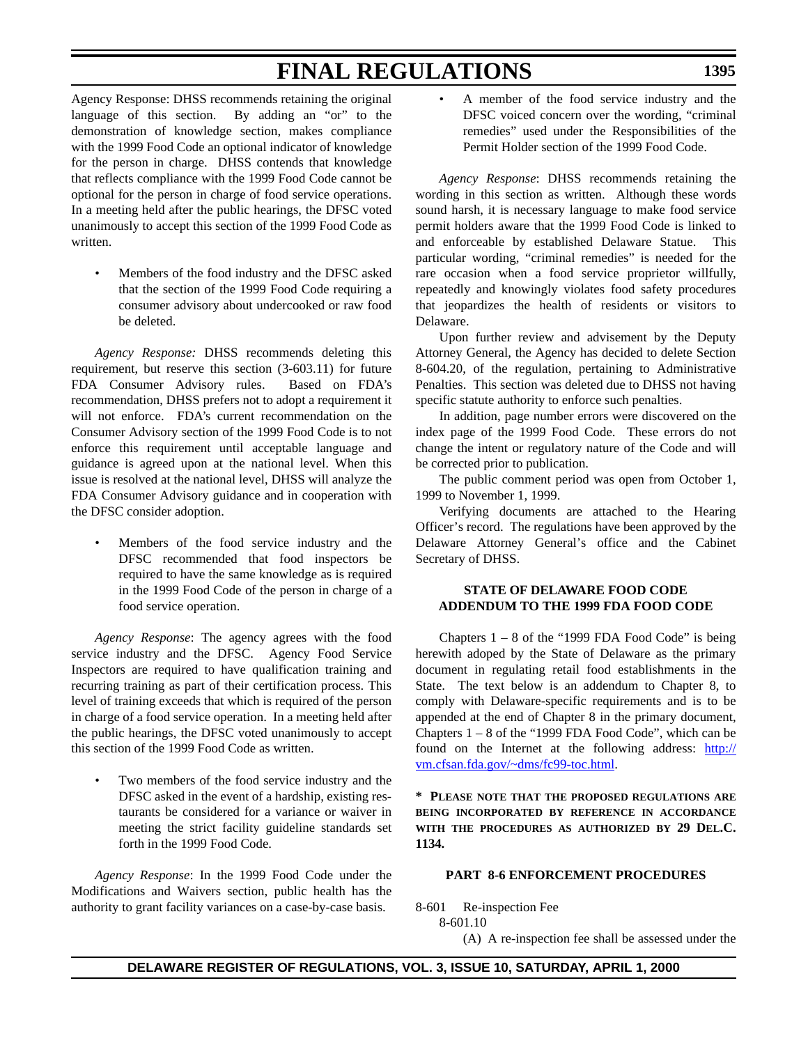Agency Response: DHSS recommends retaining the original language of this section. By adding an "or" to the demonstration of knowledge section, makes compliance with the 1999 Food Code an optional indicator of knowledge for the person in charge. DHSS contends that knowledge that reflects compliance with the 1999 Food Code cannot be optional for the person in charge of food service operations. In a meeting held after the public hearings, the DFSC voted unanimously to accept this section of the 1999 Food Code as written.

- Members of the food industry and the DFSC asked that the section of the 1999 Food Code requiring a consumer advisory about undercooked or raw food be deleted.

*Agency Response:* DHSS recommends deleting this requirement, but reserve this section (3-603.11) for future FDA Consumer Advisory rules. Based on FDA's recommendation, DHSS prefers not to adopt a requirement it will not enforce. FDA's current recommendation on the Consumer Advisory section of the 1999 Food Code is to not enforce this requirement until acceptable language and guidance is agreed upon at the national level. When this issue is resolved at the national level, DHSS will analyze the FDA Consumer Advisory guidance and in cooperation with the DFSC consider adoption.

- Members of the food service industry and the DFSC recommended that food inspectors be required to have the same knowledge as is required in the 1999 Food Code of the person in charge of a food service operation.

*Agency Response*: The agency agrees with the food service industry and the DFSC. Agency Food Service Inspectors are required to have qualification training and recurring training as part of their certification process. This level of training exceeds that which is required of the person in charge of a food service operation. In a meeting held after the public hearings, the DFSC voted unanimously to accept this section of the 1999 Food Code as written.

- Two members of the food service industry and the DFSC asked in the event of a hardship, existing restaurants be considered for a variance or waiver in meeting the strict facility guideline standards set forth in the 1999 Food Code.

*Agency Response*: In the 1999 Food Code under the Modifications and Waivers section, public health has the authority to grant facility variances on a case-by-case basis.

- A member of the food service industry and the DFSC voiced concern over the wording, "criminal remedies" used under the Responsibilities of the Permit Holder section of the 1999 Food Code.

*Agency Response*: DHSS recommends retaining the wording in this section as written. Although these words sound harsh, it is necessary language to make food service permit holders aware that the 1999 Food Code is linked to and enforceable by established Delaware Statue. This particular wording, "criminal remedies" is needed for the rare occasion when a food service proprietor willfully, repeatedly and knowingly violates food safety procedures that jeopardizes the health of residents or visitors to Delaware.

Upon further review and advisement by the Deputy Attorney General, the Agency has decided to delete Section 8-604.20, of the regulation, pertaining to Administrative Penalties. This section was deleted due to DHSS not having specific statute authority to enforce such penalties.

In addition, page number errors were discovered on the index page of the 1999 Food Code. These errors do not change the intent or regulatory nature of the Code and will be corrected prior to publication.

The public comment period was open from October 1, 1999 to November 1, 1999.

Verifying documents are attached to the Hearing Officer's record. The regulations have been approved by the Delaware Attorney General's office and the Cabinet Secretary of DHSS.

**STATE OF DELAWARE FOOD CODE**
**ADDENDUM TO THE 1999 FDA FOOD CODE**

Chapters 1 – 8 of the "1999 FDA Food Code" is being herewith adoped by the State of Delaware as the primary document in regulating retail food establishments in the State. The text below is an addendum to Chapter 8, to comply with Delaware-specific requirements and is to be appended at the end of Chapter 8 in the primary document, Chapters 1 – 8 of the "1999 FDA Food Code", which can be found on the Internet at the following address: http://vm.cfsan.fda.gov/~dms/fc99-toc.html.

**\* PLEASE NOTE THAT THE PROPOSED REGULATIONS ARE BEING INCORPORATED BY REFERENCE IN ACCORDANCE WITH THE PROCEDURES AS AUTHORIZED BY 29 DEL.C. 1134.**

**PART 8-6 ENFORCEMENT PROCEDURES**

8-601 Re-inspection Fee

8-601.10

(A) A re-inspection fee shall be assessed under the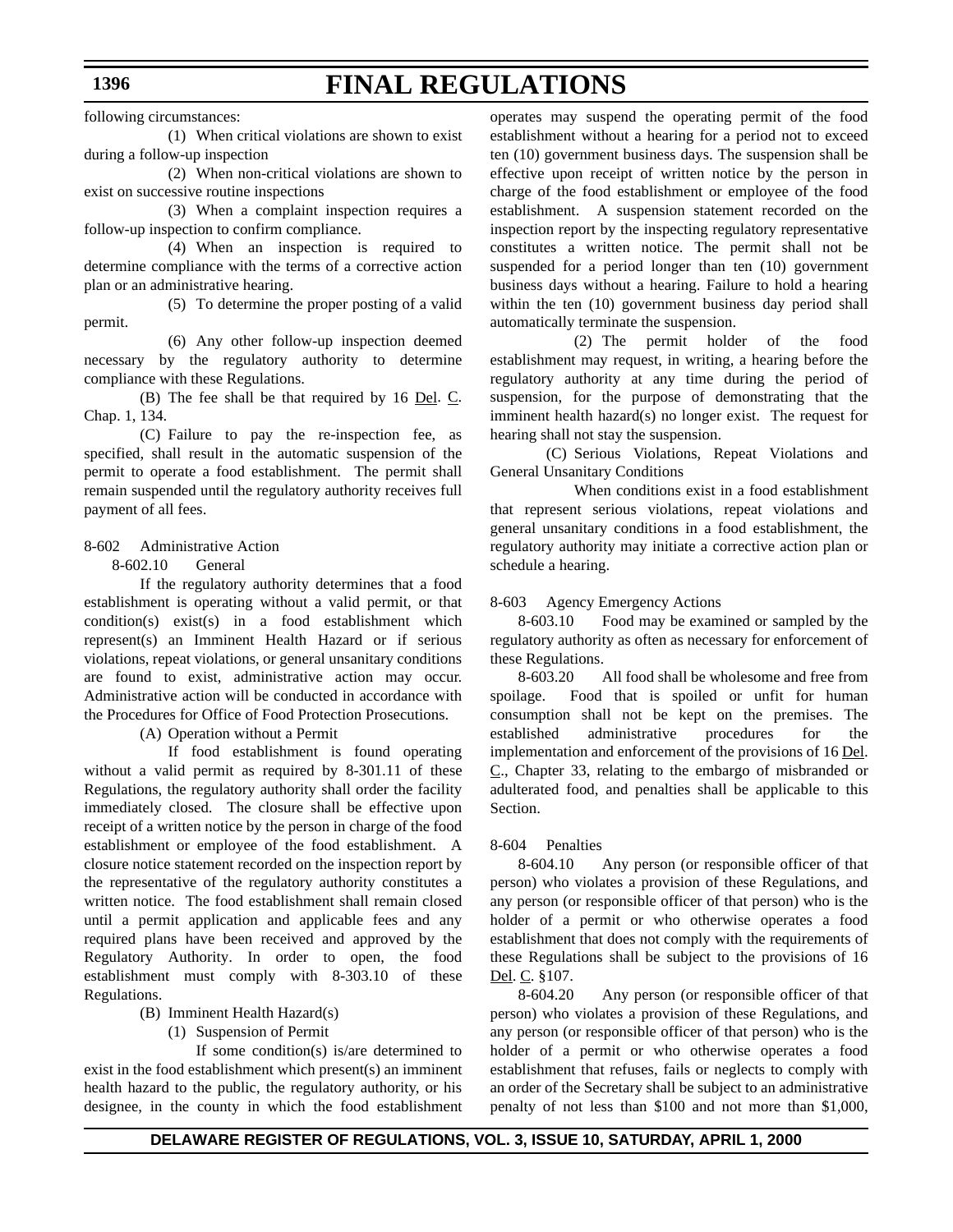following circumstances:

(1) When critical violations are shown to exist during a follow-up inspection

(2) When non-critical violations are shown to exist on successive routine inspections

(3) When a complaint inspection requires a follow-up inspection to confirm compliance.

(4) When an inspection is required to determine compliance with the terms of a corrective action plan or an administrative hearing.

(5) To determine the proper posting of a valid permit.

(6) Any other follow-up inspection deemed necessary by the regulatory authority to determine compliance with these Regulations.

(B) The fee shall be that required by 16 Del. C. Chap. 1, 134.

(C) Failure to pay the re-inspection fee, as specified, shall result in the automatic suspension of the permit to operate a food establishment. The permit shall remain suspended until the regulatory authority receives full payment of all fees.

8-602 Administrative Action

8-602.10 General

If the regulatory authority determines that a food establishment is operating without a valid permit, or that condition(s) exist(s) in a food establishment which represent(s) an Imminent Health Hazard or if serious violations, repeat violations, or general unsanitary conditions are found to exist, administrative action may occur. Administrative action will be conducted in accordance with the Procedures for Office of Food Protection Prosecutions.

(A) Operation without a Permit

If food establishment is found operating without a valid permit as required by 8-301.11 of these Regulations, the regulatory authority shall order the facility immediately closed. The closure shall be effective upon receipt of a written notice by the person in charge of the food establishment or employee of the food establishment. A closure notice statement recorded on the inspection report by the representative of the regulatory authority constitutes a written notice. The food establishment shall remain closed until a permit application and applicable fees and any required plans have been received and approved by the Regulatory Authority. In order to open, the food establishment must comply with 8-303.10 of these Regulations.

(B) Imminent Health Hazard(s)

(1) Suspension of Permit

If some condition(s) is/are determined to exist in the food establishment which present(s) an imminent health hazard to the public, the regulatory authority, or his designee, in the county in which the food establishment operates may suspend the operating permit of the food establishment without a hearing for a period not to exceed ten (10) government business days. The suspension shall be effective upon receipt of written notice by the person in charge of the food establishment or employee of the food establishment. A suspension statement recorded on the inspection report by the inspecting regulatory representative constitutes a written notice. The permit shall not be suspended for a period longer than ten (10) government business days without a hearing. Failure to hold a hearing within the ten (10) government business day period shall automatically terminate the suspension.

(2) The permit holder of the food establishment may request, in writing, a hearing before the regulatory authority at any time during the period of suspension, for the purpose of demonstrating that the imminent health hazard(s) no longer exist. The request for hearing shall not stay the suspension.

(C) Serious Violations, Repeat Violations and General Unsanitary Conditions

When conditions exist in a food establishment that represent serious violations, repeat violations and general unsanitary conditions in a food establishment, the regulatory authority may initiate a corrective action plan or schedule a hearing.

8-603 Agency Emergency Actions

8-603.10 Food may be examined or sampled by the regulatory authority as often as necessary for enforcement of these Regulations.

8-603.20 All food shall be wholesome and free from spoilage. Food that is spoiled or unfit for human consumption shall not be kept on the premises. The established administrative procedures for the implementation and enforcement of the provisions of 16 Del. C., Chapter 33, relating to the embargo of misbranded or adulterated food, and penalties shall be applicable to this Section.

8-604 Penalties

8-604.10 Any person (or responsible officer of that person) who violates a provision of these Regulations, and any person (or responsible officer of that person) who is the holder of a permit or who otherwise operates a food establishment that does not comply with the requirements of these Regulations shall be subject to the provisions of 16 Del. C. §107.

8-604.20 Any person (or responsible officer of that person) who violates a provision of these Regulations, and any person (or responsible officer of that person) who is the holder of a permit or who otherwise operates a food establishment that refuses, fails or neglects to comply with an order of the Secretary shall be subject to an administrative penalty of not less than $100 and not more than $1,000,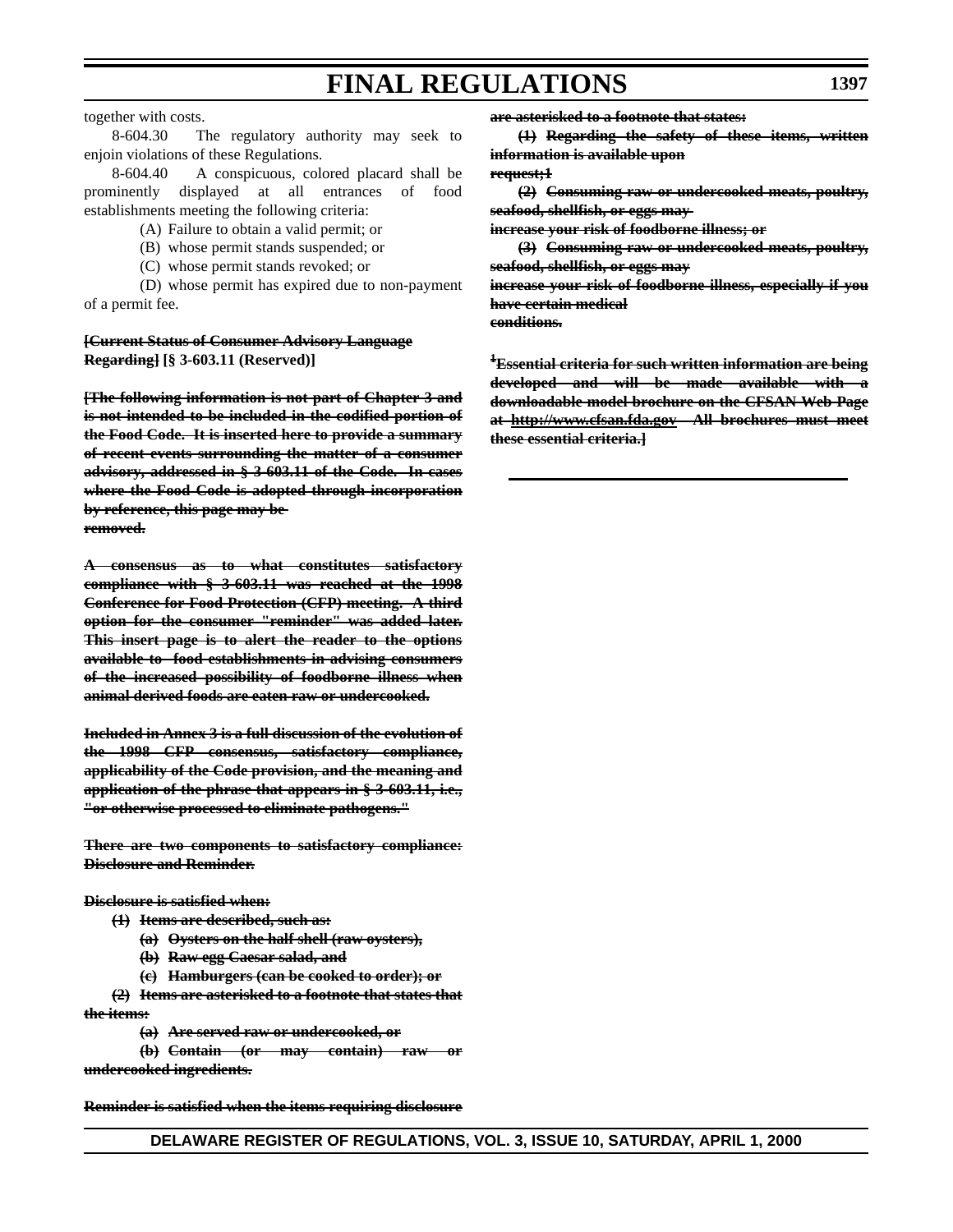together with costs.

8-604.30 The regulatory authority may seek to enjoin violations of these Regulations.

8-604.40 A conspicuous, colored placard shall be prominently displayed at all entrances of food establishments meeting the following criteria:

(A) Failure to obtain a valid permit; or

(B) whose permit stands suspended; or

(C) whose permit stands revoked; or

(D) whose permit has expired due to non-payment of a permit fee.

~~**[Current Status of Consumer Advisory Language Regarding]**~~ **[§ 3-603.11 (Reserved)]**

~~**[The following information is not part of Chapter 3 and is not intended to be included in the codified portion of the Food Code. It is inserted here to provide a summary of recent events surrounding the matter of a consumer advisory, addressed in § 3-603.11 of the Code. In cases where the Food Code is adopted through incorporation by reference, this page may be removed.**~~

~~**A consensus as to what constitutes satisfactory compliance with § 3-603.11 was reached at the 1998 Conference for Food Protection (CFP) meeting. A third option for the consumer "reminder" was added later. This insert page is to alert the reader to the options available to food establishments in advising consumers of the increased possibility of foodborne illness when animal derived foods are eaten raw or undercooked.**~~

~~**Included in Annex 3 is a full discussion of the evolution of the 1998 CFP consensus, satisfactory compliance, applicability of the Code provision, and the meaning and application of the phrase that appears in § 3-603.11, i.e., "or otherwise processed to eliminate pathogens."**~~

~~**There are two components to satisfactory compliance: Disclosure and Reminder.**~~

~~**Disclosure is satisfied when:**~~

~~**(1) Items are described, such as:**~~

~~**(a) Oysters on the half shell (raw oysters),**~~

~~**(b) Raw egg Caesar salad, and**~~

~~**(c) Hamburgers (can be cooked to order); or**~~

~~**(2) Items are asterisked to a footnote that states that the items:**~~

~~**(a) Are served raw or undercooked, or**~~

~~**(b) Contain (or may contain) raw or undercooked ingredients.**~~

~~**Reminder is satisfied when the items requiring disclosure are asterisked to a footnote that states:**~~

~~**(1) Regarding the safety of these items, written information is available upon request;1**~~

~~**(2) Consuming raw or undercooked meats, poultry, seafood, shellfish, or eggs may increase your risk of foodborne illness; or**~~

~~**(3) Consuming raw or undercooked meats, poultry, seafood, shellfish, or eggs may increase your risk of foodborne illness, especially if you have certain medical conditions.**~~

~~**[1]Essential criteria for such written information are being developed and will be made available with a downloadable model brochure on the CFSAN Web Page at http://www.cfsan.fda.gov All brochures must meet these essential criteria.]**~~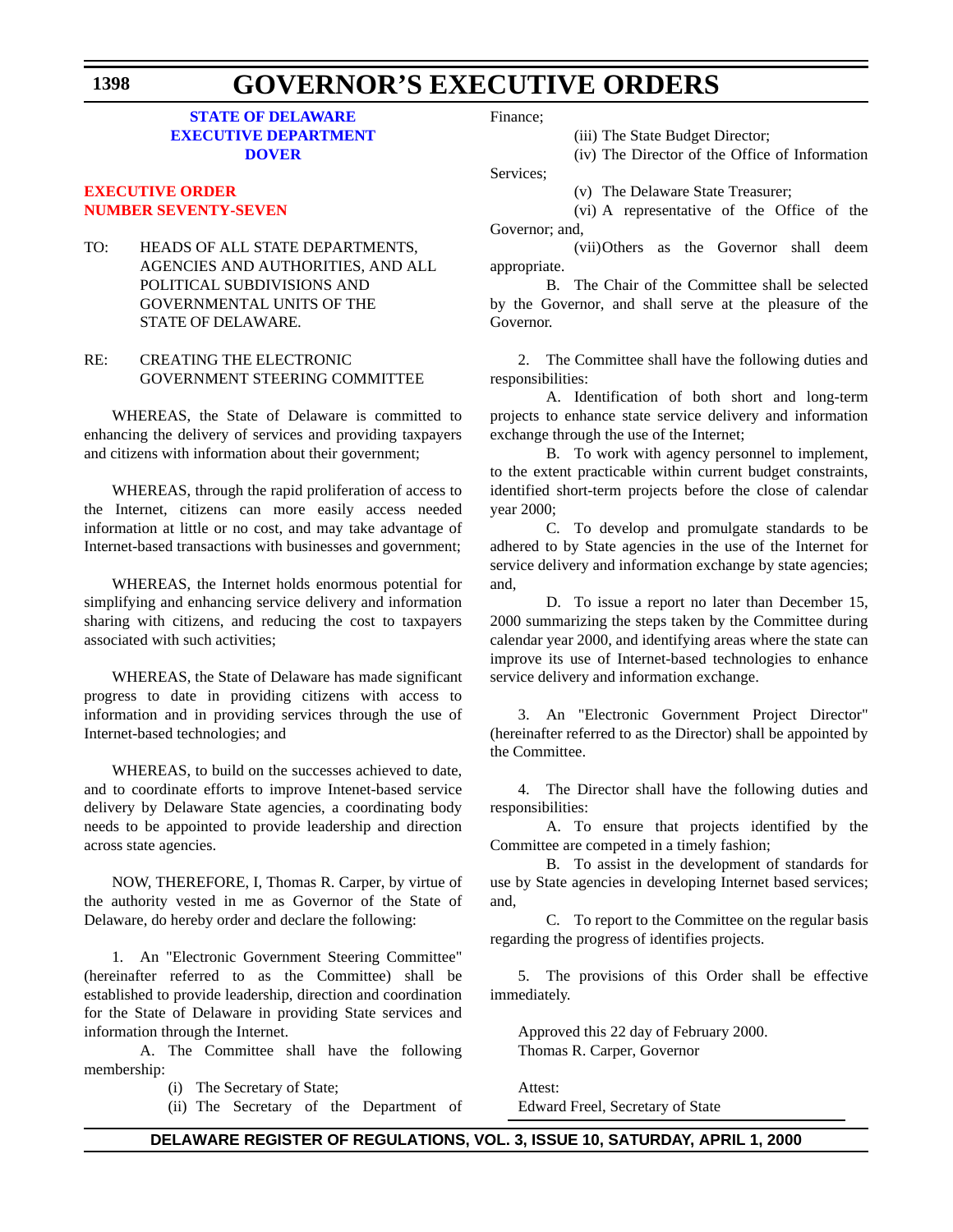**STATE OF DELAWARE**
**EXECUTIVE DEPARTMENT**
**DOVER**

**EXECUTIVE ORDER**
**NUMBER SEVENTY-SEVEN**

TO: HEADS OF ALL STATE DEPARTMENTS, AGENCIES AND AUTHORITIES, AND ALL POLITICAL SUBDIVISIONS AND GOVERNMENTAL UNITS OF THE STATE OF DELAWARE.

RE: CREATING THE ELECTRONIC GOVERNMENT STEERING COMMITTEE

WHEREAS, the State of Delaware is committed to enhancing the delivery of services and providing taxpayers and citizens with information about their government;

WHEREAS, through the rapid proliferation of access to the Internet, citizens can more easily access needed information at little or no cost, and may take advantage of Internet-based transactions with businesses and government;

WHEREAS, the Internet holds enormous potential for simplifying and enhancing service delivery and information sharing with citizens, and reducing the cost to taxpayers associated with such activities;

WHEREAS, the State of Delaware has made significant progress to date in providing citizens with access to information and in providing services through the use of Internet-based technologies; and

WHEREAS, to build on the successes achieved to date, and to coordinate efforts to improve Intenet-based service delivery by Delaware State agencies, a coordinating body needs to be appointed to provide leadership and direction across state agencies.

NOW, THEREFORE, I, Thomas R. Carper, by virtue of the authority vested in me as Governor of the State of Delaware, do hereby order and declare the following:

1. An "Electronic Government Steering Committee" (hereinafter referred to as the Committee) shall be established to provide leadership, direction and coordination for the State of Delaware in providing State services and information through the Internet.

A. The Committee shall have the following membership:

(i) The Secretary of State;

(ii) The Secretary of the Department of Finance;

(iii) The State Budget Director;

(iv) The Director of the Office of Information Services;

(v) The Delaware State Treasurer;

(vi) A representative of the Office of the Governor; and,

(vii) Others as the Governor shall deem appropriate.

B. The Chair of the Committee shall be selected by the Governor, and shall serve at the pleasure of the Governor.

2. The Committee shall have the following duties and responsibilities:

A. Identification of both short and long-term projects to enhance state service delivery and information exchange through the use of the Internet;

B. To work with agency personnel to implement, to the extent practicable within current budget constraints, identified short-term projects before the close of calendar year 2000;

C. To develop and promulgate standards to be adhered to by State agencies in the use of the Internet for service delivery and information exchange by state agencies; and,

D. To issue a report no later than December 15, 2000 summarizing the steps taken by the Committee during calendar year 2000, and identifying areas where the state can improve its use of Internet-based technologies to enhance service delivery and information exchange.

3. An "Electronic Government Project Director" (hereinafter referred to as the Director) shall be appointed by the Committee.

4. The Director shall have the following duties and responsibilities:

A. To ensure that projects identified by the Committee are competed in a timely fashion;

B. To assist in the development of standards for use by State agencies in developing Internet based services; and,

C. To report to the Committee on the regular basis regarding the progress of identifies projects.

5. The provisions of this Order shall be effective immediately.

Approved this 22 day of February 2000.
Thomas R. Carper, Governor

Attest:
Edward Freel, Secretary of State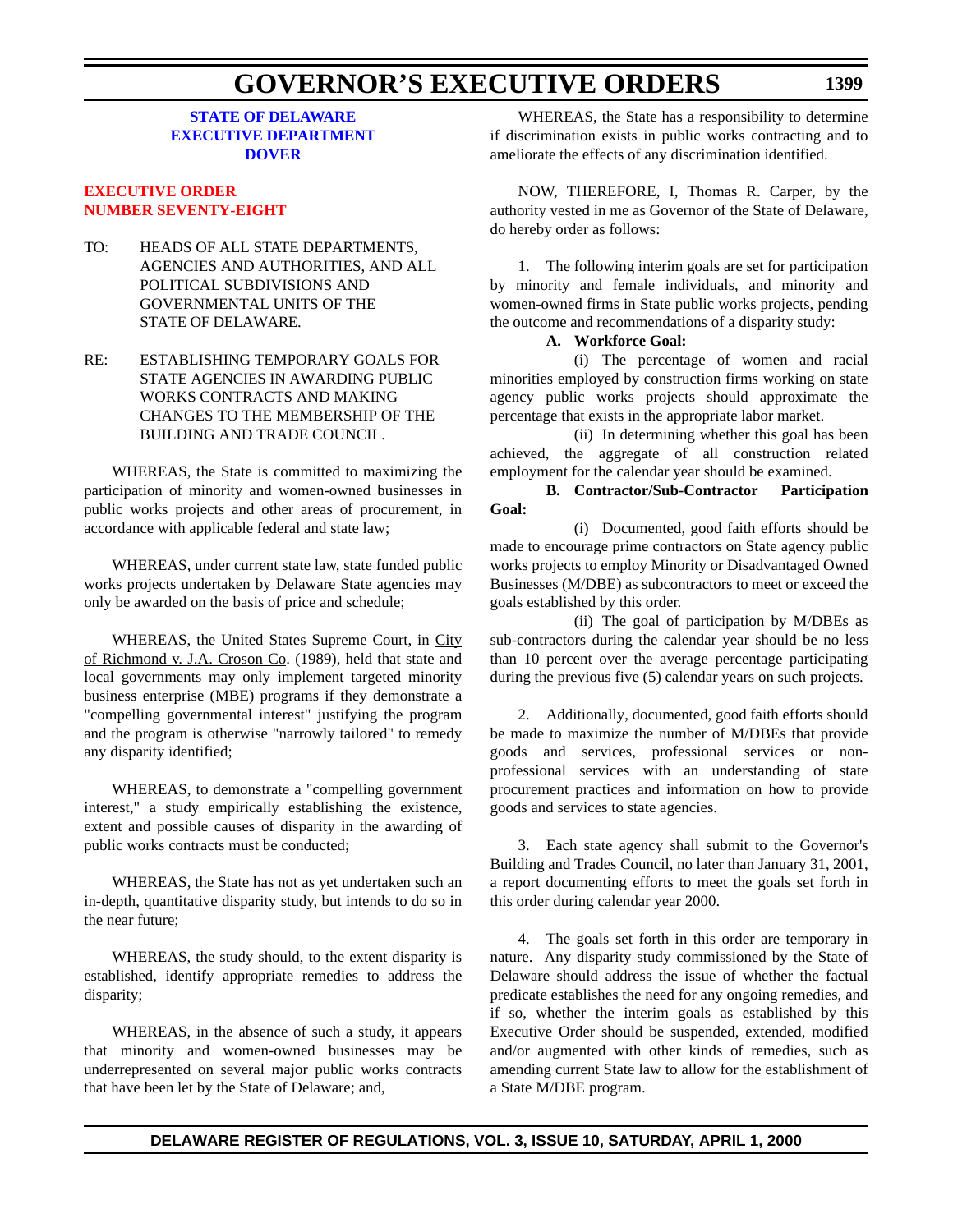**STATE OF DELAWARE**
**EXECUTIVE DEPARTMENT**
**DOVER**

**EXECUTIVE ORDER**
**NUMBER SEVENTY-EIGHT**

TO: HEADS OF ALL STATE DEPARTMENTS, AGENCIES AND AUTHORITIES, AND ALL POLITICAL SUBDIVISIONS AND GOVERNMENTAL UNITS OF THE STATE OF DELAWARE.

RE: ESTABLISHING TEMPORARY GOALS FOR STATE AGENCIES IN AWARDING PUBLIC WORKS CONTRACTS AND MAKING CHANGES TO THE MEMBERSHIP OF THE BUILDING AND TRADE COUNCIL.

WHEREAS, the State is committed to maximizing the participation of minority and women-owned businesses in public works projects and other areas of procurement, in accordance with applicable federal and state law;

WHEREAS, under current state law, state funded public works projects undertaken by Delaware State agencies may only be awarded on the basis of price and schedule;

WHEREAS, the United States Supreme Court, in City of Richmond v. J.A. Croson Co. (1989), held that state and local governments may only implement targeted minority business enterprise (MBE) programs if they demonstrate a "compelling governmental interest" justifying the program and the program is otherwise "narrowly tailored" to remedy any disparity identified;

WHEREAS, to demonstrate a "compelling government interest," a study empirically establishing the existence, extent and possible causes of disparity in the awarding of public works contracts must be conducted;

WHEREAS, the State has not as yet undertaken such an in-depth, quantitative disparity study, but intends to do so in the near future;

WHEREAS, the study should, to the extent disparity is established, identify appropriate remedies to address the disparity;

WHEREAS, in the absence of such a study, it appears that minority and women-owned businesses may be underrepresented on several major public works contracts that have been let by the State of Delaware; and,

WHEREAS, the State has a responsibility to determine if discrimination exists in public works contracting and to ameliorate the effects of any discrimination identified.

NOW, THEREFORE, I, Thomas R. Carper, by the authority vested in me as Governor of the State of Delaware, do hereby order as follows:

1. The following interim goals are set for participation by minority and female individuals, and minority and women-owned firms in State public works projects, pending the outcome and recommendations of a disparity study:

**A. Workforce Goal:**

(i) The percentage of women and racial minorities employed by construction firms working on state agency public works projects should approximate the percentage that exists in the appropriate labor market.

(ii) In determining whether this goal has been achieved, the aggregate of all construction related employment for the calendar year should be examined.

**B. Contractor/Sub-Contractor Participation Goal:**

(i) Documented, good faith efforts should be made to encourage prime contractors on State agency public works projects to employ Minority or Disadvantaged Owned Businesses (M/DBE) as subcontractors to meet or exceed the goals established by this order.

(ii) The goal of participation by M/DBEs as sub-contractors during the calendar year should be no less than 10 percent over the average percentage participating during the previous five (5) calendar years on such projects.

2. Additionally, documented, good faith efforts should be made to maximize the number of M/DBEs that provide goods and services, professional services or non-professional services with an understanding of state procurement practices and information on how to provide goods and services to state agencies.

3. Each state agency shall submit to the Governor's Building and Trades Council, no later than January 31, 2001, a report documenting efforts to meet the goals set forth in this order during calendar year 2000.

4. The goals set forth in this order are temporary in nature. Any disparity study commissioned by the State of Delaware should address the issue of whether the factual predicate establishes the need for any ongoing remedies, and if so, whether the interim goals as established by this Executive Order should be suspended, extended, modified and/or augmented with other kinds of remedies, such as amending current State law to allow for the establishment of a State M/DBE program.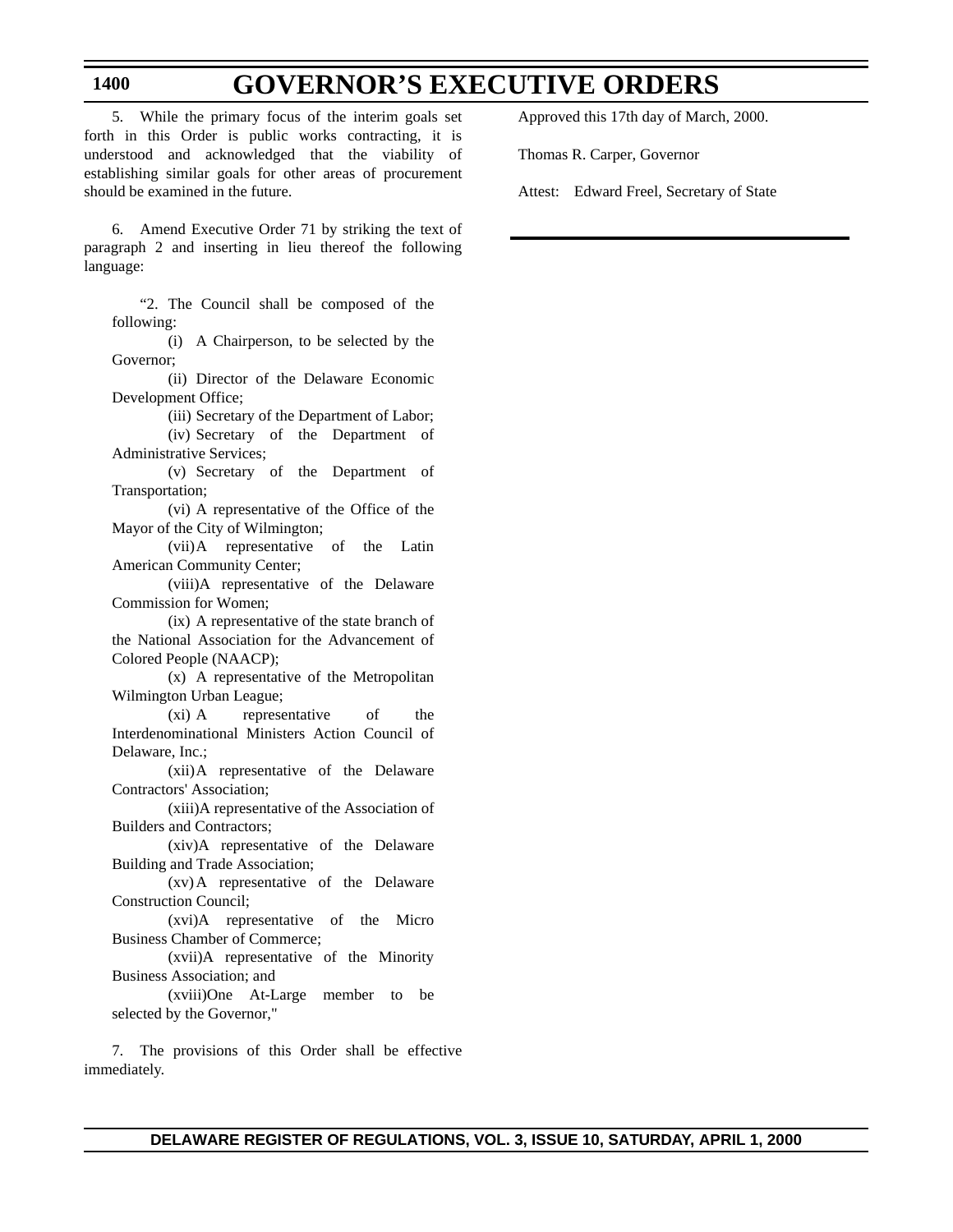5. While the primary focus of the interim goals set forth in this Order is public works contracting, it is understood and acknowledged that the viability of establishing similar goals for other areas of procurement should be examined in the future.

6. Amend Executive Order 71 by striking the text of paragraph 2 and inserting in lieu thereof the following language:

> "2. The Council shall be composed of the following:
>
> (i) A Chairperson, to be selected by the Governor;
>
> (ii) Director of the Delaware Economic Development Office;
>
> (iii) Secretary of the Department of Labor;
>
> (iv) Secretary of the Department of Administrative Services;
>
> (v) Secretary of the Department of Transportation;
>
> (vi) A representative of the Office of the Mayor of the City of Wilmington;
>
> (vii) A representative of the Latin American Community Center;
>
> (viii) A representative of the Delaware Commission for Women;
>
> (ix) A representative of the state branch of the National Association for the Advancement of Colored People (NAACP);
>
> (x) A representative of the Metropolitan Wilmington Urban League;
>
> (xi) A representative of the Interdenominational Ministers Action Council of Delaware, Inc.;
>
> (xii) A representative of the Delaware Contractors' Association;
>
> (xiii) A representative of the Association of Builders and Contractors;
>
> (xiv) A representative of the Delaware Building and Trade Association;
>
> (xv) A representative of the Delaware Construction Council;
>
> (xvi) A representative of the Micro Business Chamber of Commerce;
>
> (xvii) A representative of the Minority Business Association; and
>
> (xviii) One At-Large member to be selected by the Governor,"

7. The provisions of this Order shall be effective immediately.

Approved this 17th day of March, 2000.

Thomas R. Carper, Governor

Attest: Edward Freel, Secretary of State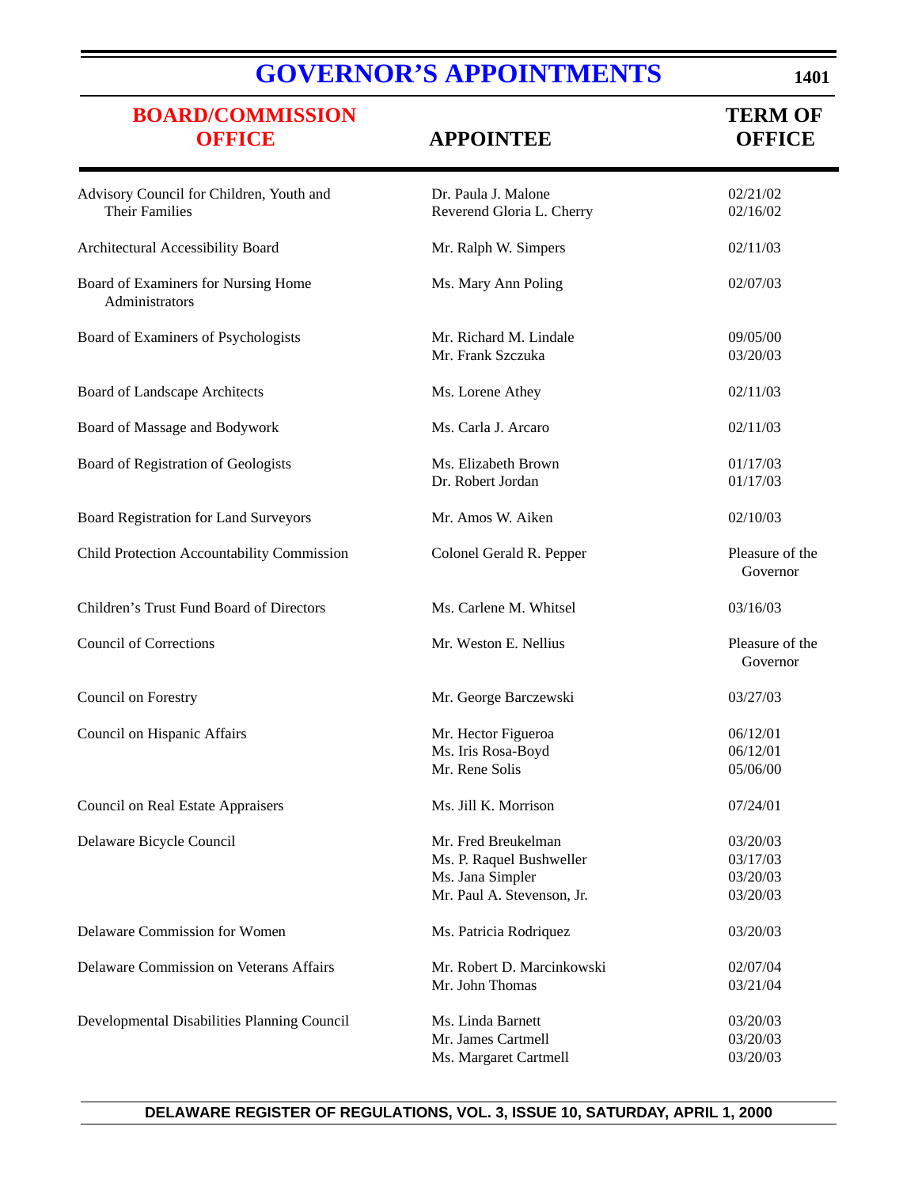# GOVERNOR'S APPOINTMENTS

| BOARD/COMMISSION OFFICE | APPOINTEE | TERM OF OFFICE |
|---|---|---|
| Advisory Council for Children, Youth and Their Families | Dr. Paula J. Malone | 02/21/02 |
| | Reverend Gloria L. Cherry | 02/16/02 |
| Architectural Accessibility Board | Mr. Ralph W. Simpers | 02/11/03 |
| Board of Examiners for Nursing Home Administrators | Ms. Mary Ann Poling | 02/07/03 |
| Board of Examiners of Psychologists | Mr. Richard M. Lindale | 09/05/00 |
| | Mr. Frank Szczuka | 03/20/03 |
| Board of Landscape Architects | Ms. Lorene Athey | 02/11/03 |
| Board of Massage and Bodywork | Ms. Carla J. Arcaro | 02/11/03 |
| Board of Registration of Geologists | Ms. Elizabeth Brown | 01/17/03 |
| | Dr. Robert Jordan | 01/17/03 |
| Board Registration for Land Surveyors | Mr. Amos W. Aiken | 02/10/03 |
| Child Protection Accountability Commission | Colonel Gerald R. Pepper | Pleasure of the Governor |
| Children's Trust Fund Board of Directors | Ms. Carlene M. Whitsel | 03/16/03 |
| Council of Corrections | Mr. Weston E. Nellius | Pleasure of the Governor |
| Council on Forestry | Mr. George Barczewski | 03/27/03 |
| Council on Hispanic Affairs | Mr. Hector Figueroa | 06/12/01 |
| | Ms. Iris Rosa-Boyd | 06/12/01 |
| | Mr. Rene Solis | 05/06/00 |
| Council on Real Estate Appraisers | Ms. Jill K. Morrison | 07/24/01 |
| Delaware Bicycle Council | Mr. Fred Breukelman | 03/20/03 |
| | Ms. P. Raquel Bushweller | 03/17/03 |
| | Ms. Jana Simpler | 03/20/03 |
| | Mr. Paul A. Stevenson, Jr. | 03/20/03 |
| Delaware Commission for Women | Ms. Patricia Rodriquez | 03/20/03 |
| Delaware Commission on Veterans Affairs | Mr. Robert D. Marcinkowski | 02/07/04 |
| | Mr. John Thomas | 03/21/04 |
| Developmental Disabilities Planning Council | Ms. Linda Barnett | 03/20/03 |
| | Mr. James Cartmell | 03/20/03 |
| | Ms. Margaret Cartmell | 03/20/03 |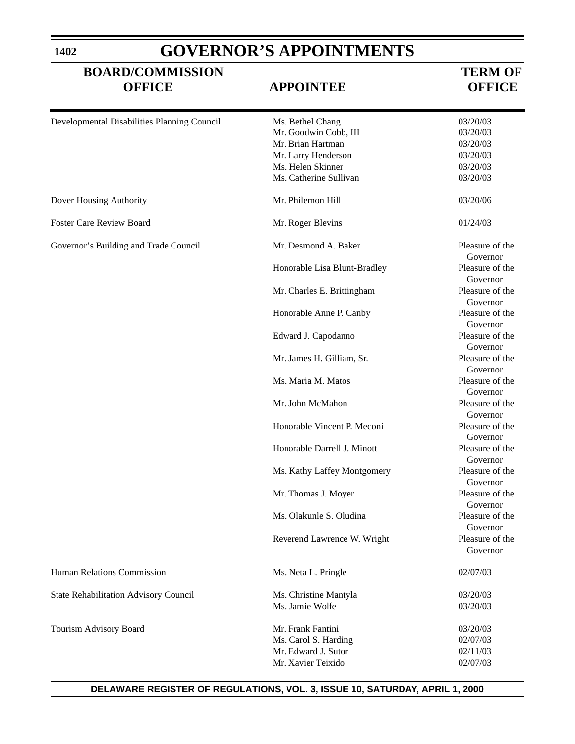# GOVERNOR'S APPOINTMENTS

| BOARD/COMMISSION OFFICE | APPOINTEE | TERM OF OFFICE |
|---|---|---|
| Developmental Disabilities Planning Council | Ms. Bethel Chang | 03/20/03 |
| | Mr. Goodwin Cobb, III | 03/20/03 |
| | Mr. Brian Hartman | 03/20/03 |
| | Mr. Larry Henderson | 03/20/03 |
| | Ms. Helen Skinner | 03/20/03 |
| | Ms. Catherine Sullivan | 03/20/03 |
| Dover Housing Authority | Mr. Philemon Hill | 03/20/06 |
| Foster Care Review Board | Mr. Roger Blevins | 01/24/03 |
| Governor's Building and Trade Council | Mr. Desmond A. Baker | Pleasure of the Governor |
| | Honorable Lisa Blunt-Bradley | Pleasure of the Governor |
| | Mr. Charles E. Brittingham | Pleasure of the Governor |
| | Honorable Anne P. Canby | Pleasure of the Governor |
| | Edward J. Capodanno | Pleasure of the Governor |
| | Mr. James H. Gilliam, Sr. | Pleasure of the Governor |
| | Ms. Maria M. Matos | Pleasure of the Governor |
| | Mr. John McMahon | Pleasure of the Governor |
| | Honorable Vincent P. Meconi | Pleasure of the Governor |
| | Honorable Darrell J. Minott | Pleasure of the Governor |
| | Ms. Kathy Laffey Montgomery | Pleasure of the Governor |
| | Mr. Thomas J. Moyer | Pleasure of the Governor |
| | Ms. Olakunle S. Oludina | Pleasure of the Governor |
| | Reverend Lawrence W. Wright | Pleasure of the Governor |
| Human Relations Commission | Ms. Neta L. Pringle | 02/07/03 |
| State Rehabilitation Advisory Council | Ms. Christine Mantyla | 03/20/03 |
| | Ms. Jamie Wolfe | 03/20/03 |
| Tourism Advisory Board | Mr. Frank Fantini | 03/20/03 |
| | Ms. Carol S. Harding | 02/07/03 |
| | Mr. Edward J. Sutor | 02/11/03 |
| | Mr. Xavier Teixido | 02/07/03 |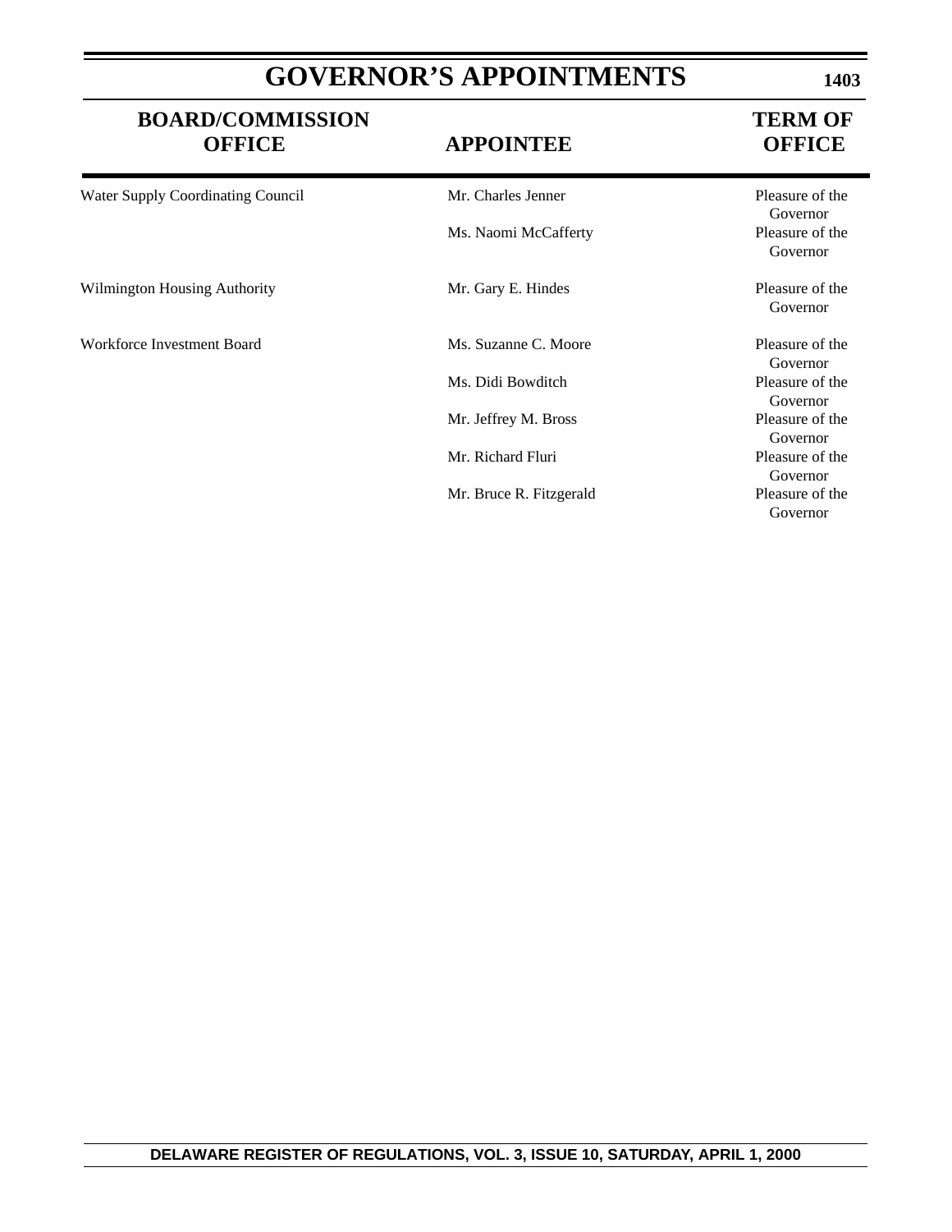# GOVERNOR'S APPOINTMENTS

| BOARD/COMMISSION OFFICE | APPOINTEE | TERM OF OFFICE |
|---|---|---|
| Water Supply Coordinating Council | Mr. Charles Jenner | Pleasure of the Governor |
| | Ms. Naomi McCafferty | Pleasure of the Governor |
| Wilmington Housing Authority | Mr. Gary E. Hindes | Pleasure of the Governor |
| Workforce Investment Board | Ms. Suzanne C. Moore | Pleasure of the Governor |
| | Ms. Didi Bowditch | Pleasure of the Governor |
| | Mr. Jeffrey M. Bross | Pleasure of the Governor |
| | Mr. Richard Fluri | Pleasure of the Governor |
| | Mr. Bruce R. Fitzgerald | Pleasure of the Governor |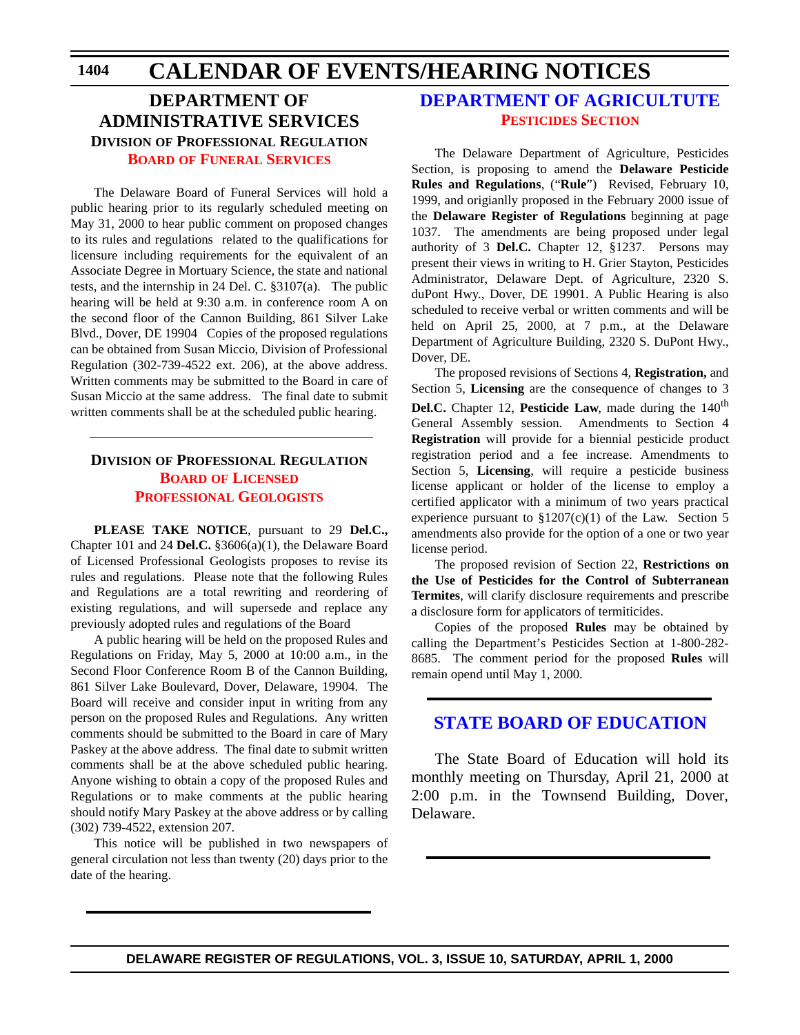# CALENDAR OF EVENTS/HEARING NOTICES

## DEPARTMENT OF ADMINISTRATIVE SERVICES

### DIVISION OF PROFESSIONAL REGULATION

### BOARD OF FUNERAL SERVICES

The Delaware Board of Funeral Services will hold a public hearing prior to its regularly scheduled meeting on May 31, 2000 to hear public comment on proposed changes to its rules and regulations related to the qualifications for licensure including requirements for the equivalent of an Associate Degree in Mortuary Science, the state and national tests, and the internship in 24 Del. C. §3107(a). The public hearing will be held at 9:30 a.m. in conference room A on the second floor of the Cannon Building, 861 Silver Lake Blvd., Dover, DE 19904 Copies of the proposed regulations can be obtained from Susan Miccio, Division of Professional Regulation (302-739-4522 ext. 206), at the above address. Written comments may be submitted to the Board in care of Susan Miccio at the same address. The final date to submit written comments shall be at the scheduled public hearing.

---

### DIVISION OF PROFESSIONAL REGULATION

### BOARD OF LICENSED PROFESSIONAL GEOLOGISTS

**PLEASE TAKE NOTICE**, pursuant to 29 **Del.C.,** Chapter 101 and 24 **Del.C.** §3606(a)(1), the Delaware Board of Licensed Professional Geologists proposes to revise its rules and regulations. Please note that the following Rules and Regulations are a total rewriting and reordering of existing regulations, and will supersede and replace any previously adopted rules and regulations of the Board

A public hearing will be held on the proposed Rules and Regulations on Friday, May 5, 2000 at 10:00 a.m., in the Second Floor Conference Room B of the Cannon Building, 861 Silver Lake Boulevard, Dover, Delaware, 19904. The Board will receive and consider input in writing from any person on the proposed Rules and Regulations. Any written comments should be submitted to the Board in care of Mary Paskey at the above address. The final date to submit written comments shall be at the above scheduled public hearing. Anyone wishing to obtain a copy of the proposed Rules and Regulations or to make comments at the public hearing should notify Mary Paskey at the above address or by calling (302) 739-4522, extension 207.

This notice will be published in two newspapers of general circulation not less than twenty (20) days prior to the date of the hearing.

---

## DEPARTMENT OF AGRICULTUTE

### PESTICIDES SECTION

The Delaware Department of Agriculture, Pesticides Section, is proposing to amend the **Delaware Pesticide Rules and Regulations**, ("**Rule**") Revised, February 10, 1999, and origianlly proposed in the February 2000 issue of the **Delaware Register of Regulations** beginning at page 1037. The amendments are being proposed under legal authority of 3 **Del.C.** Chapter 12, §1237. Persons may present their views in writing to H. Grier Stayton, Pesticides Administrator, Delaware Dept. of Agriculture, 2320 S. duPont Hwy., Dover, DE 19901. A Public Hearing is also scheduled to receive verbal or written comments and will be held on April 25, 2000, at 7 p.m., at the Delaware Department of Agriculture Building, 2320 S. DuPont Hwy., Dover, DE.

The proposed revisions of Sections 4, **Registration,** and Section 5, **Licensing** are the consequence of changes to 3 **Del.C.** Chapter 12, **Pesticide Law**, made during the 140th General Assembly session. Amendments to Section 4 **Registration** will provide for a biennial pesticide product registration period and a fee increase. Amendments to Section 5, **Licensing**, will require a pesticide business license applicant or holder of the license to employ a certified applicator with a minimum of two years practical experience pursuant to §1207(c)(1) of the Law. Section 5 amendments also provide for the option of a one or two year license period.

The proposed revision of Section 22, **Restrictions on the Use of Pesticides for the Control of Subterranean Termites**, will clarify disclosure requirements and prescribe a disclosure form for applicators of termiticides.

Copies of the proposed **Rules** may be obtained by calling the Department's Pesticides Section at 1-800-282-8685. The comment period for the proposed **Rules** will remain opend until May 1, 2000.

---

## STATE BOARD OF EDUCATION

The State Board of Education will hold its monthly meeting on Thursday, April 21, 2000 at 2:00 p.m. in the Townsend Building, Dover, Delaware.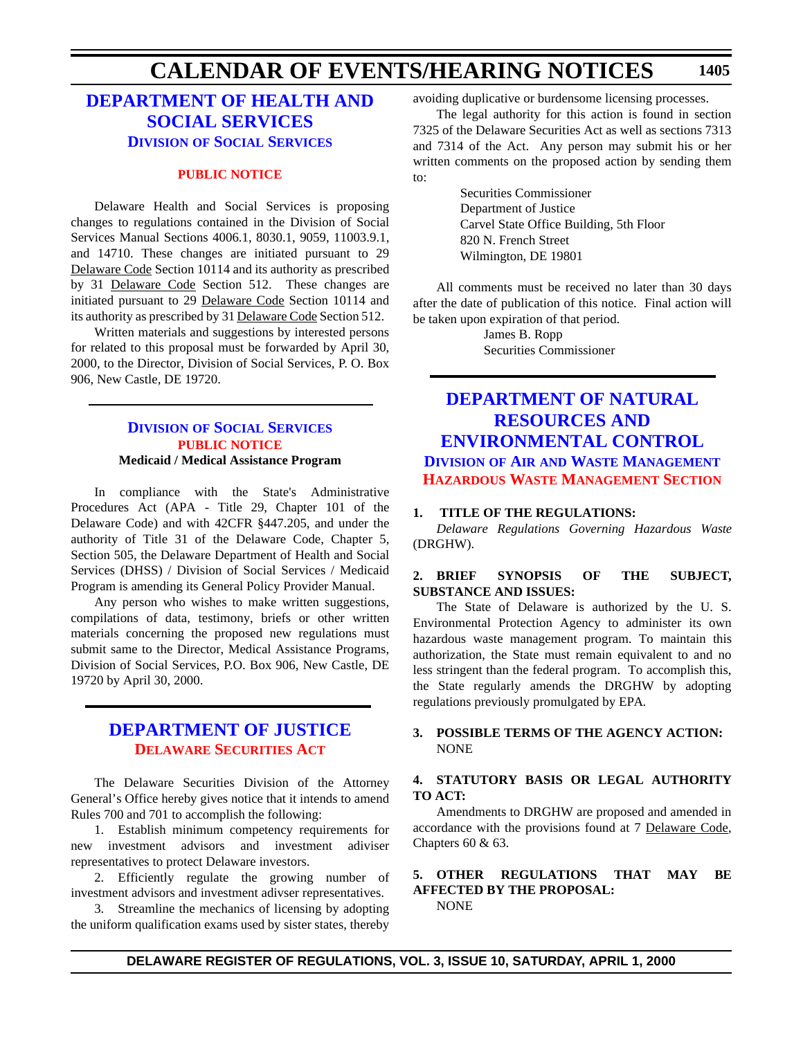# DEPARTMENT OF HEALTH AND SOCIAL SERVICES

### DIVISION OF SOCIAL SERVICES

#### PUBLIC NOTICE

Delaware Health and Social Services is proposing changes to regulations contained in the Division of Social Services Manual Sections 4006.1, 8030.1, 9059, 11003.9.1, and 14710. These changes are initiated pursuant to 29 Delaware Code Section 10114 and its authority as prescribed by 31 Delaware Code Section 512. These changes are initiated pursuant to 29 Delaware Code Section 10114 and its authority as prescribed by 31 Delaware Code Section 512.

Written materials and suggestions by interested persons for related to this proposal must be forwarded by April 30, 2000, to the Director, Division of Social Services, P. O. Box 906, New Castle, DE 19720.

---

### DIVISION OF SOCIAL SERVICES

#### PUBLIC NOTICE

**Medicaid / Medical Assistance Program**

In compliance with the State's Administrative Procedures Act (APA - Title 29, Chapter 101 of the Delaware Code) and with 42CFR §447.205, and under the authority of Title 31 of the Delaware Code, Chapter 5, Section 505, the Delaware Department of Health and Social Services (DHSS) / Division of Social Services / Medicaid Program is amending its General Policy Provider Manual.

Any person who wishes to make written suggestions, compilations of data, testimony, briefs or other written materials concerning the proposed new regulations must submit same to the Director, Medical Assistance Programs, Division of Social Services, P.O. Box 906, New Castle, DE 19720 by April 30, 2000.

---

# DEPARTMENT OF JUSTICE

### DELAWARE SECURITIES ACT

The Delaware Securities Division of the Attorney General's Office hereby gives notice that it intends to amend Rules 700 and 701 to accomplish the following:

1. Establish minimum competency requirements for new investment advisors and investment adviser representatives to protect Delaware investors.
2. Efficiently regulate the growing number of investment advisors and investment adivser representatives.
3. Streamline the mechanics of licensing by adopting the uniform qualification exams used by sister states, thereby avoiding duplicative or burdensome licensing processes.

The legal authority for this action is found in section 7325 of the Delaware Securities Act as well as sections 7313 and 7314 of the Act. Any person may submit his or her written comments on the proposed action by sending them to:

Securities Commissioner
Department of Justice
Carvel State Office Building, 5th Floor
820 N. French Street
Wilmington, DE 19801

All comments must be received no later than 30 days after the date of publication of this notice. Final action will be taken upon expiration of that period.

James B. Ropp
Securities Commissioner

---

# DEPARTMENT OF NATURAL RESOURCES AND ENVIRONMENTAL CONTROL

### DIVISION OF AIR AND WASTE MANAGEMENT

### HAZARDOUS WASTE MANAGEMENT SECTION

**1. TITLE OF THE REGULATIONS:**

*Delaware Regulations Governing Hazardous Waste* (DRGHW).

**2. BRIEF SYNOPSIS OF THE SUBJECT, SUBSTANCE AND ISSUES:**

The State of Delaware is authorized by the U. S. Environmental Protection Agency to administer its own hazardous waste management program. To maintain this authorization, the State must remain equivalent to and no less stringent than the federal program. To accomplish this, the State regularly amends the DRGHW by adopting regulations previously promulgated by EPA.

**3. POSSIBLE TERMS OF THE AGENCY ACTION:**

NONE

**4. STATUTORY BASIS OR LEGAL AUTHORITY TO ACT:**

Amendments to DRGHW are proposed and amended in accordance with the provisions found at 7 Delaware Code, Chapters 60 & 63.

**5. OTHER REGULATIONS THAT MAY BE AFFECTED BY THE PROPOSAL:**

NONE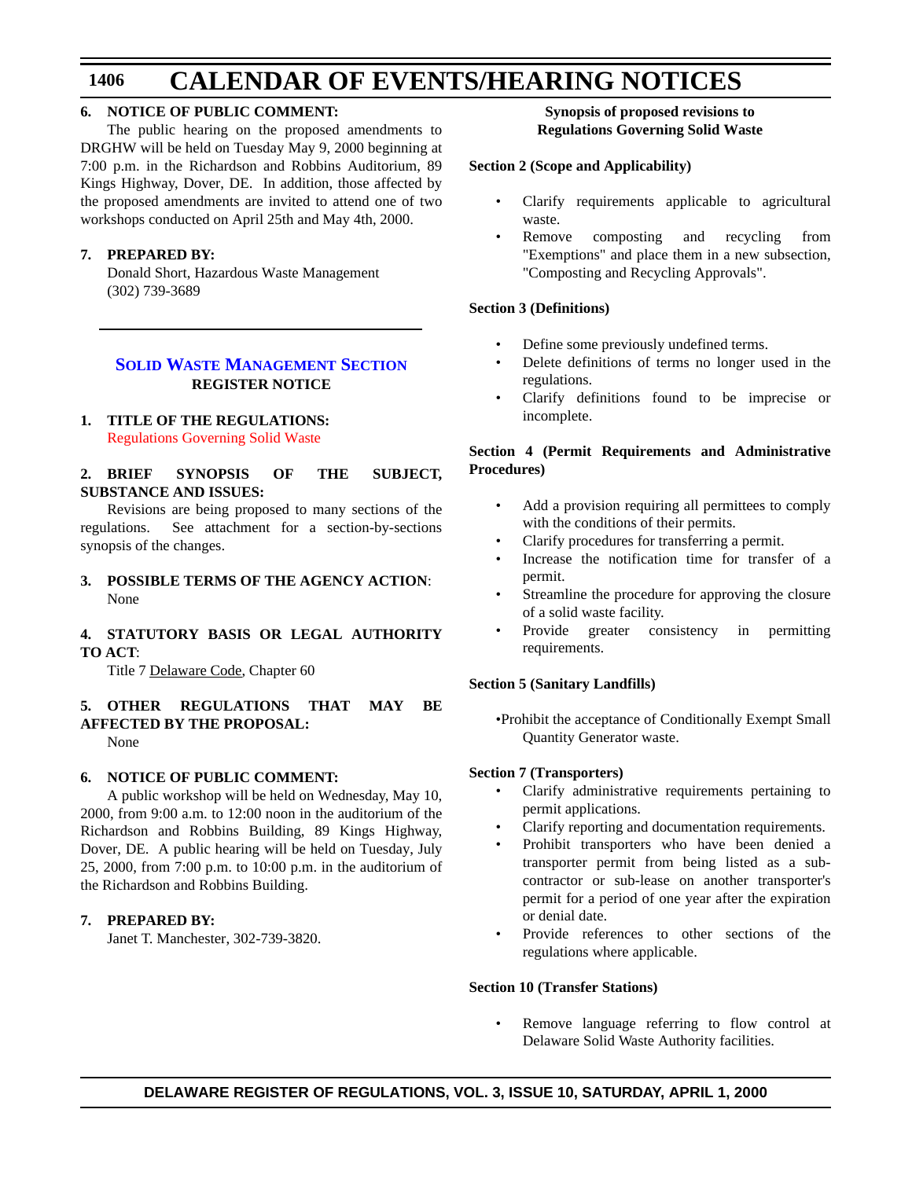**6. NOTICE OF PUBLIC COMMENT:**

The public hearing on the proposed amendments to DRGHW will be held on Tuesday May 9, 2000 beginning at 7:00 p.m. in the Richardson and Robbins Auditorium, 89 Kings Highway, Dover, DE. In addition, those affected by the proposed amendments are invited to attend one of two workshops conducted on April 25th and May 4th, 2000.

**7. PREPARED BY:**

Donald Short, Hazardous Waste Management
(302) 739-3689

---

## SOLID WASTE MANAGEMENT SECTION
**REGISTER NOTICE**

**1. TITLE OF THE REGULATIONS:**
Regulations Governing Solid Waste

**2. BRIEF SYNOPSIS OF THE SUBJECT, SUBSTANCE AND ISSUES:**

Revisions are being proposed to many sections of the regulations. See attachment for a section-by-sections synopsis of the changes.

**3. POSSIBLE TERMS OF THE AGENCY ACTION**:
None

**4. STATUTORY BASIS OR LEGAL AUTHORITY TO ACT**:
Title 7 Delaware Code, Chapter 60

**5. OTHER REGULATIONS THAT MAY BE AFFECTED BY THE PROPOSAL:**
None

**6. NOTICE OF PUBLIC COMMENT:**

A public workshop will be held on Wednesday, May 10, 2000, from 9:00 a.m. to 12:00 noon in the auditorium of the Richardson and Robbins Building, 89 Kings Highway, Dover, DE. A public hearing will be held on Tuesday, July 25, 2000, from 7:00 p.m. to 10:00 p.m. in the auditorium of the Richardson and Robbins Building.

**7. PREPARED BY:**
Janet T. Manchester, 302-739-3820.

**Synopsis of proposed revisions to Regulations Governing Solid Waste**

**Section 2 (Scope and Applicability)**

- Clarify requirements applicable to agricultural waste.
- Remove composting and recycling from "Exemptions" and place them in a new subsection, "Composting and Recycling Approvals".

**Section 3 (Definitions)**

- Define some previously undefined terms.
- Delete definitions of terms no longer used in the regulations.
- Clarify definitions found to be imprecise or incomplete.

**Section 4 (Permit Requirements and Administrative Procedures)**

- Add a provision requiring all permittees to comply with the conditions of their permits.
- Clarify procedures for transferring a permit.
- Increase the notification time for transfer of a permit.
- Streamline the procedure for approving the closure of a solid waste facility.
- Provide greater consistency in permitting requirements.

**Section 5 (Sanitary Landfills)**

- Prohibit the acceptance of Conditionally Exempt Small Quantity Generator waste.

**Section 7 (Transporters)**

- Clarify administrative requirements pertaining to permit applications.
- Clarify reporting and documentation requirements.
- Prohibit transporters who have been denied a transporter permit from being listed as a sub-contractor or sub-lease on another transporter's permit for a period of one year after the expiration or denial date.
- Provide references to other sections of the regulations where applicable.

**Section 10 (Transfer Stations)**

- Remove language referring to flow control at Delaware Solid Waste Authority facilities.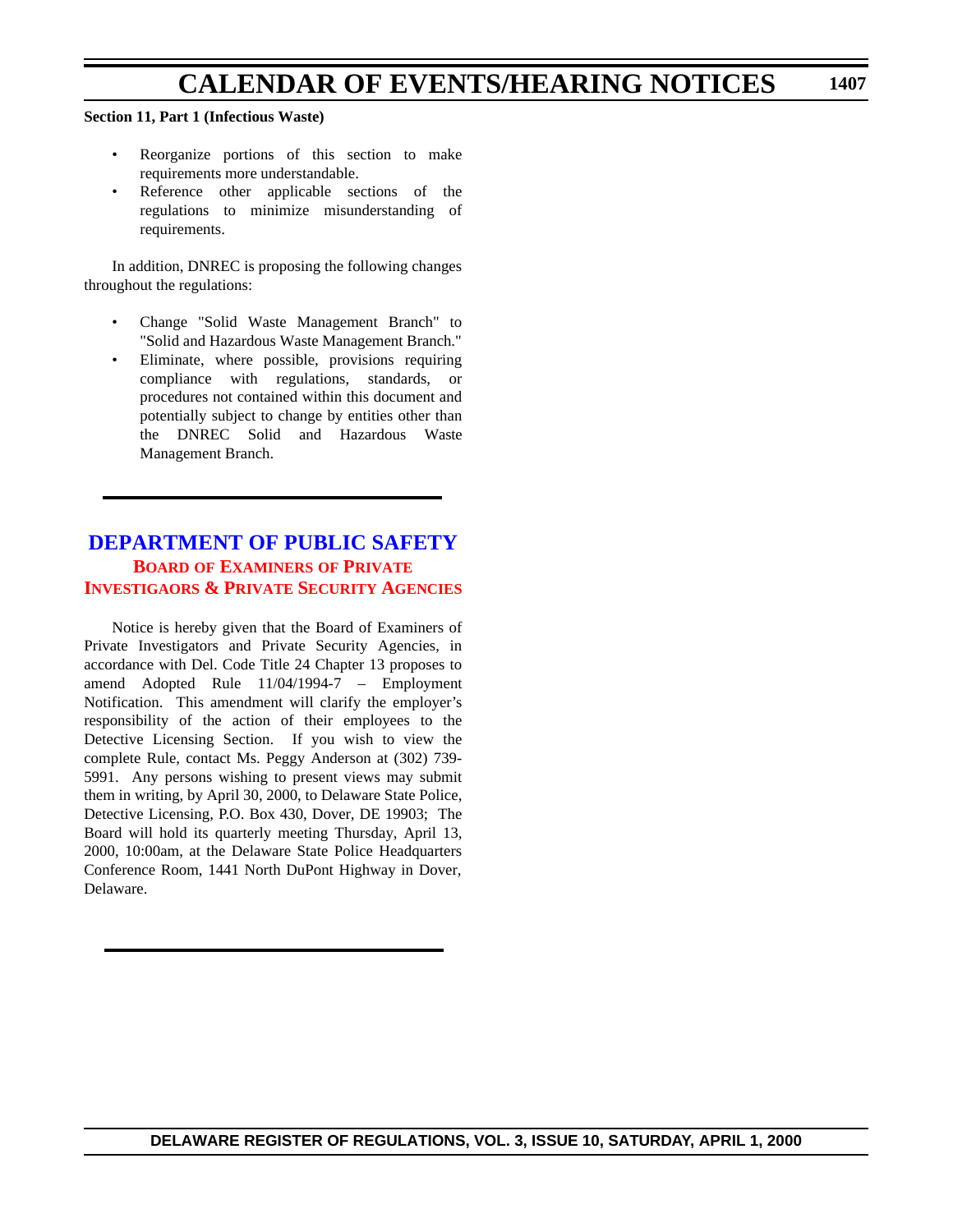**Section 11, Part 1 (Infectious Waste)**

- Reorganize portions of this section to make requirements more understandable.
- Reference other applicable sections of the regulations to minimize misunderstanding of requirements.

In addition, DNREC is proposing the following changes throughout the regulations:

- Change "Solid Waste Management Branch" to "Solid and Hazardous Waste Management Branch."
- Eliminate, where possible, provisions requiring compliance with regulations, standards, or procedures not contained within this document and potentially subject to change by entities other than the DNREC Solid and Hazardous Waste Management Branch.

## DEPARTMENT OF PUBLIC SAFETY

### BOARD OF EXAMINERS OF PRIVATE INVESTIGAORS & PRIVATE SECURITY AGENCIES

Notice is hereby given that the Board of Examiners of Private Investigators and Private Security Agencies, in accordance with Del. Code Title 24 Chapter 13 proposes to amend Adopted Rule 11/04/1994-7 – Employment Notification. This amendment will clarify the employer's responsibility of the action of their employees to the Detective Licensing Section. If you wish to view the complete Rule, contact Ms. Peggy Anderson at (302) 739-5991. Any persons wishing to present views may submit them in writing, by April 30, 2000, to Delaware State Police, Detective Licensing, P.O. Box 430, Dover, DE 19903; The Board will hold its quarterly meeting Thursday, April 13, 2000, 10:00am, at the Delaware State Police Headquarters Conference Room, 1441 North DuPont Highway in Dover, Delaware.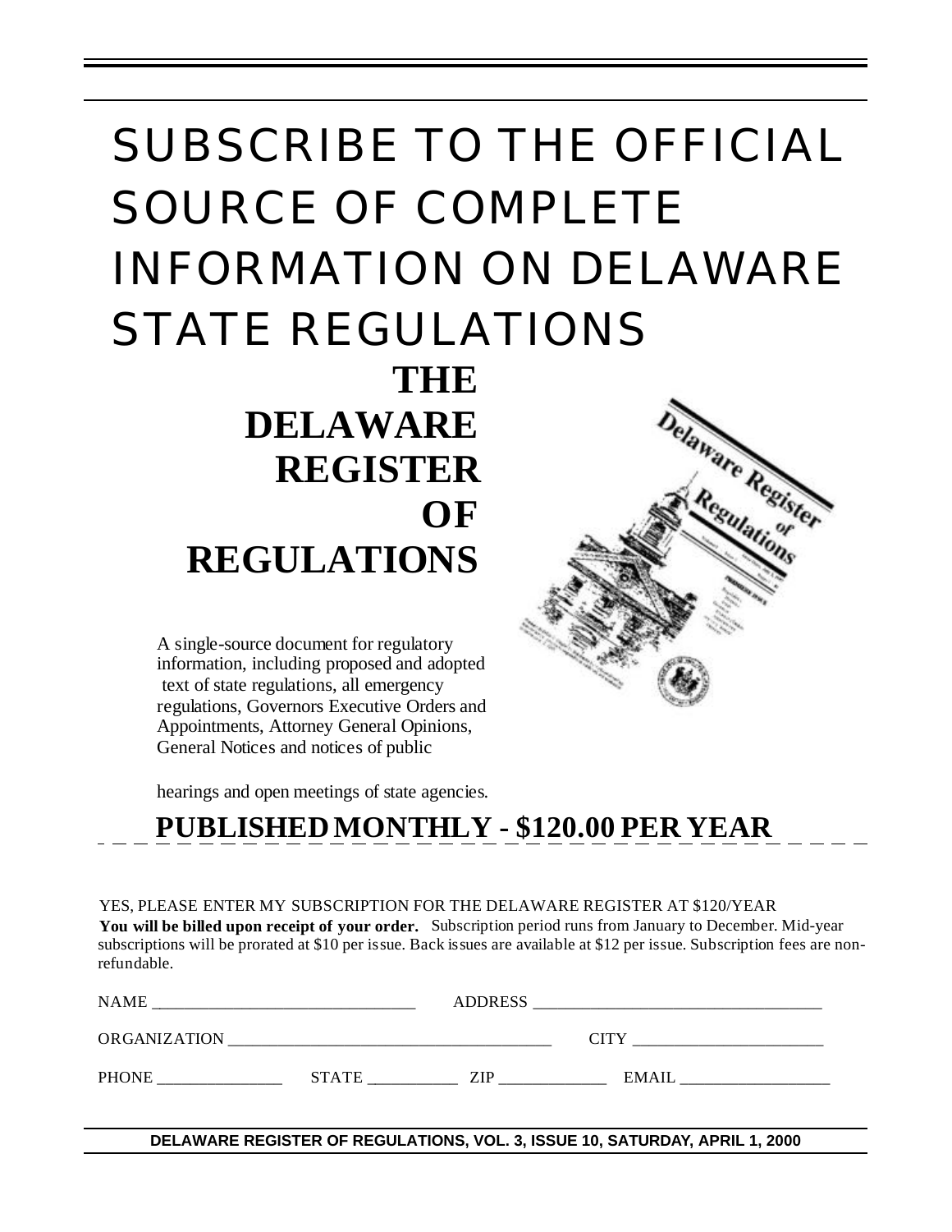# SUBSCRIBE TO THE OFFICIAL SOURCE OF COMPLETE INFORMATION ON DELAWARE STATE REGULATIONS

## THE DELAWARE REGISTER OF REGULATIONS

A single-source document for regulatory information, including proposed and adopted text of state regulations, all emergency regulations, Governors Executive Orders and Appointments, Attorney General Opinions, General Notices and notices of public hearings and open meetings of state agencies.

## PUBLISHED MONTHLY - $120.00 PER YEAR

YES, PLEASE ENTER MY SUBSCRIPTION FOR THE DELAWARE REGISTER AT $120/YEAR

**You will be billed upon receipt of your order.** Subscription period runs from January to December. Mid-year subscriptions will be prorated at $10 per issue. Back issues are available at $12 per issue. Subscription fees are non-refundable.

NAME ______________________________ ADDRESS __________________________________

ORGANIZATION _____________________________________ CITY ______________________

PHONE ______________ STATE __________ ZIP ____________ EMAIL _________________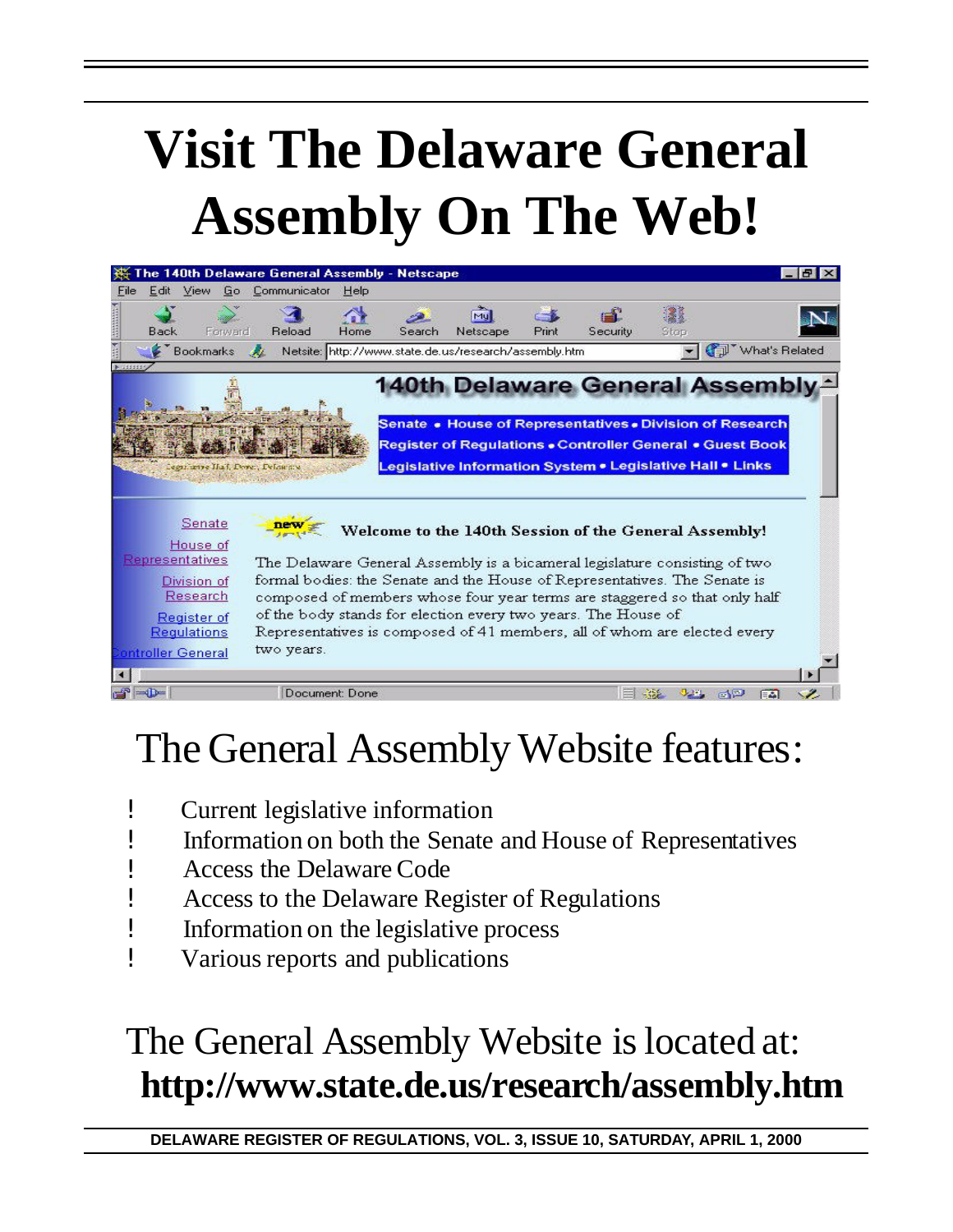# Visit The Delaware General Assembly On The Web!

## The General Assembly Website features:

- Current legislative information
- Information on both the Senate and House of Representatives
- Access the Delaware Code
- Access to the Delaware Register of Regulations
- Information on the legislative process
- Various reports and publications

## The General Assembly Website is located at:

**http://www.state.de.us/research/assembly.htm**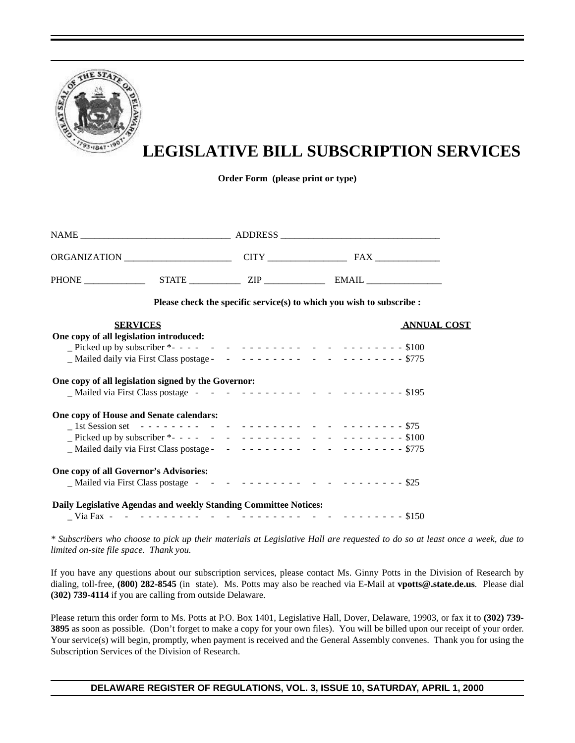# LEGISLATIVE BILL SUBSCRIPTION SERVICES

**Order Form (please print or type)**

NAME ______________________________ ADDRESS ________________________________

ORGANIZATION ______________________ CITY ________________ FAX _____________

PHONE ____________ STATE __________ ZIP ____________ EMAIL _______________

**Please check the specific service(s) to which you wish to subscribe :**

| SERVICES | ANNUAL COST |
|---|---|
| **One copy of all legislation introduced:** | |
| _ Picked up by subscriber * | $100 |
| _ Mailed daily via First Class postage | $775 |
| **One copy of all legislation signed by the Governor:** | |
| _ Mailed via First Class postage | $195 |
| **One copy of House and Senate calendars:** | |
| _ 1st Session set | $75 |
| _ Picked up by subscriber * | $100 |
| _ Mailed daily via First Class postage | $775 |
| **One copy of all Governor's Advisories:** | |
| _ Mailed via First Class postage | $25 |
| **Daily Legislative Agendas and weekly Standing Committee Notices:** | |
| _ Via Fax | $150 |

*\* Subscribers who choose to pick up their materials at Legislative Hall are requested to do so at least once a week, due to limited on-site file space. Thank you.*

If you have any questions about our subscription services, please contact Ms. Ginny Potts in the Division of Research by dialing, toll-free, **(800) 282-8545** (in state). Ms. Potts may also be reached via E-Mail at **vpotts@.state.de.us**. Please dial **(302) 739-4114** if you are calling from outside Delaware.

Please return this order form to Ms. Potts at P.O. Box 1401, Legislative Hall, Dover, Delaware, 19903, or fax it to **(302) 739-3895** as soon as possible. (Don't forget to make a copy for your own files). You will be billed upon our receipt of your order. Your service(s) will begin, promptly, when payment is received and the General Assembly convenes. Thank you for using the Subscription Services of the Division of Research.